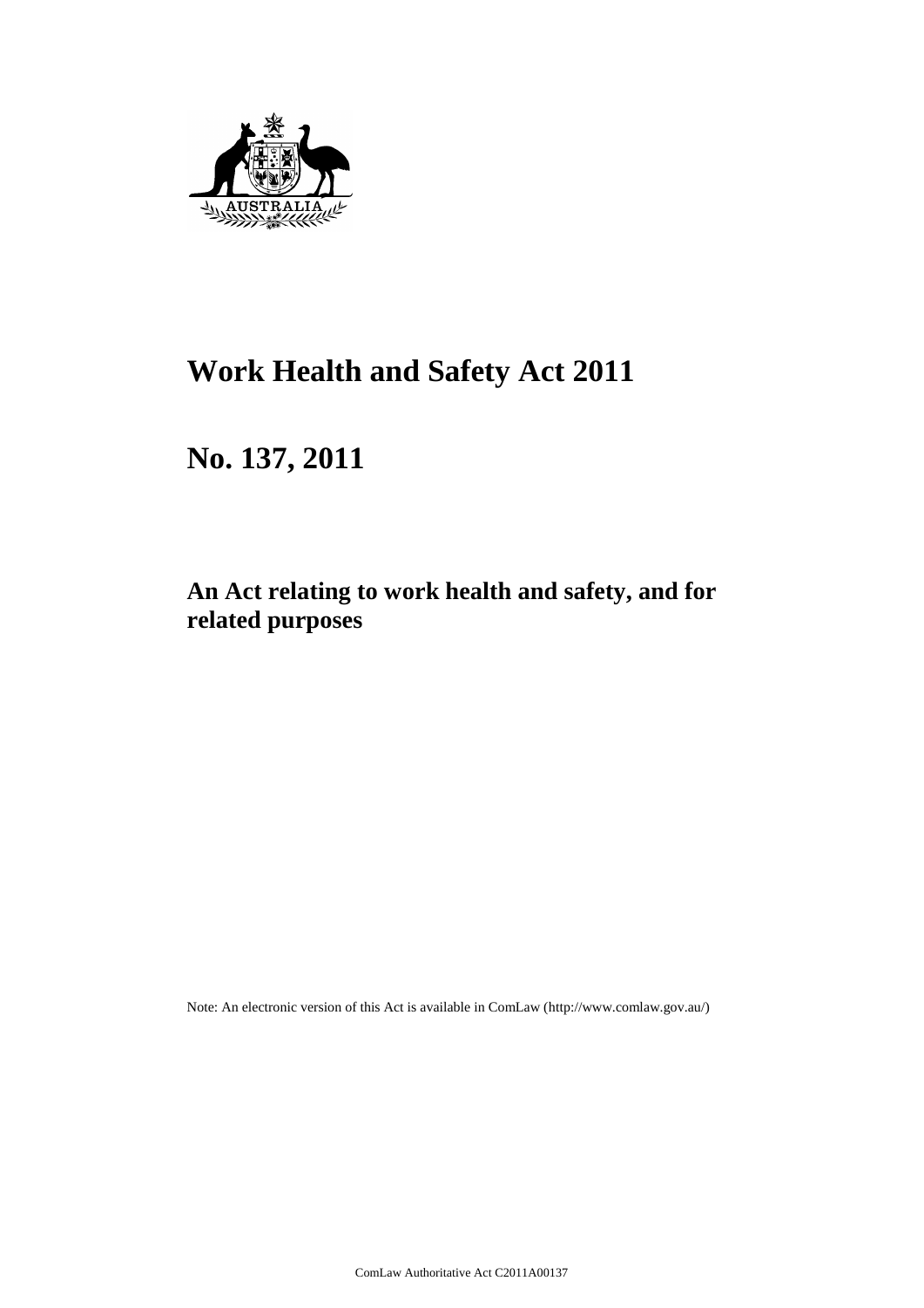# Work Health and Safety Act 2011

# No. 137, 2011

## An Act relating to work health and safety, and for related purposes

Note: An electronic version of this Act is available in ComLaw (http://www.comlaw.gov.au/)

ComLaw Authoritative Act C2011A00137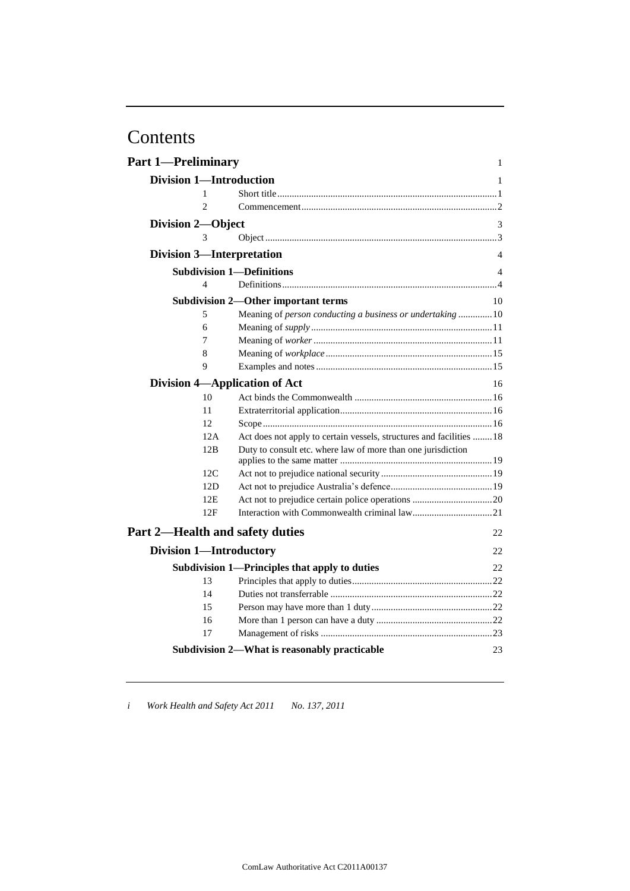# Contents

| | | |
|---|---|---|
| **Part 1—Preliminary** | | 1 |
| **Division 1—Introduction** | | 1 |
| 1 | Short title | 1 |
| 2 | Commencement | 2 |
| **Division 2—Object** | | 3 |
| 3 | Object | 3 |
| **Division 3—Interpretation** | | 4 |
| **Subdivision 1—Definitions** | | 4 |
| 4 | Definitions | 4 |
| **Subdivision 2—Other important terms** | | 10 |
| 5 | Meaning of *person conducting a business or undertaking* | 10 |
| 6 | Meaning of *supply* | 11 |
| 7 | Meaning of *worker* | 11 |
| 8 | Meaning of *workplace* | 15 |
| 9 | Examples and notes | 15 |
| **Division 4—Application of Act** | | 16 |
| 10 | Act binds the Commonwealth | 16 |
| 11 | Extraterritorial application | 16 |
| 12 | Scope | 16 |
| 12A | Act does not apply to certain vessels, structures and facilities | 18 |
| 12B | Duty to consult etc. where law of more than one jurisdiction applies to the same matter | 19 |
| 12C | Act not to prejudice national security | 19 |
| 12D | Act not to prejudice Australia's defence | 19 |
| 12E | Act not to prejudice certain police operations | 20 |
| 12F | Interaction with Commonwealth criminal law | 21 |
| **Part 2—Health and safety duties** | | 22 |
| **Division 1—Introductory** | | 22 |
| **Subdivision 1—Principles that apply to duties** | | 22 |
| 13 | Principles that apply to duties | 22 |
| 14 | Duties not transferrable | 22 |
| 15 | Person may have more than 1 duty | 22 |
| 16 | More than 1 person can have a duty | 22 |
| 17 | Management of risks | 23 |
| **Subdivision 2—What is reasonably practicable** | | 23 |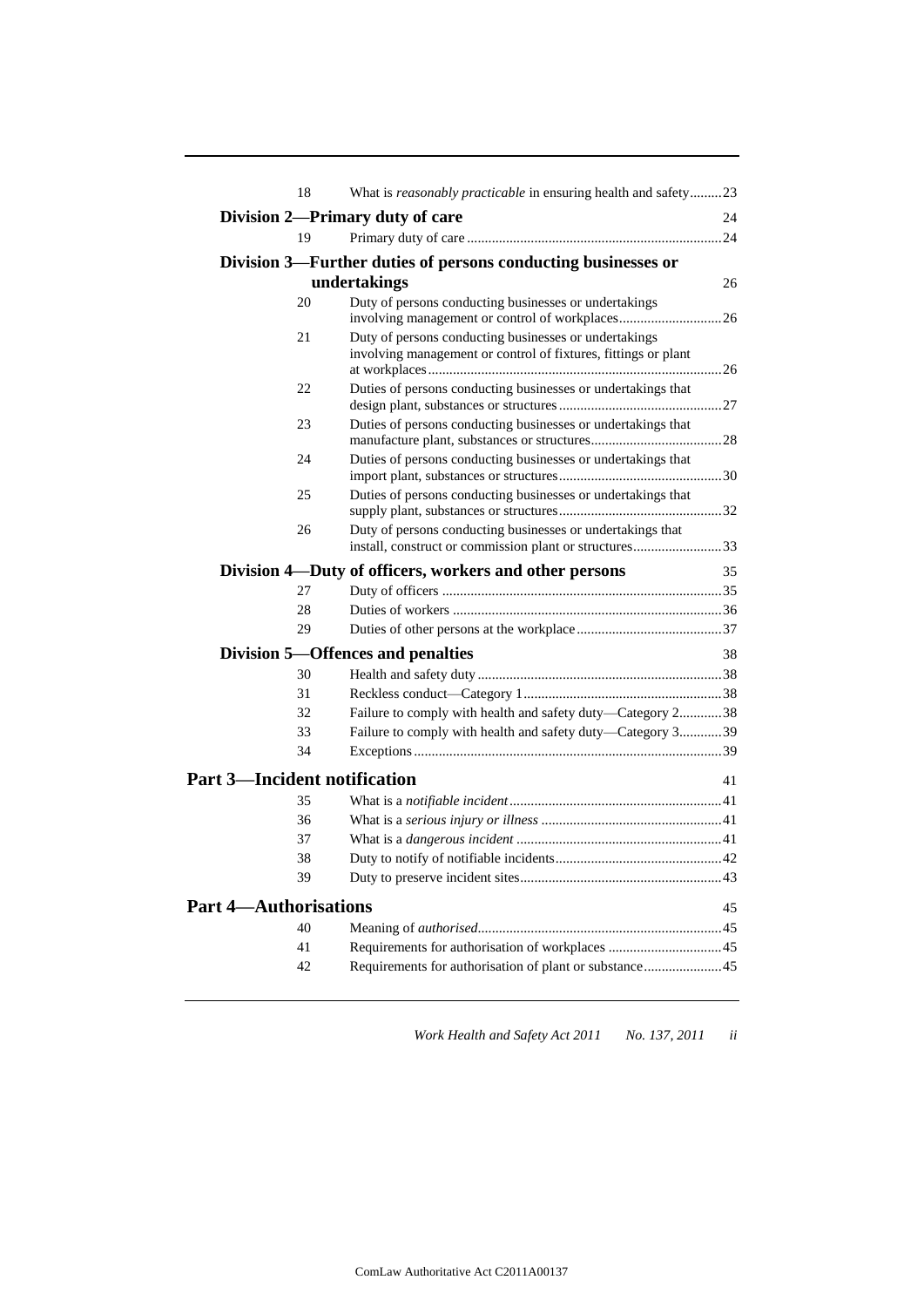| | | |
|---|---|---|
| 18 | What is *reasonably practicable* in ensuring health and safety | 23 |

**Division 2—Primary duty of care** 24

| | | |
|---|---|---|
| 19 | Primary duty of care | 24 |

**Division 3—Further duties of persons conducting businesses or undertakings** 26

| | | |
|---|---|---|
| 20 | Duty of persons conducting businesses or undertakings involving management or control of workplaces | 26 |
| 21 | Duty of persons conducting businesses or undertakings involving management or control of fixtures, fittings or plant at workplaces | 26 |
| 22 | Duties of persons conducting businesses or undertakings that design plant, substances or structures | 27 |
| 23 | Duties of persons conducting businesses or undertakings that manufacture plant, substances or structures | 28 |
| 24 | Duties of persons conducting businesses or undertakings that import plant, substances or structures | 30 |
| 25 | Duties of persons conducting businesses or undertakings that supply plant, substances or structures | 32 |
| 26 | Duty of persons conducting businesses or undertakings that install, construct or commission plant or structures | 33 |

**Division 4—Duty of officers, workers and other persons** 35

| | | |
|---|---|---|
| 27 | Duty of officers | 35 |
| 28 | Duties of workers | 36 |
| 29 | Duties of other persons at the workplace | 37 |

**Division 5—Offences and penalties** 38

| | | |
|---|---|---|
| 30 | Health and safety duty | 38 |
| 31 | Reckless conduct—Category 1 | 38 |
| 32 | Failure to comply with health and safety duty—Category 2 | 38 |
| 33 | Failure to comply with health and safety duty—Category 3 | 39 |
| 34 | Exceptions | 39 |

## Part 3—Incident notification 41

| | | |
|---|---|---|
| 35 | What is a *notifiable incident* | 41 |
| 36 | What is a *serious injury or illness* | 41 |
| 37 | What is a *dangerous incident* | 41 |
| 38 | Duty to notify of notifiable incidents | 42 |
| 39 | Duty to preserve incident sites | 43 |

## Part 4—Authorisations 45

| | | |
|---|---|---|
| 40 | Meaning of *authorised* | 45 |
| 41 | Requirements for authorisation of workplaces | 45 |
| 42 | Requirements for authorisation of plant or substance | 45 |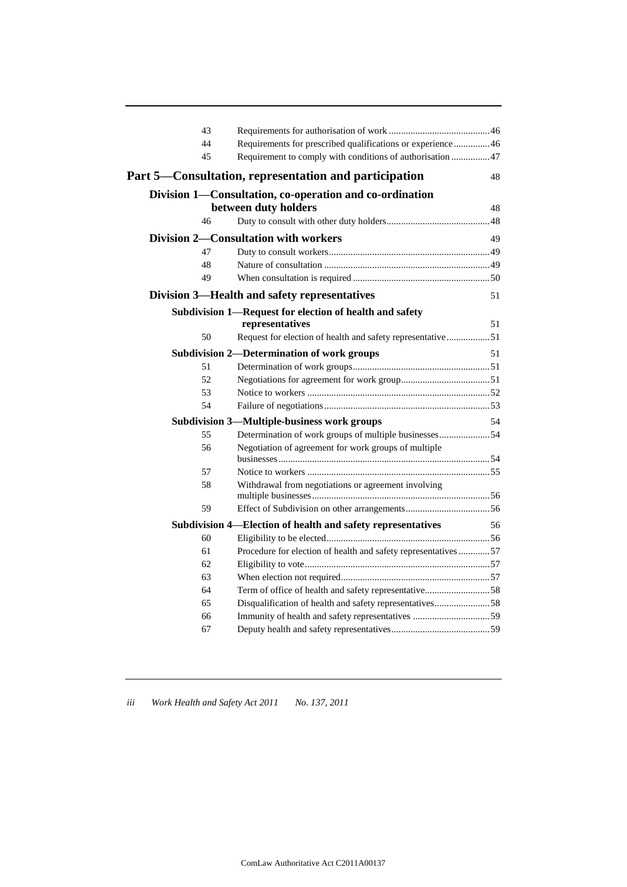| | | |
|---|---|---|
| 43 | Requirements for authorisation of work | 46 |
| 44 | Requirements for prescribed qualifications or experience | 46 |
| 45 | Requirement to comply with conditions of authorisation | 47 |

## Part 5—Consultation, representation and participation 48

### Division 1—Consultation, co-operation and co-ordination between duty holders 48

| | | |
|---|---|---|
| 46 | Duty to consult with other duty holders | 48 |

### Division 2—Consultation with workers 49

| | | |
|---|---|---|
| 47 | Duty to consult workers | 49 |
| 48 | Nature of consultation | 49 |
| 49 | When consultation is required | 50 |

### Division 3—Health and safety representatives 51

#### Subdivision 1—Request for election of health and safety representatives 51

| | | |
|---|---|---|
| 50 | Request for election of health and safety representative | 51 |

#### Subdivision 2—Determination of work groups 51

| | | |
|---|---|---|
| 51 | Determination of work groups | 51 |
| 52 | Negotiations for agreement for work group | 51 |
| 53 | Notice to workers | 52 |
| 54 | Failure of negotiations | 53 |

#### Subdivision 3—Multiple-business work groups 54

| | | |
|---|---|---|
| 55 | Determination of work groups of multiple businesses | 54 |
| 56 | Negotiation of agreement for work groups of multiple businesses | 54 |
| 57 | Notice to workers | 55 |
| 58 | Withdrawal from negotiations or agreement involving multiple businesses | 56 |
| 59 | Effect of Subdivision on other arrangements | 56 |

#### Subdivision 4—Election of health and safety representatives 56

| | | |
|---|---|---|
| 60 | Eligibility to be elected | 56 |
| 61 | Procedure for election of health and safety representatives | 57 |
| 62 | Eligibility to vote | 57 |
| 63 | When election not required | 57 |
| 64 | Term of office of health and safety representative | 58 |
| 65 | Disqualification of health and safety representatives | 58 |
| 66 | Immunity of health and safety representatives | 59 |
| 67 | Deputy health and safety representatives | 59 |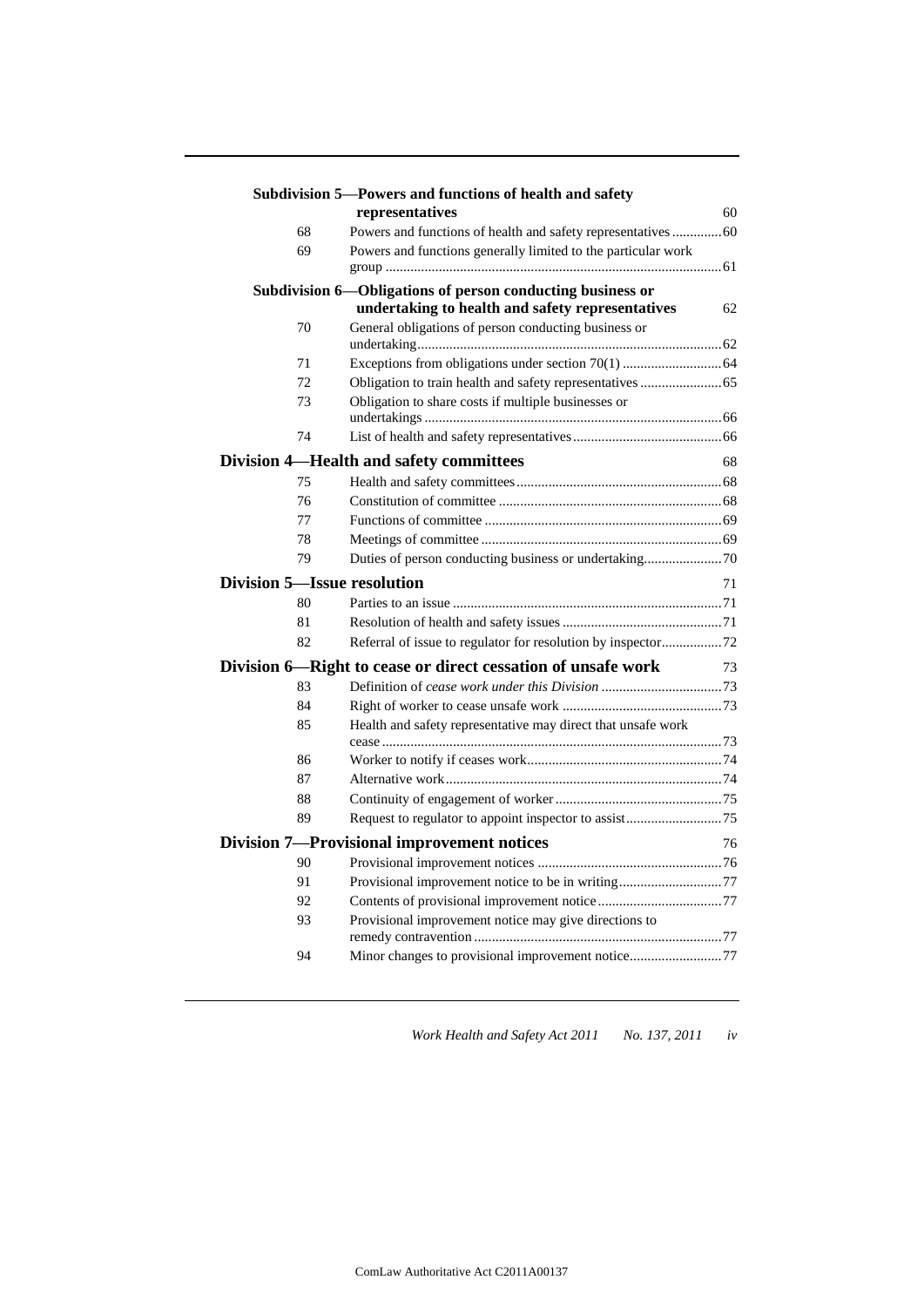**Subdivision 5—Powers and functions of health and safety representatives** 60

| | | |
|---|---|---|
| 68 | Powers and functions of health and safety representatives | 60 |
| 69 | Powers and functions generally limited to the particular work group | 61 |

**Subdivision 6—Obligations of person conducting business or undertaking to health and safety representatives** 62

| | | |
|---|---|---|
| 70 | General obligations of person conducting business or undertaking | 62 |
| 71 | Exceptions from obligations under section 70(1) | 64 |
| 72 | Obligation to train health and safety representatives | 65 |
| 73 | Obligation to share costs if multiple businesses or undertakings | 66 |
| 74 | List of health and safety representatives | 66 |

## Division 4—Health and safety committees 68

| | | |
|---|---|---|
| 75 | Health and safety committees | 68 |
| 76 | Constitution of committee | 68 |
| 77 | Functions of committee | 69 |
| 78 | Meetings of committee | 69 |
| 79 | Duties of person conducting business or undertaking | 70 |

## Division 5—Issue resolution 71

| | | |
|---|---|---|
| 80 | Parties to an issue | 71 |
| 81 | Resolution of health and safety issues | 71 |
| 82 | Referral of issue to regulator for resolution by inspector | 72 |

## Division 6—Right to cease or direct cessation of unsafe work 73

| | | |
|---|---|---|
| 83 | Definition of *cease work under this Division* | 73 |
| 84 | Right of worker to cease unsafe work | 73 |
| 85 | Health and safety representative may direct that unsafe work cease | 73 |
| 86 | Worker to notify if ceases work | 74 |
| 87 | Alternative work | 74 |
| 88 | Continuity of engagement of worker | 75 |
| 89 | Request to regulator to appoint inspector to assist | 75 |

## Division 7—Provisional improvement notices 76

| | | |
|---|---|---|
| 90 | Provisional improvement notices | 76 |
| 91 | Provisional improvement notice to be in writing | 77 |
| 92 | Contents of provisional improvement notice | 77 |
| 93 | Provisional improvement notice may give directions to remedy contravention | 77 |
| 94 | Minor changes to provisional improvement notice | 77 |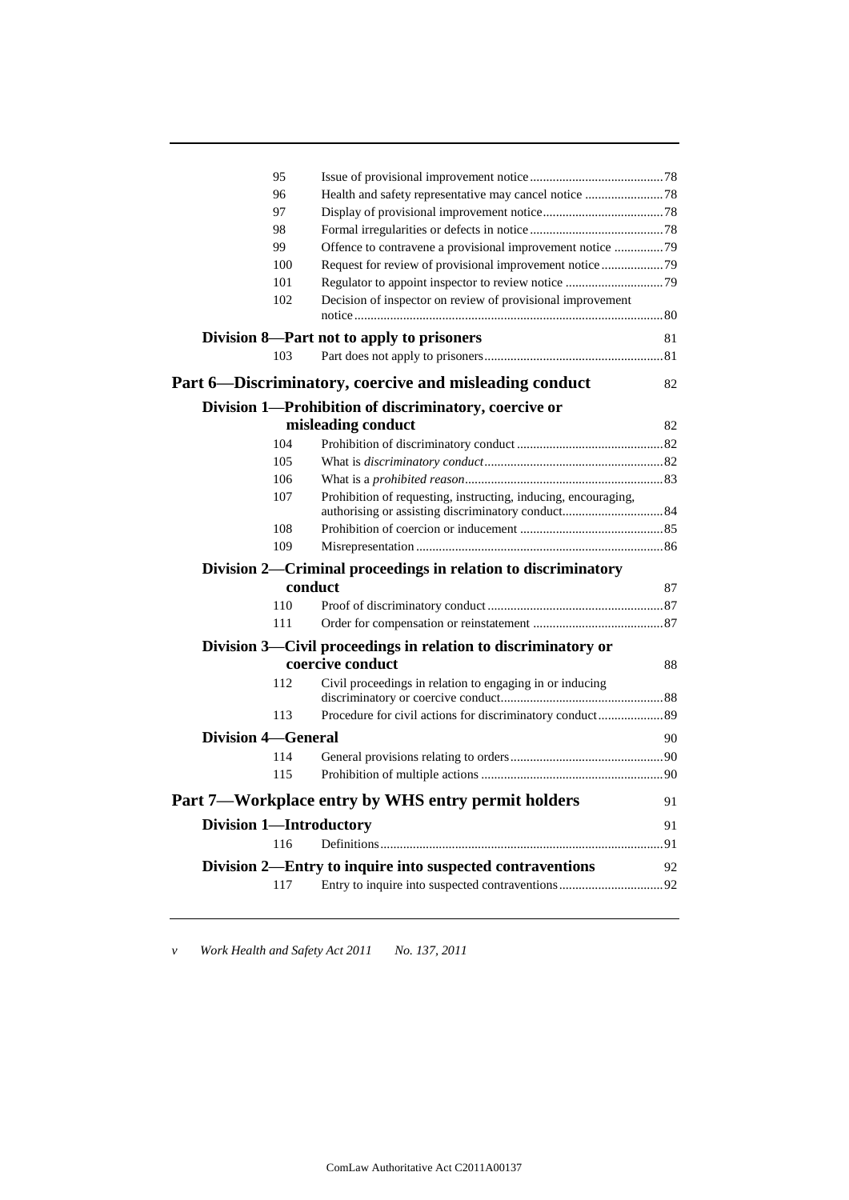| | | |
|---|---|---|
| 95 | Issue of provisional improvement notice | 78 |
| 96 | Health and safety representative may cancel notice | 78 |
| 97 | Display of provisional improvement notice | 78 |
| 98 | Formal irregularities or defects in notice | 78 |
| 99 | Offence to contravene a provisional improvement notice | 79 |
| 100 | Request for review of provisional improvement notice | 79 |
| 101 | Regulator to appoint inspector to review notice | 79 |
| 102 | Decision of inspector on review of provisional improvement notice | 80 |

### Division 8—Part not to apply to prisoners — 81

| | | |
|---|---|---|
| 103 | Part does not apply to prisoners | 81 |

## Part 6—Discriminatory, coercive and misleading conduct — 82

### Division 1—Prohibition of discriminatory, coercive or misleading conduct — 82

| | | |
|---|---|---|
| 104 | Prohibition of discriminatory conduct | 82 |
| 105 | What is *discriminatory conduct* | 82 |
| 106 | What is a *prohibited reason* | 83 |
| 107 | Prohibition of requesting, instructing, inducing, encouraging, authorising or assisting discriminatory conduct | 84 |
| 108 | Prohibition of coercion or inducement | 85 |
| 109 | Misrepresentation | 86 |

### Division 2—Criminal proceedings in relation to discriminatory conduct — 87

| | | |
|---|---|---|
| 110 | Proof of discriminatory conduct | 87 |
| 111 | Order for compensation or reinstatement | 87 |

### Division 3—Civil proceedings in relation to discriminatory or coercive conduct — 88

| | | |
|---|---|---|
| 112 | Civil proceedings in relation to engaging in or inducing discriminatory or coercive conduct | 88 |
| 113 | Procedure for civil actions for discriminatory conduct | 89 |

### Division 4—General — 90

| | | |
|---|---|---|
| 114 | General provisions relating to orders | 90 |
| 115 | Prohibition of multiple actions | 90 |

## Part 7—Workplace entry by WHS entry permit holders — 91

### Division 1—Introductory — 91

| | | |
|---|---|---|
| 116 | Definitions | 91 |

### Division 2—Entry to inquire into suspected contraventions — 92

| | | |
|---|---|---|
| 117 | Entry to inquire into suspected contraventions | 92 |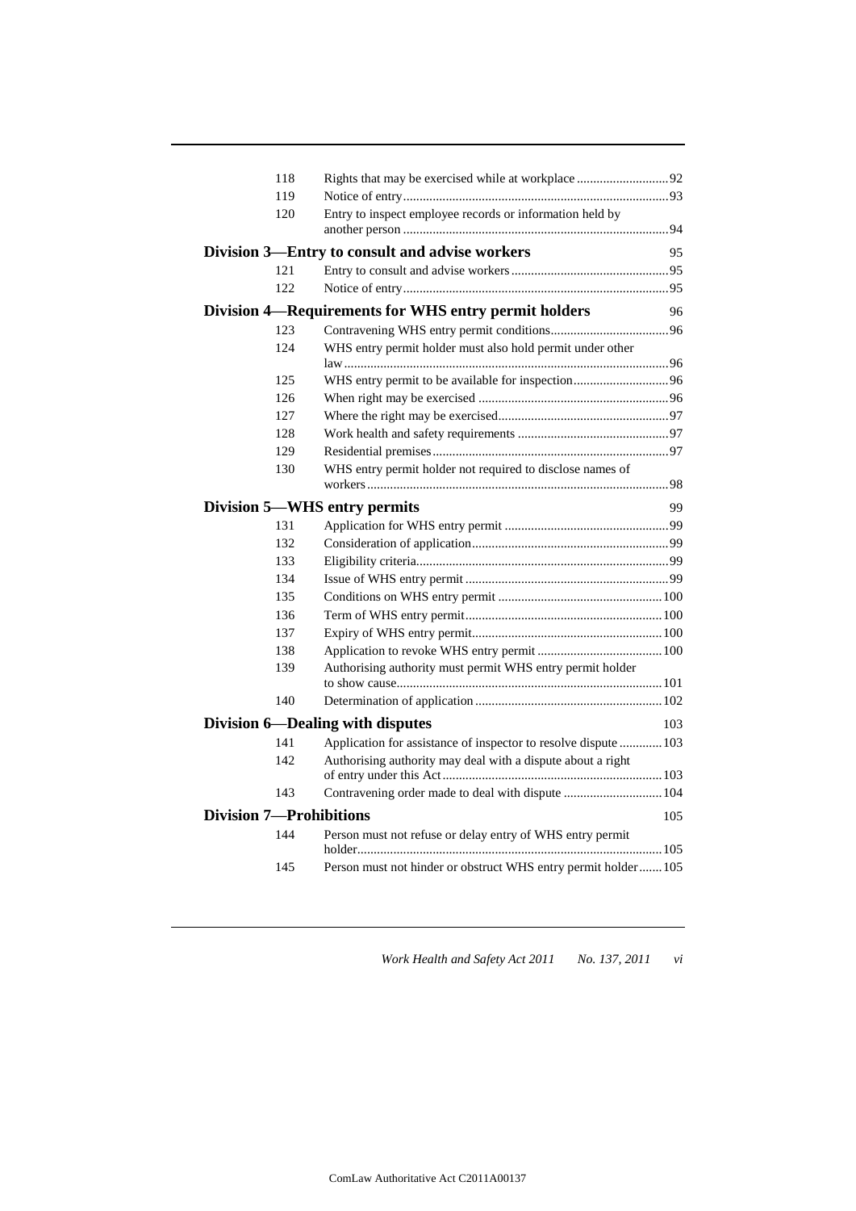| | | |
|---|---|---|
| 118 | Rights that may be exercised while at workplace | 92 |
| 119 | Notice of entry | 93 |
| 120 | Entry to inspect employee records or information held by another person | 94 |

**Division 3—Entry to consult and advise workers** 95

| | | |
|---|---|---|
| 121 | Entry to consult and advise workers | 95 |
| 122 | Notice of entry | 95 |

**Division 4—Requirements for WHS entry permit holders** 96

| | | |
|---|---|---|
| 123 | Contravening WHS entry permit conditions | 96 |
| 124 | WHS entry permit holder must also hold permit under other law | 96 |
| 125 | WHS entry permit to be available for inspection | 96 |
| 126 | When right may be exercised | 96 |
| 127 | Where the right may be exercised | 97 |
| 128 | Work health and safety requirements | 97 |
| 129 | Residential premises | 97 |
| 130 | WHS entry permit holder not required to disclose names of workers | 98 |

**Division 5—WHS entry permits** 99

| | | |
|---|---|---|
| 131 | Application for WHS entry permit | 99 |
| 132 | Consideration of application | 99 |
| 133 | Eligibility criteria | 99 |
| 134 | Issue of WHS entry permit | 99 |
| 135 | Conditions on WHS entry permit | 100 |
| 136 | Term of WHS entry permit | 100 |
| 137 | Expiry of WHS entry permit | 100 |
| 138 | Application to revoke WHS entry permit | 100 |
| 139 | Authorising authority must permit WHS entry permit holder to show cause | 101 |
| 140 | Determination of application | 102 |

**Division 6—Dealing with disputes** 103

| | | |
|---|---|---|
| 141 | Application for assistance of inspector to resolve dispute | 103 |
| 142 | Authorising authority may deal with a dispute about a right of entry under this Act | 103 |
| 143 | Contravening order made to deal with dispute | 104 |

**Division 7—Prohibitions** 105

| | | |
|---|---|---|
| 144 | Person must not refuse or delay entry of WHS entry permit holder | 105 |
| 145 | Person must not hinder or obstruct WHS entry permit holder | 105 |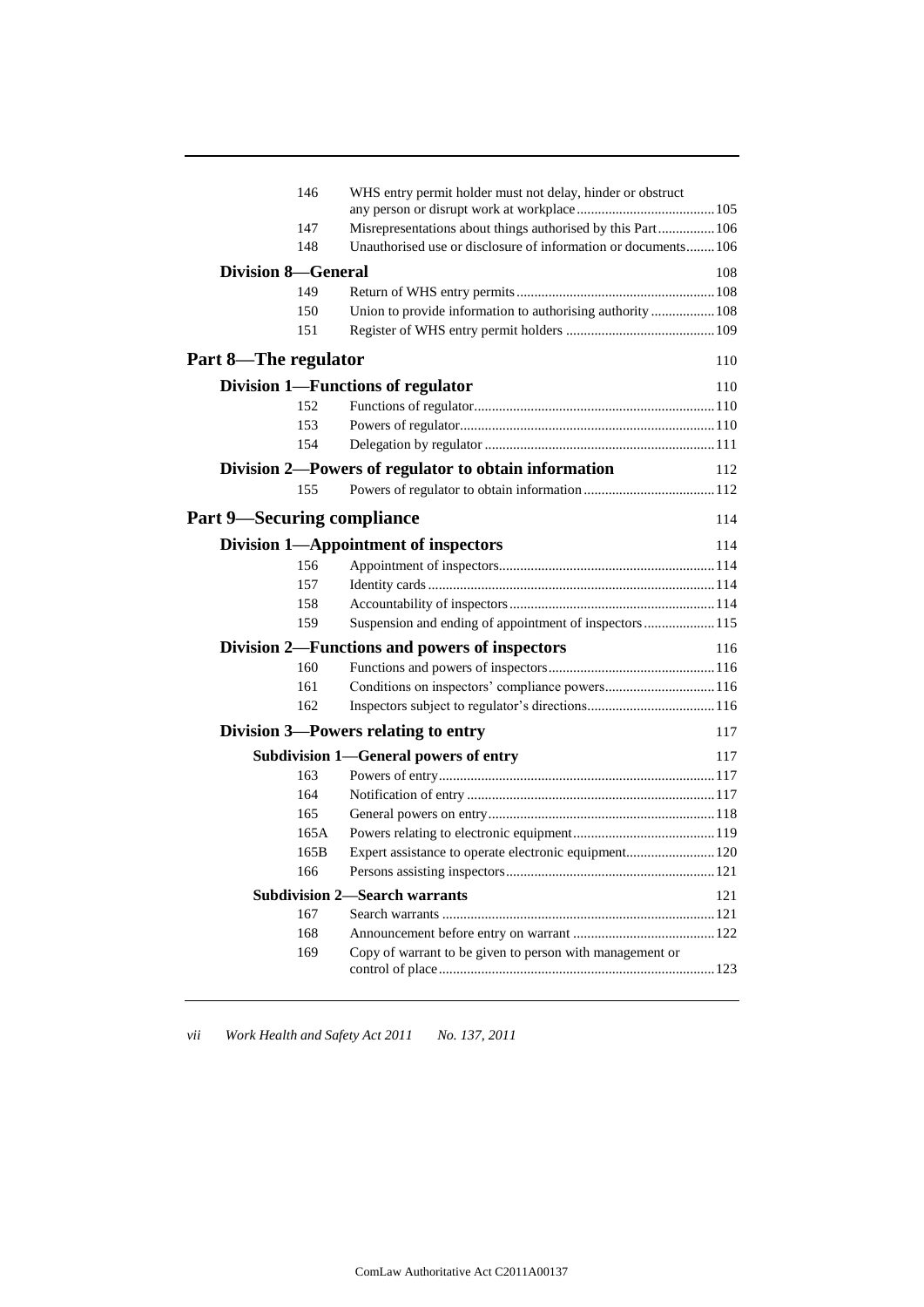| | | |
|---|---|---|
| 146 | WHS entry permit holder must not delay, hinder or obstruct any person or disrupt work at workplace | 105 |
| 147 | Misrepresentations about things authorised by this Part | 106 |
| 148 | Unauthorised use or disclosure of information or documents | 106 |

### Division 8—General — 108

| | | |
|---|---|---|
| 149 | Return of WHS entry permits | 108 |
| 150 | Union to provide information to authorising authority | 108 |
| 151 | Register of WHS entry permit holders | 109 |

## Part 8—The regulator — 110

### Division 1—Functions of regulator — 110

| | | |
|---|---|---|
| 152 | Functions of regulator | 110 |
| 153 | Powers of regulator | 110 |
| 154 | Delegation by regulator | 111 |

### Division 2—Powers of regulator to obtain information — 112

| | | |
|---|---|---|
| 155 | Powers of regulator to obtain information | 112 |

## Part 9—Securing compliance — 114

### Division 1—Appointment of inspectors — 114

| | | |
|---|---|---|
| 156 | Appointment of inspectors | 114 |
| 157 | Identity cards | 114 |
| 158 | Accountability of inspectors | 114 |
| 159 | Suspension and ending of appointment of inspectors | 115 |

### Division 2—Functions and powers of inspectors — 116

| | | |
|---|---|---|
| 160 | Functions and powers of inspectors | 116 |
| 161 | Conditions on inspectors' compliance powers | 116 |
| 162 | Inspectors subject to regulator's directions | 116 |

### Division 3—Powers relating to entry — 117

#### Subdivision 1—General powers of entry — 117

| | | |
|---|---|---|
| 163 | Powers of entry | 117 |
| 164 | Notification of entry | 117 |
| 165 | General powers on entry | 118 |
| 165A | Powers relating to electronic equipment | 119 |
| 165B | Expert assistance to operate electronic equipment | 120 |
| 166 | Persons assisting inspectors | 121 |

#### Subdivision 2—Search warrants — 121

| | | |
|---|---|---|
| 167 | Search warrants | 121 |
| 168 | Announcement before entry on warrant | 122 |
| 169 | Copy of warrant to be given to person with management or control of place | 123 |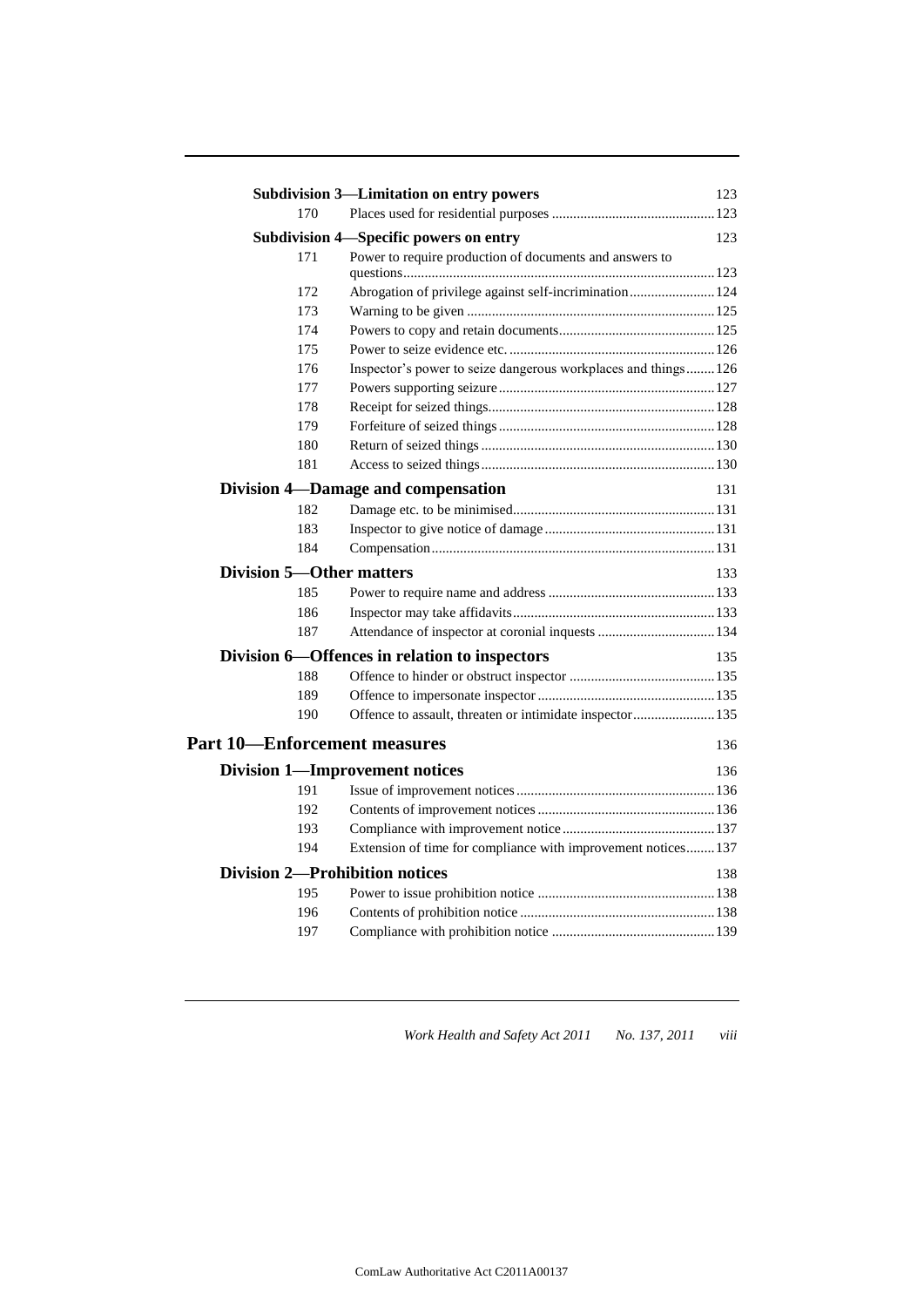**Subdivision 3—Limitation on entry powers** 123

170 Places used for residential purposes 123

**Subdivision 4—Specific powers on entry** 123

171 Power to require production of documents and answers to questions 123

172 Abrogation of privilege against self-incrimination 124

173 Warning to be given 125

174 Powers to copy and retain documents 125

175 Power to seize evidence etc. 126

176 Inspector's power to seize dangerous workplaces and things 126

177 Powers supporting seizure 127

178 Receipt for seized things 128

179 Forfeiture of seized things 128

180 Return of seized things 130

181 Access to seized things 130

**Division 4—Damage and compensation** 131

182 Damage etc. to be minimised 131

183 Inspector to give notice of damage 131

184 Compensation 131

**Division 5—Other matters** 133

185 Power to require name and address 133

186 Inspector may take affidavits 133

187 Attendance of inspector at coronial inquests 134

**Division 6—Offences in relation to inspectors** 135

188 Offence to hinder or obstruct inspector 135

189 Offence to impersonate inspector 135

190 Offence to assault, threaten or intimidate inspector 135

**Part 10—Enforcement measures** 136

**Division 1—Improvement notices** 136

191 Issue of improvement notices 136

192 Contents of improvement notices 136

193 Compliance with improvement notice 137

194 Extension of time for compliance with improvement notices 137

**Division 2—Prohibition notices** 138

195 Power to issue prohibition notice 138

196 Contents of prohibition notice 138

197 Compliance with prohibition notice 139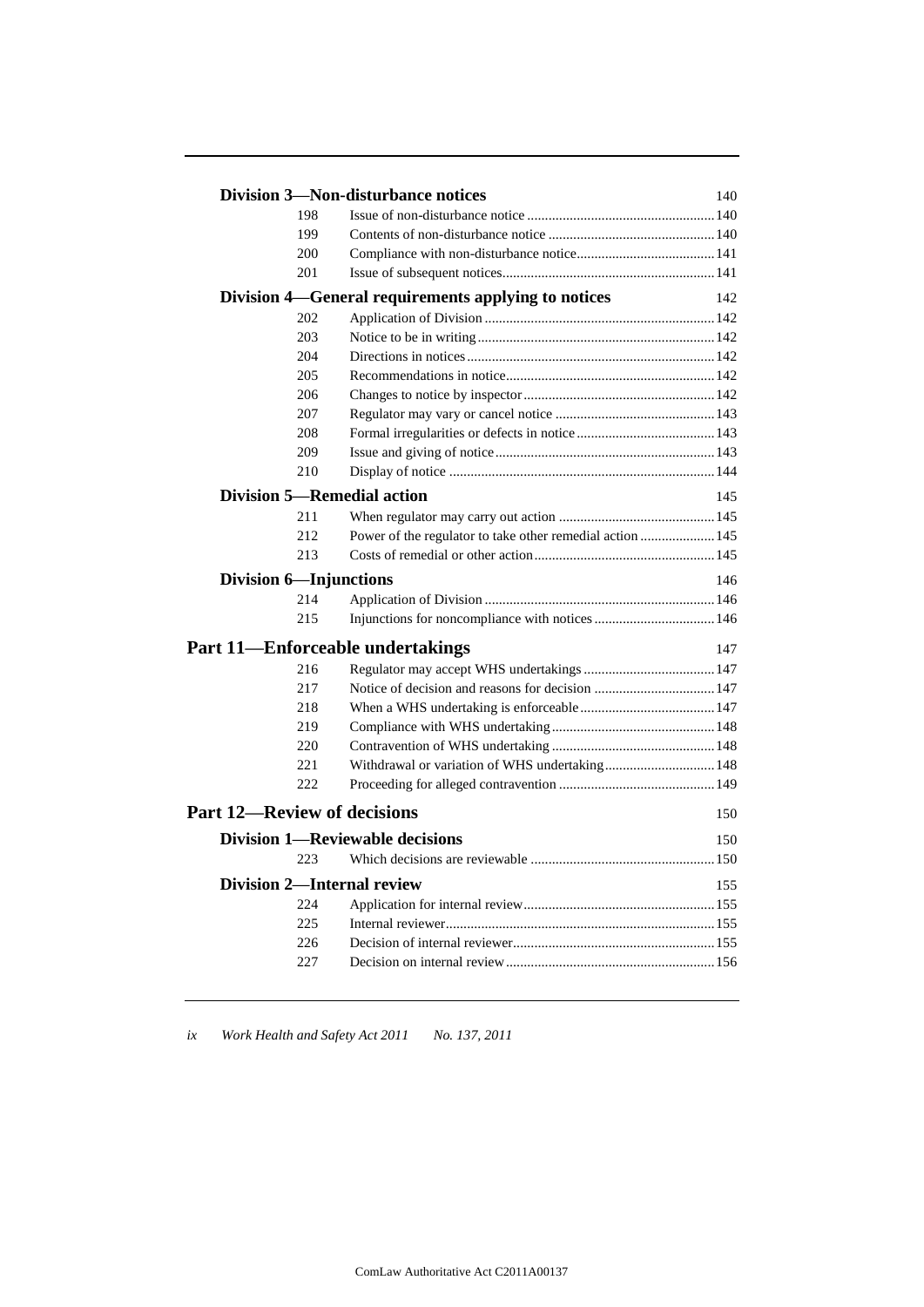### Division 3—Non-disturbance notices 140

| | | |
|---|---|---|
| 198 | Issue of non-disturbance notice | 140 |
| 199 | Contents of non-disturbance notice | 140 |
| 200 | Compliance with non-disturbance notice | 141 |
| 201 | Issue of subsequent notices | 141 |

### Division 4—General requirements applying to notices 142

| | | |
|---|---|---|
| 202 | Application of Division | 142 |
| 203 | Notice to be in writing | 142 |
| 204 | Directions in notices | 142 |
| 205 | Recommendations in notice | 142 |
| 206 | Changes to notice by inspector | 142 |
| 207 | Regulator may vary or cancel notice | 143 |
| 208 | Formal irregularities or defects in notice | 143 |
| 209 | Issue and giving of notice | 143 |
| 210 | Display of notice | 144 |

### Division 5—Remedial action 145

| | | |
|---|---|---|
| 211 | When regulator may carry out action | 145 |
| 212 | Power of the regulator to take other remedial action | 145 |
| 213 | Costs of remedial or other action | 145 |

### Division 6—Injunctions 146

| | | |
|---|---|---|
| 214 | Application of Division | 146 |
| 215 | Injunctions for noncompliance with notices | 146 |

## Part 11—Enforceable undertakings 147

| | | |
|---|---|---|
| 216 | Regulator may accept WHS undertakings | 147 |
| 217 | Notice of decision and reasons for decision | 147 |
| 218 | When a WHS undertaking is enforceable | 147 |
| 219 | Compliance with WHS undertaking | 148 |
| 220 | Contravention of WHS undertaking | 148 |
| 221 | Withdrawal or variation of WHS undertaking | 148 |
| 222 | Proceeding for alleged contravention | 149 |

## Part 12—Review of decisions 150

### Division 1—Reviewable decisions 150

| | | |
|---|---|---|
| 223 | Which decisions are reviewable | 150 |

### Division 2—Internal review 155

| | | |
|---|---|---|
| 224 | Application for internal review | 155 |
| 225 | Internal reviewer | 155 |
| 226 | Decision of internal reviewer | 155 |
| 227 | Decision on internal review | 156 |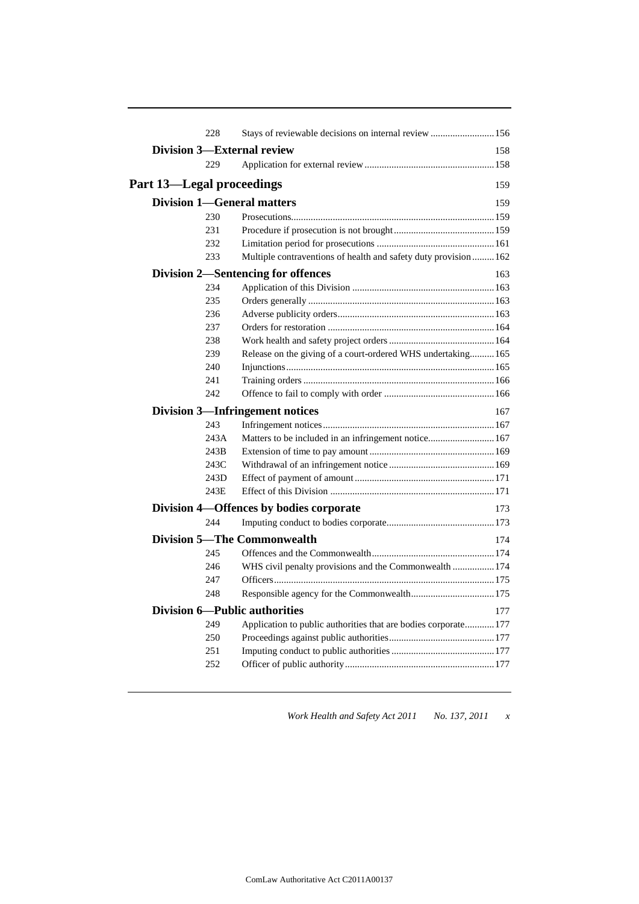| | | |
|---|---|---|
| 228 | Stays of reviewable decisions on internal review | 156 |

**Division 3—External review** 158

| | | |
|---|---|---|
| 229 | Application for external review | 158 |

## Part 13—Legal proceedings 159

**Division 1—General matters** 159

| | | |
|---|---|---|
| 230 | Prosecutions | 159 |
| 231 | Procedure if prosecution is not brought | 159 |
| 232 | Limitation period for prosecutions | 161 |
| 233 | Multiple contraventions of health and safety duty provision | 162 |

**Division 2—Sentencing for offences** 163

| | | |
|---|---|---|
| 234 | Application of this Division | 163 |
| 235 | Orders generally | 163 |
| 236 | Adverse publicity orders | 163 |
| 237 | Orders for restoration | 164 |
| 238 | Work health and safety project orders | 164 |
| 239 | Release on the giving of a court-ordered WHS undertaking | 165 |
| 240 | Injunctions | 165 |
| 241 | Training orders | 166 |
| 242 | Offence to fail to comply with order | 166 |

**Division 3—Infringement notices** 167

| | | |
|---|---|---|
| 243 | Infringement notices | 167 |
| 243A | Matters to be included in an infringement notice | 167 |
| 243B | Extension of time to pay amount | 169 |
| 243C | Withdrawal of an infringement notice | 169 |
| 243D | Effect of payment of amount | 171 |
| 243E | Effect of this Division | 171 |

**Division 4—Offences by bodies corporate** 173

| | | |
|---|---|---|
| 244 | Imputing conduct to bodies corporate | 173 |

**Division 5—The Commonwealth** 174

| | | |
|---|---|---|
| 245 | Offences and the Commonwealth | 174 |
| 246 | WHS civil penalty provisions and the Commonwealth | 174 |
| 247 | Officers | 175 |
| 248 | Responsible agency for the Commonwealth | 175 |

**Division 6—Public authorities** 177

| | | |
|---|---|---|
| 249 | Application to public authorities that are bodies corporate | 177 |
| 250 | Proceedings against public authorities | 177 |
| 251 | Imputing conduct to public authorities | 177 |
| 252 | Officer of public authority | 177 |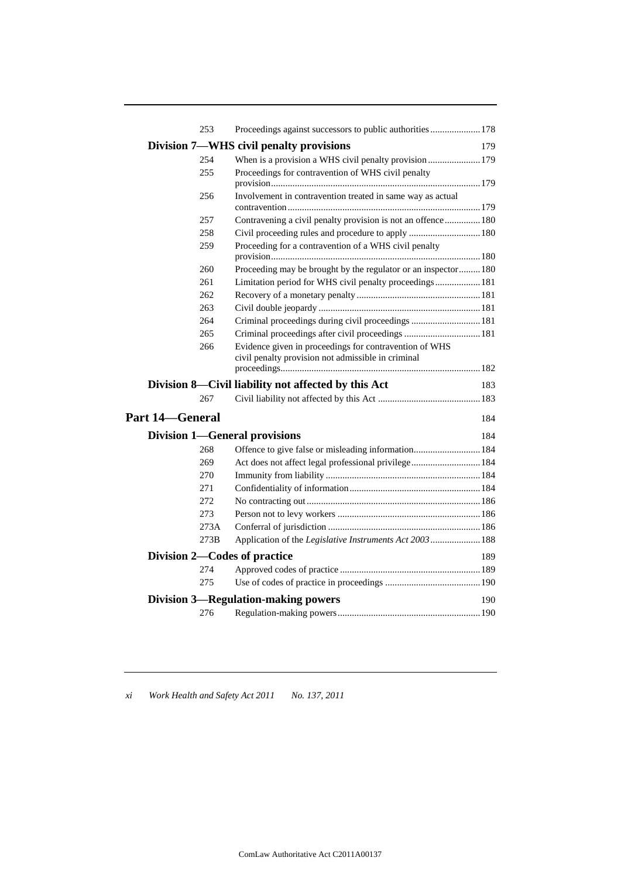| | | |
|---|---|---|
| 253 | Proceedings against successors to public authorities | 178 |

**Division 7—WHS civil penalty provisions** 179

| | | |
|---|---|---|
| 254 | When is a provision a WHS civil penalty provision | 179 |
| 255 | Proceedings for contravention of WHS civil penalty provision | 179 |
| 256 | Involvement in contravention treated in same way as actual contravention | 179 |
| 257 | Contravening a civil penalty provision is not an offence | 180 |
| 258 | Civil proceeding rules and procedure to apply | 180 |
| 259 | Proceeding for a contravention of a WHS civil penalty provision | 180 |
| 260 | Proceeding may be brought by the regulator or an inspector | 180 |
| 261 | Limitation period for WHS civil penalty proceedings | 181 |
| 262 | Recovery of a monetary penalty | 181 |
| 263 | Civil double jeopardy | 181 |
| 264 | Criminal proceedings during civil proceedings | 181 |
| 265 | Criminal proceedings after civil proceedings | 181 |
| 266 | Evidence given in proceedings for contravention of WHS civil penalty provision not admissible in criminal proceedings | 182 |

**Division 8—Civil liability not affected by this Act** 183

| | | |
|---|---|---|
| 267 | Civil liability not affected by this Act | 183 |

**Part 14—General** 184

**Division 1—General provisions** 184

| | | |
|---|---|---|
| 268 | Offence to give false or misleading information | 184 |
| 269 | Act does not affect legal professional privilege | 184 |
| 270 | Immunity from liability | 184 |
| 271 | Confidentiality of information | 184 |
| 272 | No contracting out | 186 |
| 273 | Person not to levy workers | 186 |
| 273A | Conferral of jurisdiction | 186 |
| 273B | Application of the *Legislative Instruments Act 2003* | 188 |

**Division 2—Codes of practice** 189

| | | |
|---|---|---|
| 274 | Approved codes of practice | 189 |
| 275 | Use of codes of practice in proceedings | 190 |

**Division 3—Regulation-making powers** 190

| | | |
|---|---|---|
| 276 | Regulation-making powers | 190 |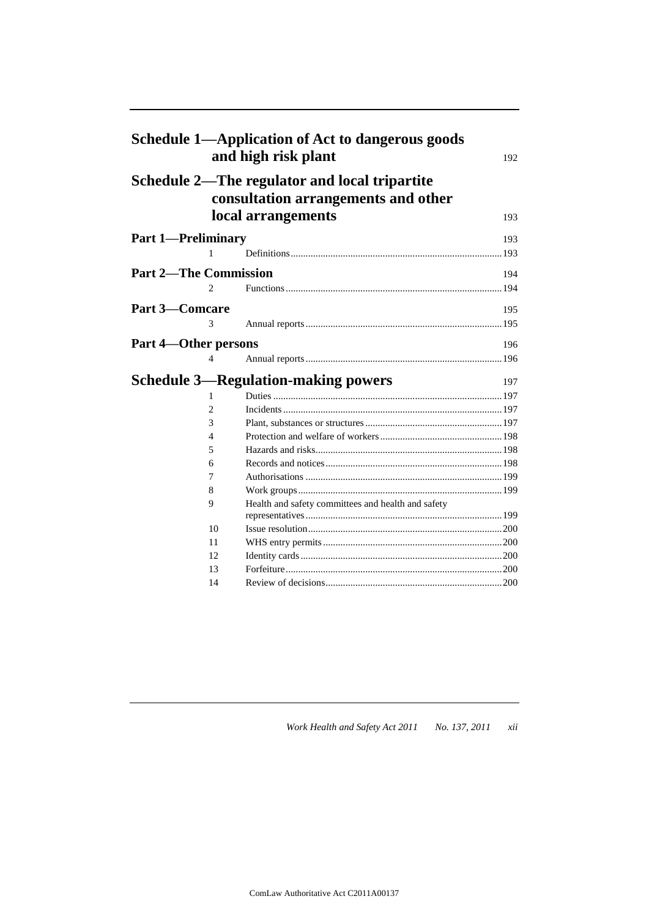## Schedule 1—Application of Act to dangerous goods and high risk plant 192

## Schedule 2—The regulator and local tripartite consultation arrangements and other local arrangements 193

### Part 1—Preliminary 193

1 Definitions ........ 193

### Part 2—The Commission 194

2 Functions ........ 194

### Part 3—Comcare 195

3 Annual reports ........ 195

### Part 4—Other persons 196

4 Annual reports ........ 196

## Schedule 3—Regulation-making powers 197

1 Duties ........ 197
2 Incidents ........ 197
3 Plant, substances or structures ........ 197
4 Protection and welfare of workers ........ 198
5 Hazards and risks ........ 198
6 Records and notices ........ 198
7 Authorisations ........ 199
8 Work groups ........ 199
9 Health and safety committees and health and safety representatives ........ 199
10 Issue resolution ........ 200
11 WHS entry permits ........ 200
12 Identity cards ........ 200
13 Forfeiture ........ 200
14 Review of decisions ........ 200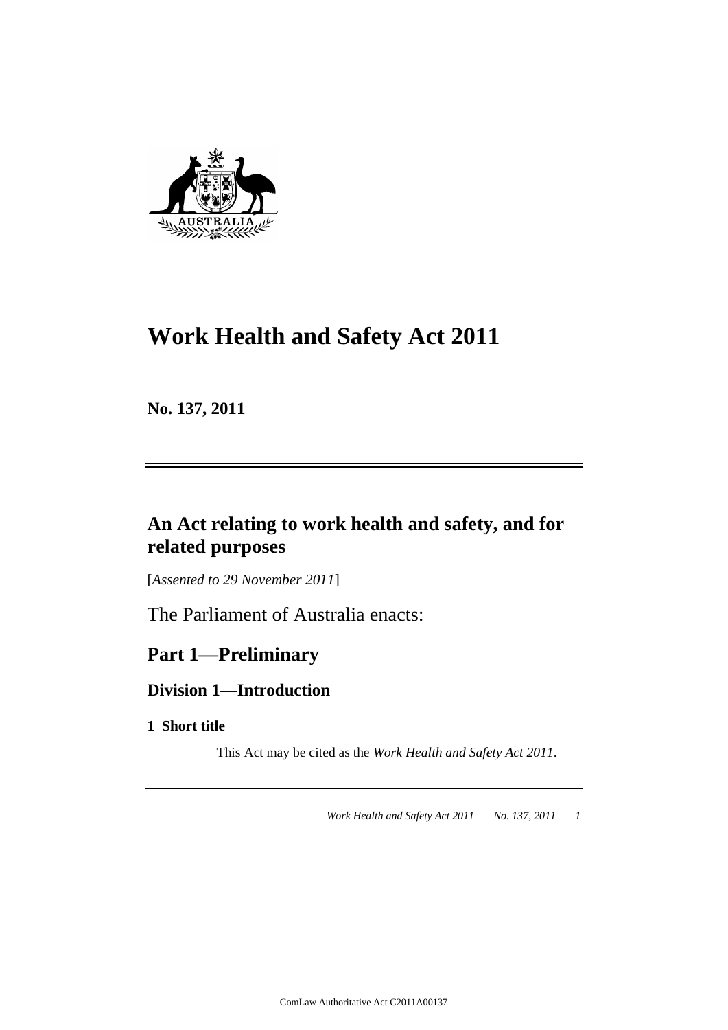# Work Health and Safety Act 2011

**No. 137, 2011**

---

## An Act relating to work health and safety, and for related purposes

[*Assented to 29 November 2011*]

The Parliament of Australia enacts:

## Part 1—Preliminary

### Division 1—Introduction

**1 Short title**

This Act may be cited as the *Work Health and Safety Act 2011*.

ComLaw Authoritative Act C2011A00137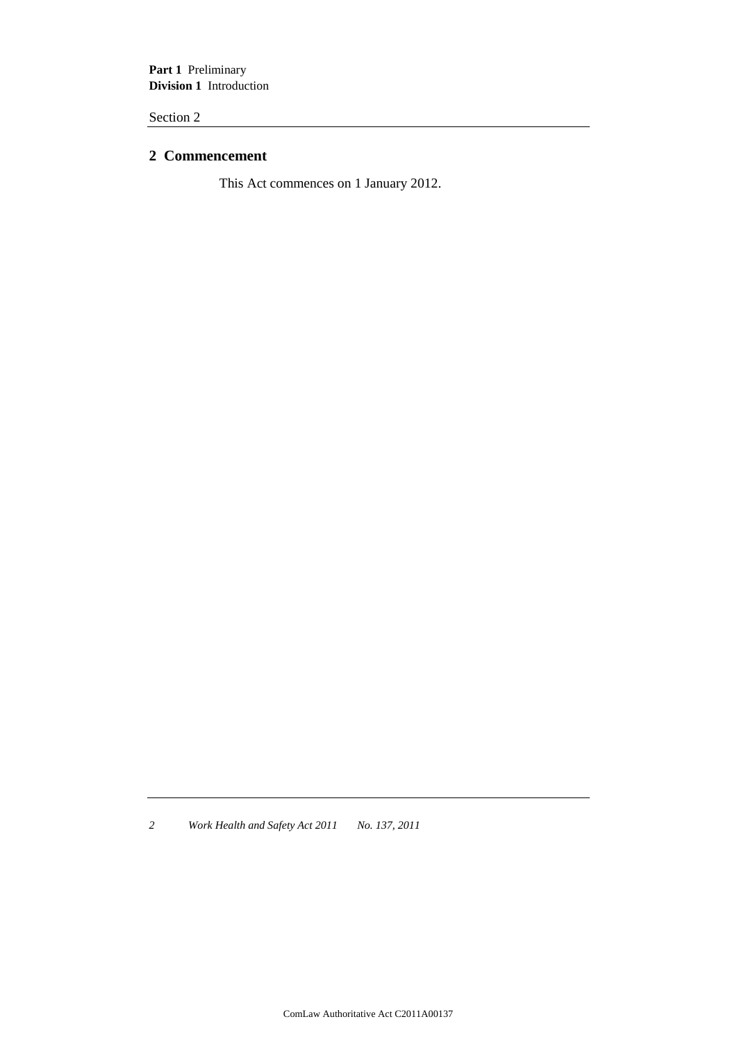## 2 Commencement

This Act commences on 1 January 2012.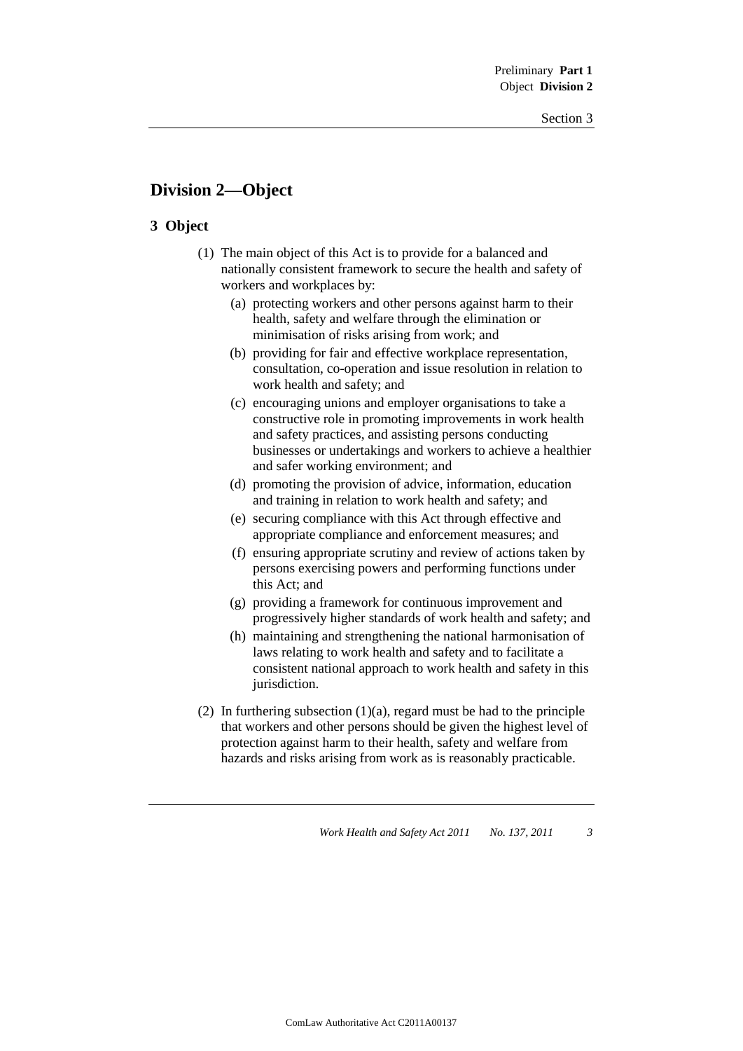## Division 2—Object

### 3 Object

(1) The main object of this Act is to provide for a balanced and nationally consistent framework to secure the health and safety of workers and workplaces by:

- (a) protecting workers and other persons against harm to their health, safety and welfare through the elimination or minimisation of risks arising from work; and
- (b) providing for fair and effective workplace representation, consultation, co-operation and issue resolution in relation to work health and safety; and
- (c) encouraging unions and employer organisations to take a constructive role in promoting improvements in work health and safety practices, and assisting persons conducting businesses or undertakings and workers to achieve a healthier and safer working environment; and
- (d) promoting the provision of advice, information, education and training in relation to work health and safety; and
- (e) securing compliance with this Act through effective and appropriate compliance and enforcement measures; and
- (f) ensuring appropriate scrutiny and review of actions taken by persons exercising powers and performing functions under this Act; and
- (g) providing a framework for continuous improvement and progressively higher standards of work health and safety; and
- (h) maintaining and strengthening the national harmonisation of laws relating to work health and safety and to facilitate a consistent national approach to work health and safety in this jurisdiction.

(2) In furthering subsection (1)(a), regard must be had to the principle that workers and other persons should be given the highest level of protection against harm to their health, safety and welfare from hazards and risks arising from work as is reasonably practicable.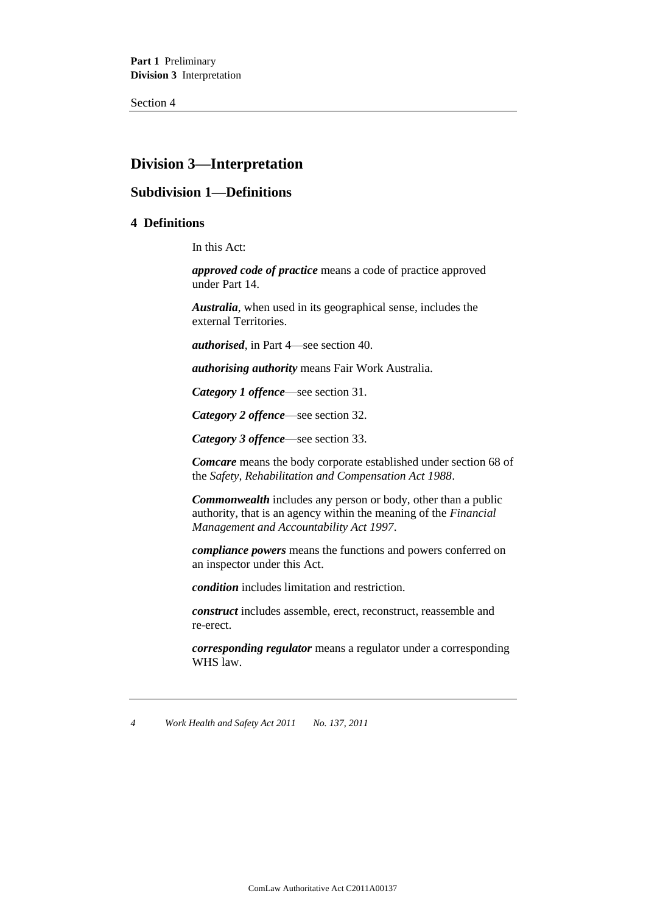## Division 3—Interpretation

### Subdivision 1—Definitions

#### 4 Definitions

In this Act:

***approved code of practice*** means a code of practice approved under Part 14.

***Australia***, when used in its geographical sense, includes the external Territories.

***authorised***, in Part 4—see section 40.

***authorising authority*** means Fair Work Australia.

***Category 1 offence***—see section 31.

***Category 2 offence***—see section 32.

***Category 3 offence***—see section 33.

***Comcare*** means the body corporate established under section 68 of the *Safety, Rehabilitation and Compensation Act 1988*.

***Commonwealth*** includes any person or body, other than a public authority, that is an agency within the meaning of the *Financial Management and Accountability Act 1997*.

***compliance powers*** means the functions and powers conferred on an inspector under this Act.

***condition*** includes limitation and restriction.

***construct*** includes assemble, erect, reconstruct, reassemble and re-erect.

***corresponding regulator*** means a regulator under a corresponding WHS law.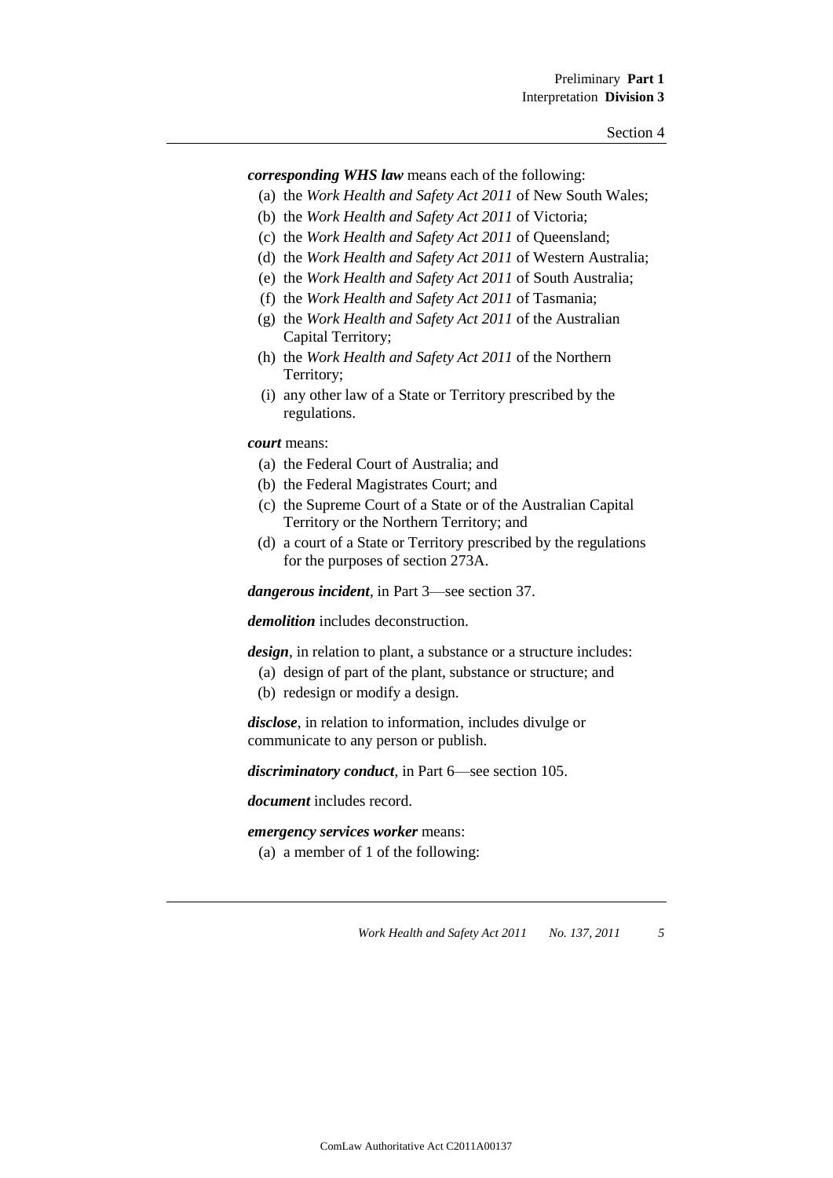***corresponding WHS law*** means each of the following:

- (a) the *Work Health and Safety Act 2011* of New South Wales;
- (b) the *Work Health and Safety Act 2011* of Victoria;
- (c) the *Work Health and Safety Act 2011* of Queensland;
- (d) the *Work Health and Safety Act 2011* of Western Australia;
- (e) the *Work Health and Safety Act 2011* of South Australia;
- (f) the *Work Health and Safety Act 2011* of Tasmania;
- (g) the *Work Health and Safety Act 2011* of the Australian Capital Territory;
- (h) the *Work Health and Safety Act 2011* of the Northern Territory;
- (i) any other law of a State or Territory prescribed by the regulations.

***court*** means:

- (a) the Federal Court of Australia; and
- (b) the Federal Magistrates Court; and
- (c) the Supreme Court of a State or of the Australian Capital Territory or the Northern Territory; and
- (d) a court of a State or Territory prescribed by the regulations for the purposes of section 273A.

***dangerous incident***, in Part 3—see section 37.

***demolition*** includes deconstruction.

***design***, in relation to plant, a substance or a structure includes:

- (a) design of part of the plant, substance or structure; and
- (b) redesign or modify a design.

***disclose***, in relation to information, includes divulge or communicate to any person or publish.

***discriminatory conduct***, in Part 6—see section 105.

***document*** includes record.

***emergency services worker*** means:

- (a) a member of 1 of the following: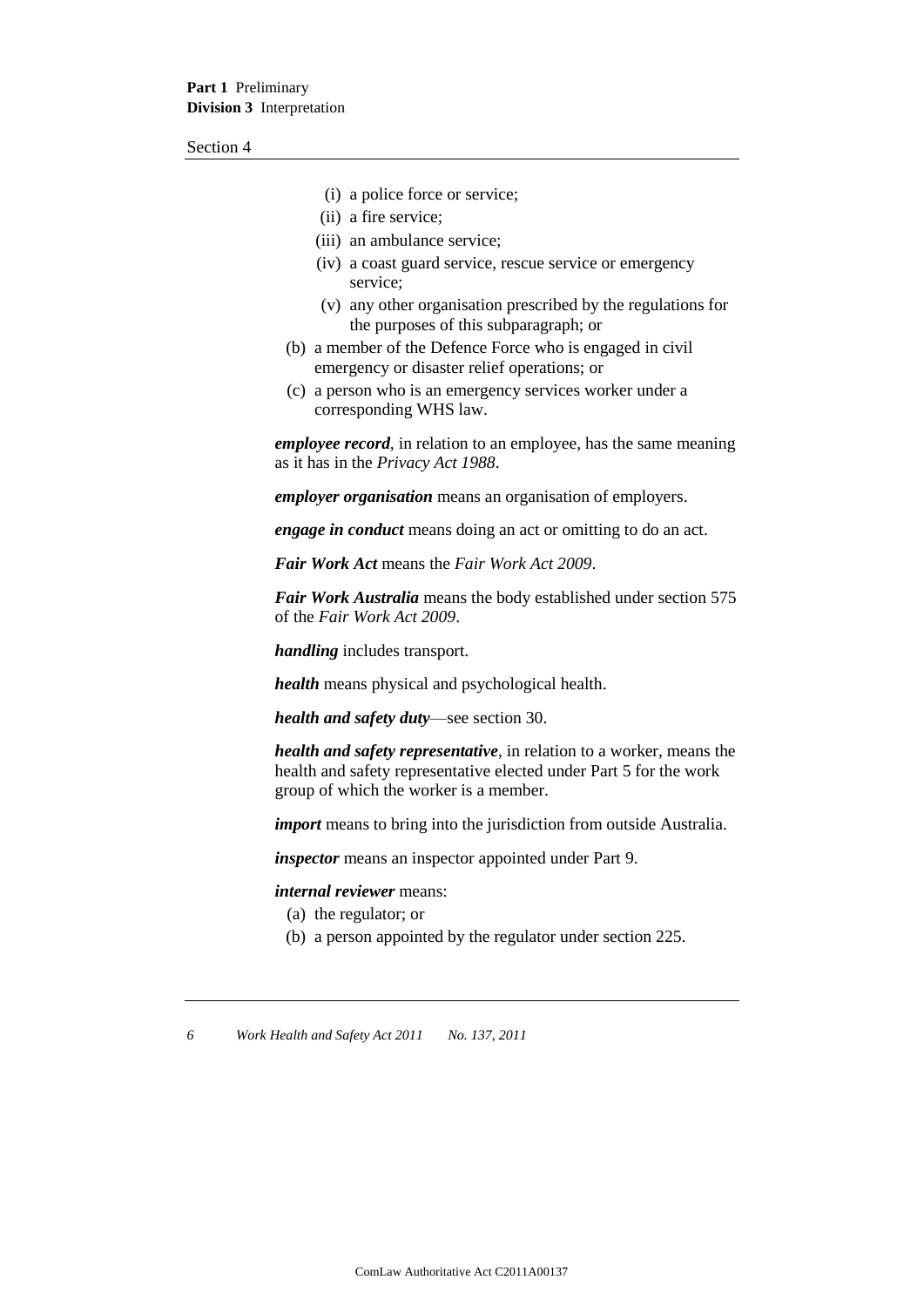(i) a police force or service;

(ii) a fire service;

(iii) an ambulance service;

(iv) a coast guard service, rescue service or emergency service;

(v) any other organisation prescribed by the regulations for the purposes of this subparagraph; or

(b) a member of the Defence Force who is engaged in civil emergency or disaster relief operations; or

(c) a person who is an emergency services worker under a corresponding WHS law.

***employee record***, in relation to an employee, has the same meaning as it has in the *Privacy Act 1988*.

***employer organisation*** means an organisation of employers.

***engage in conduct*** means doing an act or omitting to do an act.

***Fair Work Act*** means the *Fair Work Act 2009*.

***Fair Work Australia*** means the body established under section 575 of the *Fair Work Act 2009*.

***handling*** includes transport.

***health*** means physical and psychological health.

***health and safety duty***—see section 30.

***health and safety representative***, in relation to a worker, means the health and safety representative elected under Part 5 for the work group of which the worker is a member.

***import*** means to bring into the jurisdiction from outside Australia.

***inspector*** means an inspector appointed under Part 9.

***internal reviewer*** means:

(a) the regulator; or

(b) a person appointed by the regulator under section 225.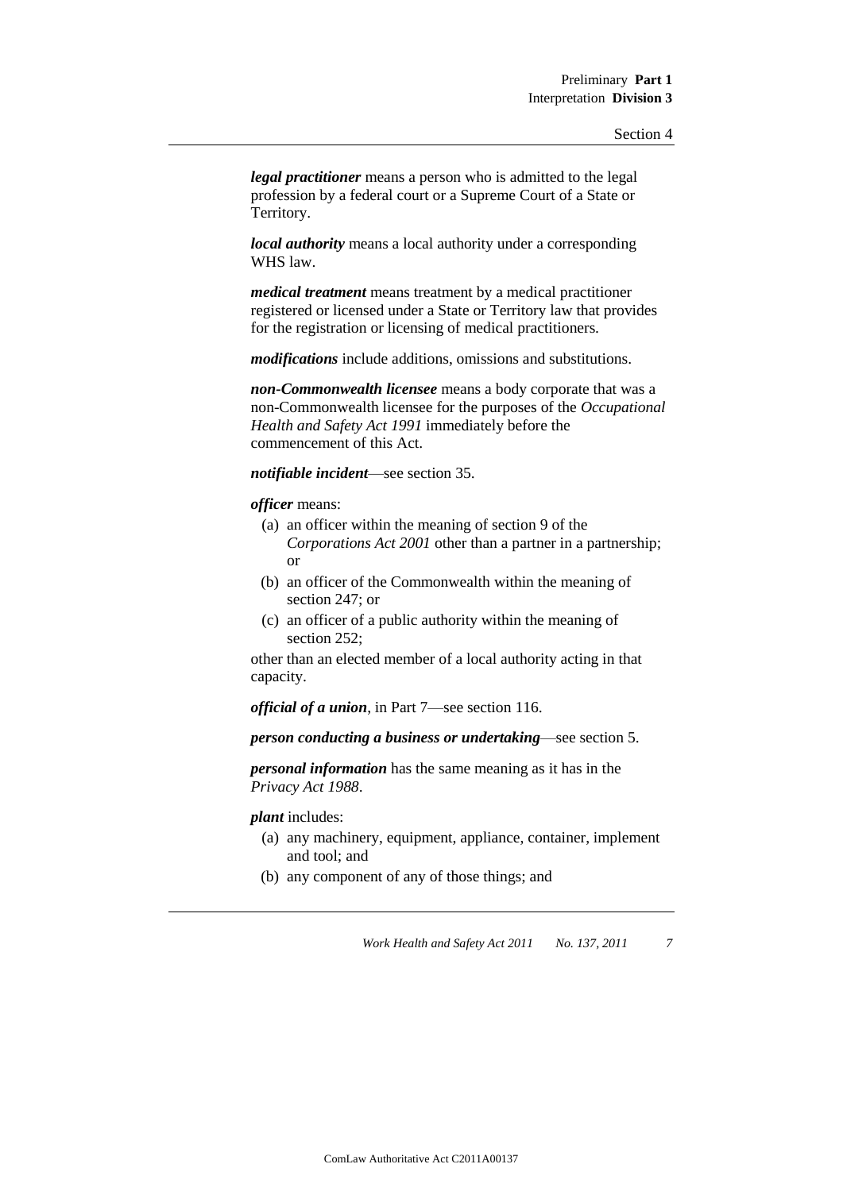***legal practitioner*** means a person who is admitted to the legal profession by a federal court or a Supreme Court of a State or Territory.

***local authority*** means a local authority under a corresponding WHS law.

***medical treatment*** means treatment by a medical practitioner registered or licensed under a State or Territory law that provides for the registration or licensing of medical practitioners.

***modifications*** include additions, omissions and substitutions.

***non-Commonwealth licensee*** means a body corporate that was a non-Commonwealth licensee for the purposes of the *Occupational Health and Safety Act 1991* immediately before the commencement of this Act.

***notifiable incident***—see section 35.

***officer*** means:

- (a) an officer within the meaning of section 9 of the *Corporations Act 2001* other than a partner in a partnership; or
- (b) an officer of the Commonwealth within the meaning of section 247; or
- (c) an officer of a public authority within the meaning of section 252;

other than an elected member of a local authority acting in that capacity.

***official of a union***, in Part 7—see section 116.

***person conducting a business or undertaking***—see section 5.

***personal information*** has the same meaning as it has in the *Privacy Act 1988*.

***plant*** includes:

- (a) any machinery, equipment, appliance, container, implement and tool; and
- (b) any component of any of those things; and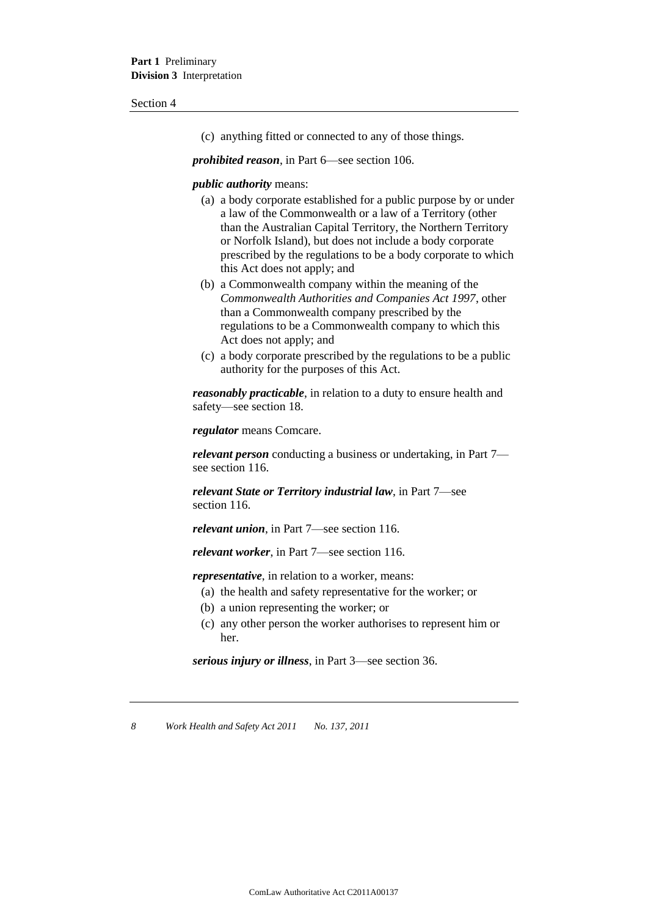(c) anything fitted or connected to any of those things.

***prohibited reason***, in Part 6—see section 106.

***public authority*** means:

(a) a body corporate established for a public purpose by or under a law of the Commonwealth or a law of a Territory (other than the Australian Capital Territory, the Northern Territory or Norfolk Island), but does not include a body corporate prescribed by the regulations to be a body corporate to which this Act does not apply; and

(b) a Commonwealth company within the meaning of the *Commonwealth Authorities and Companies Act 1997*, other than a Commonwealth company prescribed by the regulations to be a Commonwealth company to which this Act does not apply; and

(c) a body corporate prescribed by the regulations to be a public authority for the purposes of this Act.

***reasonably practicable***, in relation to a duty to ensure health and safety—see section 18.

***regulator*** means Comcare.

***relevant person*** conducting a business or undertaking, in Part 7—see section 116.

***relevant State or Territory industrial law***, in Part 7—see section 116.

***relevant union***, in Part 7—see section 116.

***relevant worker***, in Part 7—see section 116.

***representative***, in relation to a worker, means:

(a) the health and safety representative for the worker; or

(b) a union representing the worker; or

(c) any other person the worker authorises to represent him or her.

***serious injury or illness***, in Part 3—see section 36.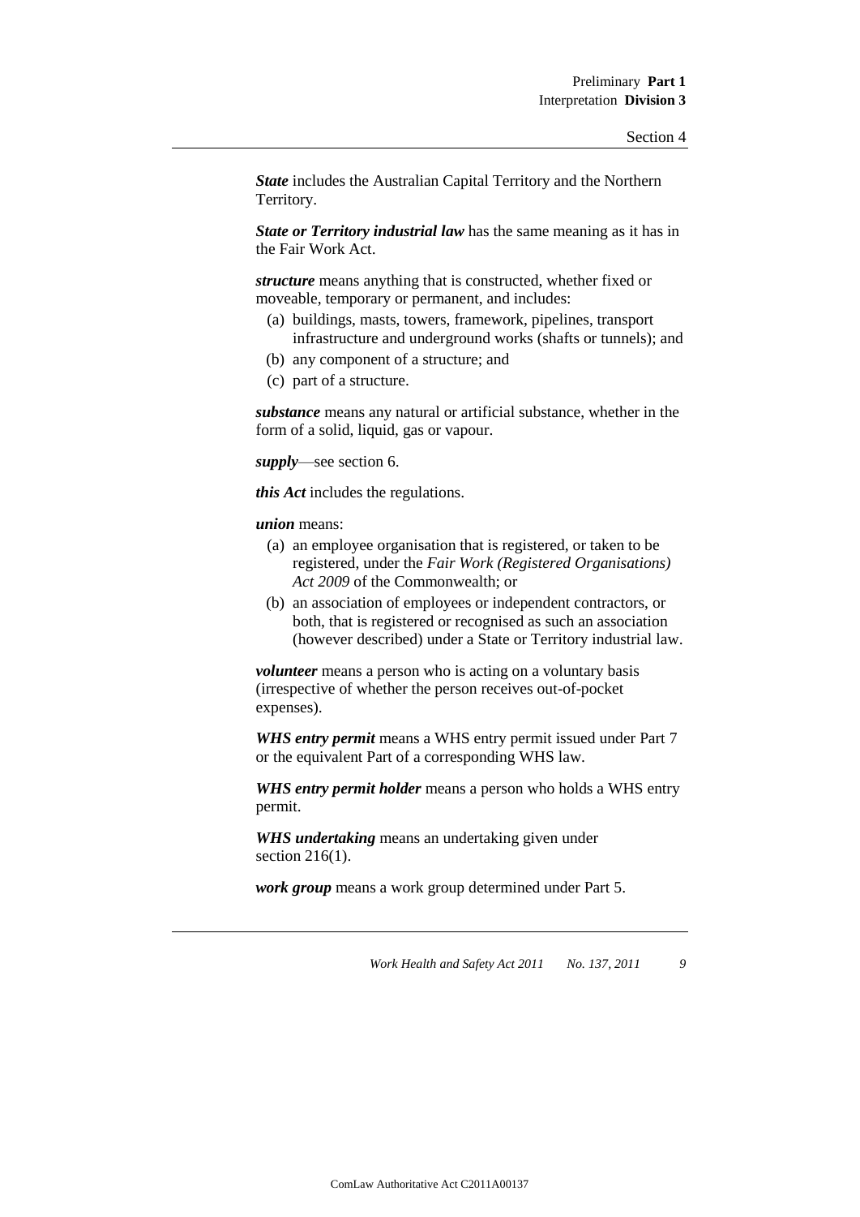***State*** includes the Australian Capital Territory and the Northern Territory.

***State or Territory industrial law*** has the same meaning as it has in the Fair Work Act.

***structure*** means anything that is constructed, whether fixed or moveable, temporary or permanent, and includes:

- (a) buildings, masts, towers, framework, pipelines, transport infrastructure and underground works (shafts or tunnels); and
- (b) any component of a structure; and
- (c) part of a structure.

***substance*** means any natural or artificial substance, whether in the form of a solid, liquid, gas or vapour.

***supply***—see section 6.

***this Act*** includes the regulations.

***union*** means:

- (a) an employee organisation that is registered, or taken to be registered, under the *Fair Work (Registered Organisations) Act 2009* of the Commonwealth; or
- (b) an association of employees or independent contractors, or both, that is registered or recognised as such an association (however described) under a State or Territory industrial law.

***volunteer*** means a person who is acting on a voluntary basis (irrespective of whether the person receives out-of-pocket expenses).

***WHS entry permit*** means a WHS entry permit issued under Part 7 or the equivalent Part of a corresponding WHS law.

***WHS entry permit holder*** means a person who holds a WHS entry permit.

***WHS undertaking*** means an undertaking given under section 216(1).

***work group*** means a work group determined under Part 5.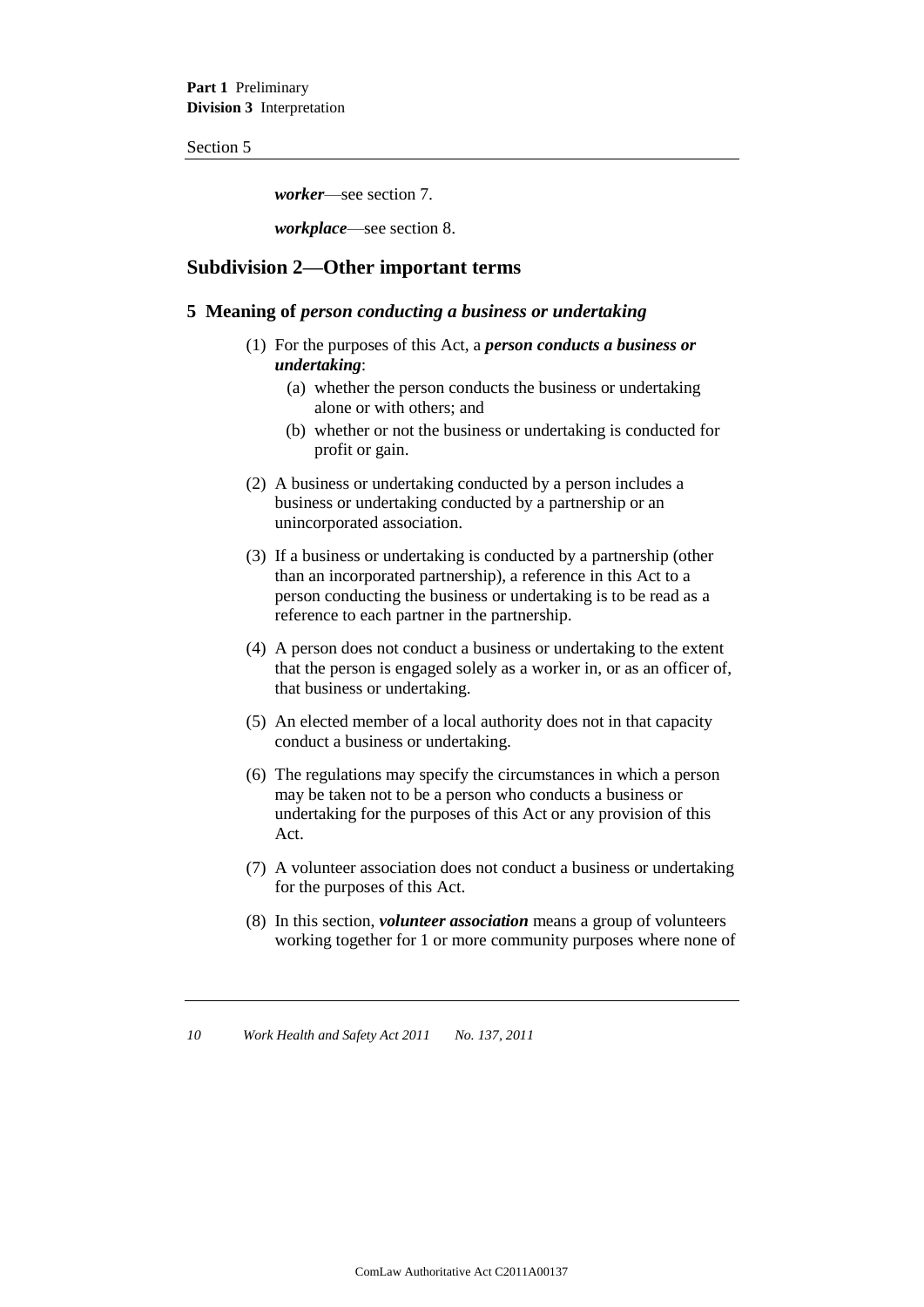***worker***—see section 7.

***workplace***—see section 8.

## Subdivision 2—Other important terms

### 5 Meaning of *person conducting a business or undertaking*

(1) For the purposes of this Act, a ***person conducts a business or undertaking***:

- (a) whether the person conducts the business or undertaking alone or with others; and
- (b) whether or not the business or undertaking is conducted for profit or gain.

(2) A business or undertaking conducted by a person includes a business or undertaking conducted by a partnership or an unincorporated association.

(3) If a business or undertaking is conducted by a partnership (other than an incorporated partnership), a reference in this Act to a person conducting the business or undertaking is to be read as a reference to each partner in the partnership.

(4) A person does not conduct a business or undertaking to the extent that the person is engaged solely as a worker in, or as an officer of, that business or undertaking.

(5) An elected member of a local authority does not in that capacity conduct a business or undertaking.

(6) The regulations may specify the circumstances in which a person may be taken not to be a person who conducts a business or undertaking for the purposes of this Act or any provision of this Act.

(7) A volunteer association does not conduct a business or undertaking for the purposes of this Act.

(8) In this section, ***volunteer association*** means a group of volunteers working together for 1 or more community purposes where none of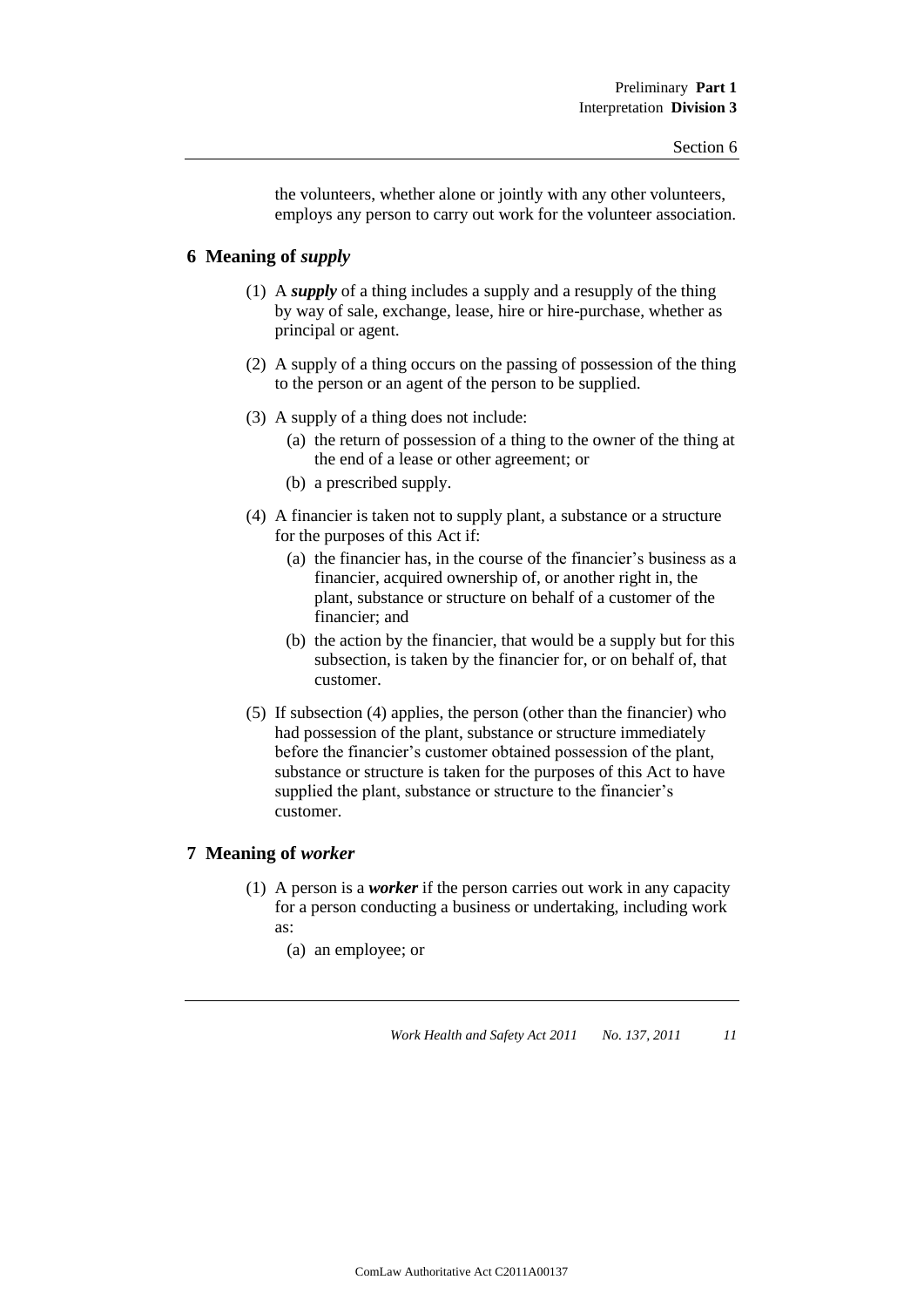the volunteers, whether alone or jointly with any other volunteers, employs any person to carry out work for the volunteer association.

## 6 Meaning of *supply*

(1) A ***supply*** of a thing includes a supply and a resupply of the thing by way of sale, exchange, lease, hire or hire-purchase, whether as principal or agent.

(2) A supply of a thing occurs on the passing of possession of the thing to the person or an agent of the person to be supplied.

(3) A supply of a thing does not include:

- (a) the return of possession of a thing to the owner of the thing at the end of a lease or other agreement; or
- (b) a prescribed supply.

(4) A financier is taken not to supply plant, a substance or a structure for the purposes of this Act if:

- (a) the financier has, in the course of the financier's business as a financier, acquired ownership of, or another right in, the plant, substance or structure on behalf of a customer of the financier; and
- (b) the action by the financier, that would be a supply but for this subsection, is taken by the financier for, or on behalf of, that customer.

(5) If subsection (4) applies, the person (other than the financier) who had possession of the plant, substance or structure immediately before the financier's customer obtained possession of the plant, substance or structure is taken for the purposes of this Act to have supplied the plant, substance or structure to the financier's customer.

## 7 Meaning of *worker*

(1) A person is a ***worker*** if the person carries out work in any capacity for a person conducting a business or undertaking, including work as:

- (a) an employee; or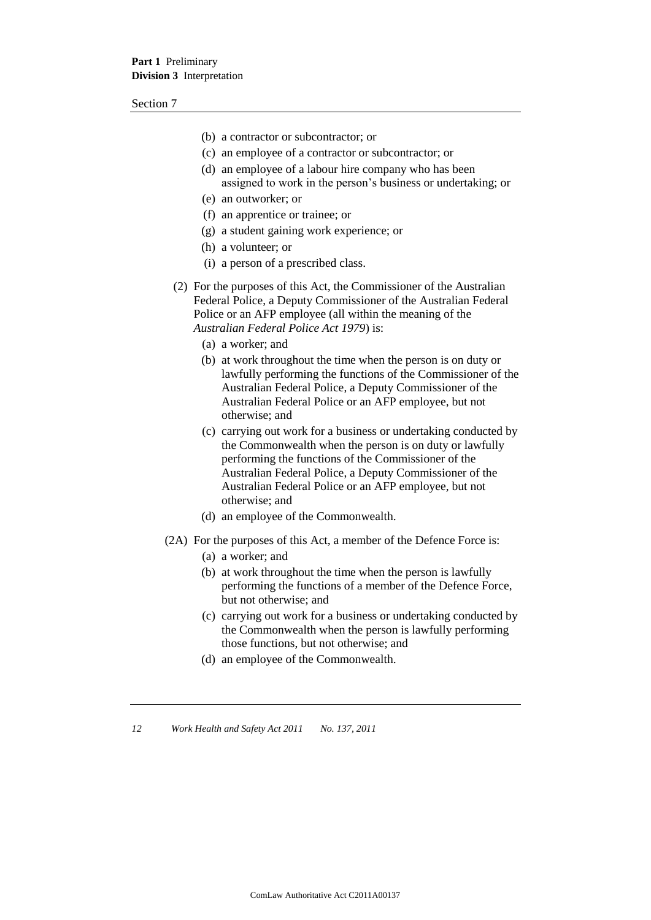(b) a contractor or subcontractor; or

(c) an employee of a contractor or subcontractor; or

(d) an employee of a labour hire company who has been assigned to work in the person's business or undertaking; or

(e) an outworker; or

(f) an apprentice or trainee; or

(g) a student gaining work experience; or

(h) a volunteer; or

(i) a person of a prescribed class.

(2) For the purposes of this Act, the Commissioner of the Australian Federal Police, a Deputy Commissioner of the Australian Federal Police or an AFP employee (all within the meaning of the *Australian Federal Police Act 1979*) is:

(a) a worker; and

(b) at work throughout the time when the person is on duty or lawfully performing the functions of the Commissioner of the Australian Federal Police, a Deputy Commissioner of the Australian Federal Police or an AFP employee, but not otherwise; and

(c) carrying out work for a business or undertaking conducted by the Commonwealth when the person is on duty or lawfully performing the functions of the Commissioner of the Australian Federal Police, a Deputy Commissioner of the Australian Federal Police or an AFP employee, but not otherwise; and

(d) an employee of the Commonwealth.

(2A) For the purposes of this Act, a member of the Defence Force is:

(a) a worker; and

(b) at work throughout the time when the person is lawfully performing the functions of a member of the Defence Force, but not otherwise; and

(c) carrying out work for a business or undertaking conducted by the Commonwealth when the person is lawfully performing those functions, but not otherwise; and

(d) an employee of the Commonwealth.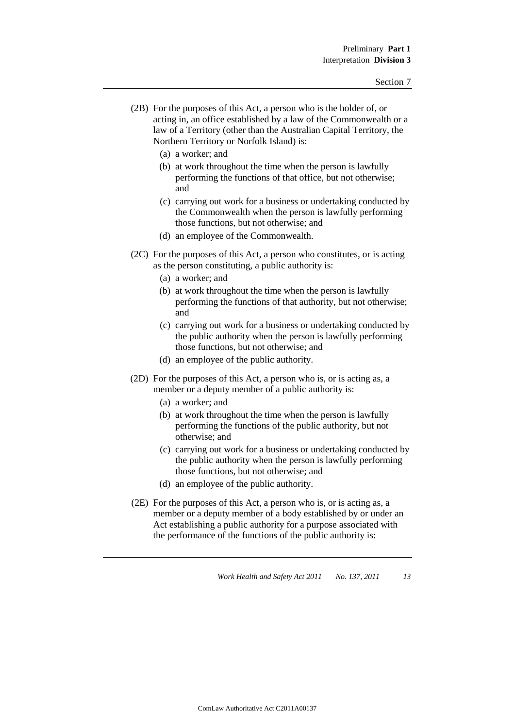(2B) For the purposes of this Act, a person who is the holder of, or acting in, an office established by a law of the Commonwealth or a law of a Territory (other than the Australian Capital Territory, the Northern Territory or Norfolk Island) is:

- (a) a worker; and
- (b) at work throughout the time when the person is lawfully performing the functions of that office, but not otherwise; and
- (c) carrying out work for a business or undertaking conducted by the Commonwealth when the person is lawfully performing those functions, but not otherwise; and
- (d) an employee of the Commonwealth.

(2C) For the purposes of this Act, a person who constitutes, or is acting as the person constituting, a public authority is:

- (a) a worker; and
- (b) at work throughout the time when the person is lawfully performing the functions of that authority, but not otherwise; and
- (c) carrying out work for a business or undertaking conducted by the public authority when the person is lawfully performing those functions, but not otherwise; and
- (d) an employee of the public authority.

(2D) For the purposes of this Act, a person who is, or is acting as, a member or a deputy member of a public authority is:

- (a) a worker; and
- (b) at work throughout the time when the person is lawfully performing the functions of the public authority, but not otherwise; and
- (c) carrying out work for a business or undertaking conducted by the public authority when the person is lawfully performing those functions, but not otherwise; and
- (d) an employee of the public authority.

(2E) For the purposes of this Act, a person who is, or is acting as, a member or a deputy member of a body established by or under an Act establishing a public authority for a purpose associated with the performance of the functions of the public authority is: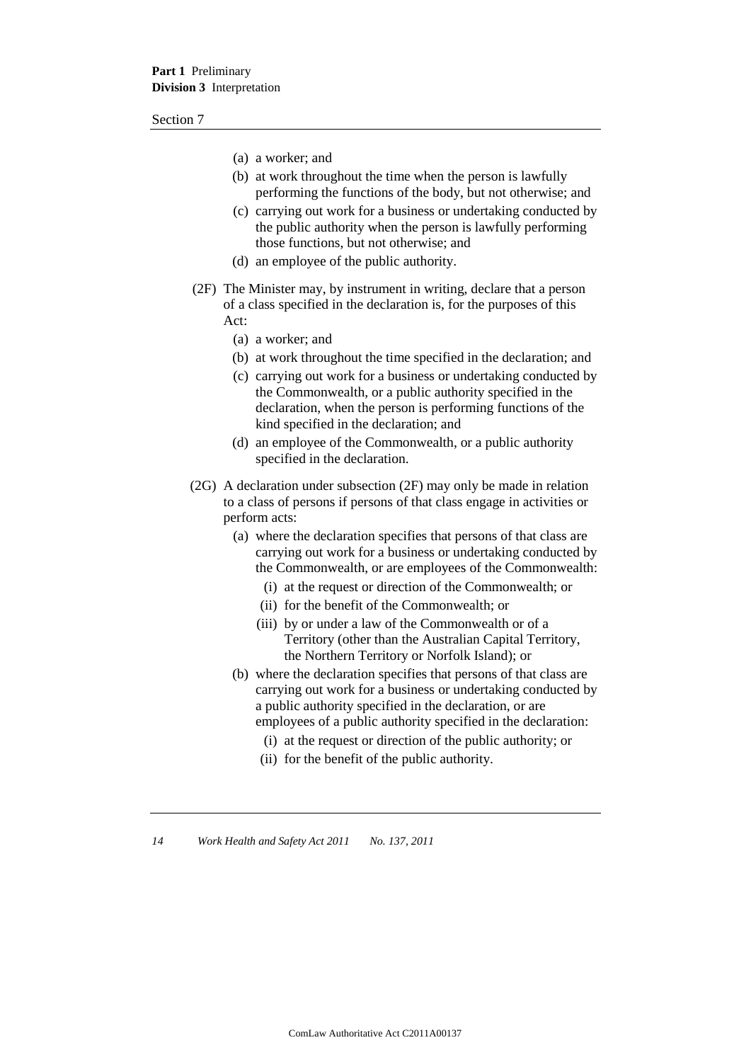(a) a worker; and

(b) at work throughout the time when the person is lawfully performing the functions of the body, but not otherwise; and

(c) carrying out work for a business or undertaking conducted by the public authority when the person is lawfully performing those functions, but not otherwise; and

(d) an employee of the public authority.

(2F) The Minister may, by instrument in writing, declare that a person of a class specified in the declaration is, for the purposes of this Act:

(a) a worker; and

(b) at work throughout the time specified in the declaration; and

(c) carrying out work for a business or undertaking conducted by the Commonwealth, or a public authority specified in the declaration, when the person is performing functions of the kind specified in the declaration; and

(d) an employee of the Commonwealth, or a public authority specified in the declaration.

(2G) A declaration under subsection (2F) may only be made in relation to a class of persons if persons of that class engage in activities or perform acts:

(a) where the declaration specifies that persons of that class are carrying out work for a business or undertaking conducted by the Commonwealth, or are employees of the Commonwealth:

(i) at the request or direction of the Commonwealth; or

(ii) for the benefit of the Commonwealth; or

(iii) by or under a law of the Commonwealth or of a Territory (other than the Australian Capital Territory, the Northern Territory or Norfolk Island); or

(b) where the declaration specifies that persons of that class are carrying out work for a business or undertaking conducted by a public authority specified in the declaration, or are employees of a public authority specified in the declaration:

(i) at the request or direction of the public authority; or

(ii) for the benefit of the public authority.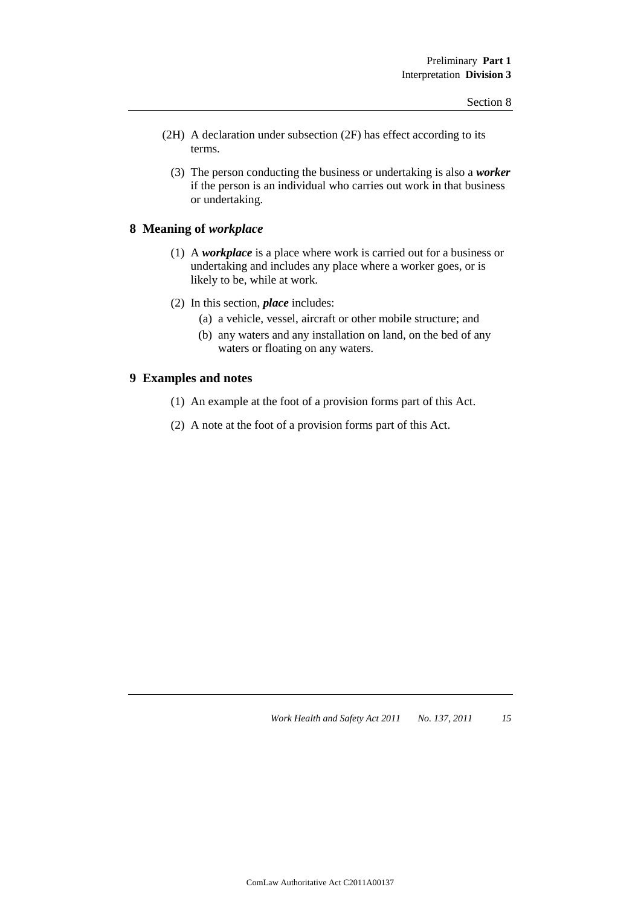(2H) A declaration under subsection (2F) has effect according to its terms.

(3) The person conducting the business or undertaking is also a ***worker*** if the person is an individual who carries out work in that business or undertaking.

## 8 Meaning of *workplace*

(1) A ***workplace*** is a place where work is carried out for a business or undertaking and includes any place where a worker goes, or is likely to be, while at work.

(2) In this section, ***place*** includes:

- (a) a vehicle, vessel, aircraft or other mobile structure; and
- (b) any waters and any installation on land, on the bed of any waters or floating on any waters.

## 9 Examples and notes

(1) An example at the foot of a provision forms part of this Act.

(2) A note at the foot of a provision forms part of this Act.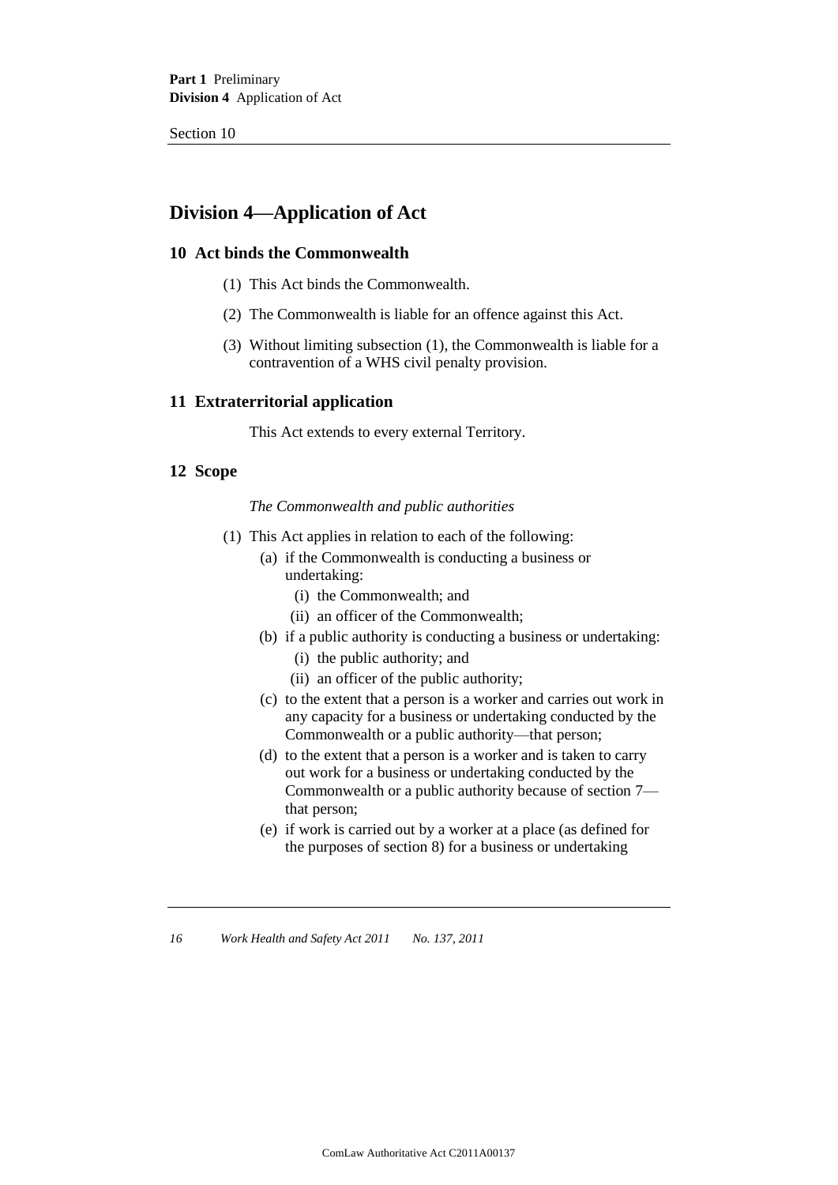## Division 4—Application of Act

### 10 Act binds the Commonwealth

(1) This Act binds the Commonwealth.

(2) The Commonwealth is liable for an offence against this Act.

(3) Without limiting subsection (1), the Commonwealth is liable for a contravention of a WHS civil penalty provision.

### 11 Extraterritorial application

This Act extends to every external Territory.

### 12 Scope

*The Commonwealth and public authorities*

(1) This Act applies in relation to each of the following:

- (a) if the Commonwealth is conducting a business or undertaking:
  - (i) the Commonwealth; and
  - (ii) an officer of the Commonwealth;
- (b) if a public authority is conducting a business or undertaking:
  - (i) the public authority; and
  - (ii) an officer of the public authority;
- (c) to the extent that a person is a worker and carries out work in any capacity for a business or undertaking conducted by the Commonwealth or a public authority—that person;
- (d) to the extent that a person is a worker and is taken to carry out work for a business or undertaking conducted by the Commonwealth or a public authority because of section 7—that person;
- (e) if work is carried out by a worker at a place (as defined for the purposes of section 8) for a business or undertaking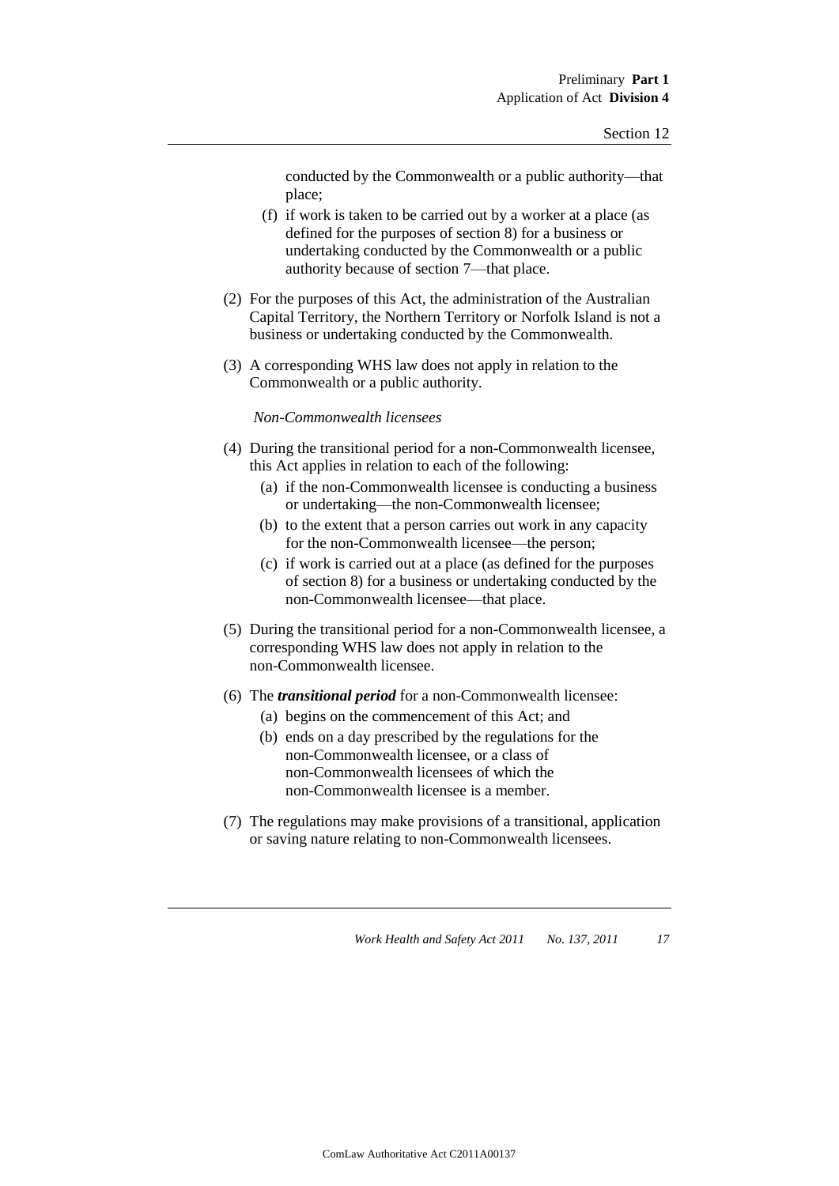conducted by the Commonwealth or a public authority—that place;

(f) if work is taken to be carried out by a worker at a place (as defined for the purposes of section 8) for a business or undertaking conducted by the Commonwealth or a public authority because of section 7—that place.

(2) For the purposes of this Act, the administration of the Australian Capital Territory, the Northern Territory or Norfolk Island is not a business or undertaking conducted by the Commonwealth.

(3) A corresponding WHS law does not apply in relation to the Commonwealth or a public authority.

*Non-Commonwealth licensees*

(4) During the transitional period for a non-Commonwealth licensee, this Act applies in relation to each of the following:

(a) if the non-Commonwealth licensee is conducting a business or undertaking—the non-Commonwealth licensee;

(b) to the extent that a person carries out work in any capacity for the non-Commonwealth licensee—the person;

(c) if work is carried out at a place (as defined for the purposes of section 8) for a business or undertaking conducted by the non-Commonwealth licensee—that place.

(5) During the transitional period for a non-Commonwealth licensee, a corresponding WHS law does not apply in relation to the non-Commonwealth licensee.

(6) The ***transitional period*** for a non-Commonwealth licensee:

(a) begins on the commencement of this Act; and

(b) ends on a day prescribed by the regulations for the non-Commonwealth licensee, or a class of non-Commonwealth licensees of which the non-Commonwealth licensee is a member.

(7) The regulations may make provisions of a transitional, application or saving nature relating to non-Commonwealth licensees.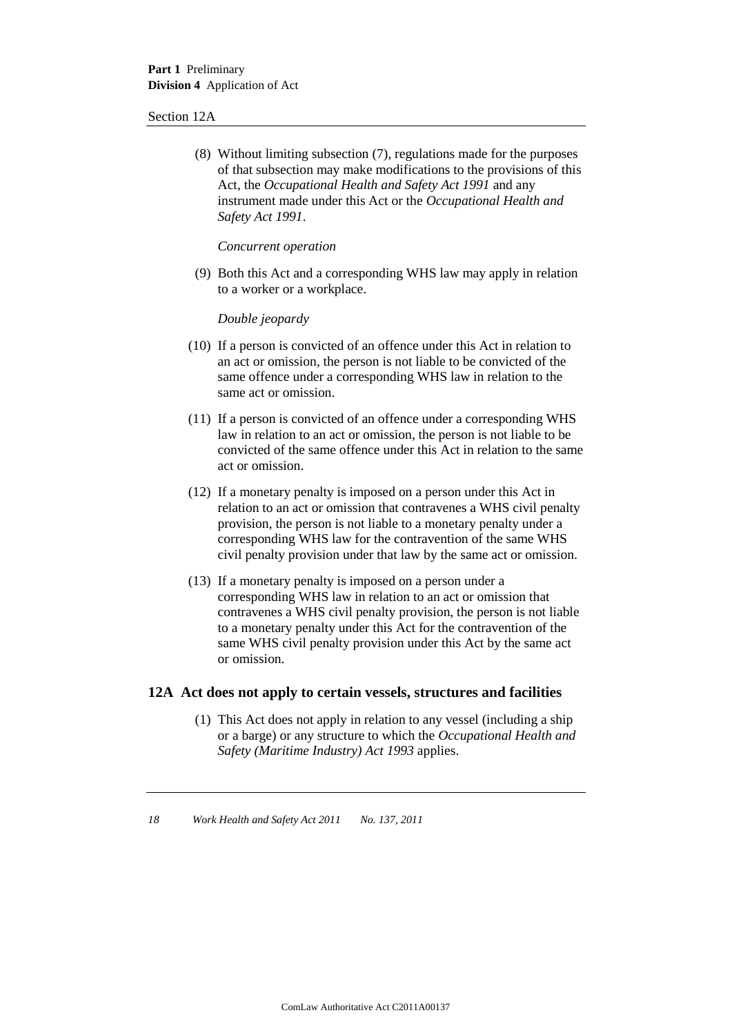(8) Without limiting subsection (7), regulations made for the purposes of that subsection may make modifications to the provisions of this Act, the *Occupational Health and Safety Act 1991* and any instrument made under this Act or the *Occupational Health and Safety Act 1991*.

*Concurrent operation*

(9) Both this Act and a corresponding WHS law may apply in relation to a worker or a workplace.

*Double jeopardy*

(10) If a person is convicted of an offence under this Act in relation to an act or omission, the person is not liable to be convicted of the same offence under a corresponding WHS law in relation to the same act or omission.

(11) If a person is convicted of an offence under a corresponding WHS law in relation to an act or omission, the person is not liable to be convicted of the same offence under this Act in relation to the same act or omission.

(12) If a monetary penalty is imposed on a person under this Act in relation to an act or omission that contravenes a WHS civil penalty provision, the person is not liable to a monetary penalty under a corresponding WHS law for the contravention of the same WHS civil penalty provision under that law by the same act or omission.

(13) If a monetary penalty is imposed on a person under a corresponding WHS law in relation to an act or omission that contravenes a WHS civil penalty provision, the person is not liable to a monetary penalty under this Act for the contravention of the same WHS civil penalty provision under this Act by the same act or omission.

## 12A Act does not apply to certain vessels, structures and facilities

(1) This Act does not apply in relation to any vessel (including a ship or a barge) or any structure to which the *Occupational Health and Safety (Maritime Industry) Act 1993* applies.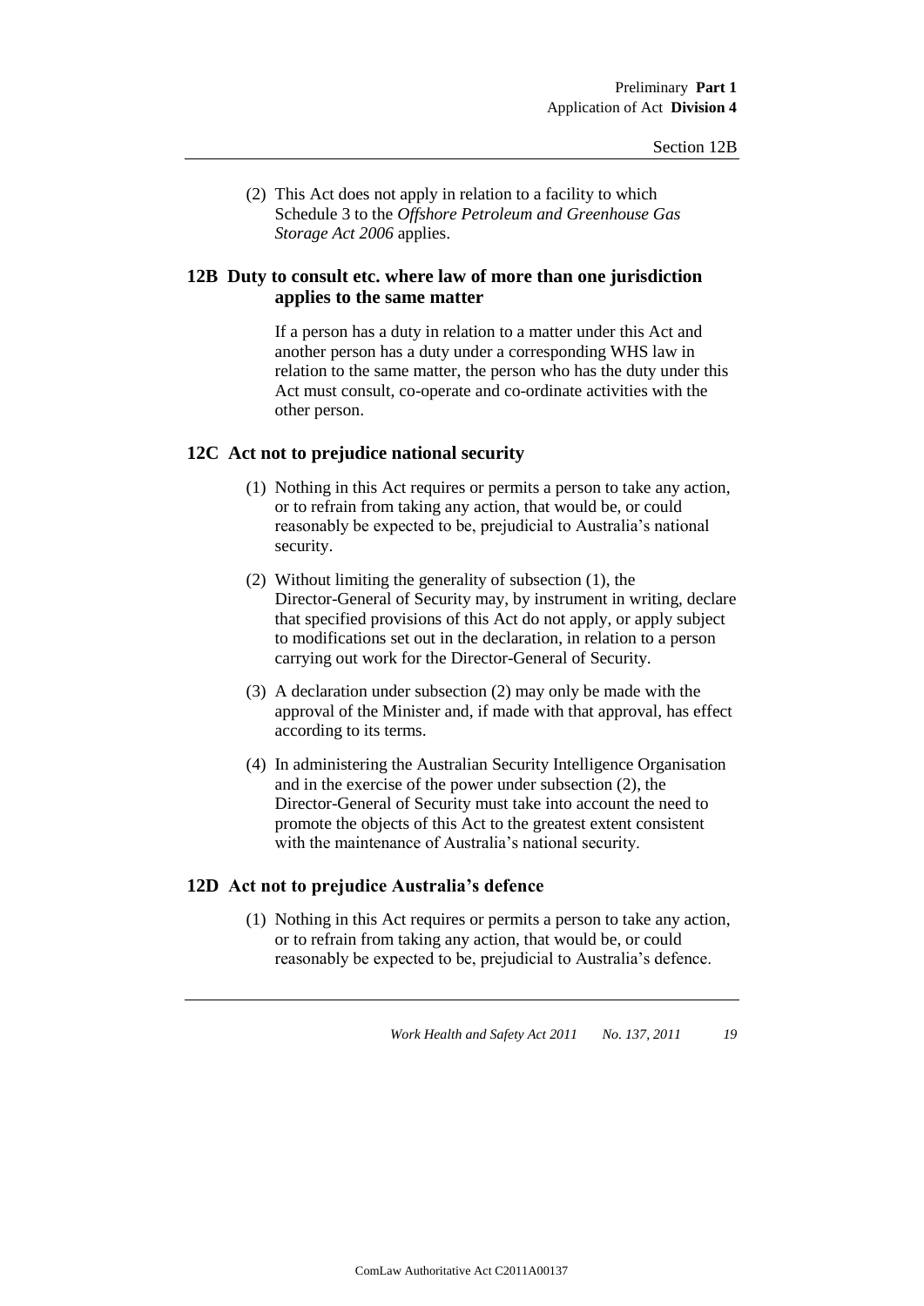(2) This Act does not apply in relation to a facility to which Schedule 3 to the *Offshore Petroleum and Greenhouse Gas Storage Act 2006* applies.

### 12B Duty to consult etc. where law of more than one jurisdiction applies to the same matter

If a person has a duty in relation to a matter under this Act and another person has a duty under a corresponding WHS law in relation to the same matter, the person who has the duty under this Act must consult, co-operate and co-ordinate activities with the other person.

### 12C Act not to prejudice national security

(1) Nothing in this Act requires or permits a person to take any action, or to refrain from taking any action, that would be, or could reasonably be expected to be, prejudicial to Australia's national security.

(2) Without limiting the generality of subsection (1), the Director-General of Security may, by instrument in writing, declare that specified provisions of this Act do not apply, or apply subject to modifications set out in the declaration, in relation to a person carrying out work for the Director-General of Security.

(3) A declaration under subsection (2) may only be made with the approval of the Minister and, if made with that approval, has effect according to its terms.

(4) In administering the Australian Security Intelligence Organisation and in the exercise of the power under subsection (2), the Director-General of Security must take into account the need to promote the objects of this Act to the greatest extent consistent with the maintenance of Australia's national security.

### 12D Act not to prejudice Australia's defence

(1) Nothing in this Act requires or permits a person to take any action, or to refrain from taking any action, that would be, or could reasonably be expected to be, prejudicial to Australia's defence.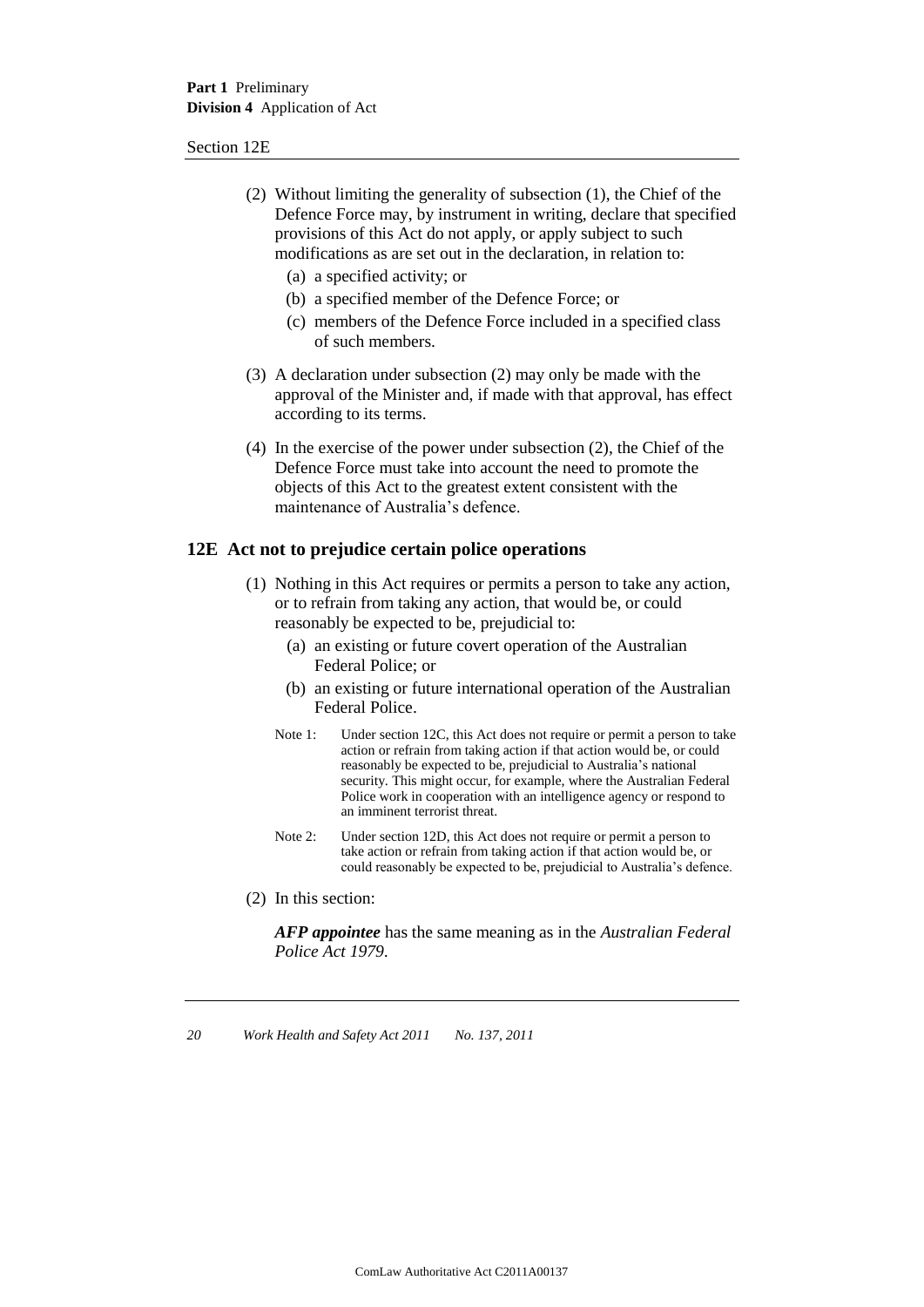(2) Without limiting the generality of subsection (1), the Chief of the Defence Force may, by instrument in writing, declare that specified provisions of this Act do not apply, or apply subject to such modifications as are set out in the declaration, in relation to:

(a) a specified activity; or

(b) a specified member of the Defence Force; or

(c) members of the Defence Force included in a specified class of such members.

(3) A declaration under subsection (2) may only be made with the approval of the Minister and, if made with that approval, has effect according to its terms.

(4) In the exercise of the power under subsection (2), the Chief of the Defence Force must take into account the need to promote the objects of this Act to the greatest extent consistent with the maintenance of Australia's defence.

## 12E Act not to prejudice certain police operations

(1) Nothing in this Act requires or permits a person to take any action, or to refrain from taking any action, that would be, or could reasonably be expected to be, prejudicial to:

(a) an existing or future covert operation of the Australian Federal Police; or

(b) an existing or future international operation of the Australian Federal Police.

Note 1: Under section 12C, this Act does not require or permit a person to take action or refrain from taking action if that action would be, or could reasonably be expected to be, prejudicial to Australia's national security. This might occur, for example, where the Australian Federal Police work in cooperation with an intelligence agency or respond to an imminent terrorist threat.

Note 2: Under section 12D, this Act does not require or permit a person to take action or refrain from taking action if that action would be, or could reasonably be expected to be, prejudicial to Australia's defence.

(2) In this section:

***AFP appointee*** has the same meaning as in the *Australian Federal Police Act 1979*.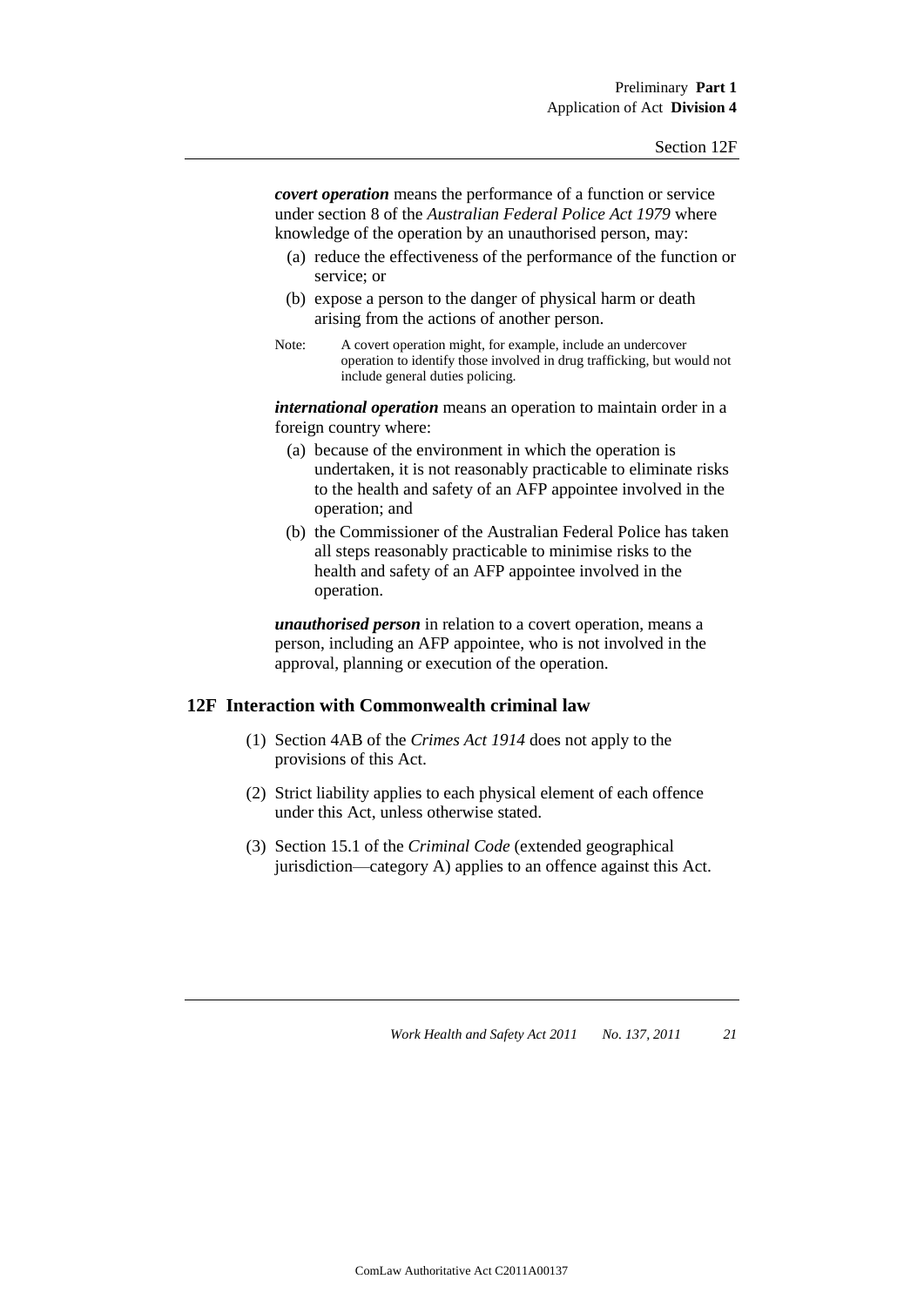***covert operation*** means the performance of a function or service under section 8 of the *Australian Federal Police Act 1979* where knowledge of the operation by an unauthorised person, may:

(a) reduce the effectiveness of the performance of the function or service; or

(b) expose a person to the danger of physical harm or death arising from the actions of another person.

Note: A covert operation might, for example, include an undercover operation to identify those involved in drug trafficking, but would not include general duties policing.

***international operation*** means an operation to maintain order in a foreign country where:

(a) because of the environment in which the operation is undertaken, it is not reasonably practicable to eliminate risks to the health and safety of an AFP appointee involved in the operation; and

(b) the Commissioner of the Australian Federal Police has taken all steps reasonably practicable to minimise risks to the health and safety of an AFP appointee involved in the operation.

***unauthorised person*** in relation to a covert operation, means a person, including an AFP appointee, who is not involved in the approval, planning or execution of the operation.

## 12F Interaction with Commonwealth criminal law

(1) Section 4AB of the *Crimes Act 1914* does not apply to the provisions of this Act.

(2) Strict liability applies to each physical element of each offence under this Act, unless otherwise stated.

(3) Section 15.1 of the *Criminal Code* (extended geographical jurisdiction—category A) applies to an offence against this Act.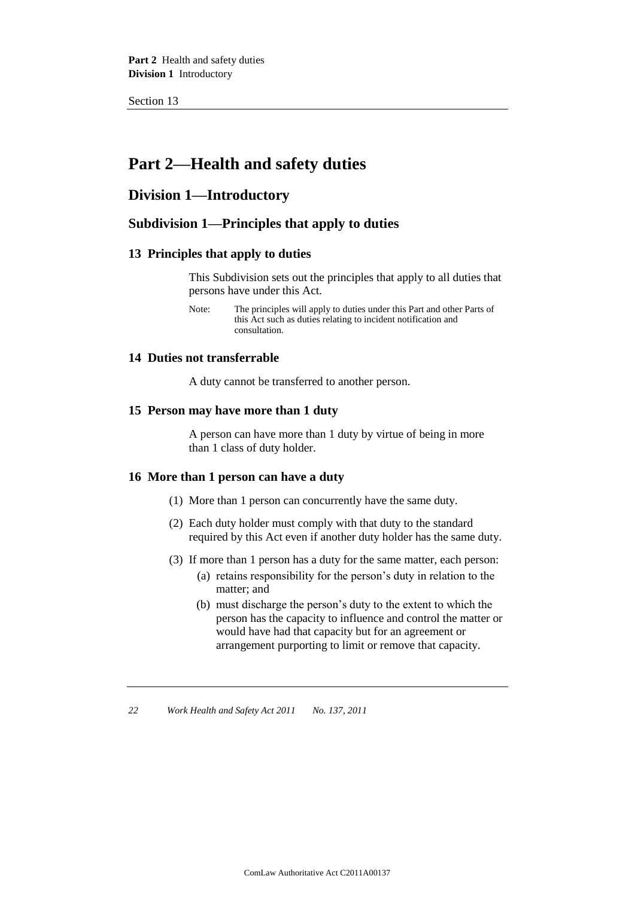# Part 2—Health and safety duties

## Division 1—Introductory

### Subdivision 1—Principles that apply to duties

#### 13 Principles that apply to duties

This Subdivision sets out the principles that apply to all duties that persons have under this Act.

Note: The principles will apply to duties under this Part and other Parts of this Act such as duties relating to incident notification and consultation.

#### 14 Duties not transferrable

A duty cannot be transferred to another person.

#### 15 Person may have more than 1 duty

A person can have more than 1 duty by virtue of being in more than 1 class of duty holder.

#### 16 More than 1 person can have a duty

(1) More than 1 person can concurrently have the same duty.

(2) Each duty holder must comply with that duty to the standard required by this Act even if another duty holder has the same duty.

(3) If more than 1 person has a duty for the same matter, each person:

- (a) retains responsibility for the person's duty in relation to the matter; and
- (b) must discharge the person's duty to the extent to which the person has the capacity to influence and control the matter or would have had that capacity but for an agreement or arrangement purporting to limit or remove that capacity.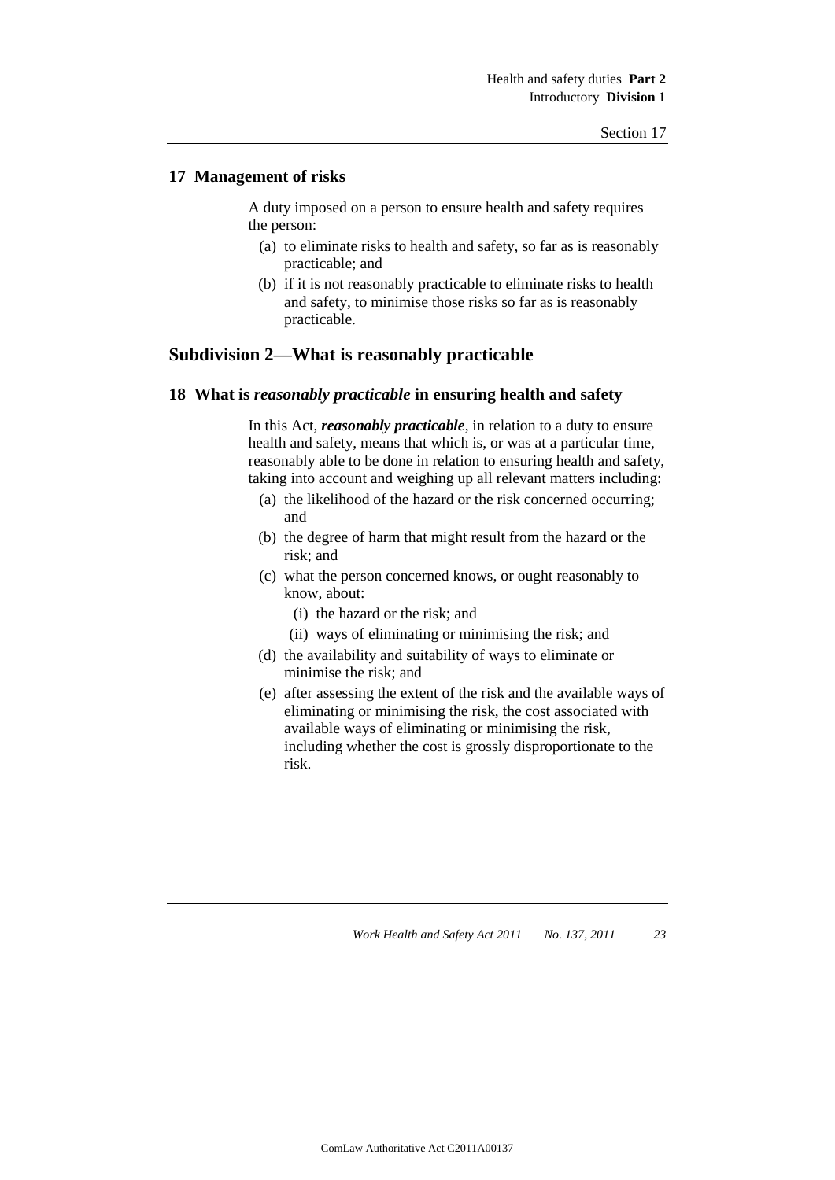### 17 Management of risks

A duty imposed on a person to ensure health and safety requires the person:

- (a) to eliminate risks to health and safety, so far as is reasonably practicable; and
- (b) if it is not reasonably practicable to eliminate risks to health and safety, to minimise those risks so far as is reasonably practicable.

## Subdivision 2—What is reasonably practicable

### 18 What is *reasonably practicable* in ensuring health and safety

In this Act, ***reasonably practicable***, in relation to a duty to ensure health and safety, means that which is, or was at a particular time, reasonably able to be done in relation to ensuring health and safety, taking into account and weighing up all relevant matters including:

- (a) the likelihood of the hazard or the risk concerned occurring; and
- (b) the degree of harm that might result from the hazard or the risk; and
- (c) what the person concerned knows, or ought reasonably to know, about:
  - (i) the hazard or the risk; and
  - (ii) ways of eliminating or minimising the risk; and
- (d) the availability and suitability of ways to eliminate or minimise the risk; and
- (e) after assessing the extent of the risk and the available ways of eliminating or minimising the risk, the cost associated with available ways of eliminating or minimising the risk, including whether the cost is grossly disproportionate to the risk.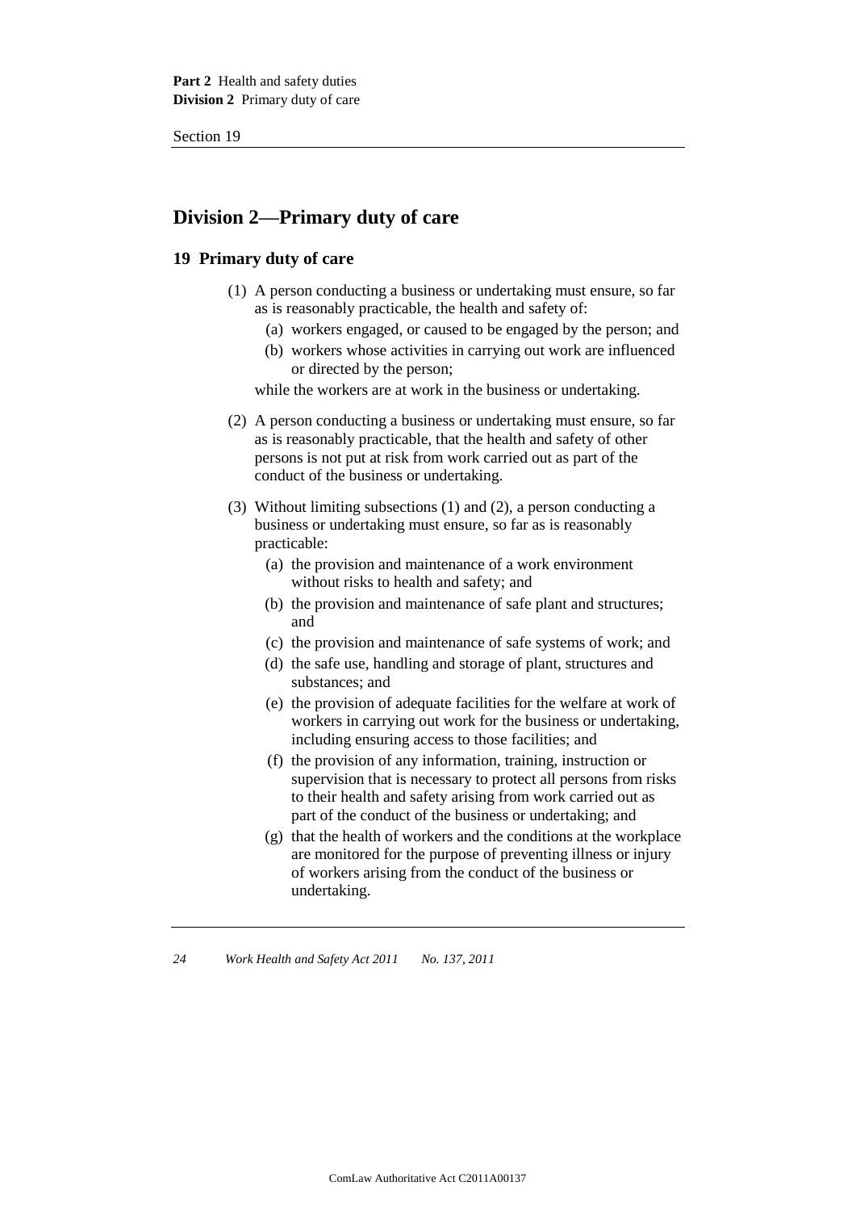## Division 2—Primary duty of care

### 19 Primary duty of care

(1) A person conducting a business or undertaking must ensure, so far as is reasonably practicable, the health and safety of:

- (a) workers engaged, or caused to be engaged by the person; and
- (b) workers whose activities in carrying out work are influenced or directed by the person;

while the workers are at work in the business or undertaking.

(2) A person conducting a business or undertaking must ensure, so far as is reasonably practicable, that the health and safety of other persons is not put at risk from work carried out as part of the conduct of the business or undertaking.

(3) Without limiting subsections (1) and (2), a person conducting a business or undertaking must ensure, so far as is reasonably practicable:

- (a) the provision and maintenance of a work environment without risks to health and safety; and
- (b) the provision and maintenance of safe plant and structures; and
- (c) the provision and maintenance of safe systems of work; and
- (d) the safe use, handling and storage of plant, structures and substances; and
- (e) the provision of adequate facilities for the welfare at work of workers in carrying out work for the business or undertaking, including ensuring access to those facilities; and
- (f) the provision of any information, training, instruction or supervision that is necessary to protect all persons from risks to their health and safety arising from work carried out as part of the conduct of the business or undertaking; and
- (g) that the health of workers and the conditions at the workplace are monitored for the purpose of preventing illness or injury of workers arising from the conduct of the business or undertaking.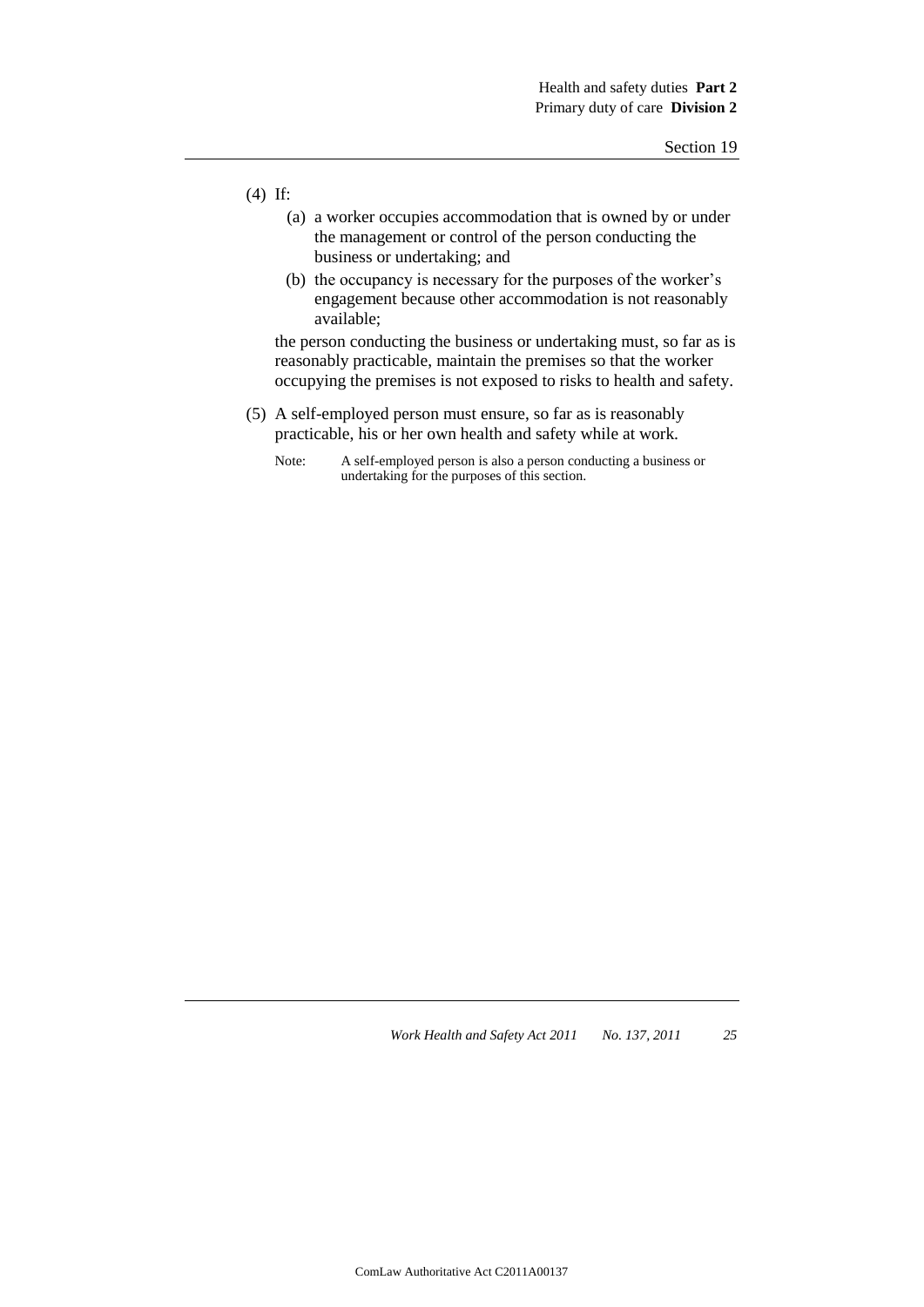(4) If:

   (a) a worker occupies accommodation that is owned by or under the management or control of the person conducting the business or undertaking; and

   (b) the occupancy is necessary for the purposes of the worker's engagement because other accommodation is not reasonably available;

   the person conducting the business or undertaking must, so far as is reasonably practicable, maintain the premises so that the worker occupying the premises is not exposed to risks to health and safety.

(5) A self-employed person must ensure, so far as is reasonably practicable, his or her own health and safety while at work.

   Note: A self-employed person is also a person conducting a business or undertaking for the purposes of this section.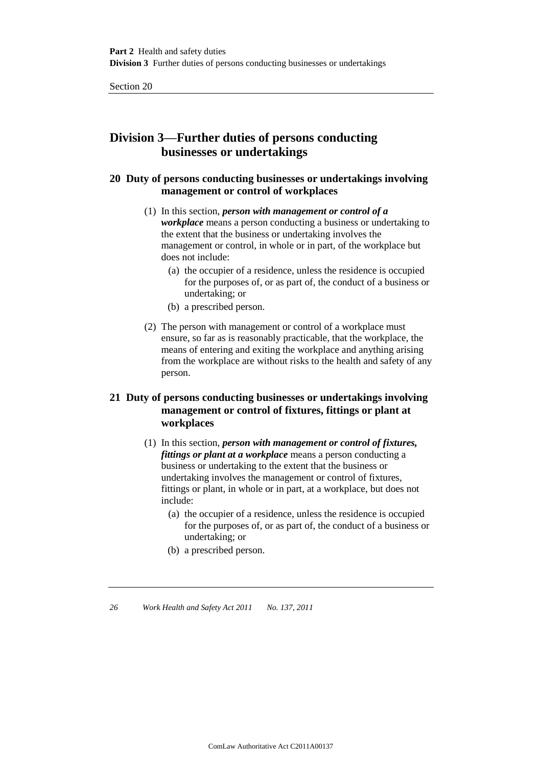## Division 3—Further duties of persons conducting businesses or undertakings

### 20 Duty of persons conducting businesses or undertakings involving management or control of workplaces

(1) In this section, ***person with management or control of a workplace*** means a person conducting a business or undertaking to the extent that the business or undertaking involves the management or control, in whole or in part, of the workplace but does not include:

- (a) the occupier of a residence, unless the residence is occupied for the purposes of, or as part of, the conduct of a business or undertaking; or
- (b) a prescribed person.

(2) The person with management or control of a workplace must ensure, so far as is reasonably practicable, that the workplace, the means of entering and exiting the workplace and anything arising from the workplace are without risks to the health and safety of any person.

### 21 Duty of persons conducting businesses or undertakings involving management or control of fixtures, fittings or plant at workplaces

(1) In this section, ***person with management or control of fixtures, fittings or plant at a workplace*** means a person conducting a business or undertaking to the extent that the business or undertaking involves the management or control of fixtures, fittings or plant, in whole or in part, at a workplace, but does not include:

- (a) the occupier of a residence, unless the residence is occupied for the purposes of, or as part of, the conduct of a business or undertaking; or
- (b) a prescribed person.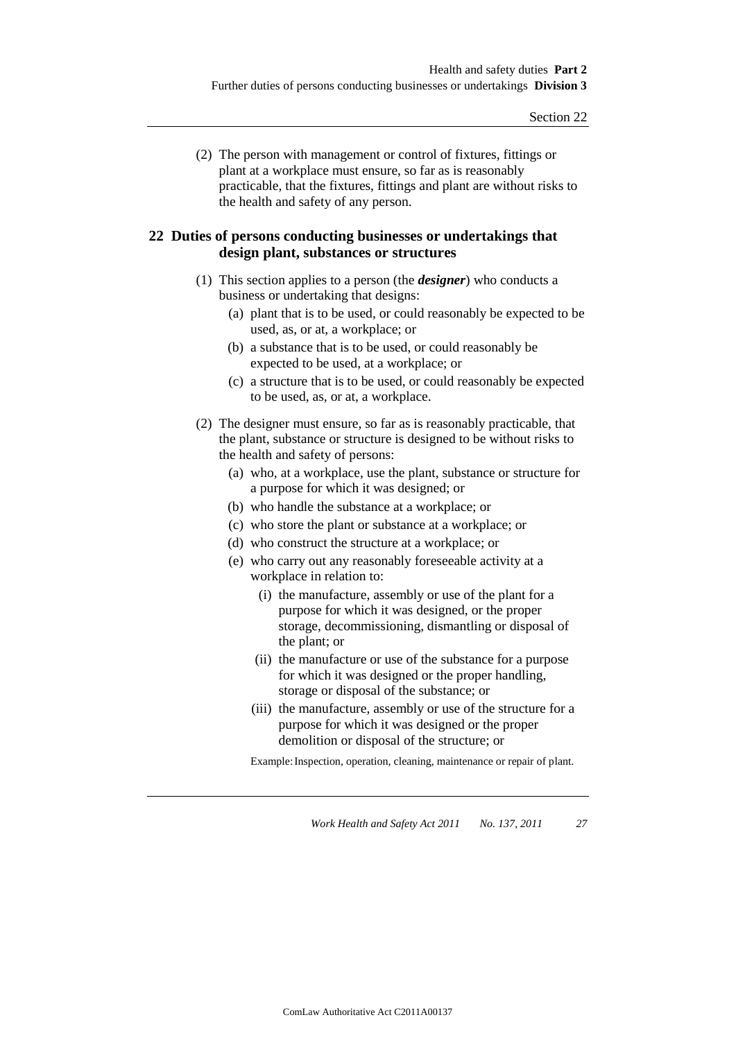(2) The person with management or control of fixtures, fittings or plant at a workplace must ensure, so far as is reasonably practicable, that the fixtures, fittings and plant are without risks to the health and safety of any person.

## 22 Duties of persons conducting businesses or undertakings that design plant, substances or structures

(1) This section applies to a person (the ***designer***) who conducts a business or undertaking that designs:

- (a) plant that is to be used, or could reasonably be expected to be used, as, or at, a workplace; or
- (b) a substance that is to be used, or could reasonably be expected to be used, at a workplace; or
- (c) a structure that is to be used, or could reasonably be expected to be used, as, or at, a workplace.

(2) The designer must ensure, so far as is reasonably practicable, that the plant, substance or structure is designed to be without risks to the health and safety of persons:

- (a) who, at a workplace, use the plant, substance or structure for a purpose for which it was designed; or
- (b) who handle the substance at a workplace; or
- (c) who store the plant or substance at a workplace; or
- (d) who construct the structure at a workplace; or
- (e) who carry out any reasonably foreseeable activity at a workplace in relation to:
  - (i) the manufacture, assembly or use of the plant for a purpose for which it was designed, or the proper storage, decommissioning, dismantling or disposal of the plant; or
  - (ii) the manufacture or use of the substance for a purpose for which it was designed or the proper handling, storage or disposal of the substance; or
  - (iii) the manufacture, assembly or use of the structure for a purpose for which it was designed or the proper demolition or disposal of the structure; or

Example: Inspection, operation, cleaning, maintenance or repair of plant.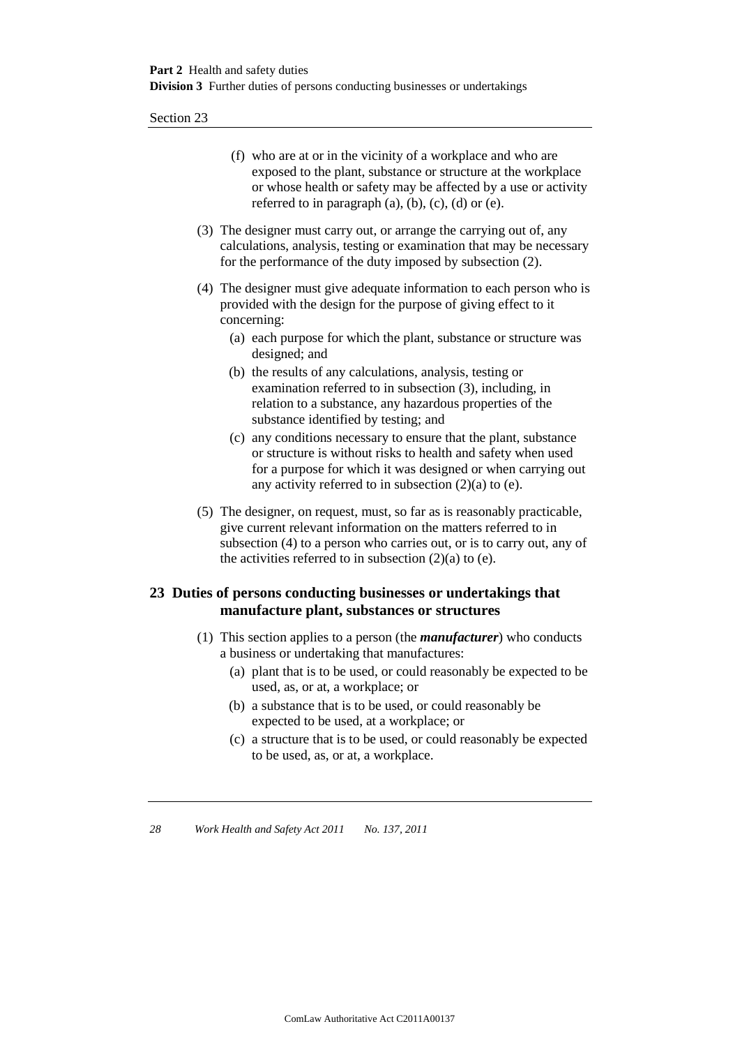(f) who are at or in the vicinity of a workplace and who are exposed to the plant, substance or structure at the workplace or whose health or safety may be affected by a use or activity referred to in paragraph (a), (b), (c), (d) or (e).

(3) The designer must carry out, or arrange the carrying out of, any calculations, analysis, testing or examination that may be necessary for the performance of the duty imposed by subsection (2).

(4) The designer must give adequate information to each person who is provided with the design for the purpose of giving effect to it concerning:

(a) each purpose for which the plant, substance or structure was designed; and

(b) the results of any calculations, analysis, testing or examination referred to in subsection (3), including, in relation to a substance, any hazardous properties of the substance identified by testing; and

(c) any conditions necessary to ensure that the plant, substance or structure is without risks to health and safety when used for a purpose for which it was designed or when carrying out any activity referred to in subsection (2)(a) to (e).

(5) The designer, on request, must, so far as is reasonably practicable, give current relevant information on the matters referred to in subsection (4) to a person who carries out, or is to carry out, any of the activities referred to in subsection (2)(a) to (e).

## 23 Duties of persons conducting businesses or undertakings that manufacture plant, substances or structures

(1) This section applies to a person (the ***manufacturer***) who conducts a business or undertaking that manufactures:

(a) plant that is to be used, or could reasonably be expected to be used, as, or at, a workplace; or

(b) a substance that is to be used, or could reasonably be expected to be used, at a workplace; or

(c) a structure that is to be used, or could reasonably be expected to be used, as, or at, a workplace.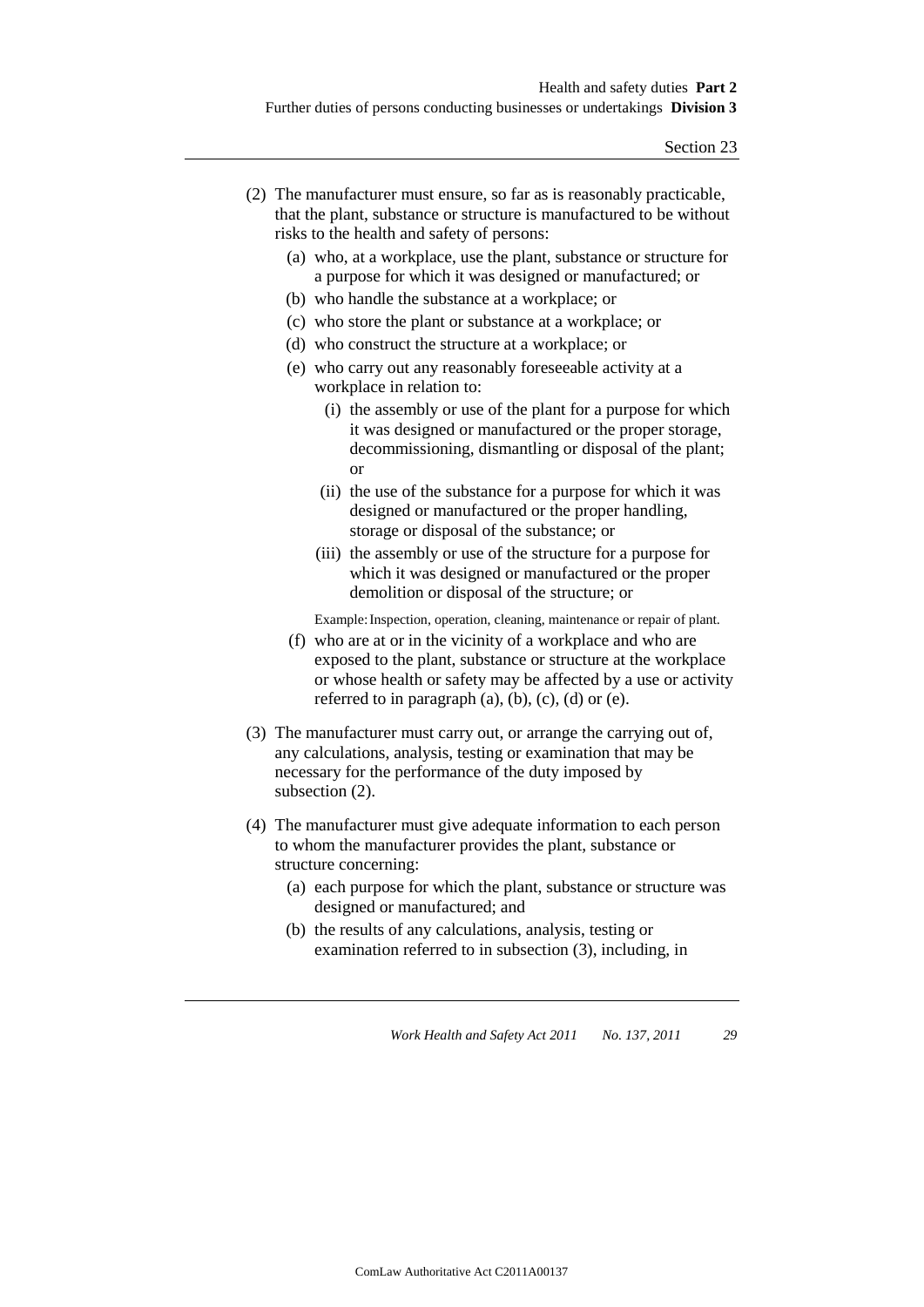(2) The manufacturer must ensure, so far as is reasonably practicable, that the plant, substance or structure is manufactured to be without risks to the health and safety of persons:

   (a) who, at a workplace, use the plant, substance or structure for a purpose for which it was designed or manufactured; or

   (b) who handle the substance at a workplace; or

   (c) who store the plant or substance at a workplace; or

   (d) who construct the structure at a workplace; or

   (e) who carry out any reasonably foreseeable activity at a workplace in relation to:

      (i) the assembly or use of the plant for a purpose for which it was designed or manufactured or the proper storage, decommissioning, dismantling or disposal of the plant; or

      (ii) the use of the substance for a purpose for which it was designed or manufactured or the proper handling, storage or disposal of the substance; or

      (iii) the assembly or use of the structure for a purpose for which it was designed or manufactured or the proper demolition or disposal of the structure; or

   Example: Inspection, operation, cleaning, maintenance or repair of plant.

   (f) who are at or in the vicinity of a workplace and who are exposed to the plant, substance or structure at the workplace or whose health or safety may be affected by a use or activity referred to in paragraph (a), (b), (c), (d) or (e).

(3) The manufacturer must carry out, or arrange the carrying out of, any calculations, analysis, testing or examination that may be necessary for the performance of the duty imposed by subsection (2).

(4) The manufacturer must give adequate information to each person to whom the manufacturer provides the plant, substance or structure concerning:

   (a) each purpose for which the plant, substance or structure was designed or manufactured; and

   (b) the results of any calculations, analysis, testing or examination referred to in subsection (3), including, in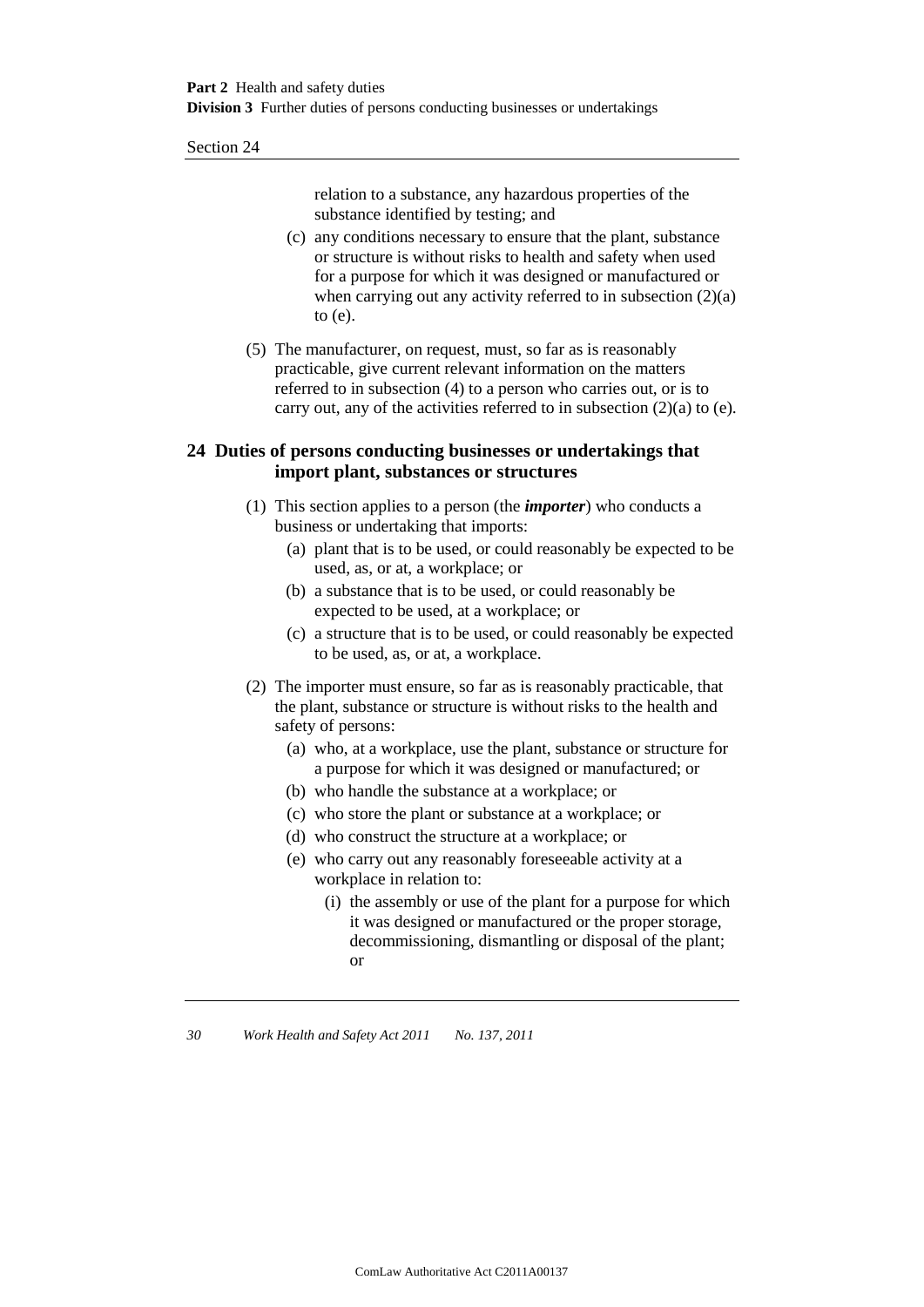relation to a substance, any hazardous properties of the substance identified by testing; and

(c) any conditions necessary to ensure that the plant, substance or structure is without risks to health and safety when used for a purpose for which it was designed or manufactured or when carrying out any activity referred to in subsection (2)(a) to (e).

(5) The manufacturer, on request, must, so far as is reasonably practicable, give current relevant information on the matters referred to in subsection (4) to a person who carries out, or is to carry out, any of the activities referred to in subsection (2)(a) to (e).

### 24 Duties of persons conducting businesses or undertakings that import plant, substances or structures

(1) This section applies to a person (the ***importer***) who conducts a business or undertaking that imports:

(a) plant that is to be used, or could reasonably be expected to be used, as, or at, a workplace; or

(b) a substance that is to be used, or could reasonably be expected to be used, at a workplace; or

(c) a structure that is to be used, or could reasonably be expected to be used, as, or at, a workplace.

(2) The importer must ensure, so far as is reasonably practicable, that the plant, substance or structure is without risks to the health and safety of persons:

(a) who, at a workplace, use the plant, substance or structure for a purpose for which it was designed or manufactured; or

(b) who handle the substance at a workplace; or

(c) who store the plant or substance at a workplace; or

(d) who construct the structure at a workplace; or

(e) who carry out any reasonably foreseeable activity at a workplace in relation to:

(i) the assembly or use of the plant for a purpose for which it was designed or manufactured or the proper storage, decommissioning, dismantling or disposal of the plant; or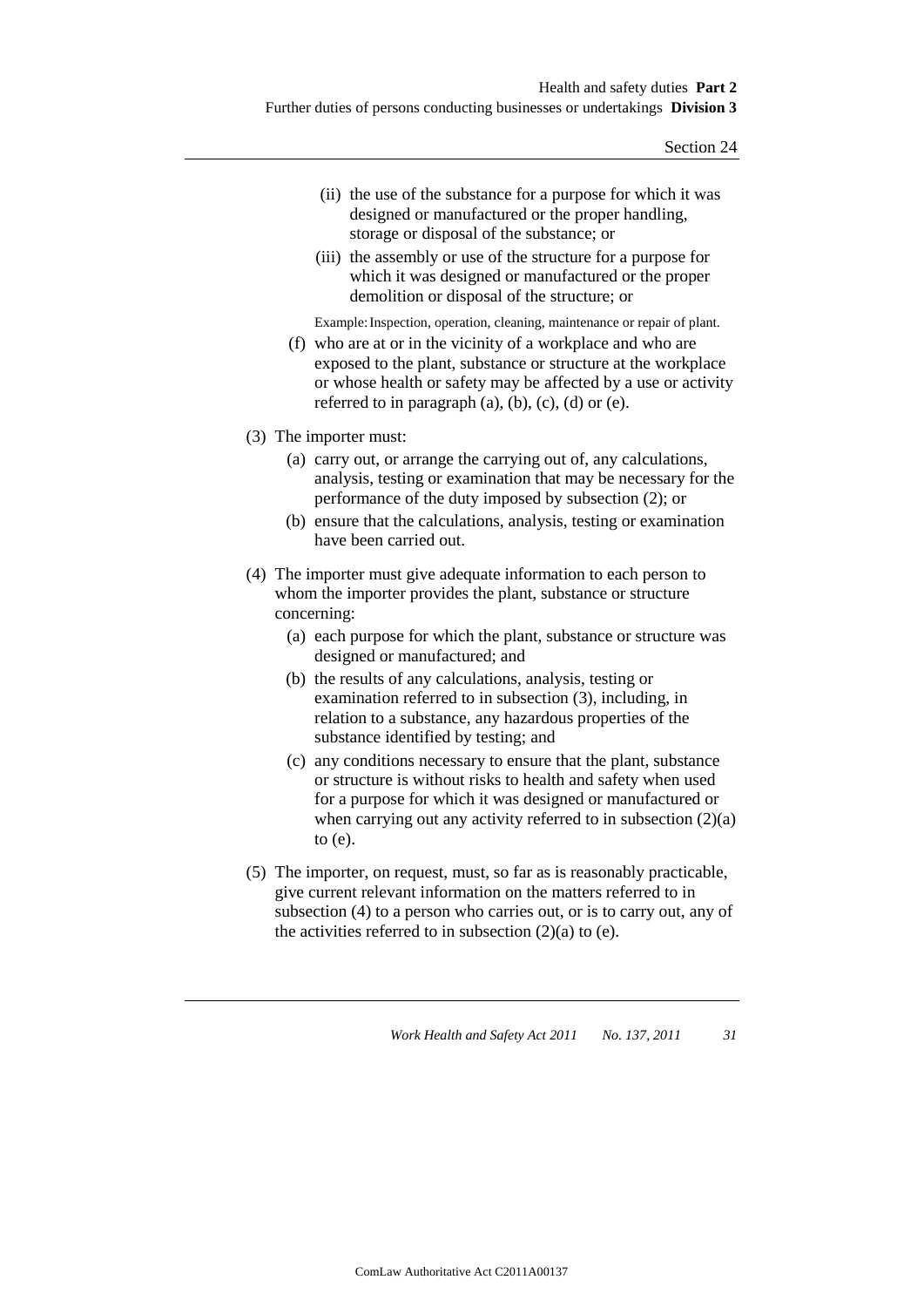(ii) the use of the substance for a purpose for which it was designed or manufactured or the proper handling, storage or disposal of the substance; or

(iii) the assembly or use of the structure for a purpose for which it was designed or manufactured or the proper demolition or disposal of the structure; or

Example: Inspection, operation, cleaning, maintenance or repair of plant.

(f) who are at or in the vicinity of a workplace and who are exposed to the plant, substance or structure at the workplace or whose health or safety may be affected by a use or activity referred to in paragraph (a), (b), (c), (d) or (e).

(3) The importer must:

(a) carry out, or arrange the carrying out of, any calculations, analysis, testing or examination that may be necessary for the performance of the duty imposed by subsection (2); or

(b) ensure that the calculations, analysis, testing or examination have been carried out.

(4) The importer must give adequate information to each person to whom the importer provides the plant, substance or structure concerning:

(a) each purpose for which the plant, substance or structure was designed or manufactured; and

(b) the results of any calculations, analysis, testing or examination referred to in subsection (3), including, in relation to a substance, any hazardous properties of the substance identified by testing; and

(c) any conditions necessary to ensure that the plant, substance or structure is without risks to health and safety when used for a purpose for which it was designed or manufactured or when carrying out any activity referred to in subsection (2)(a) to (e).

(5) The importer, on request, must, so far as is reasonably practicable, give current relevant information on the matters referred to in subsection (4) to a person who carries out, or is to carry out, any of the activities referred to in subsection (2)(a) to (e).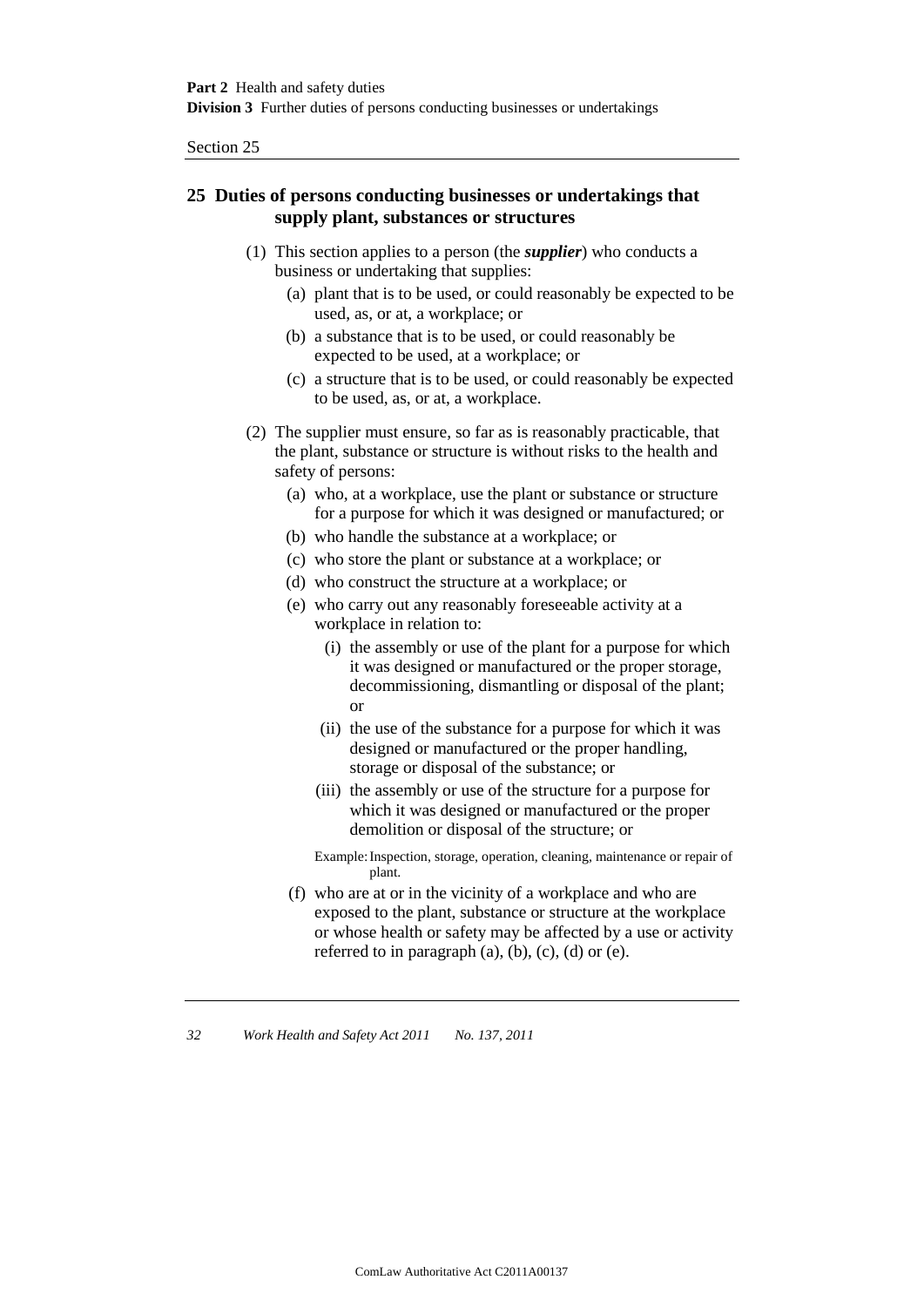## 25 Duties of persons conducting businesses or undertakings that supply plant, substances or structures

(1) This section applies to a person (the ***supplier***) who conducts a business or undertaking that supplies:

- (a) plant that is to be used, or could reasonably be expected to be used, as, or at, a workplace; or
- (b) a substance that is to be used, or could reasonably be expected to be used, at a workplace; or
- (c) a structure that is to be used, or could reasonably be expected to be used, as, or at, a workplace.

(2) The supplier must ensure, so far as is reasonably practicable, that the plant, substance or structure is without risks to the health and safety of persons:

- (a) who, at a workplace, use the plant or substance or structure for a purpose for which it was designed or manufactured; or
- (b) who handle the substance at a workplace; or
- (c) who store the plant or substance at a workplace; or
- (d) who construct the structure at a workplace; or
- (e) who carry out any reasonably foreseeable activity at a workplace in relation to:
  - (i) the assembly or use of the plant for a purpose for which it was designed or manufactured or the proper storage, decommissioning, dismantling or disposal of the plant; or
  - (ii) the use of the substance for a purpose for which it was designed or manufactured or the proper handling, storage or disposal of the substance; or
  - (iii) the assembly or use of the structure for a purpose for which it was designed or manufactured or the proper demolition or disposal of the structure; or

  Example: Inspection, storage, operation, cleaning, maintenance or repair of plant.

- (f) who are at or in the vicinity of a workplace and who are exposed to the plant, substance or structure at the workplace or whose health or safety may be affected by a use or activity referred to in paragraph (a), (b), (c), (d) or (e).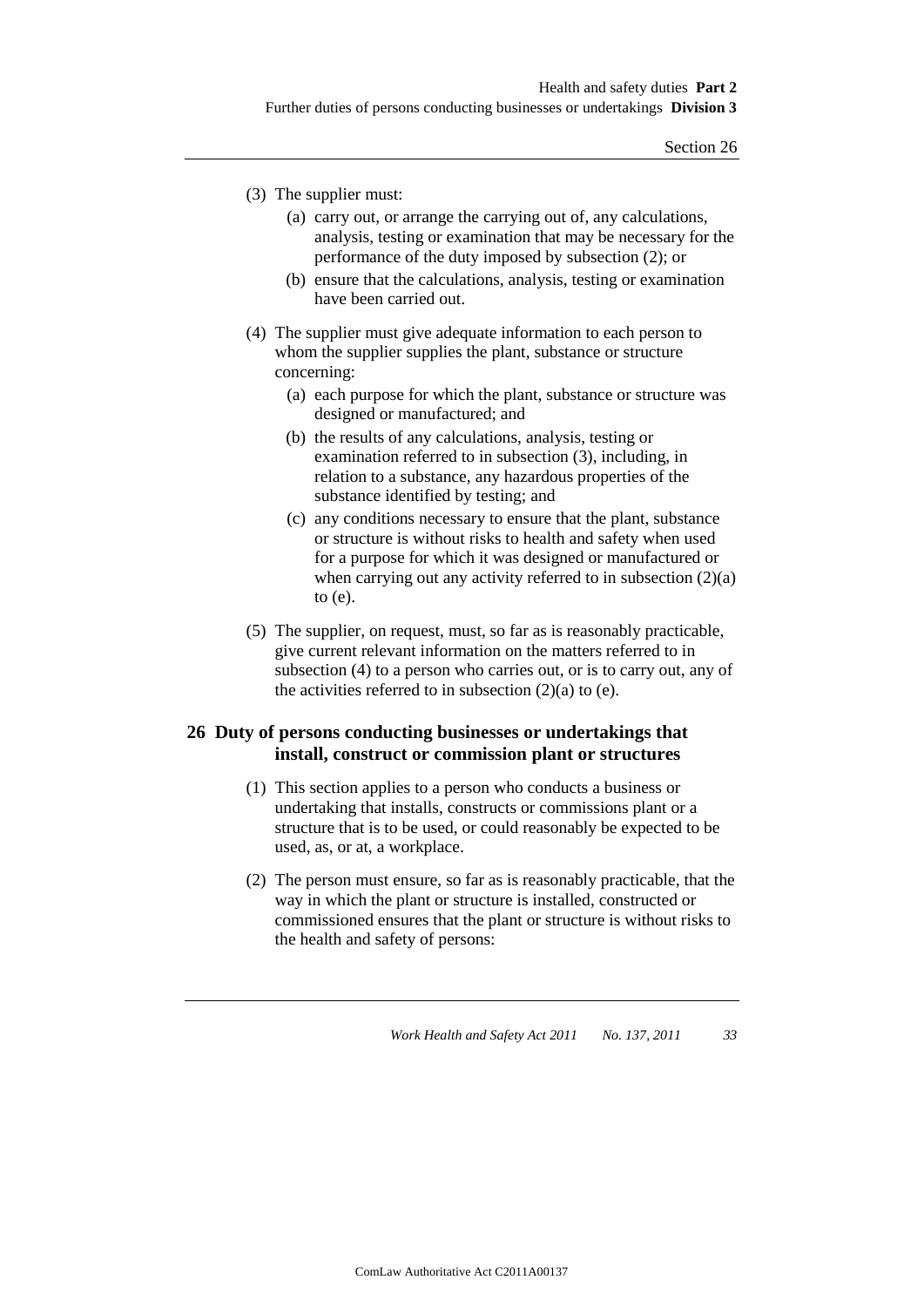(3) The supplier must:

(a) carry out, or arrange the carrying out of, any calculations, analysis, testing or examination that may be necessary for the performance of the duty imposed by subsection (2); or

(b) ensure that the calculations, analysis, testing or examination have been carried out.

(4) The supplier must give adequate information to each person to whom the supplier supplies the plant, substance or structure concerning:

(a) each purpose for which the plant, substance or structure was designed or manufactured; and

(b) the results of any calculations, analysis, testing or examination referred to in subsection (3), including, in relation to a substance, any hazardous properties of the substance identified by testing; and

(c) any conditions necessary to ensure that the plant, substance or structure is without risks to health and safety when used for a purpose for which it was designed or manufactured or when carrying out any activity referred to in subsection (2)(a) to (e).

(5) The supplier, on request, must, so far as is reasonably practicable, give current relevant information on the matters referred to in subsection (4) to a person who carries out, or is to carry out, any of the activities referred to in subsection (2)(a) to (e).

## 26 Duty of persons conducting businesses or undertakings that install, construct or commission plant or structures

(1) This section applies to a person who conducts a business or undertaking that installs, constructs or commissions plant or a structure that is to be used, or could reasonably be expected to be used, as, or at, a workplace.

(2) The person must ensure, so far as is reasonably practicable, that the way in which the plant or structure is installed, constructed or commissioned ensures that the plant or structure is without risks to the health and safety of persons: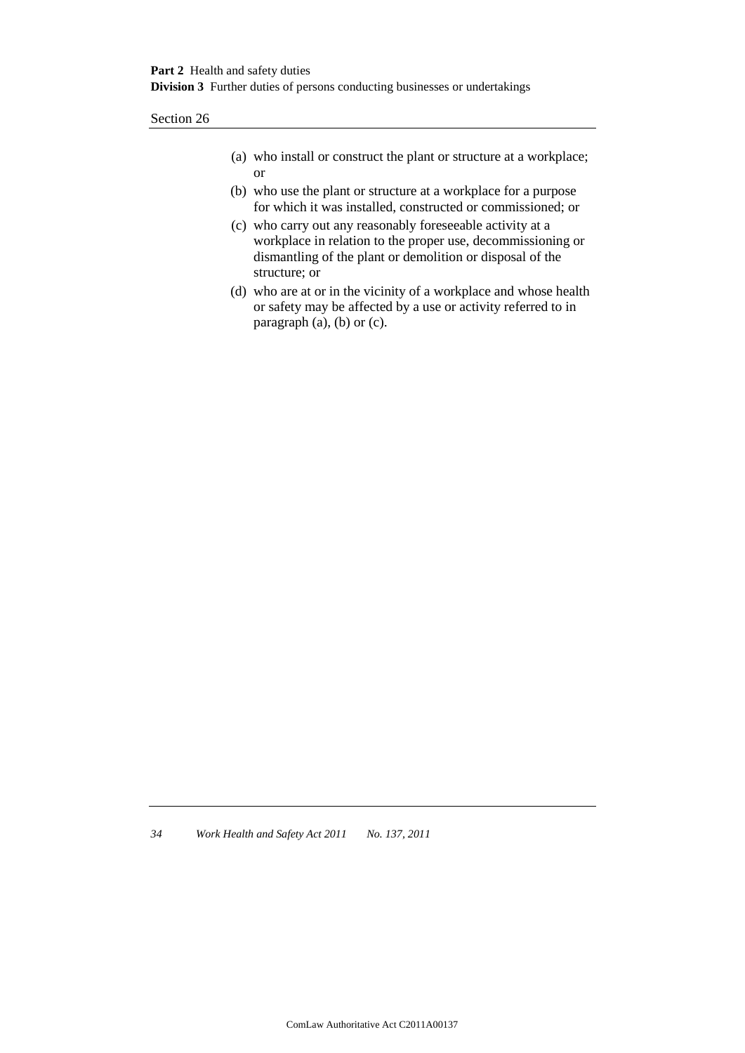(a) who install or construct the plant or structure at a workplace; or

(b) who use the plant or structure at a workplace for a purpose for which it was installed, constructed or commissioned; or

(c) who carry out any reasonably foreseeable activity at a workplace in relation to the proper use, decommissioning or dismantling of the plant or demolition or disposal of the structure; or

(d) who are at or in the vicinity of a workplace and whose health or safety may be affected by a use or activity referred to in paragraph (a), (b) or (c).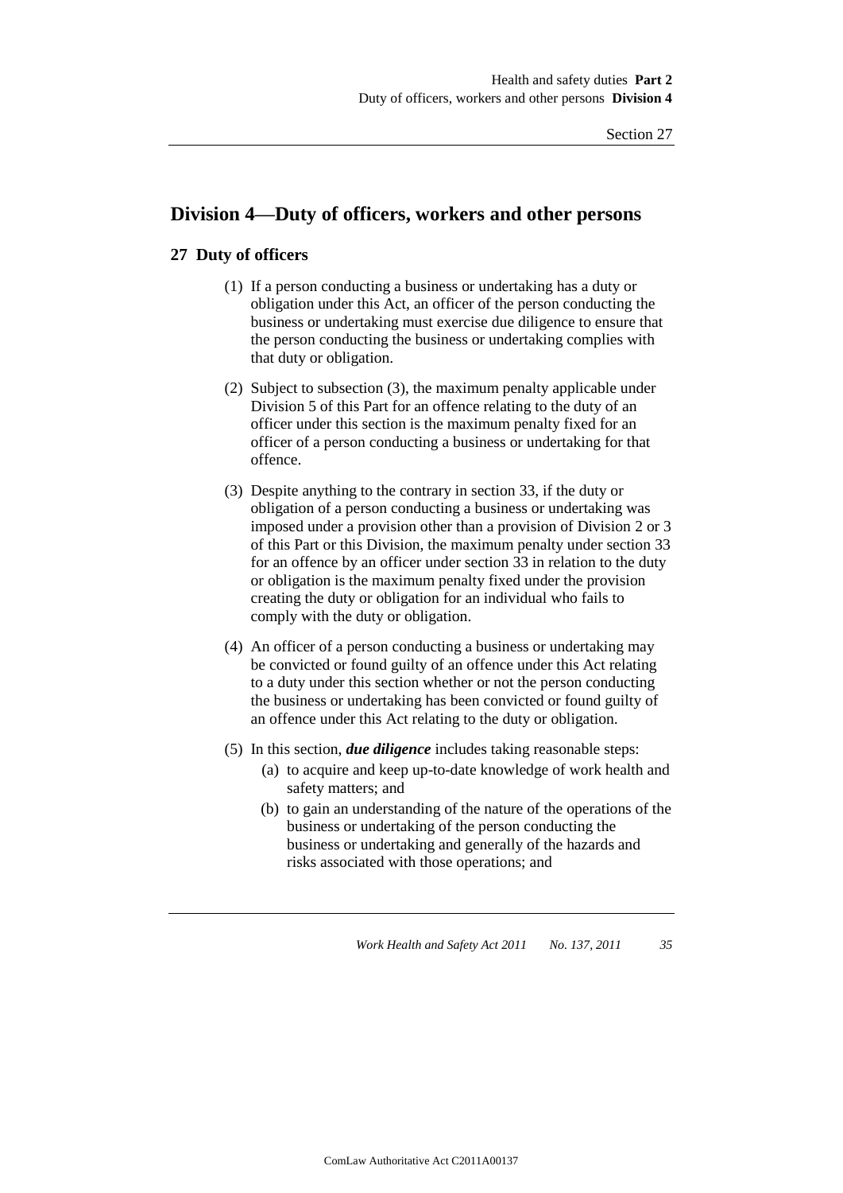## Division 4—Duty of officers, workers and other persons

### 27 Duty of officers

(1) If a person conducting a business or undertaking has a duty or obligation under this Act, an officer of the person conducting the business or undertaking must exercise due diligence to ensure that the person conducting the business or undertaking complies with that duty or obligation.

(2) Subject to subsection (3), the maximum penalty applicable under Division 5 of this Part for an offence relating to the duty of an officer under this section is the maximum penalty fixed for an officer of a person conducting a business or undertaking for that offence.

(3) Despite anything to the contrary in section 33, if the duty or obligation of a person conducting a business or undertaking was imposed under a provision other than a provision of Division 2 or 3 of this Part or this Division, the maximum penalty under section 33 for an offence by an officer under section 33 in relation to the duty or obligation is the maximum penalty fixed under the provision creating the duty or obligation for an individual who fails to comply with the duty or obligation.

(4) An officer of a person conducting a business or undertaking may be convicted or found guilty of an offence under this Act relating to a duty under this section whether or not the person conducting the business or undertaking has been convicted or found guilty of an offence under this Act relating to the duty or obligation.

(5) In this section, ***due diligence*** includes taking reasonable steps:

(a) to acquire and keep up-to-date knowledge of work health and safety matters; and

(b) to gain an understanding of the nature of the operations of the business or undertaking of the person conducting the business or undertaking and generally of the hazards and risks associated with those operations; and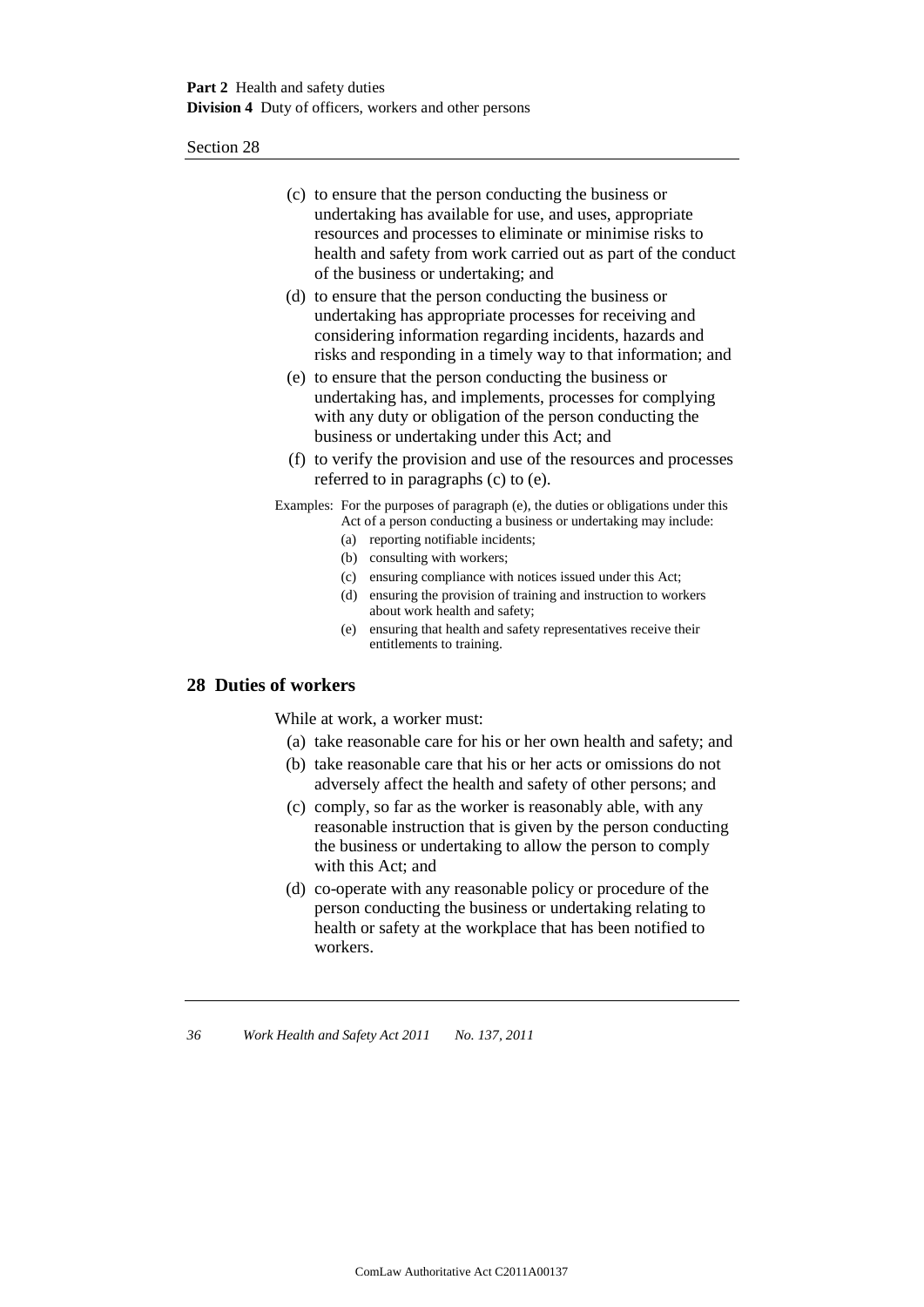(c) to ensure that the person conducting the business or undertaking has available for use, and uses, appropriate resources and processes to eliminate or minimise risks to health and safety from work carried out as part of the conduct of the business or undertaking; and

(d) to ensure that the person conducting the business or undertaking has appropriate processes for receiving and considering information regarding incidents, hazards and risks and responding in a timely way to that information; and

(e) to ensure that the person conducting the business or undertaking has, and implements, processes for complying with any duty or obligation of the person conducting the business or undertaking under this Act; and

(f) to verify the provision and use of the resources and processes referred to in paragraphs (c) to (e).

Examples: For the purposes of paragraph (e), the duties or obligations under this Act of a person conducting a business or undertaking may include:

(a) reporting notifiable incidents;
(b) consulting with workers;
(c) ensuring compliance with notices issued under this Act;
(d) ensuring the provision of training and instruction to workers about work health and safety;
(e) ensuring that health and safety representatives receive their entitlements to training.

## 28 Duties of workers

While at work, a worker must:

(a) take reasonable care for his or her own health and safety; and

(b) take reasonable care that his or her acts or omissions do not adversely affect the health and safety of other persons; and

(c) comply, so far as the worker is reasonably able, with any reasonable instruction that is given by the person conducting the business or undertaking to allow the person to comply with this Act; and

(d) co-operate with any reasonable policy or procedure of the person conducting the business or undertaking relating to health or safety at the workplace that has been notified to workers.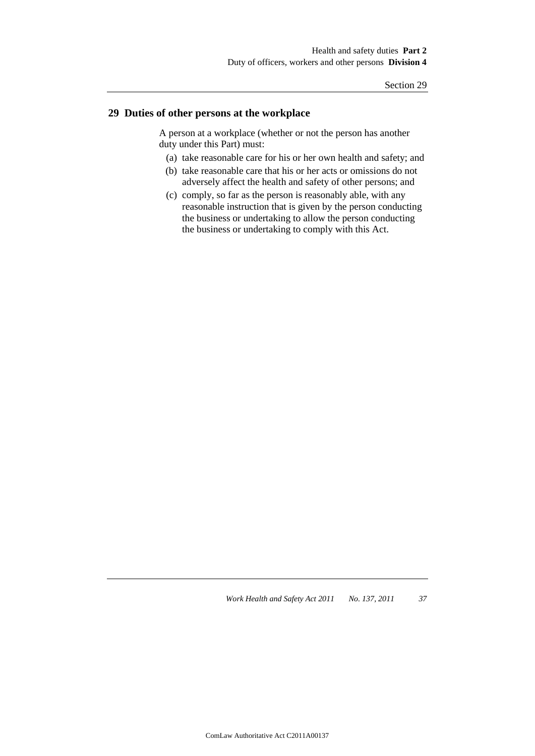## 29 Duties of other persons at the workplace

A person at a workplace (whether or not the person has another duty under this Part) must:

(a) take reasonable care for his or her own health and safety; and

(b) take reasonable care that his or her acts or omissions do not adversely affect the health and safety of other persons; and

(c) comply, so far as the person is reasonably able, with any reasonable instruction that is given by the person conducting the business or undertaking to allow the person conducting the business or undertaking to comply with this Act.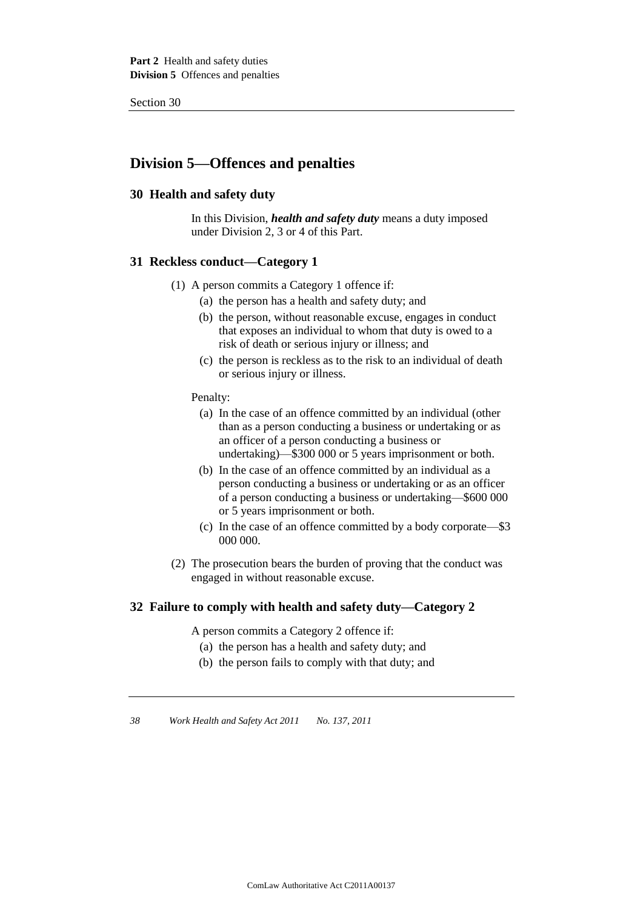## Division 5—Offences and penalties

### 30 Health and safety duty

In this Division, ***health and safety duty*** means a duty imposed under Division 2, 3 or 4 of this Part.

### 31 Reckless conduct—Category 1

(1) A person commits a Category 1 offence if:

  (a) the person has a health and safety duty; and

  (b) the person, without reasonable excuse, engages in conduct that exposes an individual to whom that duty is owed to a risk of death or serious injury or illness; and

  (c) the person is reckless as to the risk to an individual of death or serious injury or illness.

Penalty:

  (a) In the case of an offence committed by an individual (other than as a person conducting a business or undertaking or as an officer of a person conducting a business or undertaking)—$300 000 or 5 years imprisonment or both.

  (b) In the case of an offence committed by an individual as a person conducting a business or undertaking or as an officer of a person conducting a business or undertaking—$600 000 or 5 years imprisonment or both.

  (c) In the case of an offence committed by a body corporate—$3 000 000.

(2) The prosecution bears the burden of proving that the conduct was engaged in without reasonable excuse.

### 32 Failure to comply with health and safety duty—Category 2

A person commits a Category 2 offence if:

  (a) the person has a health and safety duty; and

  (b) the person fails to comply with that duty; and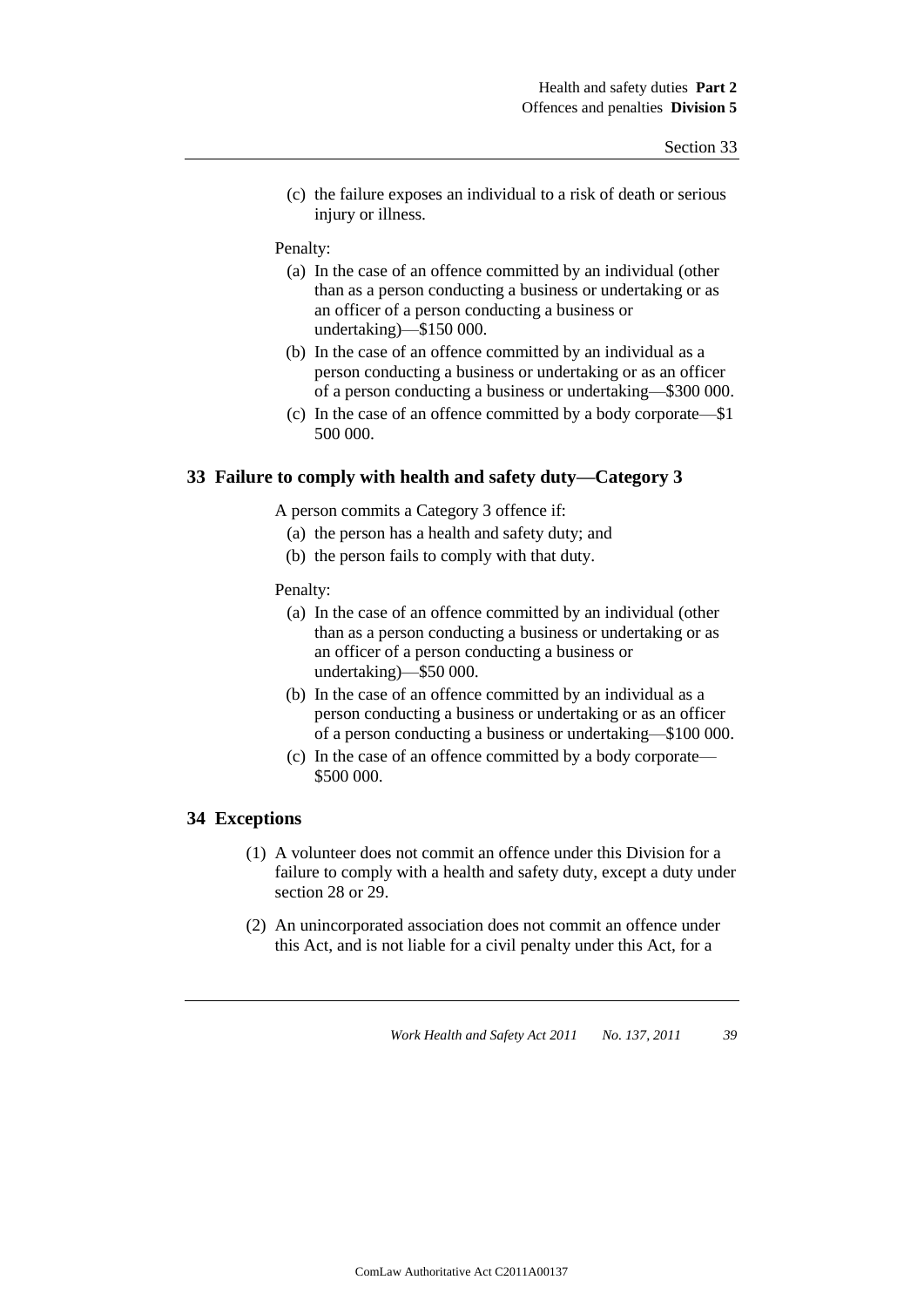(c) the failure exposes an individual to a risk of death or serious injury or illness.

Penalty:

(a) In the case of an offence committed by an individual (other than as a person conducting a business or undertaking or as an officer of a person conducting a business or undertaking)—$150 000.

(b) In the case of an offence committed by an individual as a person conducting a business or undertaking or as an officer of a person conducting a business or undertaking—$300 000.

(c) In the case of an offence committed by a body corporate—$1 500 000.

## 33 Failure to comply with health and safety duty—Category 3

A person commits a Category 3 offence if:

(a) the person has a health and safety duty; and

(b) the person fails to comply with that duty.

Penalty:

(a) In the case of an offence committed by an individual (other than as a person conducting a business or undertaking or as an officer of a person conducting a business or undertaking)—$50 000.

(b) In the case of an offence committed by an individual as a person conducting a business or undertaking or as an officer of a person conducting a business or undertaking—$100 000.

(c) In the case of an offence committed by a body corporate—$500 000.

## 34 Exceptions

(1) A volunteer does not commit an offence under this Division for a failure to comply with a health and safety duty, except a duty under section 28 or 29.

(2) An unincorporated association does not commit an offence under this Act, and is not liable for a civil penalty under this Act, for a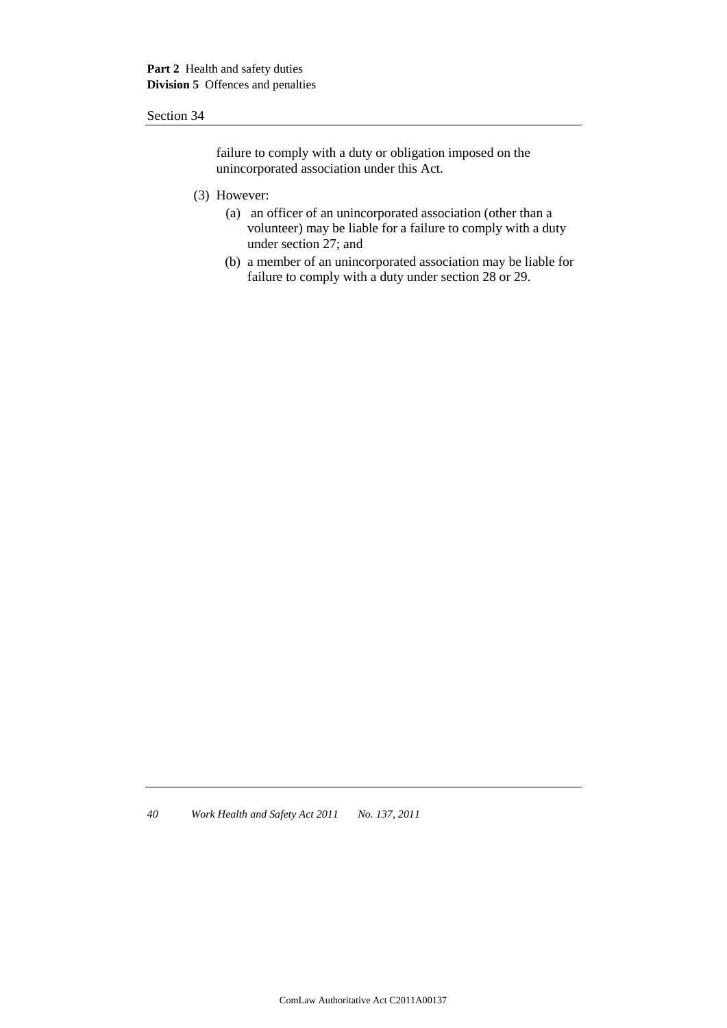failure to comply with a duty or obligation imposed on the unincorporated association under this Act.

(3) However:

(a) an officer of an unincorporated association (other than a volunteer) may be liable for a failure to comply with a duty under section 27; and

(b) a member of an unincorporated association may be liable for failure to comply with a duty under section 28 or 29.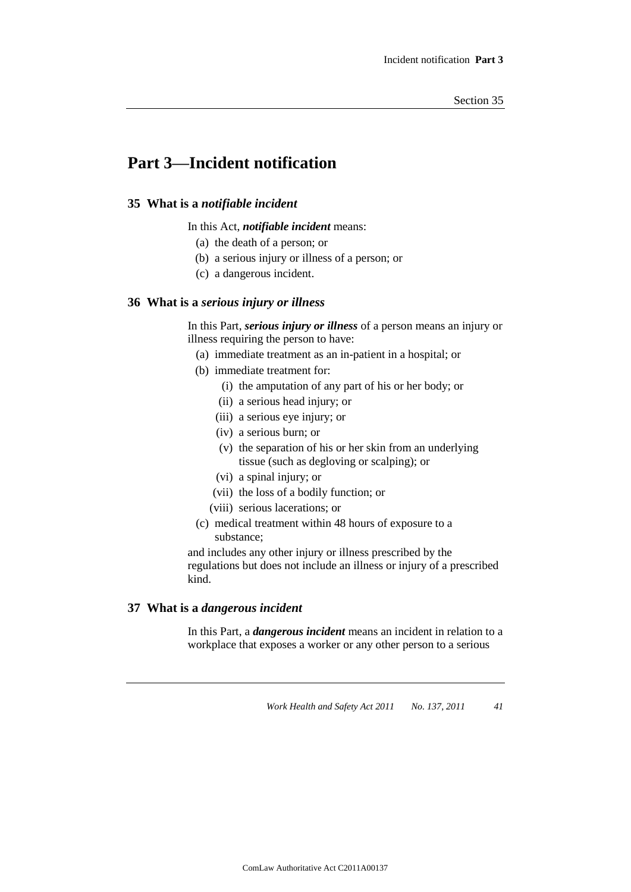# Part 3—Incident notification

## 35 What is a *notifiable incident*

In this Act, ***notifiable incident*** means:

(a) the death of a person; or

(b) a serious injury or illness of a person; or

(c) a dangerous incident.

## 36 What is a *serious injury or illness*

In this Part, ***serious injury or illness*** of a person means an injury or illness requiring the person to have:

(a) immediate treatment as an in-patient in a hospital; or

(b) immediate treatment for:

(i) the amputation of any part of his or her body; or

(ii) a serious head injury; or

(iii) a serious eye injury; or

(iv) a serious burn; or

(v) the separation of his or her skin from an underlying tissue (such as degloving or scalping); or

(vi) a spinal injury; or

(vii) the loss of a bodily function; or

(viii) serious lacerations; or

(c) medical treatment within 48 hours of exposure to a substance;

and includes any other injury or illness prescribed by the regulations but does not include an illness or injury of a prescribed kind.

## 37 What is a *dangerous incident*

In this Part, a ***dangerous incident*** means an incident in relation to a workplace that exposes a worker or any other person to a serious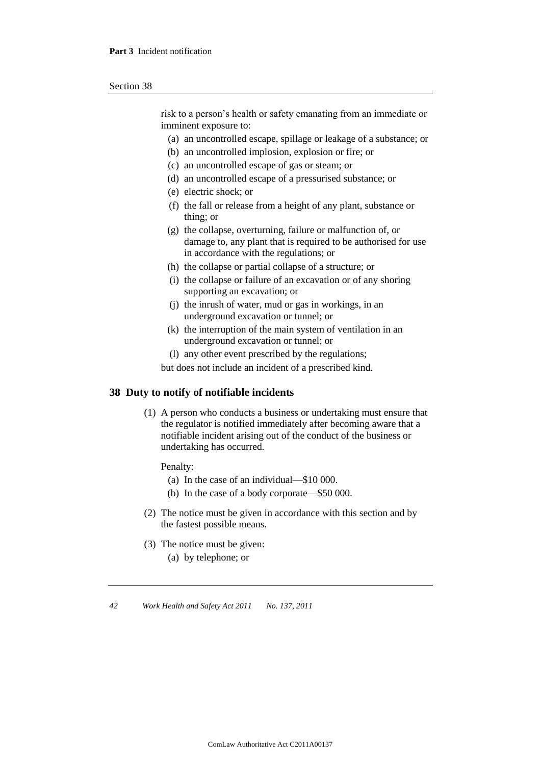risk to a person's health or safety emanating from an immediate or imminent exposure to:

- (a) an uncontrolled escape, spillage or leakage of a substance; or
- (b) an uncontrolled implosion, explosion or fire; or
- (c) an uncontrolled escape of gas or steam; or
- (d) an uncontrolled escape of a pressurised substance; or
- (e) electric shock; or
- (f) the fall or release from a height of any plant, substance or thing; or
- (g) the collapse, overturning, failure or malfunction of, or damage to, any plant that is required to be authorised for use in accordance with the regulations; or
- (h) the collapse or partial collapse of a structure; or
- (i) the collapse or failure of an excavation or of any shoring supporting an excavation; or
- (j) the inrush of water, mud or gas in workings, in an underground excavation or tunnel; or
- (k) the interruption of the main system of ventilation in an underground excavation or tunnel; or
- (l) any other event prescribed by the regulations;

but does not include an incident of a prescribed kind.

## 38 Duty to notify of notifiable incidents

(1) A person who conducts a business or undertaking must ensure that the regulator is notified immediately after becoming aware that a notifiable incident arising out of the conduct of the business or undertaking has occurred.

Penalty:

- (a) In the case of an individual—$10 000.
- (b) In the case of a body corporate—$50 000.

(2) The notice must be given in accordance with this section and by the fastest possible means.

(3) The notice must be given:

- (a) by telephone; or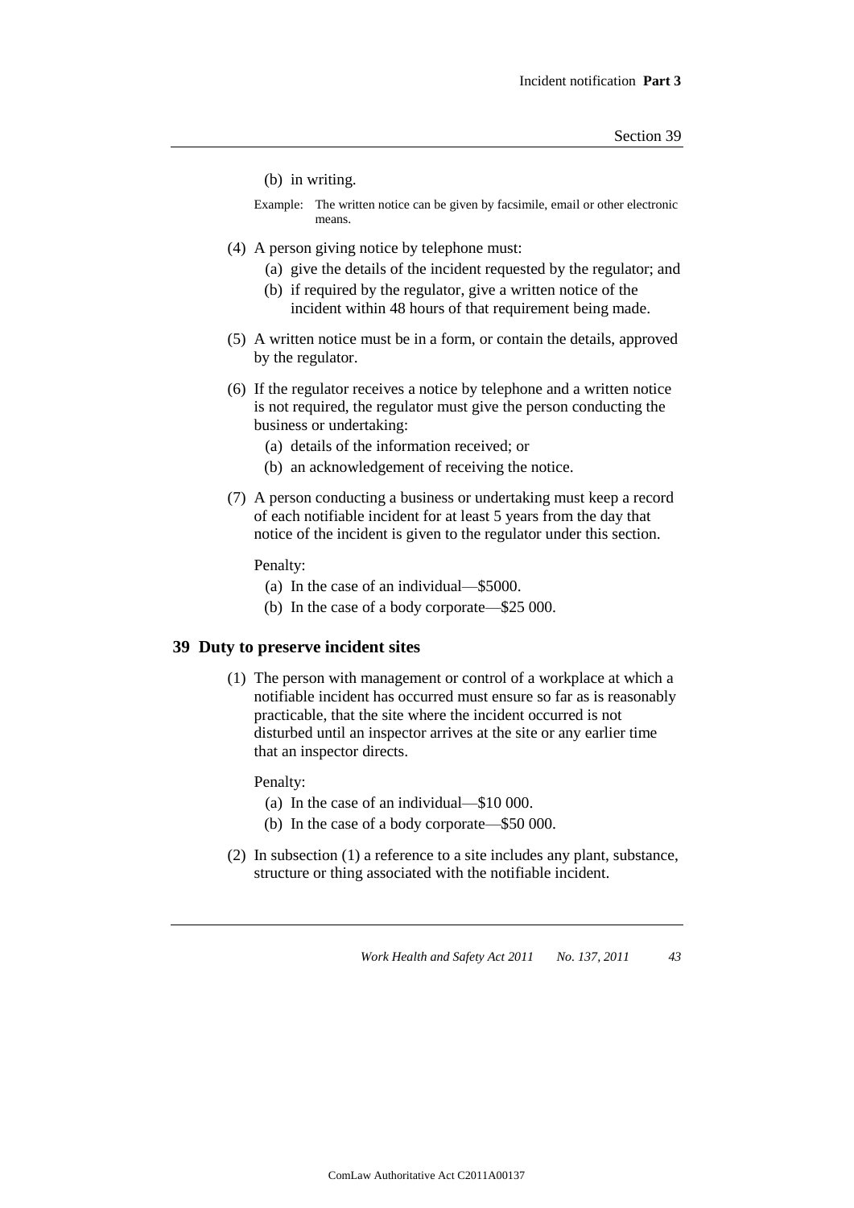(b) in writing.

Example: The written notice can be given by facsimile, email or other electronic means.

(4) A person giving notice by telephone must:

(a) give the details of the incident requested by the regulator; and

(b) if required by the regulator, give a written notice of the incident within 48 hours of that requirement being made.

(5) A written notice must be in a form, or contain the details, approved by the regulator.

(6) If the regulator receives a notice by telephone and a written notice is not required, the regulator must give the person conducting the business or undertaking:

(a) details of the information received; or

(b) an acknowledgement of receiving the notice.

(7) A person conducting a business or undertaking must keep a record of each notifiable incident for at least 5 years from the day that notice of the incident is given to the regulator under this section.

Penalty:

(a) In the case of an individual—$5000.

(b) In the case of a body corporate—$25 000.

## 39 Duty to preserve incident sites

(1) The person with management or control of a workplace at which a notifiable incident has occurred must ensure so far as is reasonably practicable, that the site where the incident occurred is not disturbed until an inspector arrives at the site or any earlier time that an inspector directs.

Penalty:

(a) In the case of an individual—$10 000.

(b) In the case of a body corporate—$50 000.

(2) In subsection (1) a reference to a site includes any plant, substance, structure or thing associated with the notifiable incident.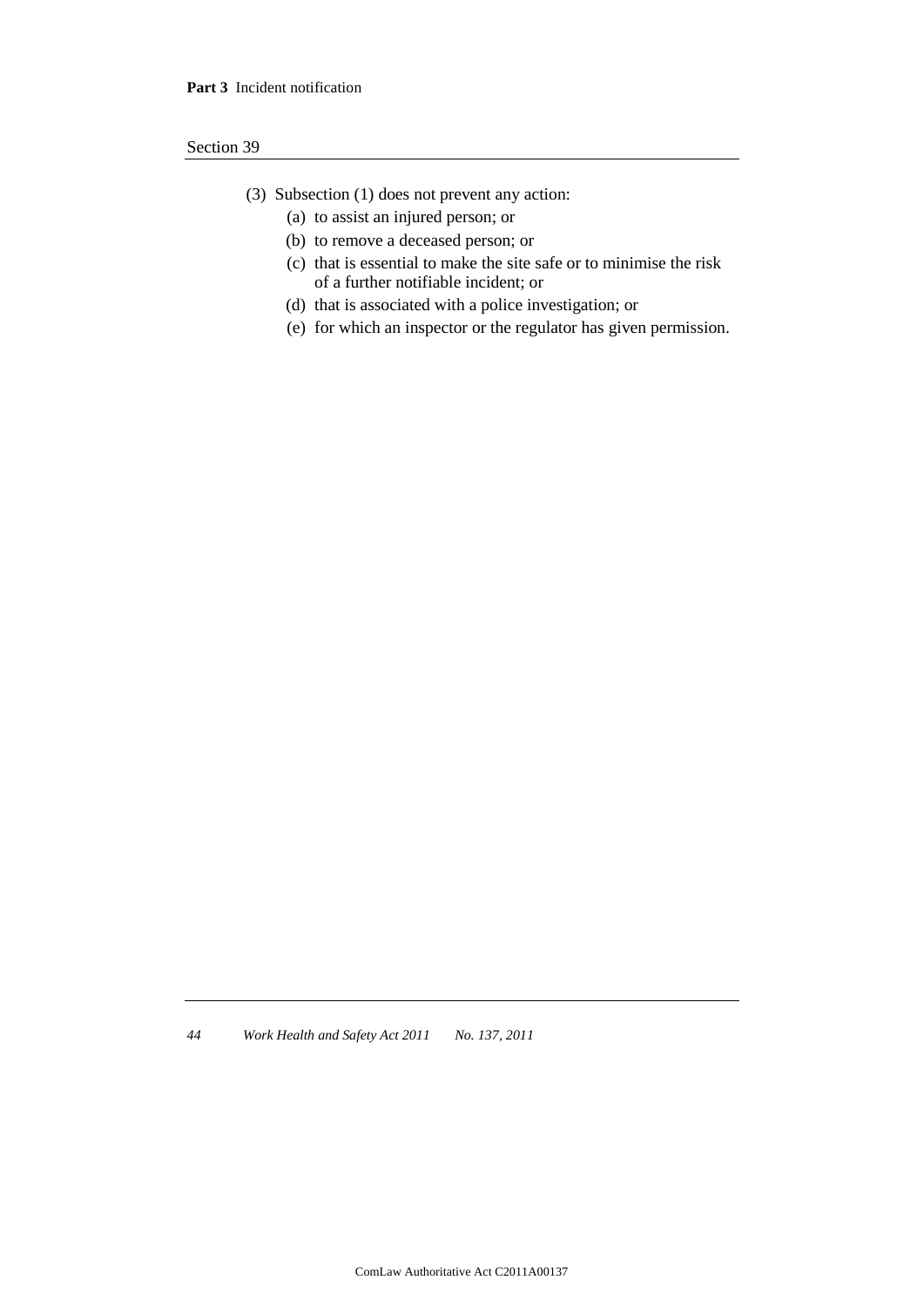(3) Subsection (1) does not prevent any action:

- (a) to assist an injured person; or
- (b) to remove a deceased person; or
- (c) that is essential to make the site safe or to minimise the risk of a further notifiable incident; or
- (d) that is associated with a police investigation; or
- (e) for which an inspector or the regulator has given permission.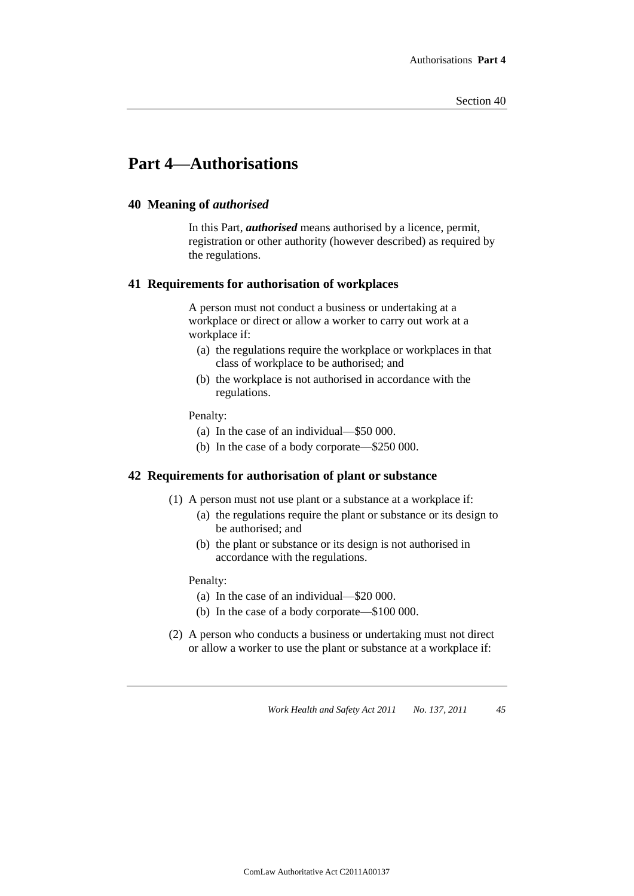# Part 4—Authorisations

## 40 Meaning of *authorised*

In this Part, ***authorised*** means authorised by a licence, permit, registration or other authority (however described) as required by the regulations.

## 41 Requirements for authorisation of workplaces

A person must not conduct a business or undertaking at a workplace or direct or allow a worker to carry out work at a workplace if:

- (a) the regulations require the workplace or workplaces in that class of workplace to be authorised; and
- (b) the workplace is not authorised in accordance with the regulations.

Penalty:

- (a) In the case of an individual—$50 000.
- (b) In the case of a body corporate—$250 000.

## 42 Requirements for authorisation of plant or substance

(1) A person must not use plant or a substance at a workplace if:

- (a) the regulations require the plant or substance or its design to be authorised; and
- (b) the plant or substance or its design is not authorised in accordance with the regulations.

Penalty:

- (a) In the case of an individual—$20 000.
- (b) In the case of a body corporate—$100 000.

(2) A person who conducts a business or undertaking must not direct or allow a worker to use the plant or substance at a workplace if: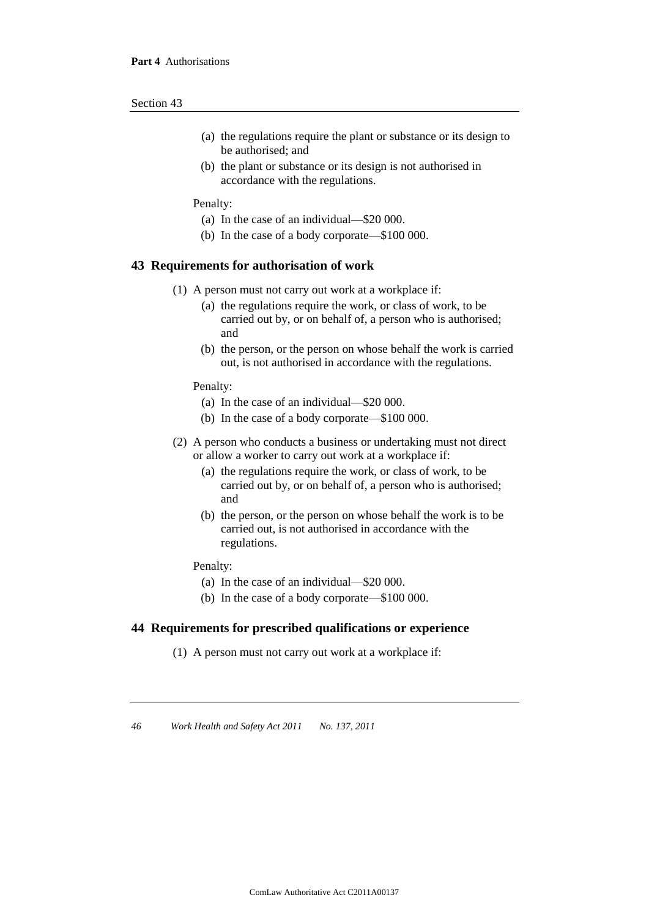- (a) the regulations require the plant or substance or its design to be authorised; and
- (b) the plant or substance or its design is not authorised in accordance with the regulations.

Penalty:

- (a) In the case of an individual—$20 000.
- (b) In the case of a body corporate—$100 000.

## 43 Requirements for authorisation of work

(1) A person must not carry out work at a workplace if:

- (a) the regulations require the work, or class of work, to be carried out by, or on behalf of, a person who is authorised; and
- (b) the person, or the person on whose behalf the work is carried out, is not authorised in accordance with the regulations.

Penalty:

- (a) In the case of an individual—$20 000.
- (b) In the case of a body corporate—$100 000.

(2) A person who conducts a business or undertaking must not direct or allow a worker to carry out work at a workplace if:

- (a) the regulations require the work, or class of work, to be carried out by, or on behalf of, a person who is authorised; and
- (b) the person, or the person on whose behalf the work is to be carried out, is not authorised in accordance with the regulations.

Penalty:

- (a) In the case of an individual—$20 000.
- (b) In the case of a body corporate—$100 000.

## 44 Requirements for prescribed qualifications or experience

(1) A person must not carry out work at a workplace if: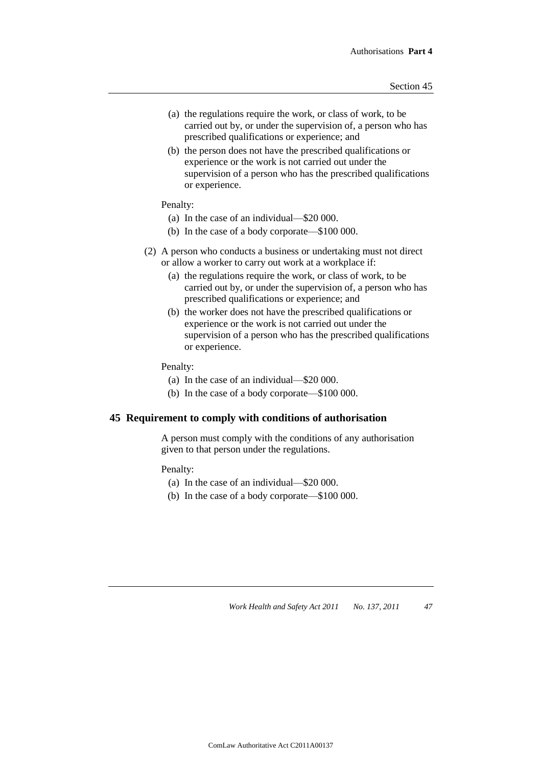(a) the regulations require the work, or class of work, to be carried out by, or under the supervision of, a person who has prescribed qualifications or experience; and

(b) the person does not have the prescribed qualifications or experience or the work is not carried out under the supervision of a person who has the prescribed qualifications or experience.

Penalty:

(a) In the case of an individual—$20 000.

(b) In the case of a body corporate—$100 000.

(2) A person who conducts a business or undertaking must not direct or allow a worker to carry out work at a workplace if:

(a) the regulations require the work, or class of work, to be carried out by, or under the supervision of, a person who has prescribed qualifications or experience; and

(b) the worker does not have the prescribed qualifications or experience or the work is not carried out under the supervision of a person who has the prescribed qualifications or experience.

Penalty:

(a) In the case of an individual—$20 000.

(b) In the case of a body corporate—$100 000.

## 45 Requirement to comply with conditions of authorisation

A person must comply with the conditions of any authorisation given to that person under the regulations.

Penalty:

(a) In the case of an individual—$20 000.

(b) In the case of a body corporate—$100 000.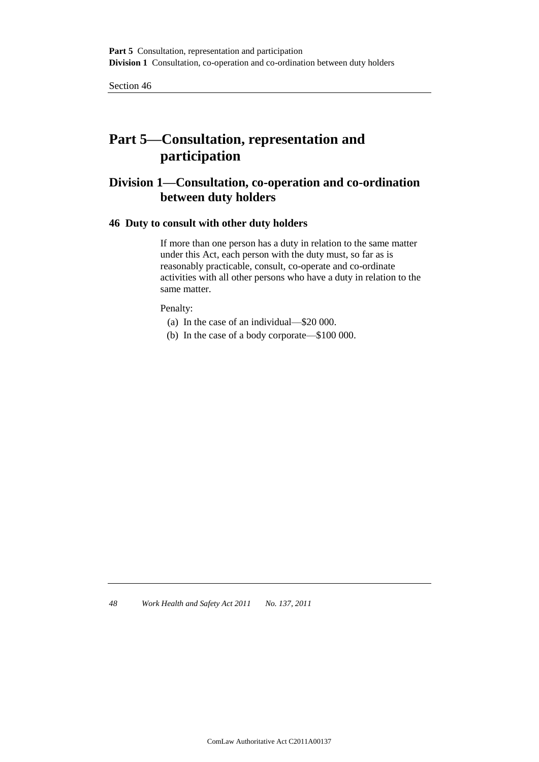# Part 5—Consultation, representation and participation

## Division 1—Consultation, co-operation and co-ordination between duty holders

### 46 Duty to consult with other duty holders

If more than one person has a duty in relation to the same matter under this Act, each person with the duty must, so far as is reasonably practicable, consult, co-operate and co-ordinate activities with all other persons who have a duty in relation to the same matter.

Penalty:

(a) In the case of an individual—$20 000.

(b) In the case of a body corporate—$100 000.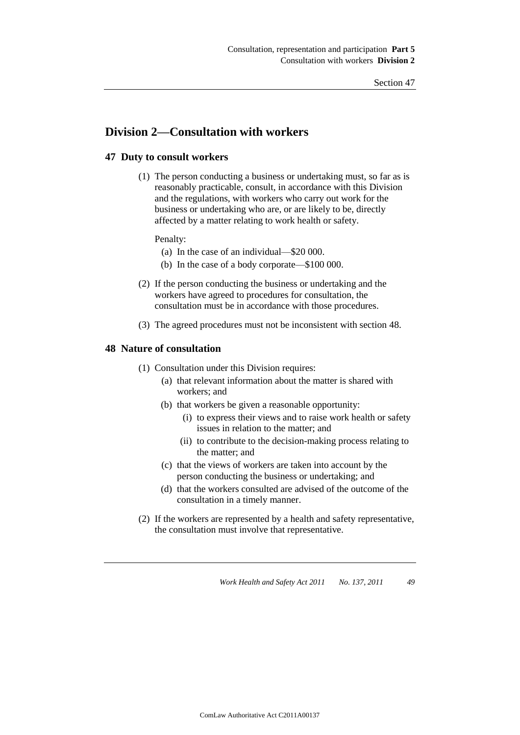## Division 2—Consultation with workers

### 47 Duty to consult workers

(1) The person conducting a business or undertaking must, so far as is reasonably practicable, consult, in accordance with this Division and the regulations, with workers who carry out work for the business or undertaking who are, or are likely to be, directly affected by a matter relating to work health or safety.

Penalty:

(a) In the case of an individual—$20 000.

(b) In the case of a body corporate—$100 000.

(2) If the person conducting the business or undertaking and the workers have agreed to procedures for consultation, the consultation must be in accordance with those procedures.

(3) The agreed procedures must not be inconsistent with section 48.

### 48 Nature of consultation

(1) Consultation under this Division requires:

(a) that relevant information about the matter is shared with workers; and

(b) that workers be given a reasonable opportunity:

(i) to express their views and to raise work health or safety issues in relation to the matter; and

(ii) to contribute to the decision-making process relating to the matter; and

(c) that the views of workers are taken into account by the person conducting the business or undertaking; and

(d) that the workers consulted are advised of the outcome of the consultation in a timely manner.

(2) If the workers are represented by a health and safety representative, the consultation must involve that representative.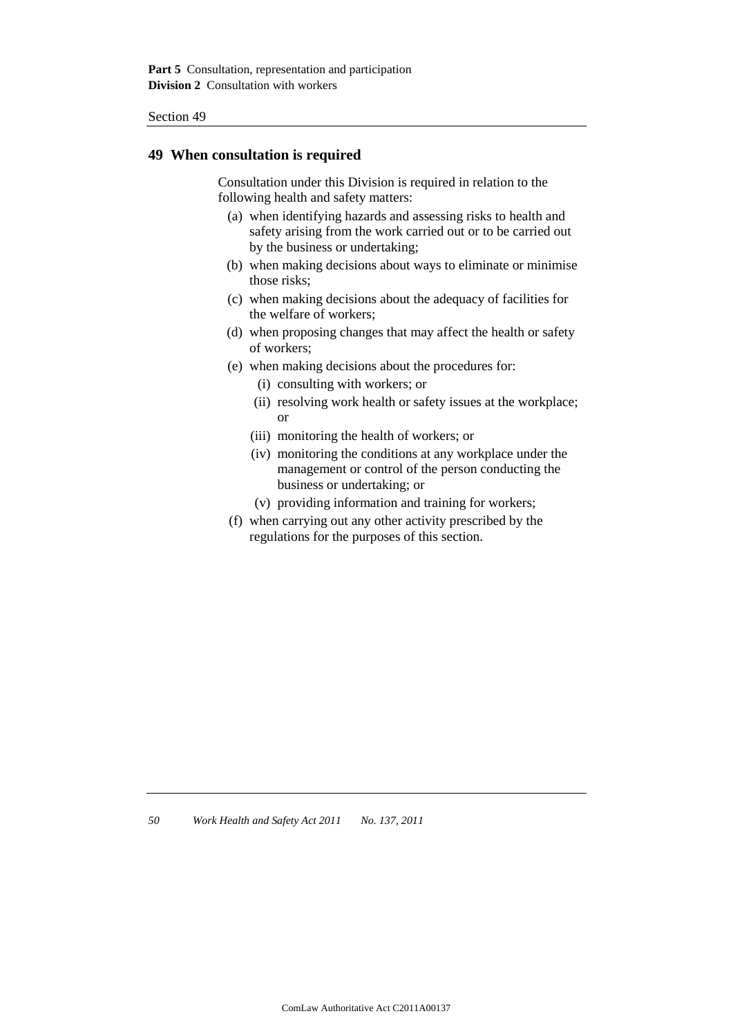## 49 When consultation is required

Consultation under this Division is required in relation to the following health and safety matters:

(a) when identifying hazards and assessing risks to health and safety arising from the work carried out or to be carried out by the business or undertaking;

(b) when making decisions about ways to eliminate or minimise those risks;

(c) when making decisions about the adequacy of facilities for the welfare of workers;

(d) when proposing changes that may affect the health or safety of workers;

(e) when making decisions about the procedures for:

- (i) consulting with workers; or
- (ii) resolving work health or safety issues at the workplace; or
- (iii) monitoring the health of workers; or
- (iv) monitoring the conditions at any workplace under the management or control of the person conducting the business or undertaking; or
- (v) providing information and training for workers;

(f) when carrying out any other activity prescribed by the regulations for the purposes of this section.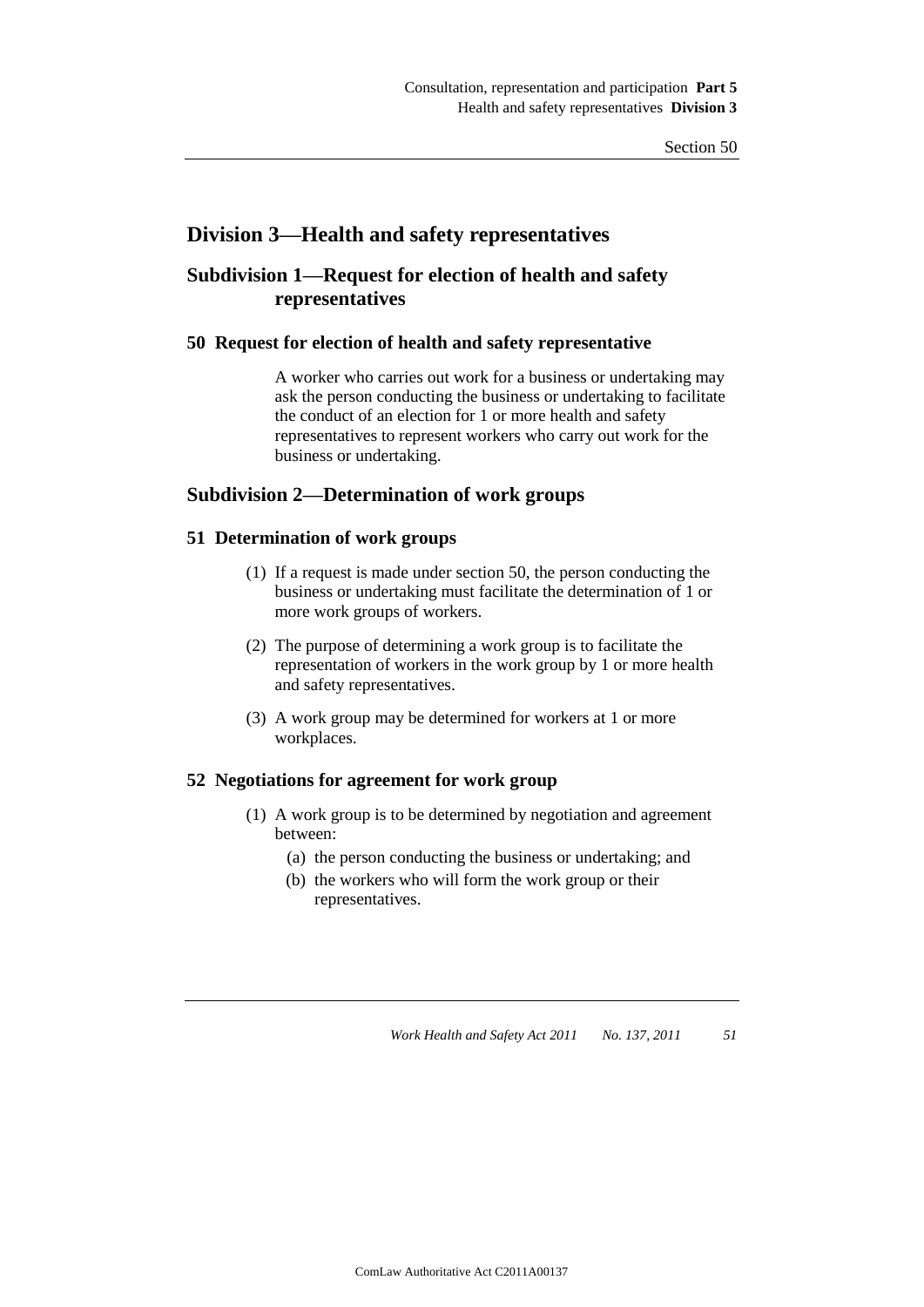## Division 3—Health and safety representatives

### Subdivision 1—Request for election of health and safety representatives

#### 50 Request for election of health and safety representative

A worker who carries out work for a business or undertaking may ask the person conducting the business or undertaking to facilitate the conduct of an election for 1 or more health and safety representatives to represent workers who carry out work for the business or undertaking.

### Subdivision 2—Determination of work groups

#### 51 Determination of work groups

(1) If a request is made under section 50, the person conducting the business or undertaking must facilitate the determination of 1 or more work groups of workers.

(2) The purpose of determining a work group is to facilitate the representation of workers in the work group by 1 or more health and safety representatives.

(3) A work group may be determined for workers at 1 or more workplaces.

#### 52 Negotiations for agreement for work group

(1) A work group is to be determined by negotiation and agreement between:

- (a) the person conducting the business or undertaking; and
- (b) the workers who will form the work group or their representatives.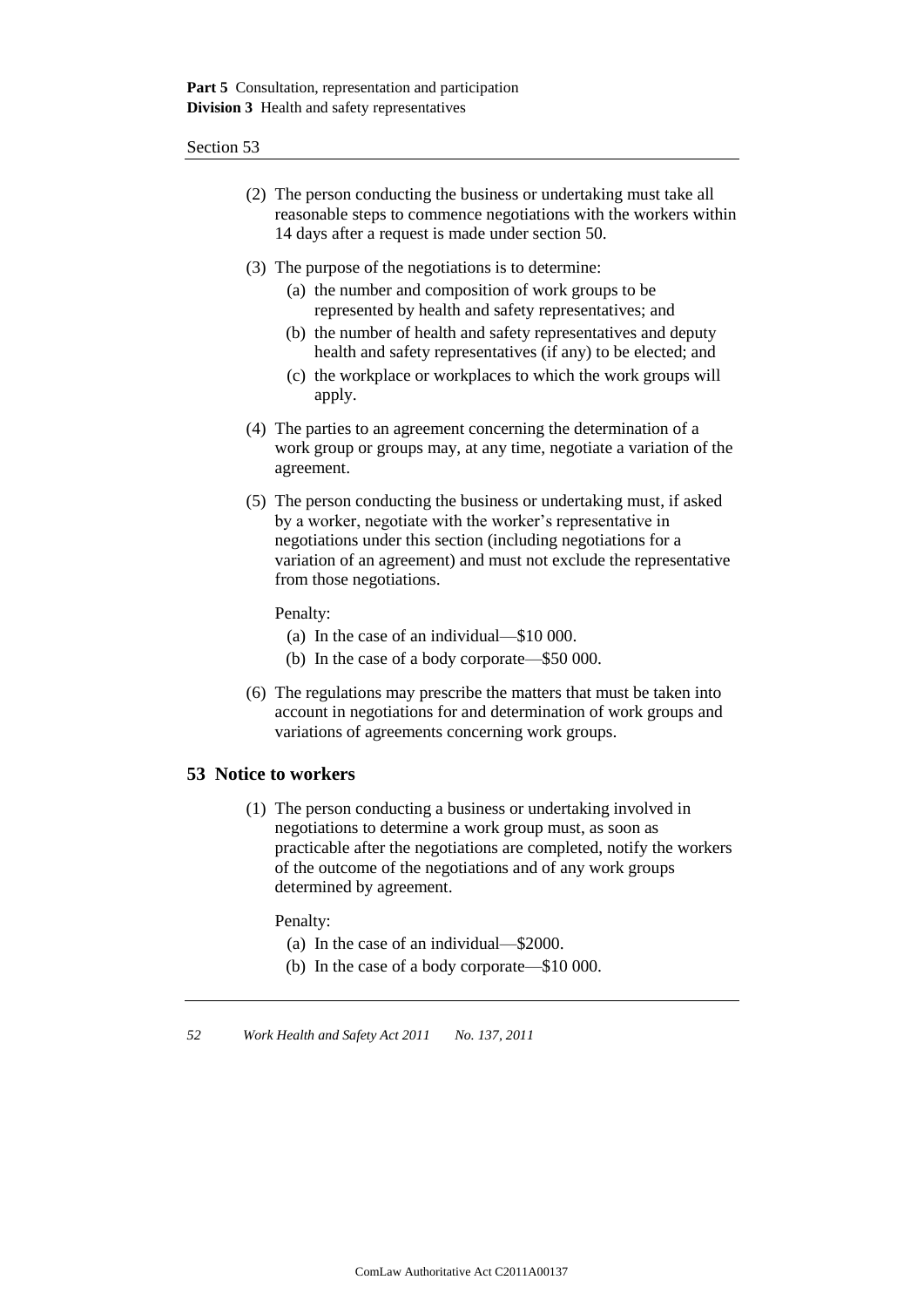(2) The person conducting the business or undertaking must take all reasonable steps to commence negotiations with the workers within 14 days after a request is made under section 50.

(3) The purpose of the negotiations is to determine:

   (a) the number and composition of work groups to be represented by health and safety representatives; and

   (b) the number of health and safety representatives and deputy health and safety representatives (if any) to be elected; and

   (c) the workplace or workplaces to which the work groups will apply.

(4) The parties to an agreement concerning the determination of a work group or groups may, at any time, negotiate a variation of the agreement.

(5) The person conducting the business or undertaking must, if asked by a worker, negotiate with the worker's representative in negotiations under this section (including negotiations for a variation of an agreement) and must not exclude the representative from those negotiations.

   Penalty:

   (a) In the case of an individual—$10 000.

   (b) In the case of a body corporate—$50 000.

(6) The regulations may prescribe the matters that must be taken into account in negotiations for and determination of work groups and variations of agreements concerning work groups.

## 53 Notice to workers

(1) The person conducting a business or undertaking involved in negotiations to determine a work group must, as soon as practicable after the negotiations are completed, notify the workers of the outcome of the negotiations and of any work groups determined by agreement.

   Penalty:

   (a) In the case of an individual—$2000.

   (b) In the case of a body corporate—$10 000.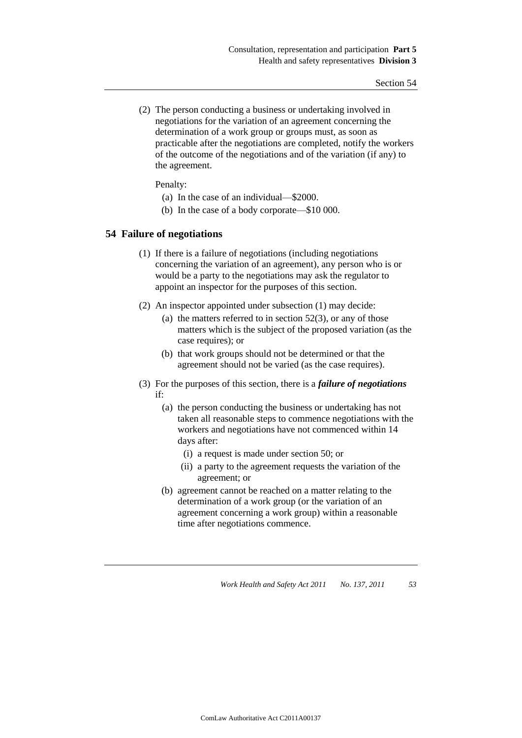(2) The person conducting a business or undertaking involved in negotiations for the variation of an agreement concerning the determination of a work group or groups must, as soon as practicable after the negotiations are completed, notify the workers of the outcome of the negotiations and of the variation (if any) to the agreement.

Penalty:

(a) In the case of an individual—$2000.

(b) In the case of a body corporate—$10 000.

## 54 Failure of negotiations

(1) If there is a failure of negotiations (including negotiations concerning the variation of an agreement), any person who is or would be a party to the negotiations may ask the regulator to appoint an inspector for the purposes of this section.

(2) An inspector appointed under subsection (1) may decide:

(a) the matters referred to in section 52(3), or any of those matters which is the subject of the proposed variation (as the case requires); or

(b) that work groups should not be determined or that the agreement should not be varied (as the case requires).

(3) For the purposes of this section, there is a ***failure of negotiations*** if:

(a) the person conducting the business or undertaking has not taken all reasonable steps to commence negotiations with the workers and negotiations have not commenced within 14 days after:

(i) a request is made under section 50; or

(ii) a party to the agreement requests the variation of the agreement; or

(b) agreement cannot be reached on a matter relating to the determination of a work group (or the variation of an agreement concerning a work group) within a reasonable time after negotiations commence.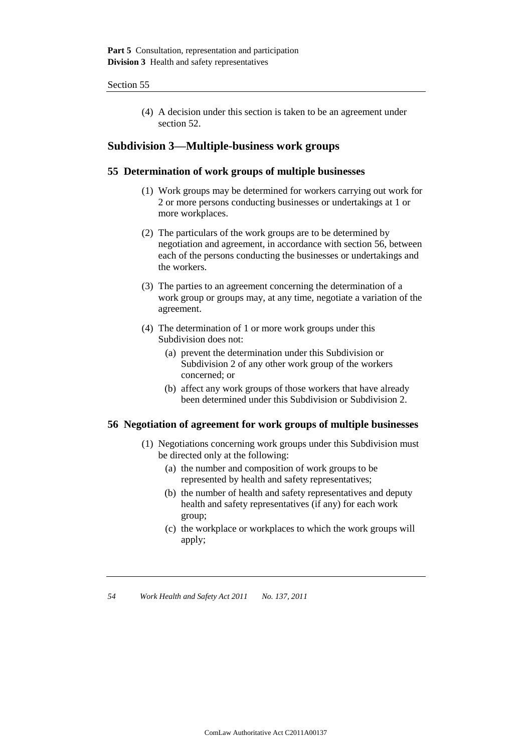(4) A decision under this section is taken to be an agreement under section 52.

## Subdivision 3—Multiple-business work groups

### 55 Determination of work groups of multiple businesses

(1) Work groups may be determined for workers carrying out work for 2 or more persons conducting businesses or undertakings at 1 or more workplaces.

(2) The particulars of the work groups are to be determined by negotiation and agreement, in accordance with section 56, between each of the persons conducting the businesses or undertakings and the workers.

(3) The parties to an agreement concerning the determination of a work group or groups may, at any time, negotiate a variation of the agreement.

(4) The determination of 1 or more work groups under this Subdivision does not:

- (a) prevent the determination under this Subdivision or Subdivision 2 of any other work group of the workers concerned; or
- (b) affect any work groups of those workers that have already been determined under this Subdivision or Subdivision 2.

### 56 Negotiation of agreement for work groups of multiple businesses

(1) Negotiations concerning work groups under this Subdivision must be directed only at the following:

- (a) the number and composition of work groups to be represented by health and safety representatives;
- (b) the number of health and safety representatives and deputy health and safety representatives (if any) for each work group;
- (c) the workplace or workplaces to which the work groups will apply;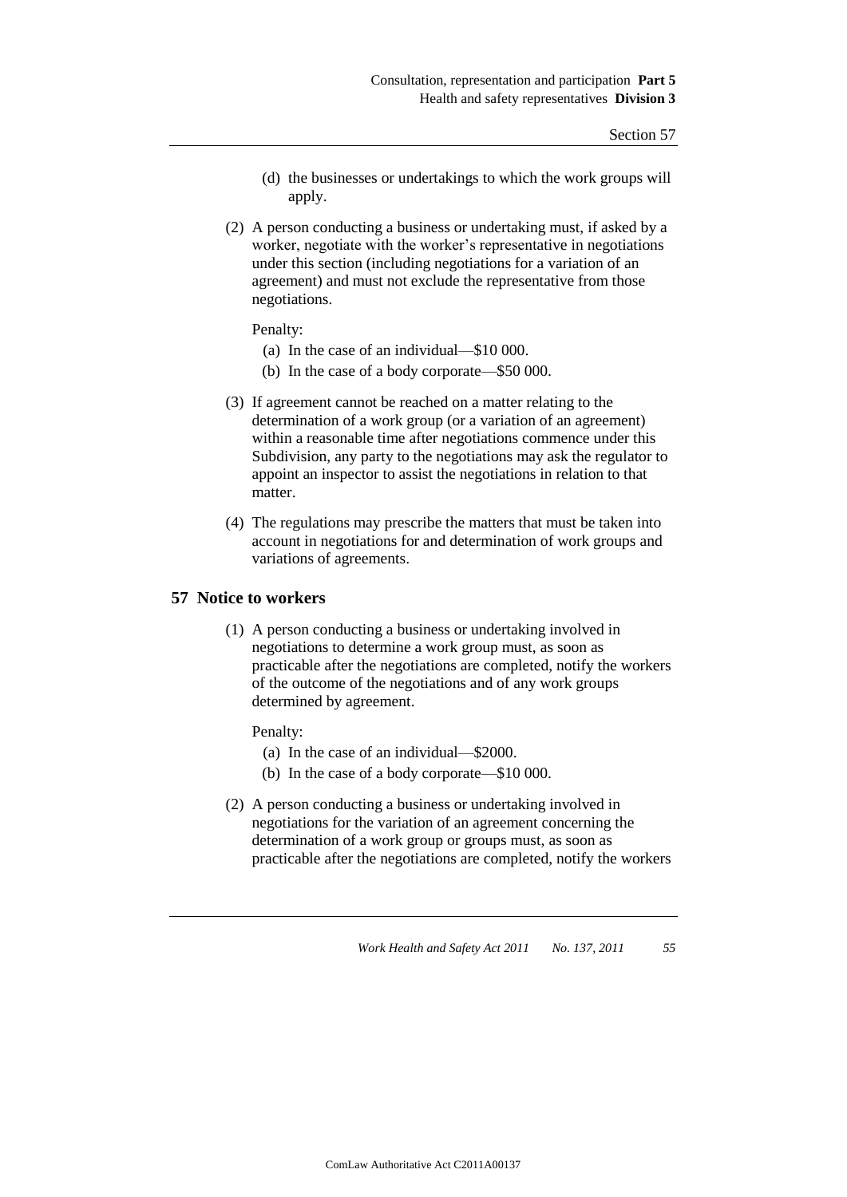(d) the businesses or undertakings to which the work groups will apply.

(2) A person conducting a business or undertaking must, if asked by a worker, negotiate with the worker's representative in negotiations under this section (including negotiations for a variation of an agreement) and must not exclude the representative from those negotiations.

Penalty:

(a) In the case of an individual—$10 000.

(b) In the case of a body corporate—$50 000.

(3) If agreement cannot be reached on a matter relating to the determination of a work group (or a variation of an agreement) within a reasonable time after negotiations commence under this Subdivision, any party to the negotiations may ask the regulator to appoint an inspector to assist the negotiations in relation to that matter.

(4) The regulations may prescribe the matters that must be taken into account in negotiations for and determination of work groups and variations of agreements.

## 57 Notice to workers

(1) A person conducting a business or undertaking involved in negotiations to determine a work group must, as soon as practicable after the negotiations are completed, notify the workers of the outcome of the negotiations and of any work groups determined by agreement.

Penalty:

(a) In the case of an individual—$2000.

(b) In the case of a body corporate—$10 000.

(2) A person conducting a business or undertaking involved in negotiations for the variation of an agreement concerning the determination of a work group or groups must, as soon as practicable after the negotiations are completed, notify the workers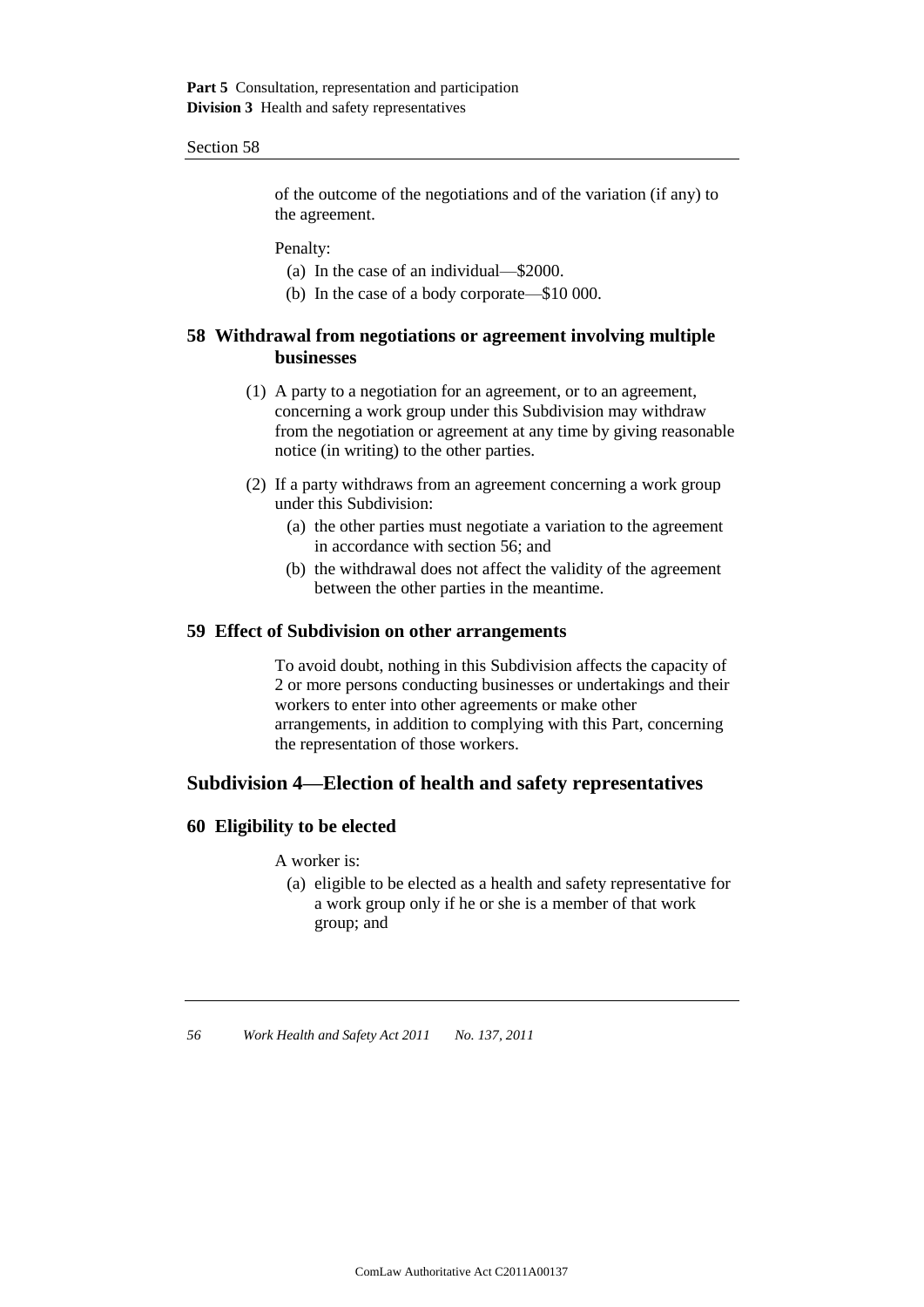of the outcome of the negotiations and of the variation (if any) to the agreement.

Penalty:

(a) In the case of an individual—$2000.

(b) In the case of a body corporate—$10 000.

### 58 Withdrawal from negotiations or agreement involving multiple businesses

(1) A party to a negotiation for an agreement, or to an agreement, concerning a work group under this Subdivision may withdraw from the negotiation or agreement at any time by giving reasonable notice (in writing) to the other parties.

(2) If a party withdraws from an agreement concerning a work group under this Subdivision:

(a) the other parties must negotiate a variation to the agreement in accordance with section 56; and

(b) the withdrawal does not affect the validity of the agreement between the other parties in the meantime.

### 59 Effect of Subdivision on other arrangements

To avoid doubt, nothing in this Subdivision affects the capacity of 2 or more persons conducting businesses or undertakings and their workers to enter into other agreements or make other arrangements, in addition to complying with this Part, concerning the representation of those workers.

## Subdivision 4—Election of health and safety representatives

### 60 Eligibility to be elected

A worker is:

(a) eligible to be elected as a health and safety representative for a work group only if he or she is a member of that work group; and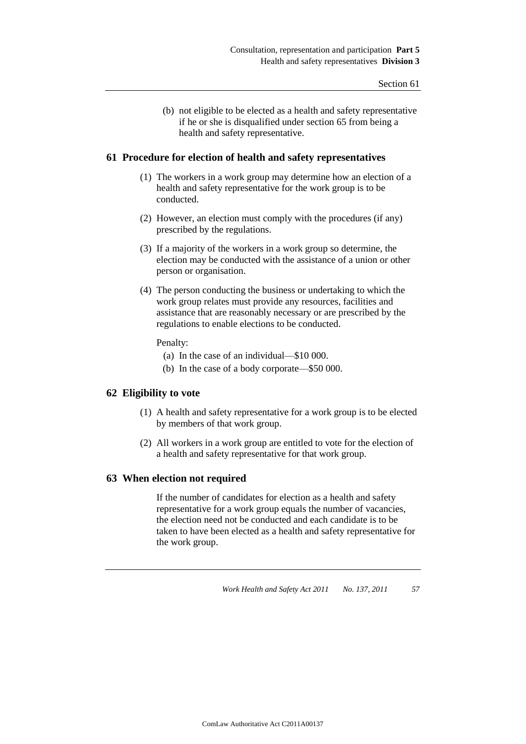(b) not eligible to be elected as a health and safety representative if he or she is disqualified under section 65 from being a health and safety representative.

## 61 Procedure for election of health and safety representatives

(1) The workers in a work group may determine how an election of a health and safety representative for the work group is to be conducted.

(2) However, an election must comply with the procedures (if any) prescribed by the regulations.

(3) If a majority of the workers in a work group so determine, the election may be conducted with the assistance of a union or other person or organisation.

(4) The person conducting the business or undertaking to which the work group relates must provide any resources, facilities and assistance that are reasonably necessary or are prescribed by the regulations to enable elections to be conducted.

Penalty:

- (a) In the case of an individual—$10 000.
- (b) In the case of a body corporate—$50 000.

## 62 Eligibility to vote

(1) A health and safety representative for a work group is to be elected by members of that work group.

(2) All workers in a work group are entitled to vote for the election of a health and safety representative for that work group.

## 63 When election not required

If the number of candidates for election as a health and safety representative for a work group equals the number of vacancies, the election need not be conducted and each candidate is to be taken to have been elected as a health and safety representative for the work group.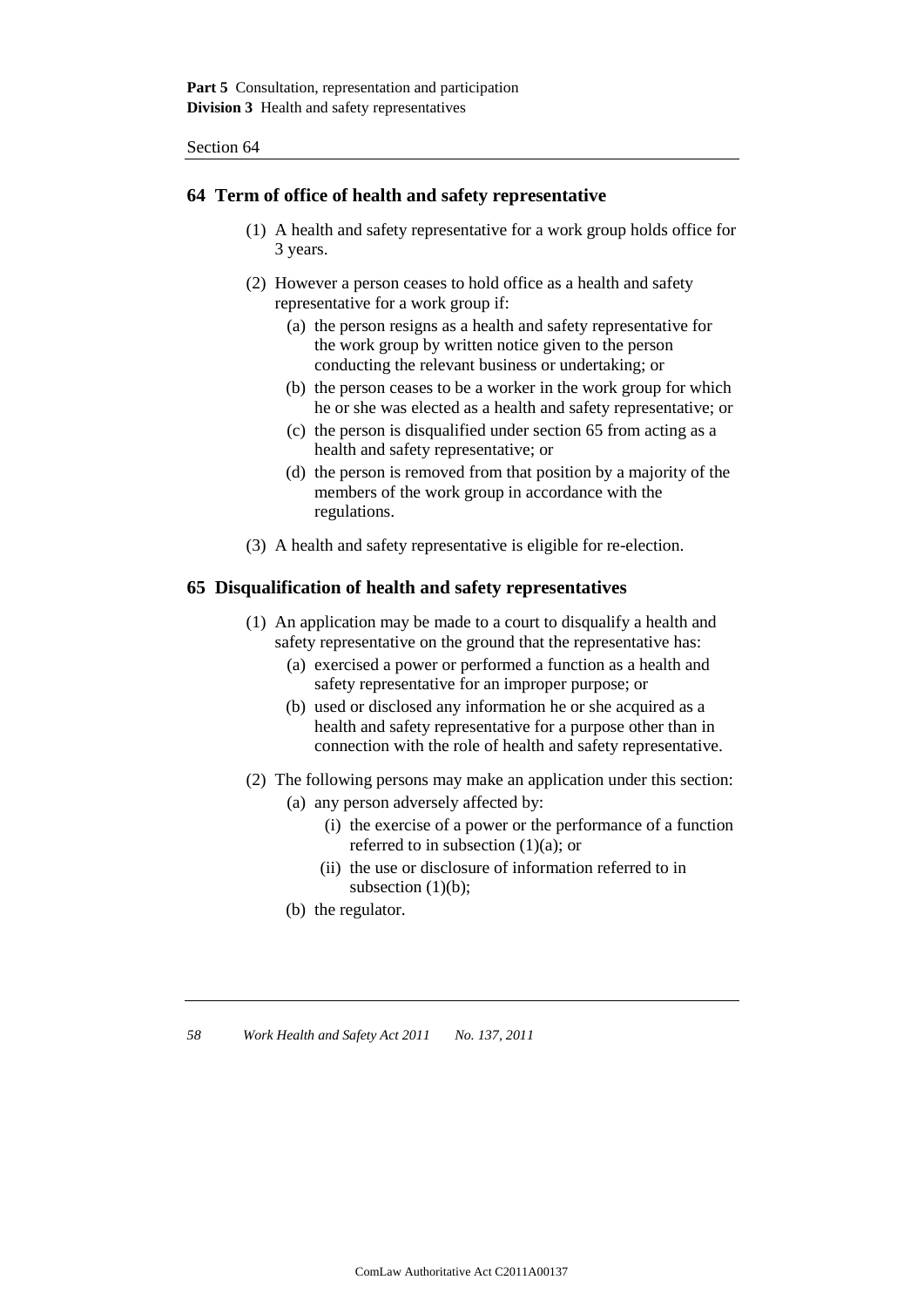## 64 Term of office of health and safety representative

(1) A health and safety representative for a work group holds office for 3 years.

(2) However a person ceases to hold office as a health and safety representative for a work group if:

  (a) the person resigns as a health and safety representative for the work group by written notice given to the person conducting the relevant business or undertaking; or

  (b) the person ceases to be a worker in the work group for which he or she was elected as a health and safety representative; or

  (c) the person is disqualified under section 65 from acting as a health and safety representative; or

  (d) the person is removed from that position by a majority of the members of the work group in accordance with the regulations.

(3) A health and safety representative is eligible for re-election.

## 65 Disqualification of health and safety representatives

(1) An application may be made to a court to disqualify a health and safety representative on the ground that the representative has:

  (a) exercised a power or performed a function as a health and safety representative for an improper purpose; or

  (b) used or disclosed any information he or she acquired as a health and safety representative for a purpose other than in connection with the role of health and safety representative.

(2) The following persons may make an application under this section:

  (a) any person adversely affected by:

    (i) the exercise of a power or the performance of a function referred to in subsection (1)(a); or

    (ii) the use or disclosure of information referred to in subsection (1)(b);

  (b) the regulator.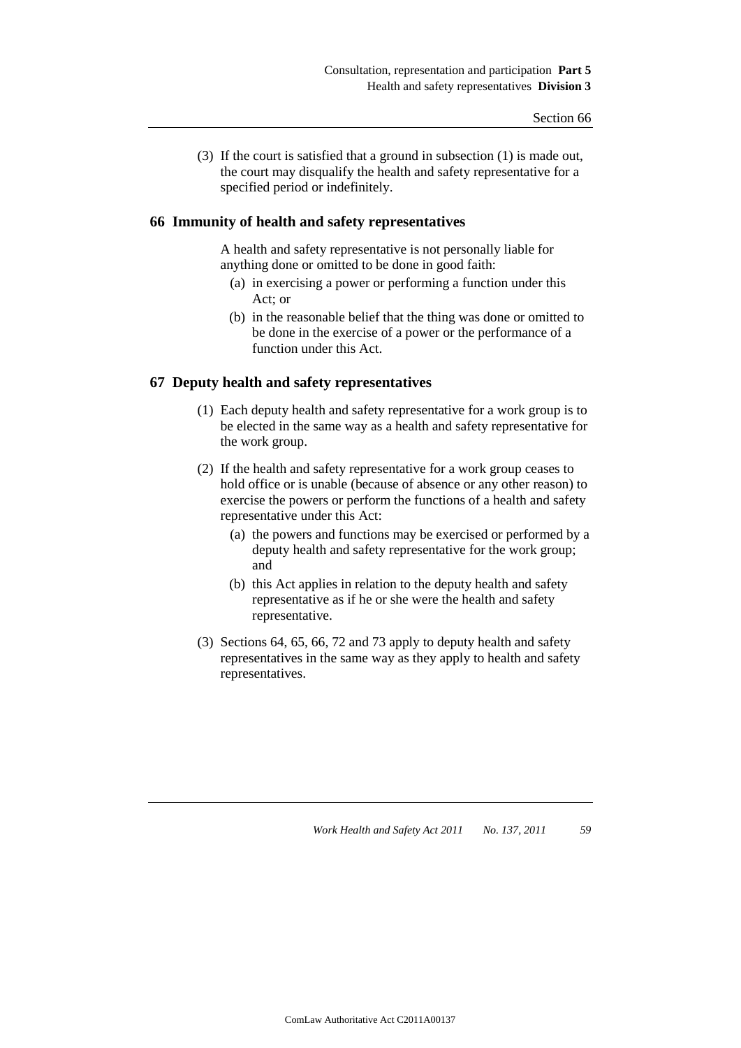(3) If the court is satisfied that a ground in subsection (1) is made out, the court may disqualify the health and safety representative for a specified period or indefinitely.

## 66 Immunity of health and safety representatives

A health and safety representative is not personally liable for anything done or omitted to be done in good faith:

- (a) in exercising a power or performing a function under this Act; or
- (b) in the reasonable belief that the thing was done or omitted to be done in the exercise of a power or the performance of a function under this Act.

## 67 Deputy health and safety representatives

(1) Each deputy health and safety representative for a work group is to be elected in the same way as a health and safety representative for the work group.

(2) If the health and safety representative for a work group ceases to hold office or is unable (because of absence or any other reason) to exercise the powers or perform the functions of a health and safety representative under this Act:

- (a) the powers and functions may be exercised or performed by a deputy health and safety representative for the work group; and
- (b) this Act applies in relation to the deputy health and safety representative as if he or she were the health and safety representative.

(3) Sections 64, 65, 66, 72 and 73 apply to deputy health and safety representatives in the same way as they apply to health and safety representatives.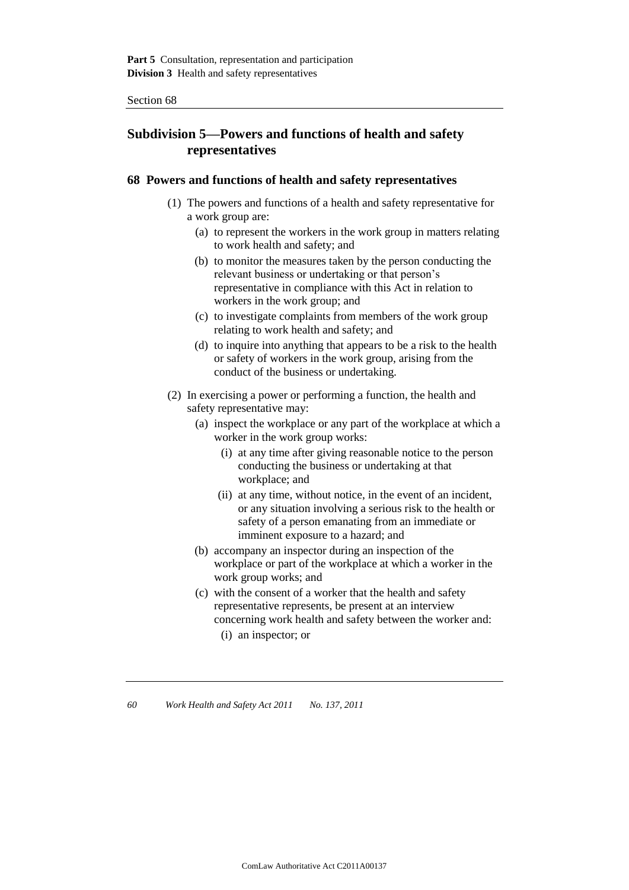## Subdivision 5—Powers and functions of health and safety representatives

### 68 Powers and functions of health and safety representatives

(1) The powers and functions of a health and safety representative for a work group are:

  (a) to represent the workers in the work group in matters relating to work health and safety; and

  (b) to monitor the measures taken by the person conducting the relevant business or undertaking or that person's representative in compliance with this Act in relation to workers in the work group; and

  (c) to investigate complaints from members of the work group relating to work health and safety; and

  (d) to inquire into anything that appears to be a risk to the health or safety of workers in the work group, arising from the conduct of the business or undertaking.

(2) In exercising a power or performing a function, the health and safety representative may:

  (a) inspect the workplace or any part of the workplace at which a worker in the work group works:

    (i) at any time after giving reasonable notice to the person conducting the business or undertaking at that workplace; and

    (ii) at any time, without notice, in the event of an incident, or any situation involving a serious risk to the health or safety of a person emanating from an immediate or imminent exposure to a hazard; and

  (b) accompany an inspector during an inspection of the workplace or part of the workplace at which a worker in the work group works; and

  (c) with the consent of a worker that the health and safety representative represents, be present at an interview concerning work health and safety between the worker and:

    (i) an inspector; or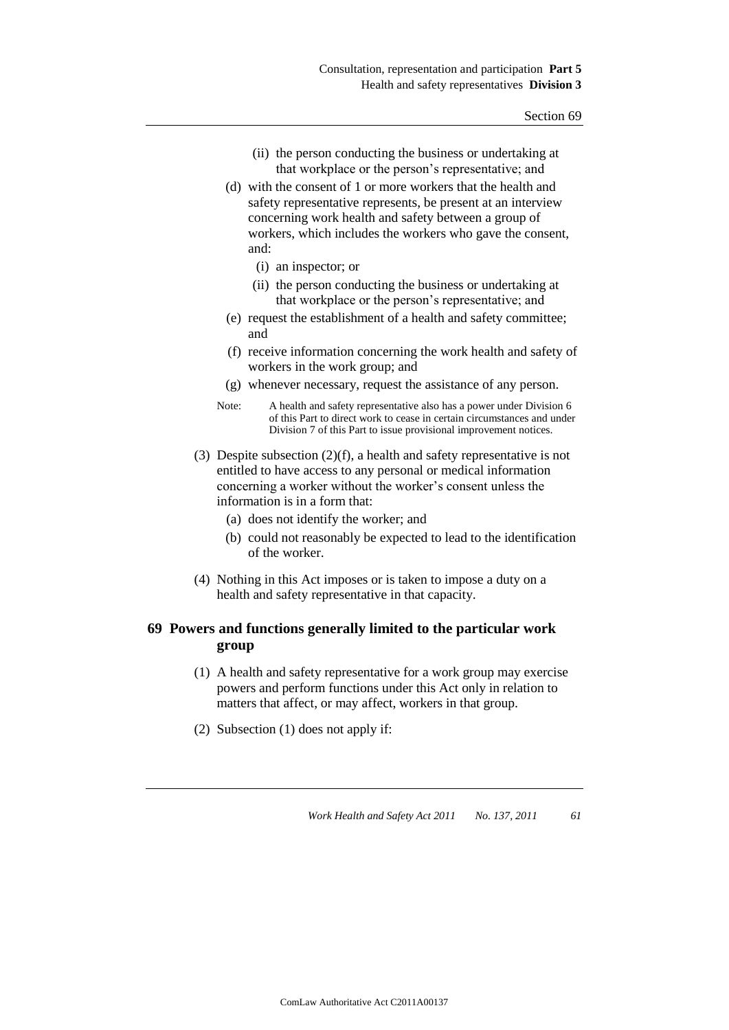(ii) the person conducting the business or undertaking at that workplace or the person's representative; and

(d) with the consent of 1 or more workers that the health and safety representative represents, be present at an interview concerning work health and safety between a group of workers, which includes the workers who gave the consent, and:

(i) an inspector; or

(ii) the person conducting the business or undertaking at that workplace or the person's representative; and

(e) request the establishment of a health and safety committee; and

(f) receive information concerning the work health and safety of workers in the work group; and

(g) whenever necessary, request the assistance of any person.

Note: A health and safety representative also has a power under Division 6 of this Part to direct work to cease in certain circumstances and under Division 7 of this Part to issue provisional improvement notices.

(3) Despite subsection (2)(f), a health and safety representative is not entitled to have access to any personal or medical information concerning a worker without the worker's consent unless the information is in a form that:

(a) does not identify the worker; and

(b) could not reasonably be expected to lead to the identification of the worker.

(4) Nothing in this Act imposes or is taken to impose a duty on a health and safety representative in that capacity.

## 69 Powers and functions generally limited to the particular work group

(1) A health and safety representative for a work group may exercise powers and perform functions under this Act only in relation to matters that affect, or may affect, workers in that group.

(2) Subsection (1) does not apply if: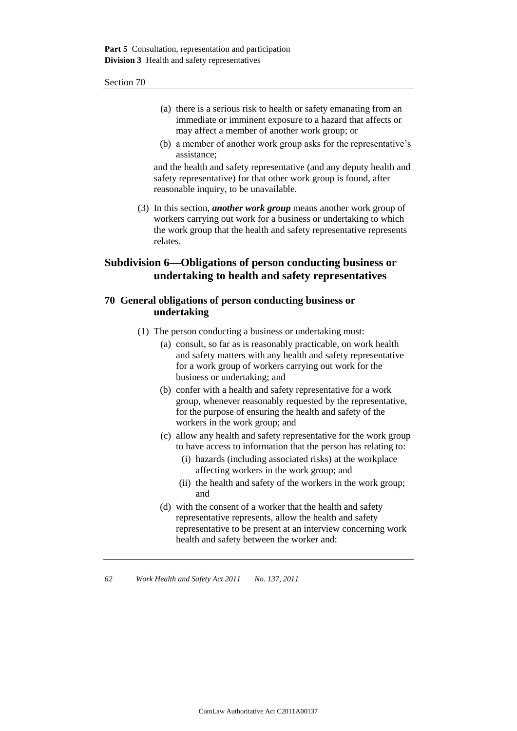(a) there is a serious risk to health or safety emanating from an immediate or imminent exposure to a hazard that affects or may affect a member of another work group; or

(b) a member of another work group asks for the representative's assistance;

and the health and safety representative (and any deputy health and safety representative) for that other work group is found, after reasonable inquiry, to be unavailable.

(3) In this section, ***another work group*** means another work group of workers carrying out work for a business or undertaking to which the work group that the health and safety representative represents relates.

## Subdivision 6—Obligations of person conducting business or undertaking to health and safety representatives

### 70 General obligations of person conducting business or undertaking

(1) The person conducting a business or undertaking must:

(a) consult, so far as is reasonably practicable, on work health and safety matters with any health and safety representative for a work group of workers carrying out work for the business or undertaking; and

(b) confer with a health and safety representative for a work group, whenever reasonably requested by the representative, for the purpose of ensuring the health and safety of the workers in the work group; and

(c) allow any health and safety representative for the work group to have access to information that the person has relating to:

(i) hazards (including associated risks) at the workplace affecting workers in the work group; and

(ii) the health and safety of the workers in the work group; and

(d) with the consent of a worker that the health and safety representative represents, allow the health and safety representative to be present at an interview concerning work health and safety between the worker and: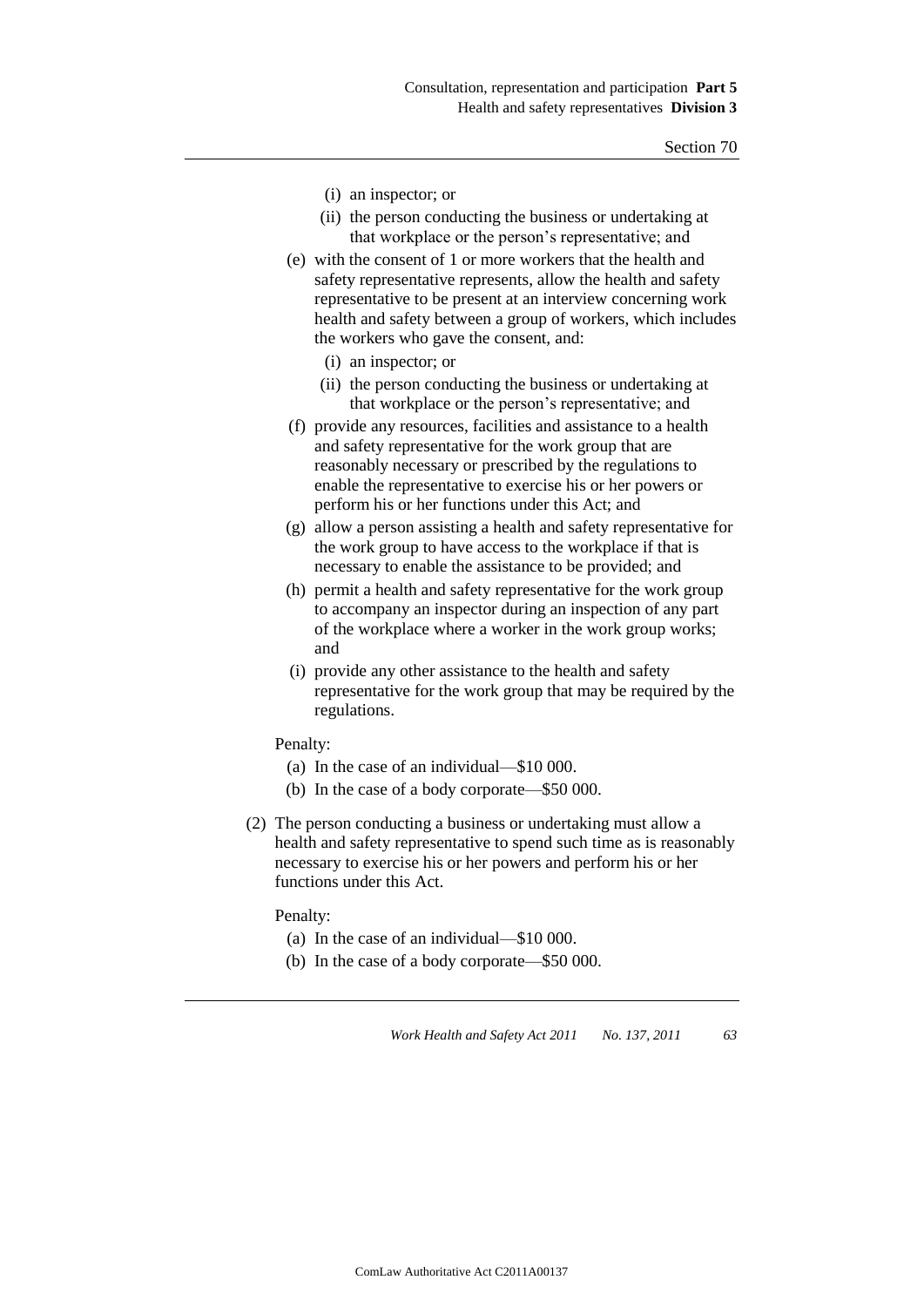(i) an inspector; or

(ii) the person conducting the business or undertaking at that workplace or the person's representative; and

(e) with the consent of 1 or more workers that the health and safety representative represents, allow the health and safety representative to be present at an interview concerning work health and safety between a group of workers, which includes the workers who gave the consent, and:

(i) an inspector; or

(ii) the person conducting the business or undertaking at that workplace or the person's representative; and

(f) provide any resources, facilities and assistance to a health and safety representative for the work group that are reasonably necessary or prescribed by the regulations to enable the representative to exercise his or her powers or perform his or her functions under this Act; and

(g) allow a person assisting a health and safety representative for the work group to have access to the workplace if that is necessary to enable the assistance to be provided; and

(h) permit a health and safety representative for the work group to accompany an inspector during an inspection of any part of the workplace where a worker in the work group works; and

(i) provide any other assistance to the health and safety representative for the work group that may be required by the regulations.

Penalty:

(a) In the case of an individual—$10 000.

(b) In the case of a body corporate—$50 000.

(2) The person conducting a business or undertaking must allow a health and safety representative to spend such time as is reasonably necessary to exercise his or her powers and perform his or her functions under this Act.

Penalty:

(a) In the case of an individual—$10 000.

(b) In the case of a body corporate—$50 000.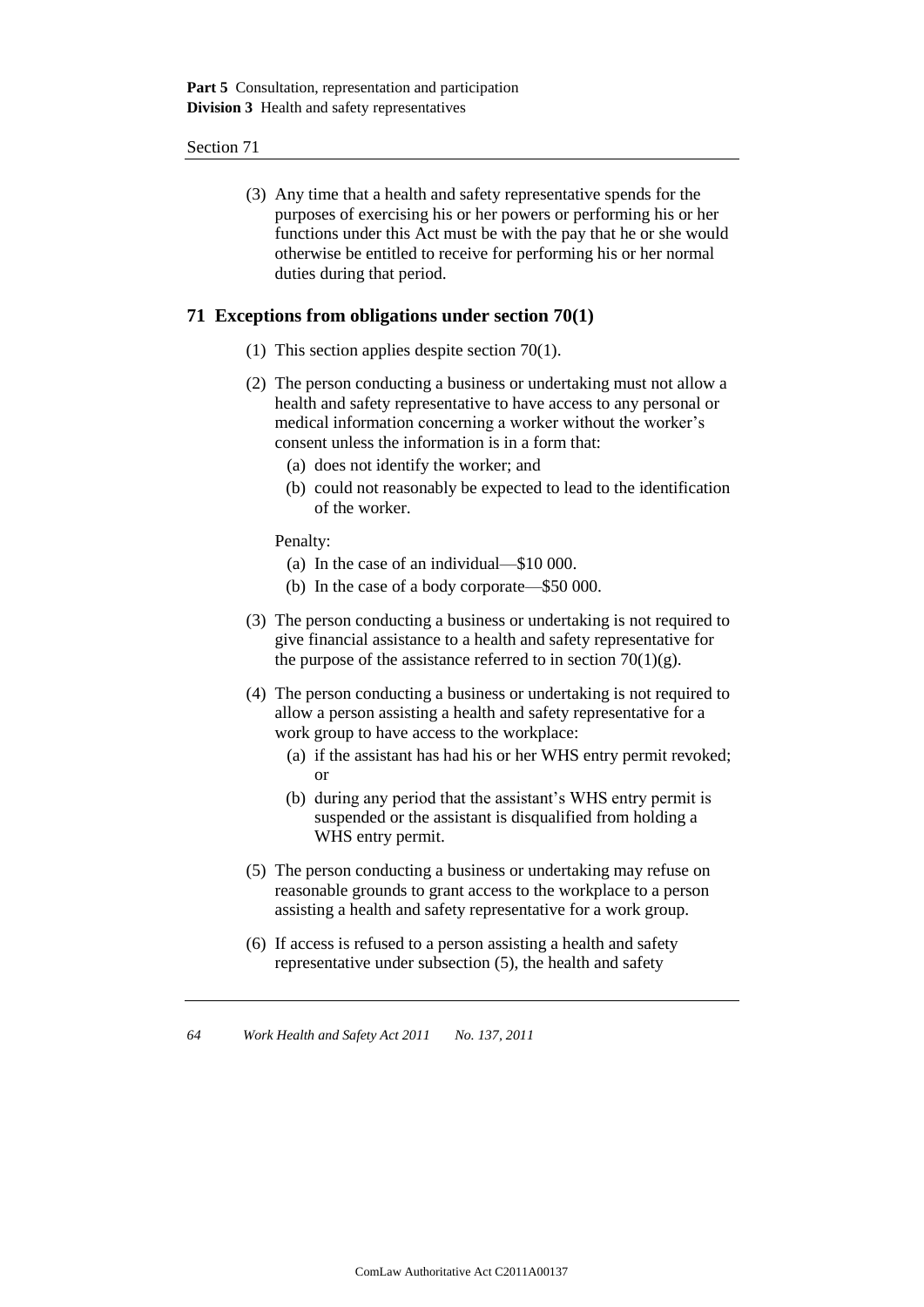(3) Any time that a health and safety representative spends for the purposes of exercising his or her powers or performing his or her functions under this Act must be with the pay that he or she would otherwise be entitled to receive for performing his or her normal duties during that period.

## 71 Exceptions from obligations under section 70(1)

(1) This section applies despite section 70(1).

(2) The person conducting a business or undertaking must not allow a health and safety representative to have access to any personal or medical information concerning a worker without the worker's consent unless the information is in a form that:

- (a) does not identify the worker; and
- (b) could not reasonably be expected to lead to the identification of the worker.

Penalty:

- (a) In the case of an individual—$10 000.
- (b) In the case of a body corporate—$50 000.

(3) The person conducting a business or undertaking is not required to give financial assistance to a health and safety representative for the purpose of the assistance referred to in section 70(1)(g).

(4) The person conducting a business or undertaking is not required to allow a person assisting a health and safety representative for a work group to have access to the workplace:

- (a) if the assistant has had his or her WHS entry permit revoked; or
- (b) during any period that the assistant's WHS entry permit is suspended or the assistant is disqualified from holding a WHS entry permit.

(5) The person conducting a business or undertaking may refuse on reasonable grounds to grant access to the workplace to a person assisting a health and safety representative for a work group.

(6) If access is refused to a person assisting a health and safety representative under subsection (5), the health and safety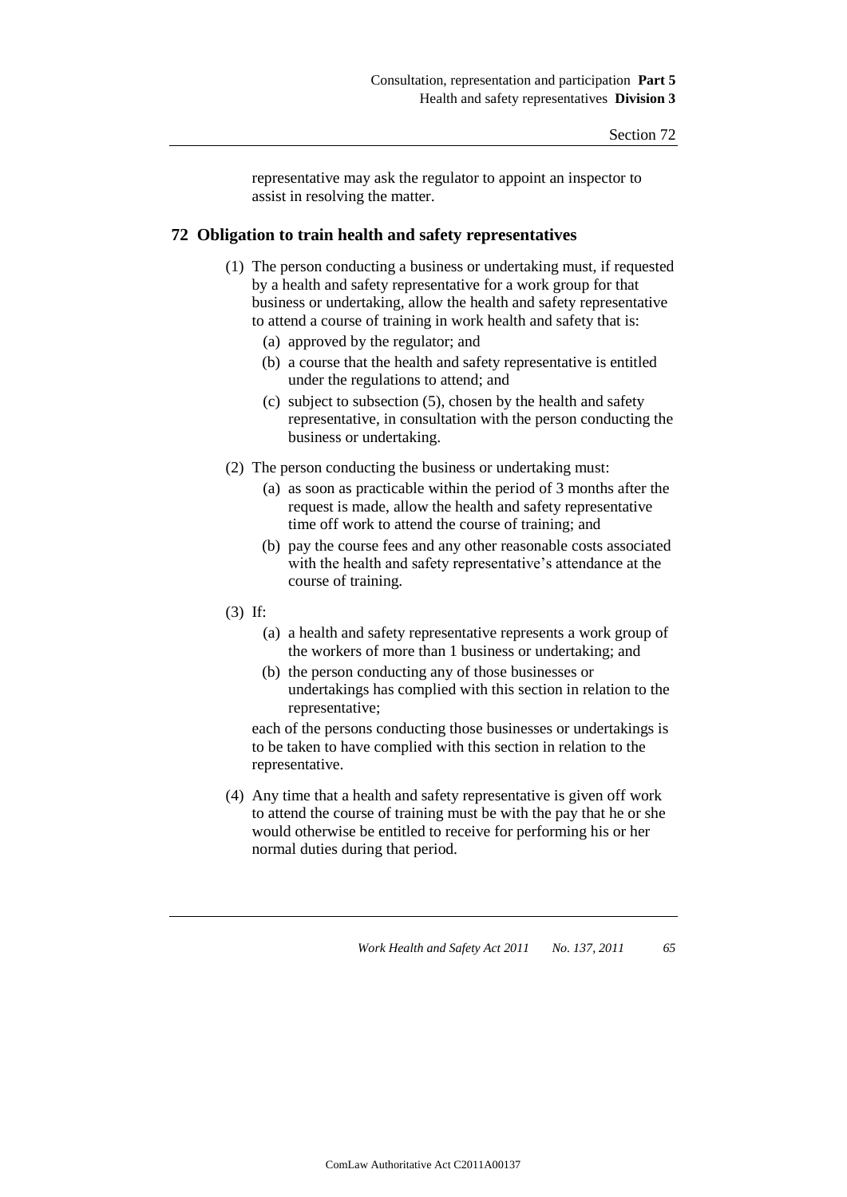representative may ask the regulator to appoint an inspector to assist in resolving the matter.

## 72 Obligation to train health and safety representatives

(1) The person conducting a business or undertaking must, if requested by a health and safety representative for a work group for that business or undertaking, allow the health and safety representative to attend a course of training in work health and safety that is:

- (a) approved by the regulator; and
- (b) a course that the health and safety representative is entitled under the regulations to attend; and
- (c) subject to subsection (5), chosen by the health and safety representative, in consultation with the person conducting the business or undertaking.

(2) The person conducting the business or undertaking must:

- (a) as soon as practicable within the period of 3 months after the request is made, allow the health and safety representative time off work to attend the course of training; and
- (b) pay the course fees and any other reasonable costs associated with the health and safety representative's attendance at the course of training.

(3) If:

- (a) a health and safety representative represents a work group of the workers of more than 1 business or undertaking; and
- (b) the person conducting any of those businesses or undertakings has complied with this section in relation to the representative;

each of the persons conducting those businesses or undertakings is to be taken to have complied with this section in relation to the representative.

(4) Any time that a health and safety representative is given off work to attend the course of training must be with the pay that he or she would otherwise be entitled to receive for performing his or her normal duties during that period.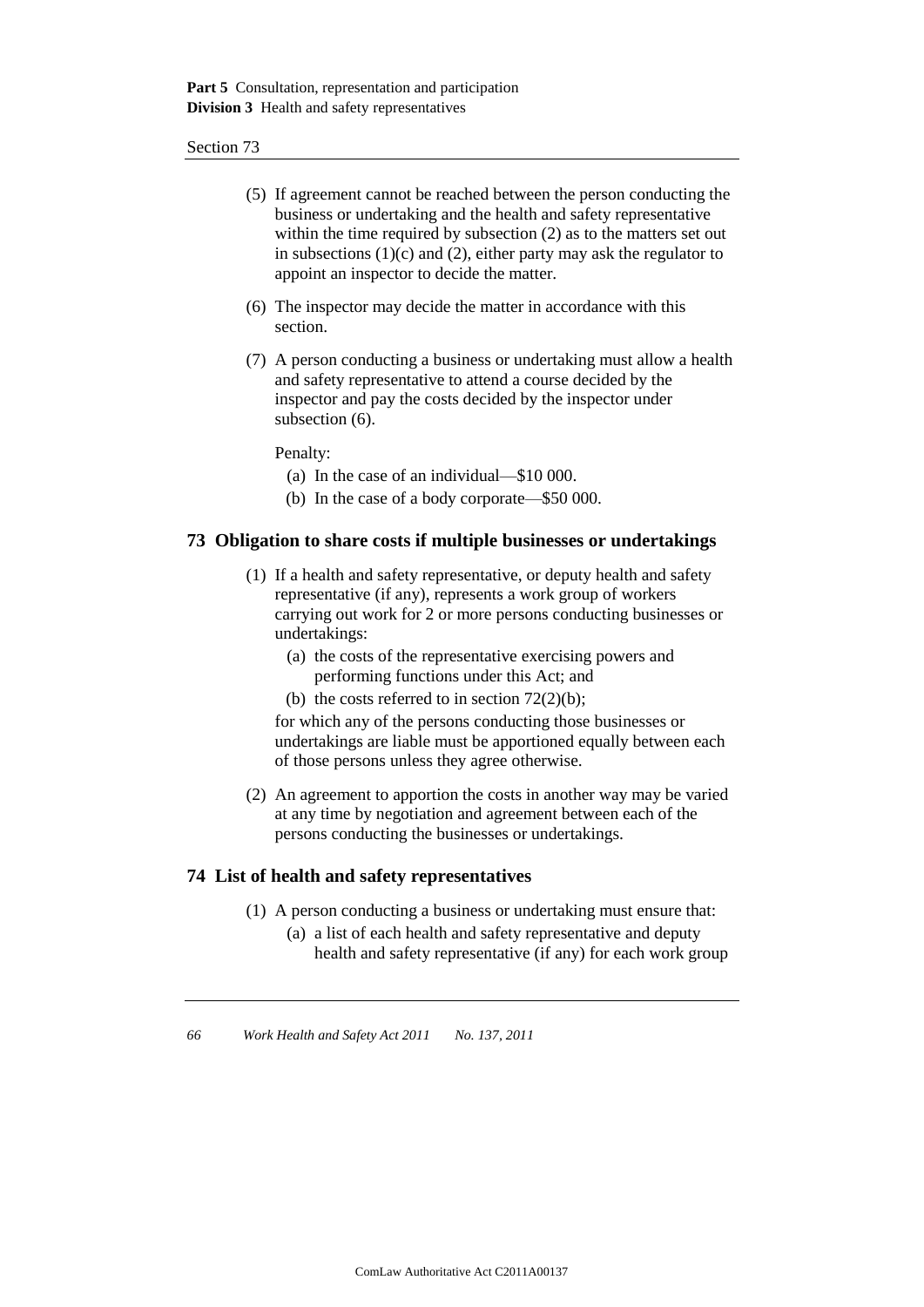(5) If agreement cannot be reached between the person conducting the business or undertaking and the health and safety representative within the time required by subsection (2) as to the matters set out in subsections (1)(c) and (2), either party may ask the regulator to appoint an inspector to decide the matter.

(6) The inspector may decide the matter in accordance with this section.

(7) A person conducting a business or undertaking must allow a health and safety representative to attend a course decided by the inspector and pay the costs decided by the inspector under subsection (6).

Penalty:

(a) In the case of an individual—$10 000.

(b) In the case of a body corporate—$50 000.

## 73 Obligation to share costs if multiple businesses or undertakings

(1) If a health and safety representative, or deputy health and safety representative (if any), represents a work group of workers carrying out work for 2 or more persons conducting businesses or undertakings:

(a) the costs of the representative exercising powers and performing functions under this Act; and

(b) the costs referred to in section 72(2)(b);

for which any of the persons conducting those businesses or undertakings are liable must be apportioned equally between each of those persons unless they agree otherwise.

(2) An agreement to apportion the costs in another way may be varied at any time by negotiation and agreement between each of the persons conducting the businesses or undertakings.

## 74 List of health and safety representatives

(1) A person conducting a business or undertaking must ensure that:

(a) a list of each health and safety representative and deputy health and safety representative (if any) for each work group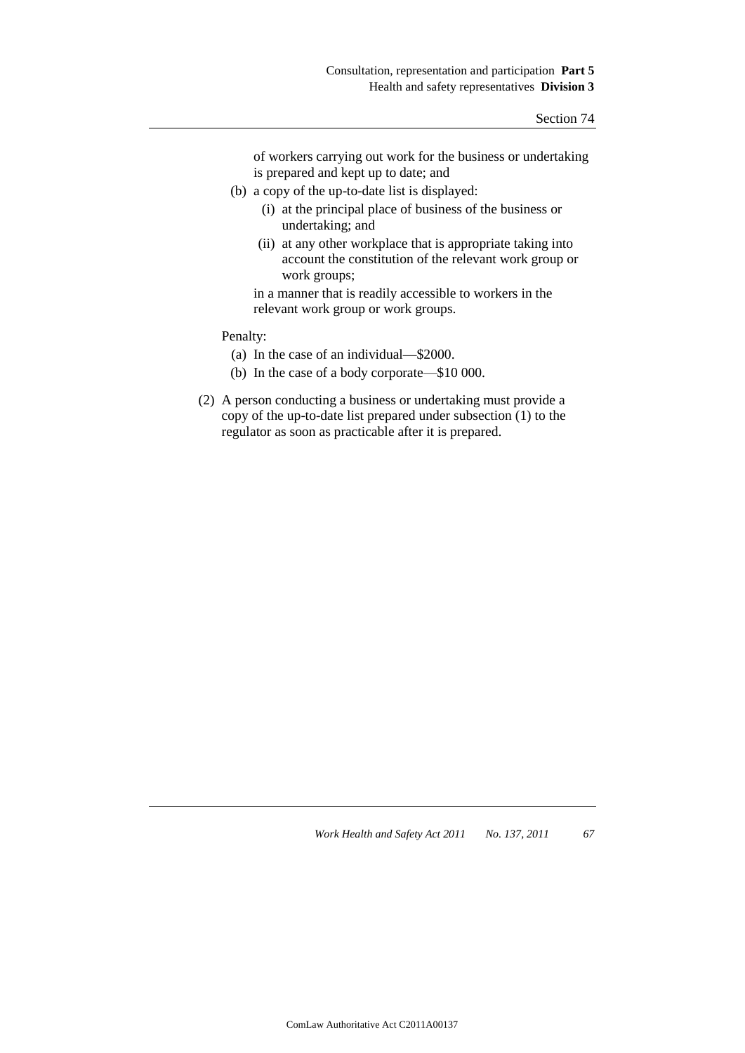of workers carrying out work for the business or undertaking is prepared and kept up to date; and

(b) a copy of the up-to-date list is displayed:

(i) at the principal place of business of the business or undertaking; and

(ii) at any other workplace that is appropriate taking into account the constitution of the relevant work group or work groups;

in a manner that is readily accessible to workers in the relevant work group or work groups.

Penalty:

(a) In the case of an individual—$2000.

(b) In the case of a body corporate—$10 000.

(2) A person conducting a business or undertaking must provide a copy of the up-to-date list prepared under subsection (1) to the regulator as soon as practicable after it is prepared.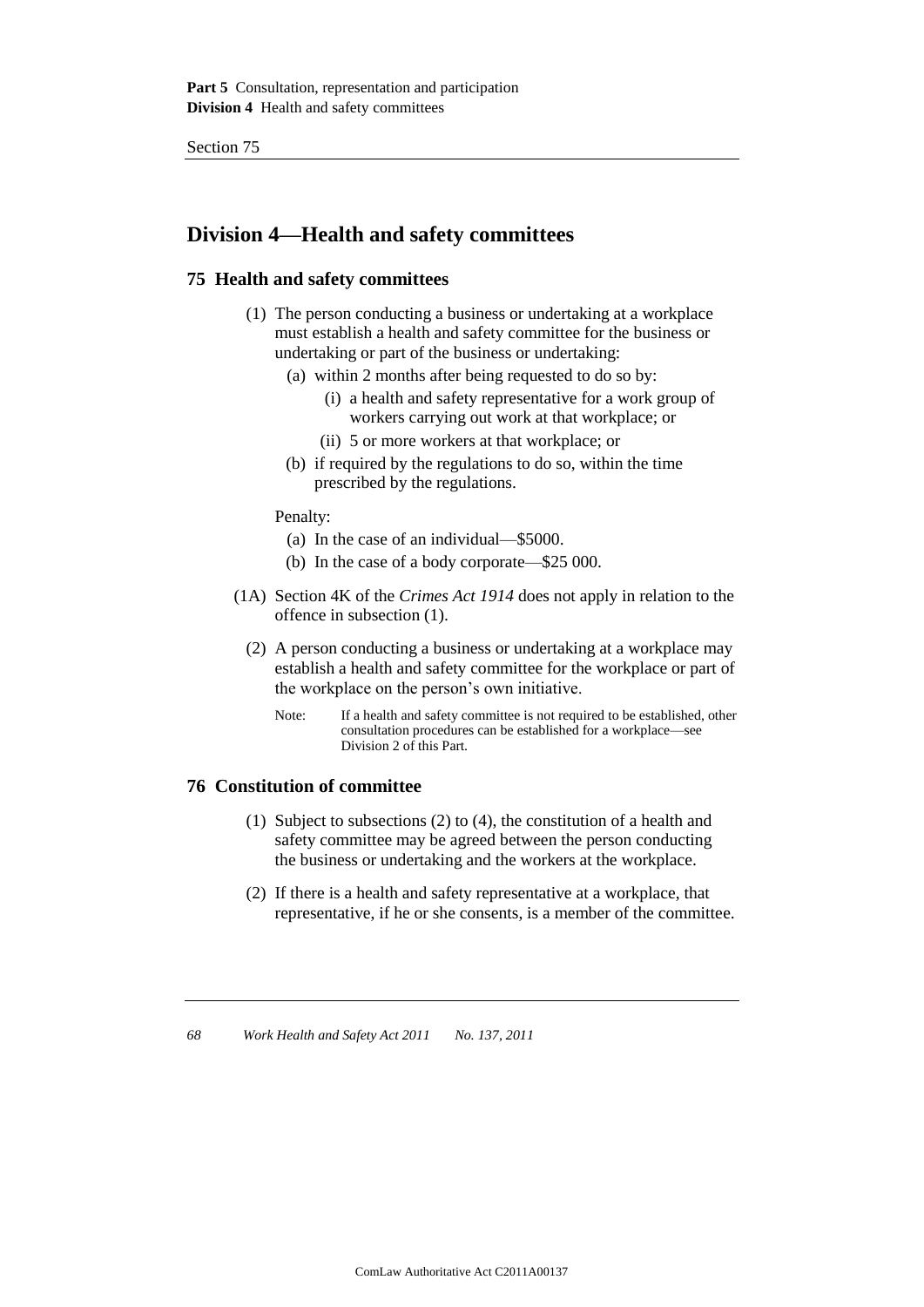## Division 4—Health and safety committees

### 75 Health and safety committees

(1) The person conducting a business or undertaking at a workplace must establish a health and safety committee for the business or undertaking or part of the business or undertaking:

(a) within 2 months after being requested to do so by:

(i) a health and safety representative for a work group of workers carrying out work at that workplace; or

(ii) 5 or more workers at that workplace; or

(b) if required by the regulations to do so, within the time prescribed by the regulations.

Penalty:

(a) In the case of an individual—\$5000.

(b) In the case of a body corporate—\$25 000.

(1A) Section 4K of the *Crimes Act 1914* does not apply in relation to the offence in subsection (1).

(2) A person conducting a business or undertaking at a workplace may establish a health and safety committee for the workplace or part of the workplace on the person's own initiative.

Note: If a health and safety committee is not required to be established, other consultation procedures can be established for a workplace—see Division 2 of this Part.

### 76 Constitution of committee

(1) Subject to subsections (2) to (4), the constitution of a health and safety committee may be agreed between the person conducting the business or undertaking and the workers at the workplace.

(2) If there is a health and safety representative at a workplace, that representative, if he or she consents, is a member of the committee.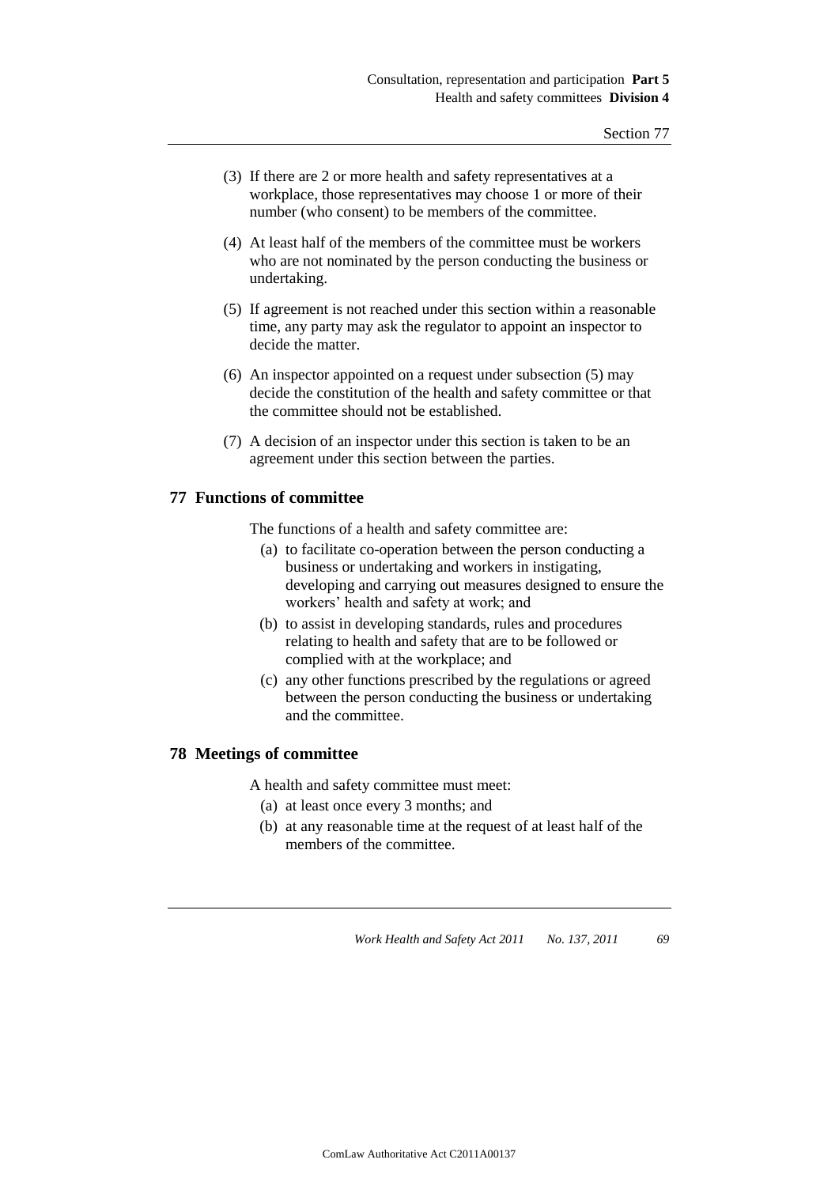(3) If there are 2 or more health and safety representatives at a workplace, those representatives may choose 1 or more of their number (who consent) to be members of the committee.

(4) At least half of the members of the committee must be workers who are not nominated by the person conducting the business or undertaking.

(5) If agreement is not reached under this section within a reasonable time, any party may ask the regulator to appoint an inspector to decide the matter.

(6) An inspector appointed on a request under subsection (5) may decide the constitution of the health and safety committee or that the committee should not be established.

(7) A decision of an inspector under this section is taken to be an agreement under this section between the parties.

## 77 Functions of committee

The functions of a health and safety committee are:

(a) to facilitate co-operation between the person conducting a business or undertaking and workers in instigating, developing and carrying out measures designed to ensure the workers' health and safety at work; and

(b) to assist in developing standards, rules and procedures relating to health and safety that are to be followed or complied with at the workplace; and

(c) any other functions prescribed by the regulations or agreed between the person conducting the business or undertaking and the committee.

## 78 Meetings of committee

A health and safety committee must meet:

(a) at least once every 3 months; and

(b) at any reasonable time at the request of at least half of the members of the committee.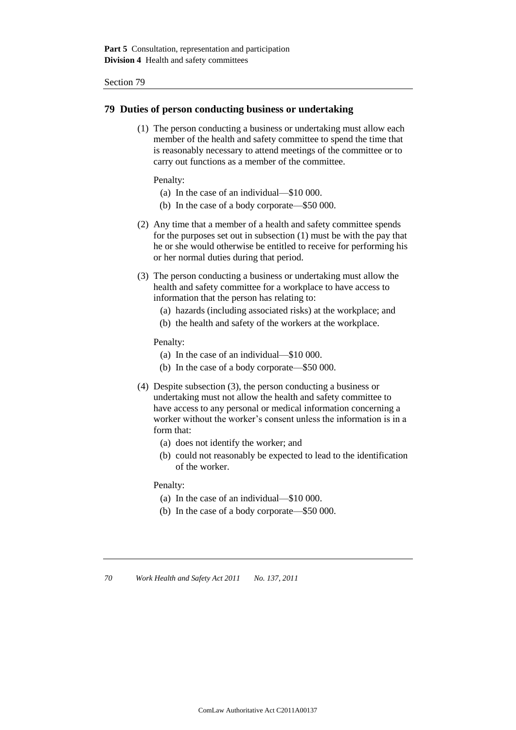## 79 Duties of person conducting business or undertaking

(1) The person conducting a business or undertaking must allow each member of the health and safety committee to spend the time that is reasonably necessary to attend meetings of the committee or to carry out functions as a member of the committee.

Penalty:

- (a) In the case of an individual—$10 000.
- (b) In the case of a body corporate—$50 000.

(2) Any time that a member of a health and safety committee spends for the purposes set out in subsection (1) must be with the pay that he or she would otherwise be entitled to receive for performing his or her normal duties during that period.

(3) The person conducting a business or undertaking must allow the health and safety committee for a workplace to have access to information that the person has relating to:

- (a) hazards (including associated risks) at the workplace; and
- (b) the health and safety of the workers at the workplace.

Penalty:

- (a) In the case of an individual—$10 000.
- (b) In the case of a body corporate—$50 000.

(4) Despite subsection (3), the person conducting a business or undertaking must not allow the health and safety committee to have access to any personal or medical information concerning a worker without the worker's consent unless the information is in a form that:

- (a) does not identify the worker; and
- (b) could not reasonably be expected to lead to the identification of the worker.

Penalty:

- (a) In the case of an individual—$10 000.
- (b) In the case of a body corporate—$50 000.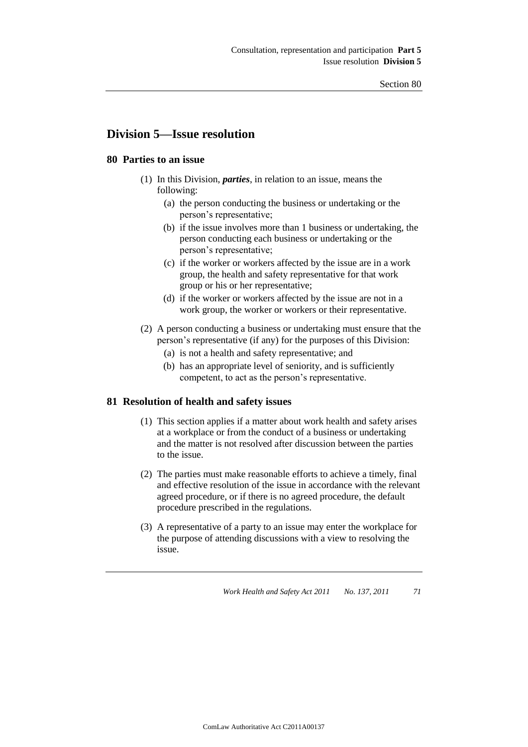## Division 5—Issue resolution

### 80 Parties to an issue

(1) In this Division, ***parties***, in relation to an issue, means the following:

- (a) the person conducting the business or undertaking or the person's representative;
- (b) if the issue involves more than 1 business or undertaking, the person conducting each business or undertaking or the person's representative;
- (c) if the worker or workers affected by the issue are in a work group, the health and safety representative for that work group or his or her representative;
- (d) if the worker or workers affected by the issue are not in a work group, the worker or workers or their representative.

(2) A person conducting a business or undertaking must ensure that the person's representative (if any) for the purposes of this Division:

- (a) is not a health and safety representative; and
- (b) has an appropriate level of seniority, and is sufficiently competent, to act as the person's representative.

### 81 Resolution of health and safety issues

(1) This section applies if a matter about work health and safety arises at a workplace or from the conduct of a business or undertaking and the matter is not resolved after discussion between the parties to the issue.

(2) The parties must make reasonable efforts to achieve a timely, final and effective resolution of the issue in accordance with the relevant agreed procedure, or if there is no agreed procedure, the default procedure prescribed in the regulations.

(3) A representative of a party to an issue may enter the workplace for the purpose of attending discussions with a view to resolving the issue.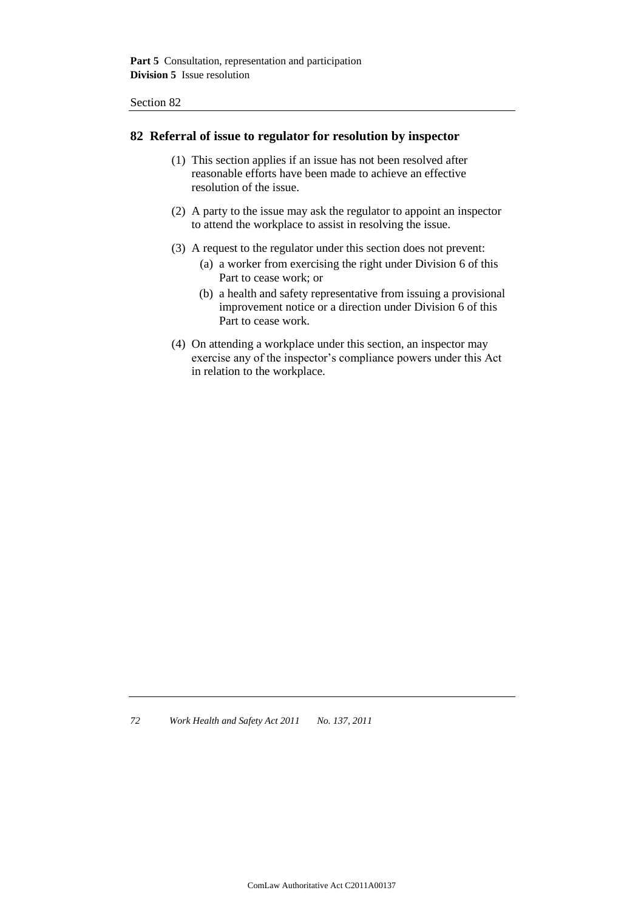## 82 Referral of issue to regulator for resolution by inspector

(1) This section applies if an issue has not been resolved after reasonable efforts have been made to achieve an effective resolution of the issue.

(2) A party to the issue may ask the regulator to appoint an inspector to attend the workplace to assist in resolving the issue.

(3) A request to the regulator under this section does not prevent:

- (a) a worker from exercising the right under Division 6 of this Part to cease work; or
- (b) a health and safety representative from issuing a provisional improvement notice or a direction under Division 6 of this Part to cease work.

(4) On attending a workplace under this section, an inspector may exercise any of the inspector's compliance powers under this Act in relation to the workplace.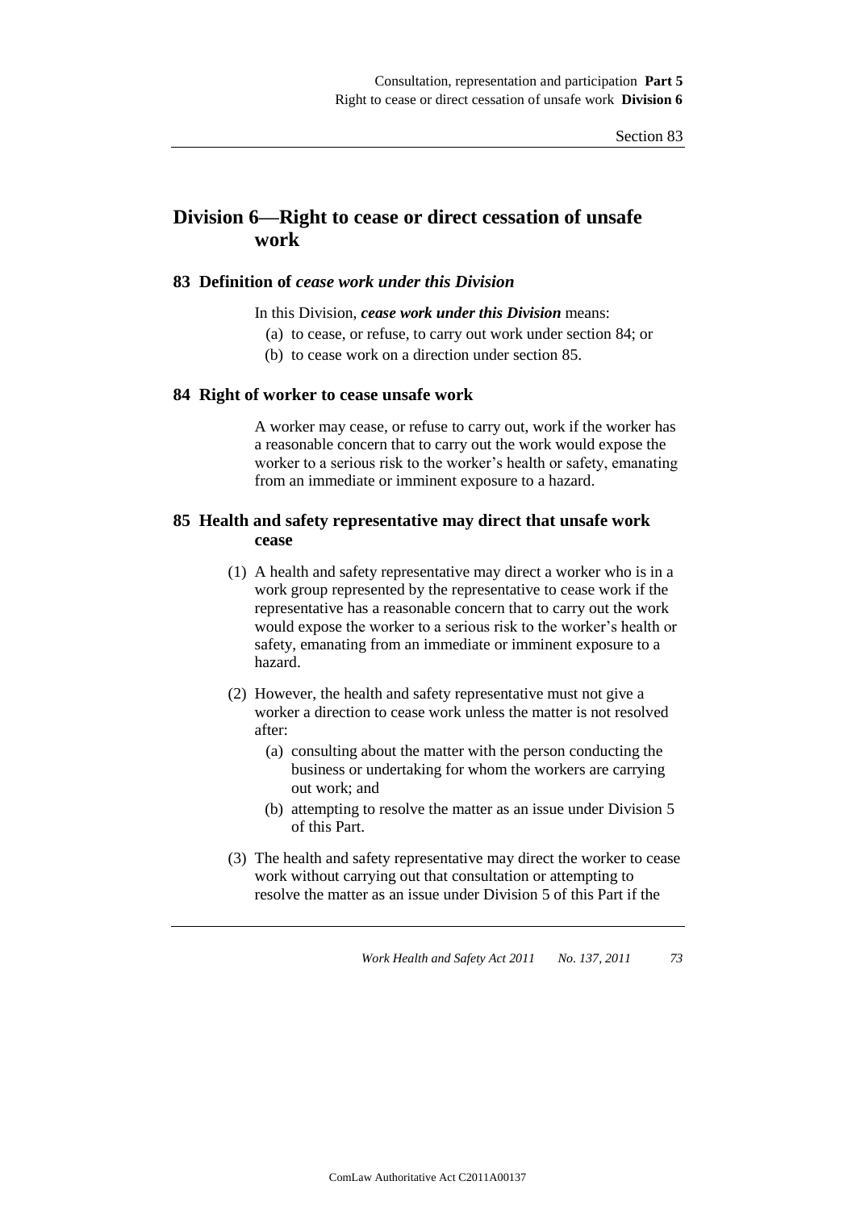## Division 6—Right to cease or direct cessation of unsafe work

### 83 Definition of *cease work under this Division*

In this Division, ***cease work under this Division*** means:

(a) to cease, or refuse, to carry out work under section 84; or

(b) to cease work on a direction under section 85.

### 84 Right of worker to cease unsafe work

A worker may cease, or refuse to carry out, work if the worker has a reasonable concern that to carry out the work would expose the worker to a serious risk to the worker's health or safety, emanating from an immediate or imminent exposure to a hazard.

### 85 Health and safety representative may direct that unsafe work cease

(1) A health and safety representative may direct a worker who is in a work group represented by the representative to cease work if the representative has a reasonable concern that to carry out the work would expose the worker to a serious risk to the worker's health or safety, emanating from an immediate or imminent exposure to a hazard.

(2) However, the health and safety representative must not give a worker a direction to cease work unless the matter is not resolved after:

(a) consulting about the matter with the person conducting the business or undertaking for whom the workers are carrying out work; and

(b) attempting to resolve the matter as an issue under Division 5 of this Part.

(3) The health and safety representative may direct the worker to cease work without carrying out that consultation or attempting to resolve the matter as an issue under Division 5 of this Part if the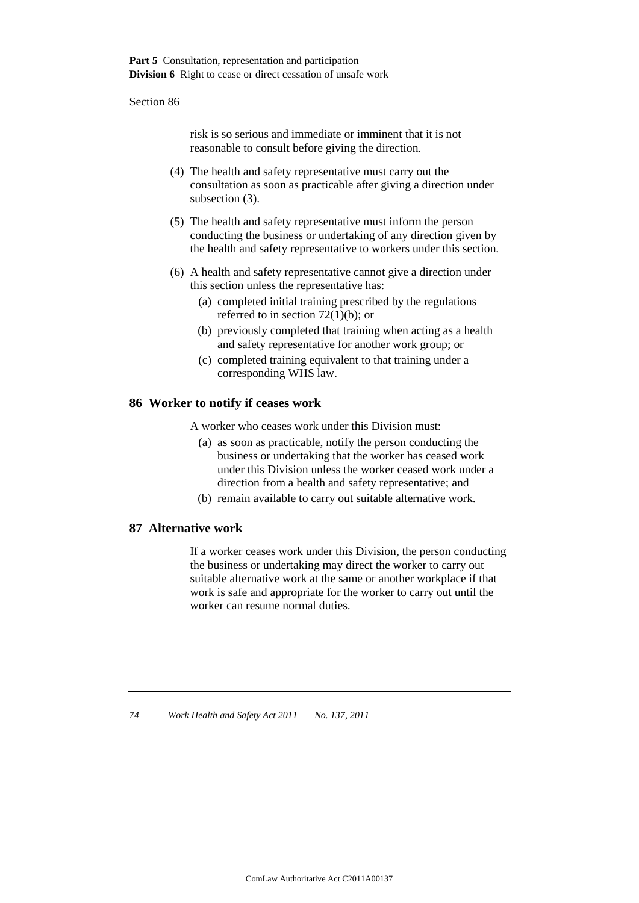risk is so serious and immediate or imminent that it is not reasonable to consult before giving the direction.

(4) The health and safety representative must carry out the consultation as soon as practicable after giving a direction under subsection (3).

(5) The health and safety representative must inform the person conducting the business or undertaking of any direction given by the health and safety representative to workers under this section.

(6) A health and safety representative cannot give a direction under this section unless the representative has:

- (a) completed initial training prescribed by the regulations referred to in section 72(1)(b); or
- (b) previously completed that training when acting as a health and safety representative for another work group; or
- (c) completed training equivalent to that training under a corresponding WHS law.

## 86 Worker to notify if ceases work

A worker who ceases work under this Division must:

- (a) as soon as practicable, notify the person conducting the business or undertaking that the worker has ceased work under this Division unless the worker ceased work under a direction from a health and safety representative; and
- (b) remain available to carry out suitable alternative work.

## 87 Alternative work

If a worker ceases work under this Division, the person conducting the business or undertaking may direct the worker to carry out suitable alternative work at the same or another workplace if that work is safe and appropriate for the worker to carry out until the worker can resume normal duties.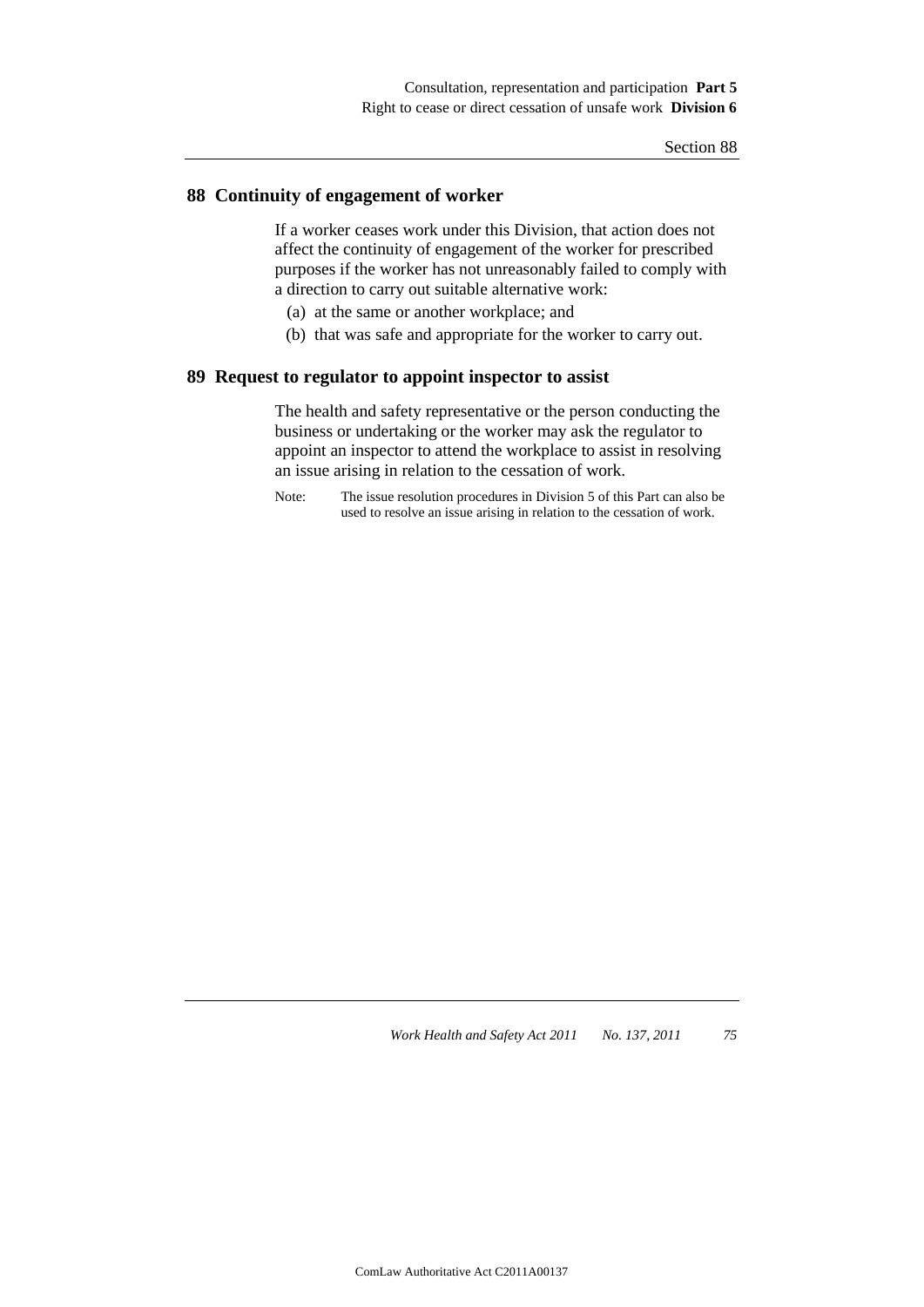## 88 Continuity of engagement of worker

If a worker ceases work under this Division, that action does not affect the continuity of engagement of the worker for prescribed purposes if the worker has not unreasonably failed to comply with a direction to carry out suitable alternative work:

(a) at the same or another workplace; and

(b) that was safe and appropriate for the worker to carry out.

## 89 Request to regulator to appoint inspector to assist

The health and safety representative or the person conducting the business or undertaking or the worker may ask the regulator to appoint an inspector to attend the workplace to assist in resolving an issue arising in relation to the cessation of work.

Note: The issue resolution procedures in Division 5 of this Part can also be used to resolve an issue arising in relation to the cessation of work.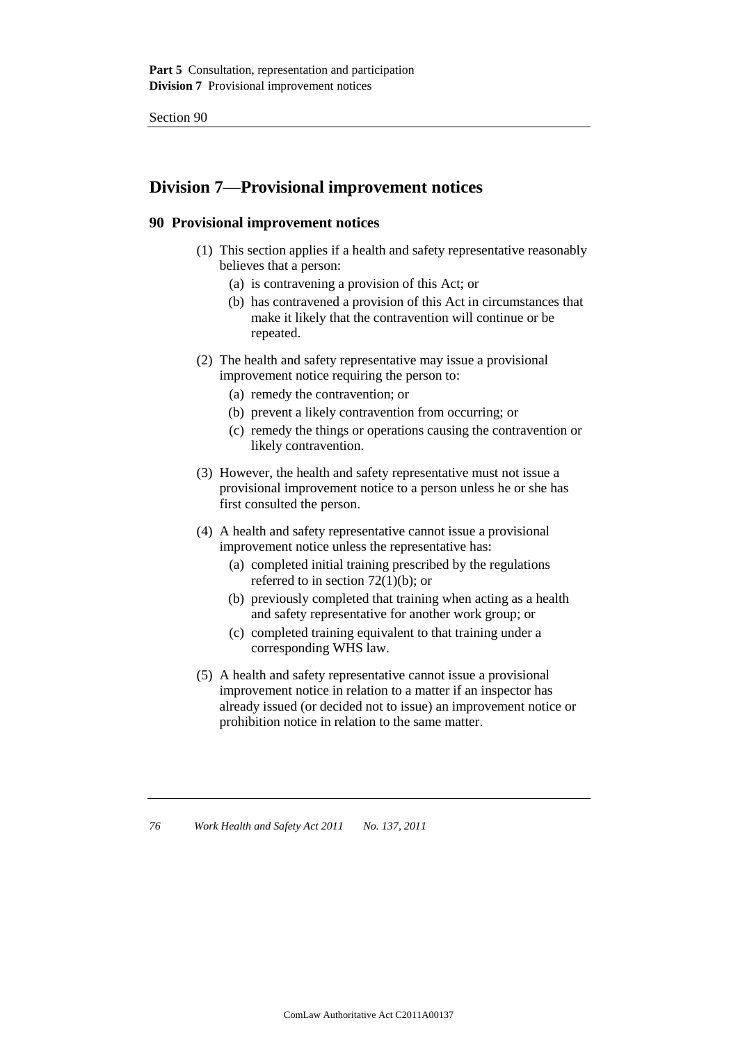## Division 7—Provisional improvement notices

### 90 Provisional improvement notices

(1) This section applies if a health and safety representative reasonably believes that a person:

  (a) is contravening a provision of this Act; or

  (b) has contravened a provision of this Act in circumstances that make it likely that the contravention will continue or be repeated.

(2) The health and safety representative may issue a provisional improvement notice requiring the person to:

  (a) remedy the contravention; or

  (b) prevent a likely contravention from occurring; or

  (c) remedy the things or operations causing the contravention or likely contravention.

(3) However, the health and safety representative must not issue a provisional improvement notice to a person unless he or she has first consulted the person.

(4) A health and safety representative cannot issue a provisional improvement notice unless the representative has:

  (a) completed initial training prescribed by the regulations referred to in section 72(1)(b); or

  (b) previously completed that training when acting as a health and safety representative for another work group; or

  (c) completed training equivalent to that training under a corresponding WHS law.

(5) A health and safety representative cannot issue a provisional improvement notice in relation to a matter if an inspector has already issued (or decided not to issue) an improvement notice or prohibition notice in relation to the same matter.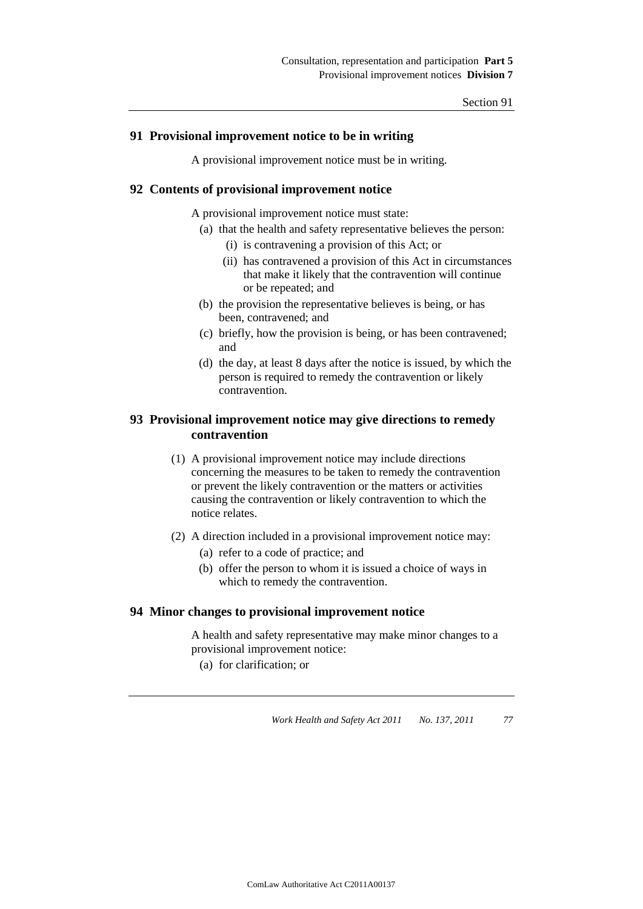## 91 Provisional improvement notice to be in writing

A provisional improvement notice must be in writing.

## 92 Contents of provisional improvement notice

A provisional improvement notice must state:

- (a) that the health and safety representative believes the person:
  - (i) is contravening a provision of this Act; or
  - (ii) has contravened a provision of this Act in circumstances that make it likely that the contravention will continue or be repeated; and
- (b) the provision the representative believes is being, or has been, contravened; and
- (c) briefly, how the provision is being, or has been contravened; and
- (d) the day, at least 8 days after the notice is issued, by which the person is required to remedy the contravention or likely contravention.

## 93 Provisional improvement notice may give directions to remedy contravention

(1) A provisional improvement notice may include directions concerning the measures to be taken to remedy the contravention or prevent the likely contravention or the matters or activities causing the contravention or likely contravention to which the notice relates.

(2) A direction included in a provisional improvement notice may:

- (a) refer to a code of practice; and
- (b) offer the person to whom it is issued a choice of ways in which to remedy the contravention.

## 94 Minor changes to provisional improvement notice

A health and safety representative may make minor changes to a provisional improvement notice:

- (a) for clarification; or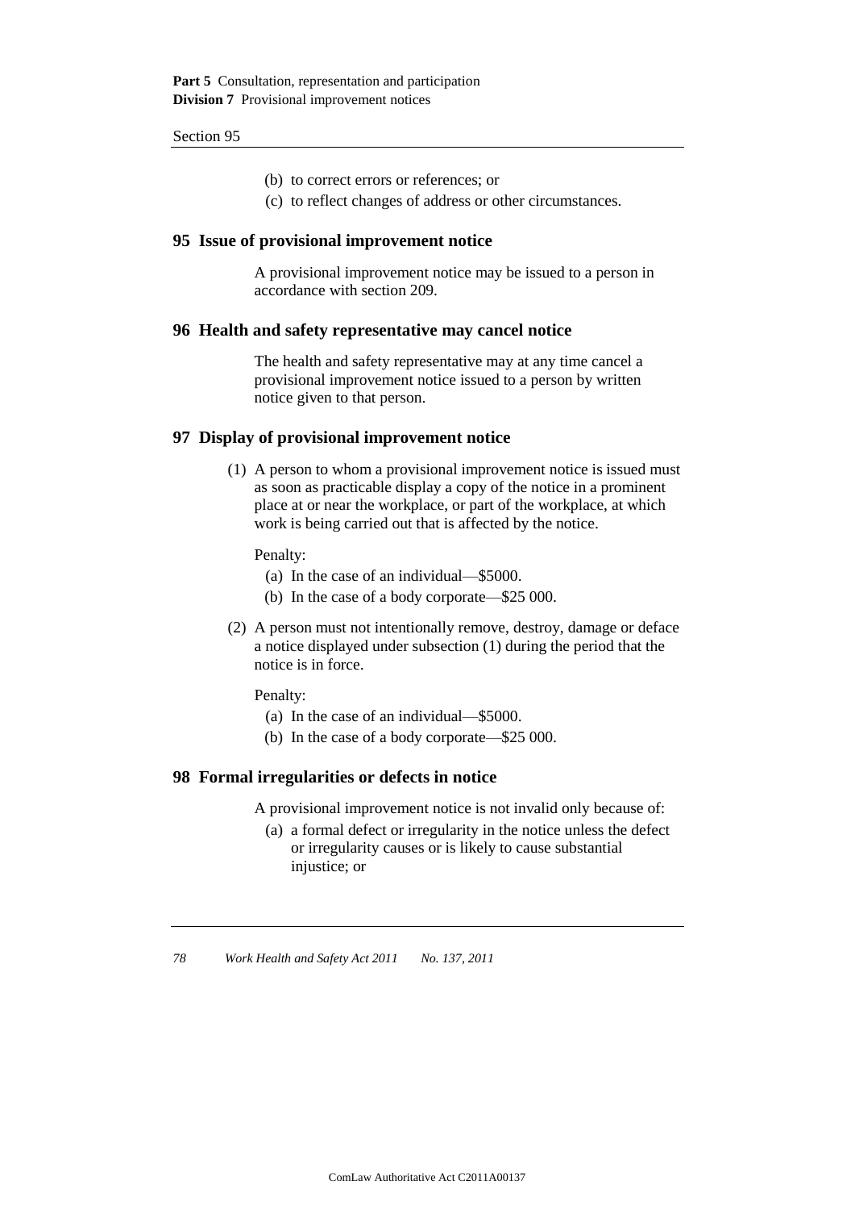(b) to correct errors or references; or

(c) to reflect changes of address or other circumstances.

### 95 Issue of provisional improvement notice

A provisional improvement notice may be issued to a person in accordance with section 209.

### 96 Health and safety representative may cancel notice

The health and safety representative may at any time cancel a provisional improvement notice issued to a person by written notice given to that person.

### 97 Display of provisional improvement notice

(1) A person to whom a provisional improvement notice is issued must as soon as practicable display a copy of the notice in a prominent place at or near the workplace, or part of the workplace, at which work is being carried out that is affected by the notice.

Penalty:

(a) In the case of an individual—$5000.

(b) In the case of a body corporate—$25 000.

(2) A person must not intentionally remove, destroy, damage or deface a notice displayed under subsection (1) during the period that the notice is in force.

Penalty:

(a) In the case of an individual—$5000.

(b) In the case of a body corporate—$25 000.

### 98 Formal irregularities or defects in notice

A provisional improvement notice is not invalid only because of:

(a) a formal defect or irregularity in the notice unless the defect or irregularity causes or is likely to cause substantial injustice; or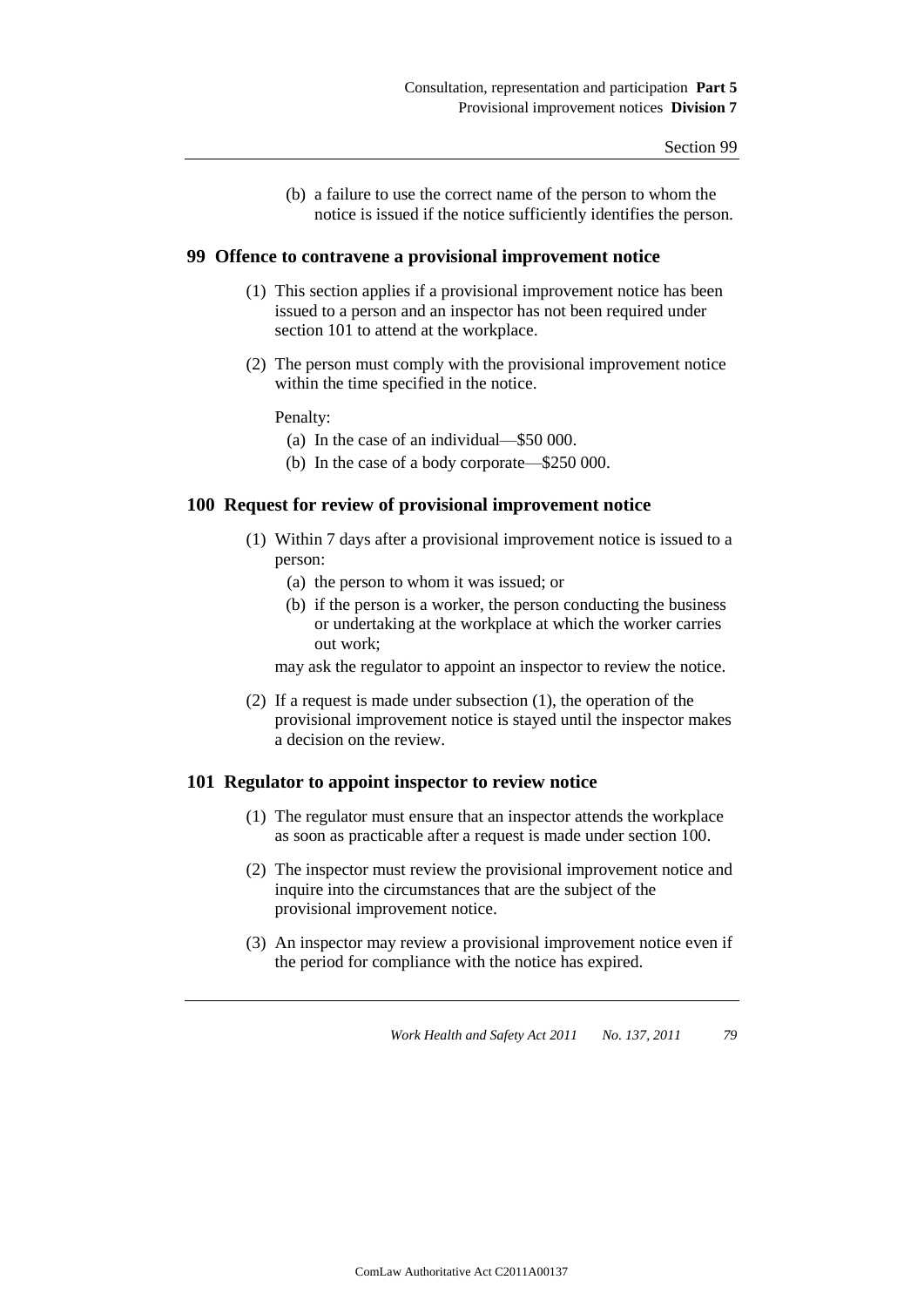(b) a failure to use the correct name of the person to whom the notice is issued if the notice sufficiently identifies the person.

### 99 Offence to contravene a provisional improvement notice

(1) This section applies if a provisional improvement notice has been issued to a person and an inspector has not been required under section 101 to attend at the workplace.

(2) The person must comply with the provisional improvement notice within the time specified in the notice.

Penalty:

(a) In the case of an individual—$50 000.

(b) In the case of a body corporate—$250 000.

### 100 Request for review of provisional improvement notice

(1) Within 7 days after a provisional improvement notice is issued to a person:

(a) the person to whom it was issued; or

(b) if the person is a worker, the person conducting the business or undertaking at the workplace at which the worker carries out work;

may ask the regulator to appoint an inspector to review the notice.

(2) If a request is made under subsection (1), the operation of the provisional improvement notice is stayed until the inspector makes a decision on the review.

### 101 Regulator to appoint inspector to review notice

(1) The regulator must ensure that an inspector attends the workplace as soon as practicable after a request is made under section 100.

(2) The inspector must review the provisional improvement notice and inquire into the circumstances that are the subject of the provisional improvement notice.

(3) An inspector may review a provisional improvement notice even if the period for compliance with the notice has expired.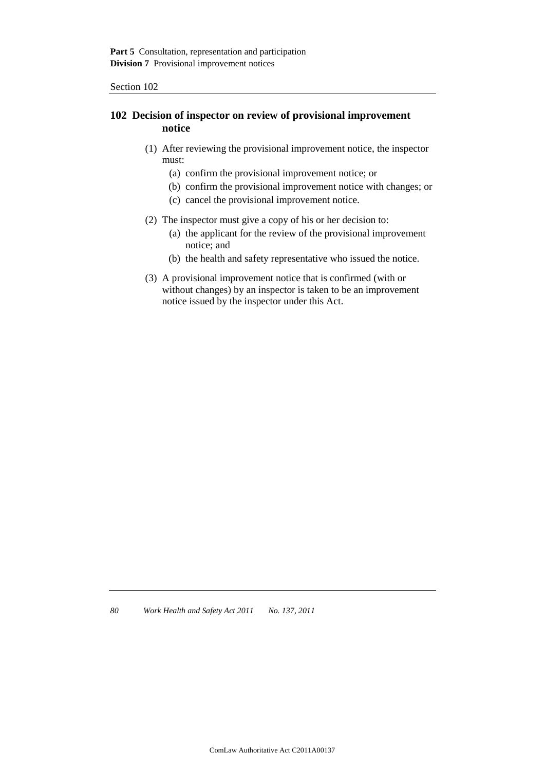## 102 Decision of inspector on review of provisional improvement notice

(1) After reviewing the provisional improvement notice, the inspector must:

(a) confirm the provisional improvement notice; or

(b) confirm the provisional improvement notice with changes; or

(c) cancel the provisional improvement notice.

(2) The inspector must give a copy of his or her decision to:

(a) the applicant for the review of the provisional improvement notice; and

(b) the health and safety representative who issued the notice.

(3) A provisional improvement notice that is confirmed (with or without changes) by an inspector is taken to be an improvement notice issued by the inspector under this Act.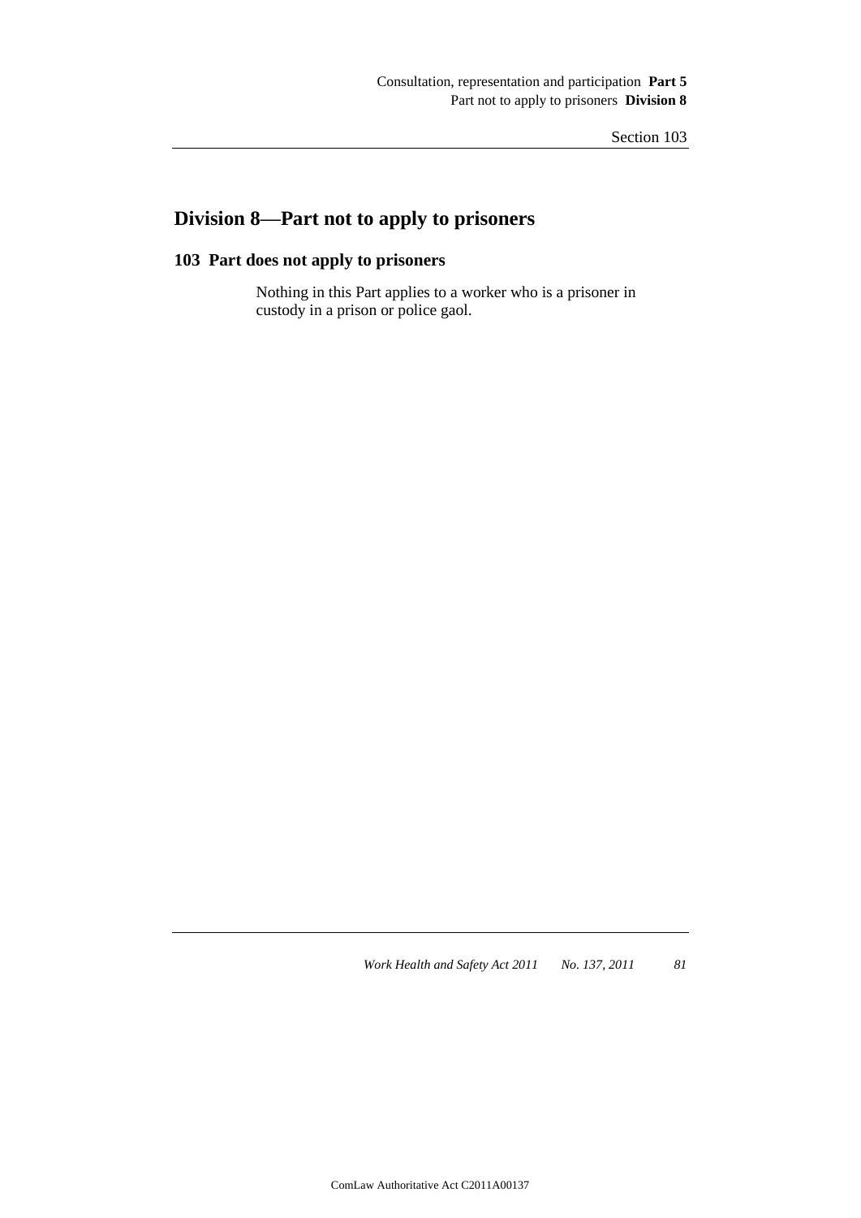## Division 8—Part not to apply to prisoners

### 103 Part does not apply to prisoners

Nothing in this Part applies to a worker who is a prisoner in custody in a prison or police gaol.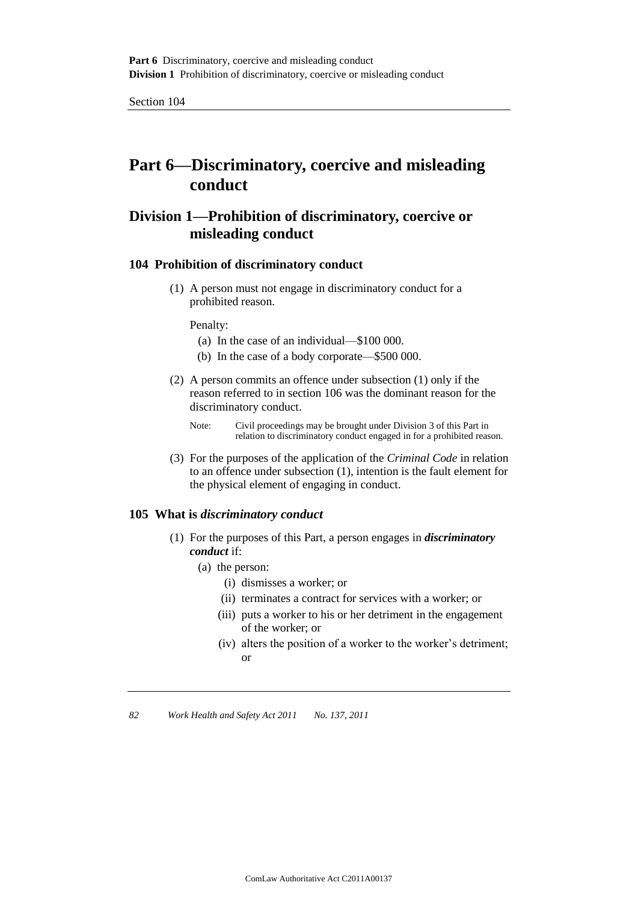# Part 6—Discriminatory, coercive and misleading conduct

## Division 1—Prohibition of discriminatory, coercive or misleading conduct

### 104 Prohibition of discriminatory conduct

(1) A person must not engage in discriminatory conduct for a prohibited reason.

Penalty:

(a) In the case of an individual—$100 000.

(b) In the case of a body corporate—$500 000.

(2) A person commits an offence under subsection (1) only if the reason referred to in section 106 was the dominant reason for the discriminatory conduct.

Note: Civil proceedings may be brought under Division 3 of this Part in relation to discriminatory conduct engaged in for a prohibited reason.

(3) For the purposes of the application of the *Criminal Code* in relation to an offence under subsection (1), intention is the fault element for the physical element of engaging in conduct.

### 105 What is *discriminatory conduct*

(1) For the purposes of this Part, a person engages in ***discriminatory conduct*** if:

(a) the person:

(i) dismisses a worker; or

(ii) terminates a contract for services with a worker; or

(iii) puts a worker to his or her detriment in the engagement of the worker; or

(iv) alters the position of a worker to the worker's detriment; or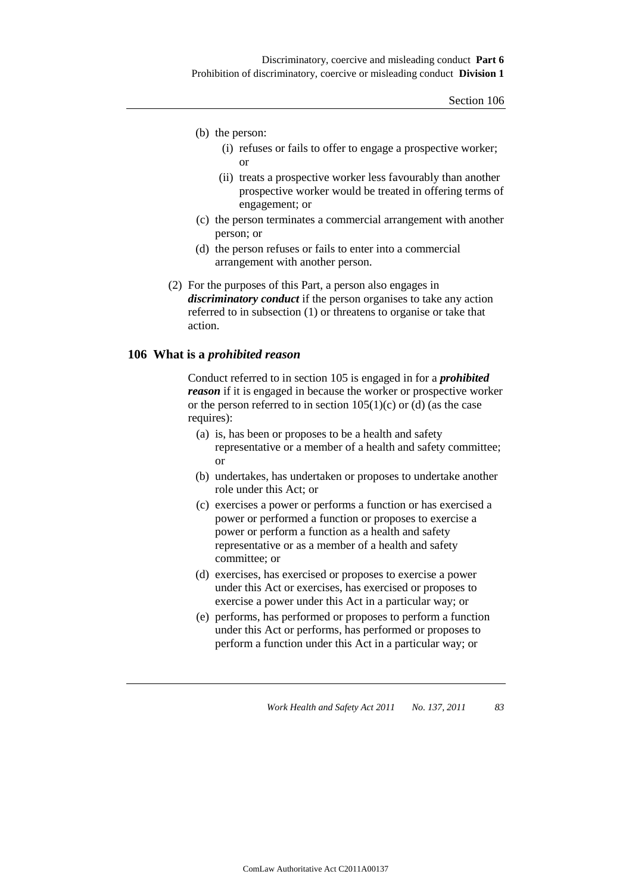(b) the person:

 (i) refuses or fails to offer to engage a prospective worker; or

 (ii) treats a prospective worker less favourably than another prospective worker would be treated in offering terms of engagement; or

(c) the person terminates a commercial arrangement with another person; or

(d) the person refuses or fails to enter into a commercial arrangement with another person.

(2) For the purposes of this Part, a person also engages in ***discriminatory conduct*** if the person organises to take any action referred to in subsection (1) or threatens to organise or take that action.

## 106 What is a *prohibited reason*

Conduct referred to in section 105 is engaged in for a ***prohibited reason*** if it is engaged in because the worker or prospective worker or the person referred to in section 105(1)(c) or (d) (as the case requires):

(a) is, has been or proposes to be a health and safety representative or a member of a health and safety committee; or

(b) undertakes, has undertaken or proposes to undertake another role under this Act; or

(c) exercises a power or performs a function or has exercised a power or performed a function or proposes to exercise a power or perform a function as a health and safety representative or as a member of a health and safety committee; or

(d) exercises, has exercised or proposes to exercise a power under this Act or exercises, has exercised or proposes to exercise a power under this Act in a particular way; or

(e) performs, has performed or proposes to perform a function under this Act or performs, has performed or proposes to perform a function under this Act in a particular way; or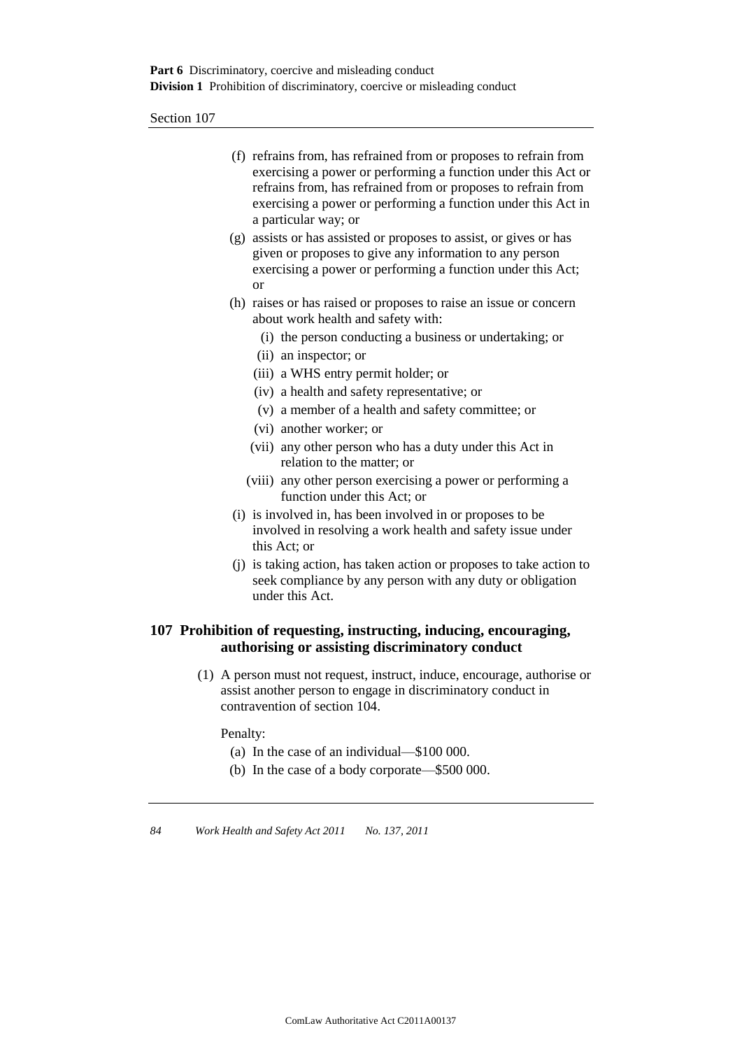(f) refrains from, has refrained from or proposes to refrain from exercising a power or performing a function under this Act or refrains from, has refrained from or proposes to refrain from exercising a power or performing a function under this Act in a particular way; or

(g) assists or has assisted or proposes to assist, or gives or has given or proposes to give any information to any person exercising a power or performing a function under this Act; or

(h) raises or has raised or proposes to raise an issue or concern about work health and safety with:

  (i) the person conducting a business or undertaking; or

  (ii) an inspector; or

  (iii) a WHS entry permit holder; or

  (iv) a health and safety representative; or

  (v) a member of a health and safety committee; or

  (vi) another worker; or

  (vii) any other person who has a duty under this Act in relation to the matter; or

  (viii) any other person exercising a power or performing a function under this Act; or

(i) is involved in, has been involved in or proposes to be involved in resolving a work health and safety issue under this Act; or

(j) is taking action, has taken action or proposes to take action to seek compliance by any person with any duty or obligation under this Act.

## 107 Prohibition of requesting, instructing, inducing, encouraging, authorising or assisting discriminatory conduct

(1) A person must not request, instruct, induce, encourage, authorise or assist another person to engage in discriminatory conduct in contravention of section 104.

Penalty:

(a) In the case of an individual—$100 000.

(b) In the case of a body corporate—$500 000.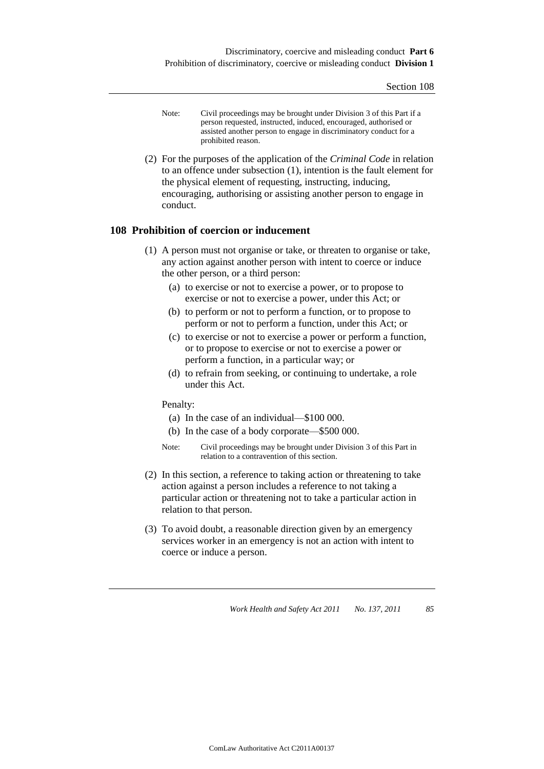Note: Civil proceedings may be brought under Division 3 of this Part if a person requested, instructed, induced, encouraged, authorised or assisted another person to engage in discriminatory conduct for a prohibited reason.

(2) For the purposes of the application of the *Criminal Code* in relation to an offence under subsection (1), intention is the fault element for the physical element of requesting, instructing, inducing, encouraging, authorising or assisting another person to engage in conduct.

## 108 Prohibition of coercion or inducement

(1) A person must not organise or take, or threaten to organise or take, any action against another person with intent to coerce or induce the other person, or a third person:

(a) to exercise or not to exercise a power, or to propose to exercise or not to exercise a power, under this Act; or

(b) to perform or not to perform a function, or to propose to perform or not to perform a function, under this Act; or

(c) to exercise or not to exercise a power or perform a function, or to propose to exercise or not to exercise a power or perform a function, in a particular way; or

(d) to refrain from seeking, or continuing to undertake, a role under this Act.

Penalty:

(a) In the case of an individual—$100 000.

(b) In the case of a body corporate—$500 000.

Note: Civil proceedings may be brought under Division 3 of this Part in relation to a contravention of this section.

(2) In this section, a reference to taking action or threatening to take action against a person includes a reference to not taking a particular action or threatening not to take a particular action in relation to that person.

(3) To avoid doubt, a reasonable direction given by an emergency services worker in an emergency is not an action with intent to coerce or induce a person.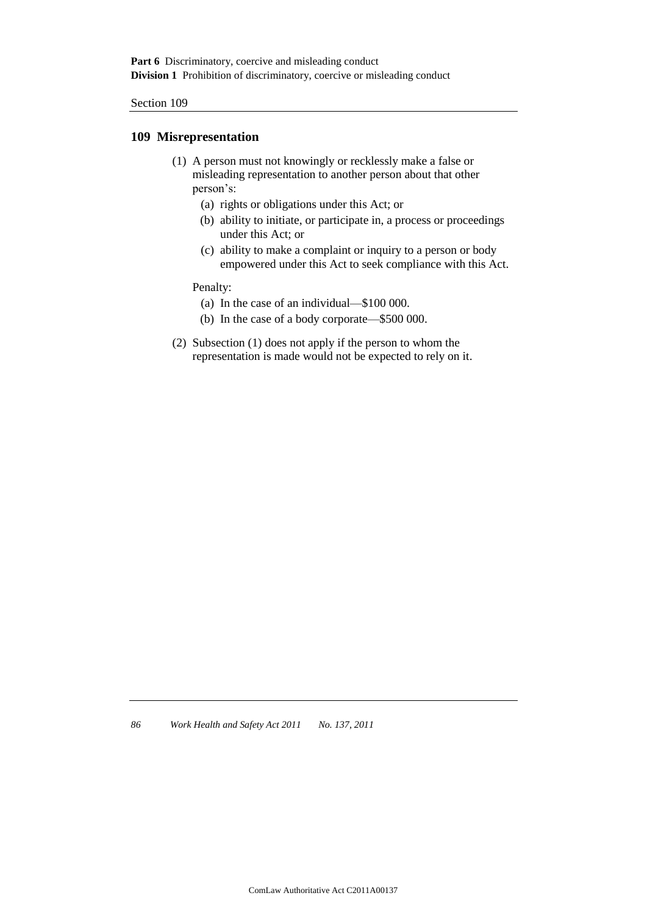## 109 Misrepresentation

(1) A person must not knowingly or recklessly make a false or misleading representation to another person about that other person's:

   (a) rights or obligations under this Act; or

   (b) ability to initiate, or participate in, a process or proceedings under this Act; or

   (c) ability to make a complaint or inquiry to a person or body empowered under this Act to seek compliance with this Act.

   Penalty:

   (a) In the case of an individual—$100 000.

   (b) In the case of a body corporate—$500 000.

(2) Subsection (1) does not apply if the person to whom the representation is made would not be expected to rely on it.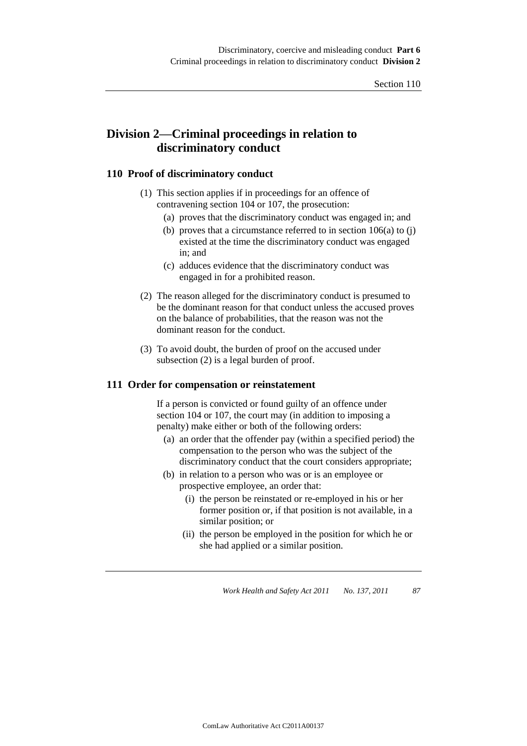## Division 2—Criminal proceedings in relation to discriminatory conduct

### 110 Proof of discriminatory conduct

(1) This section applies if in proceedings for an offence of contravening section 104 or 107, the prosecution:

- (a) proves that the discriminatory conduct was engaged in; and
- (b) proves that a circumstance referred to in section 106(a) to (j) existed at the time the discriminatory conduct was engaged in; and
- (c) adduces evidence that the discriminatory conduct was engaged in for a prohibited reason.

(2) The reason alleged for the discriminatory conduct is presumed to be the dominant reason for that conduct unless the accused proves on the balance of probabilities, that the reason was not the dominant reason for the conduct.

(3) To avoid doubt, the burden of proof on the accused under subsection (2) is a legal burden of proof.

### 111 Order for compensation or reinstatement

If a person is convicted or found guilty of an offence under section 104 or 107, the court may (in addition to imposing a penalty) make either or both of the following orders:

- (a) an order that the offender pay (within a specified period) the compensation to the person who was the subject of the discriminatory conduct that the court considers appropriate;
- (b) in relation to a person who was or is an employee or prospective employee, an order that:
  - (i) the person be reinstated or re-employed in his or her former position or, if that position is not available, in a similar position; or
  - (ii) the person be employed in the position for which he or she had applied or a similar position.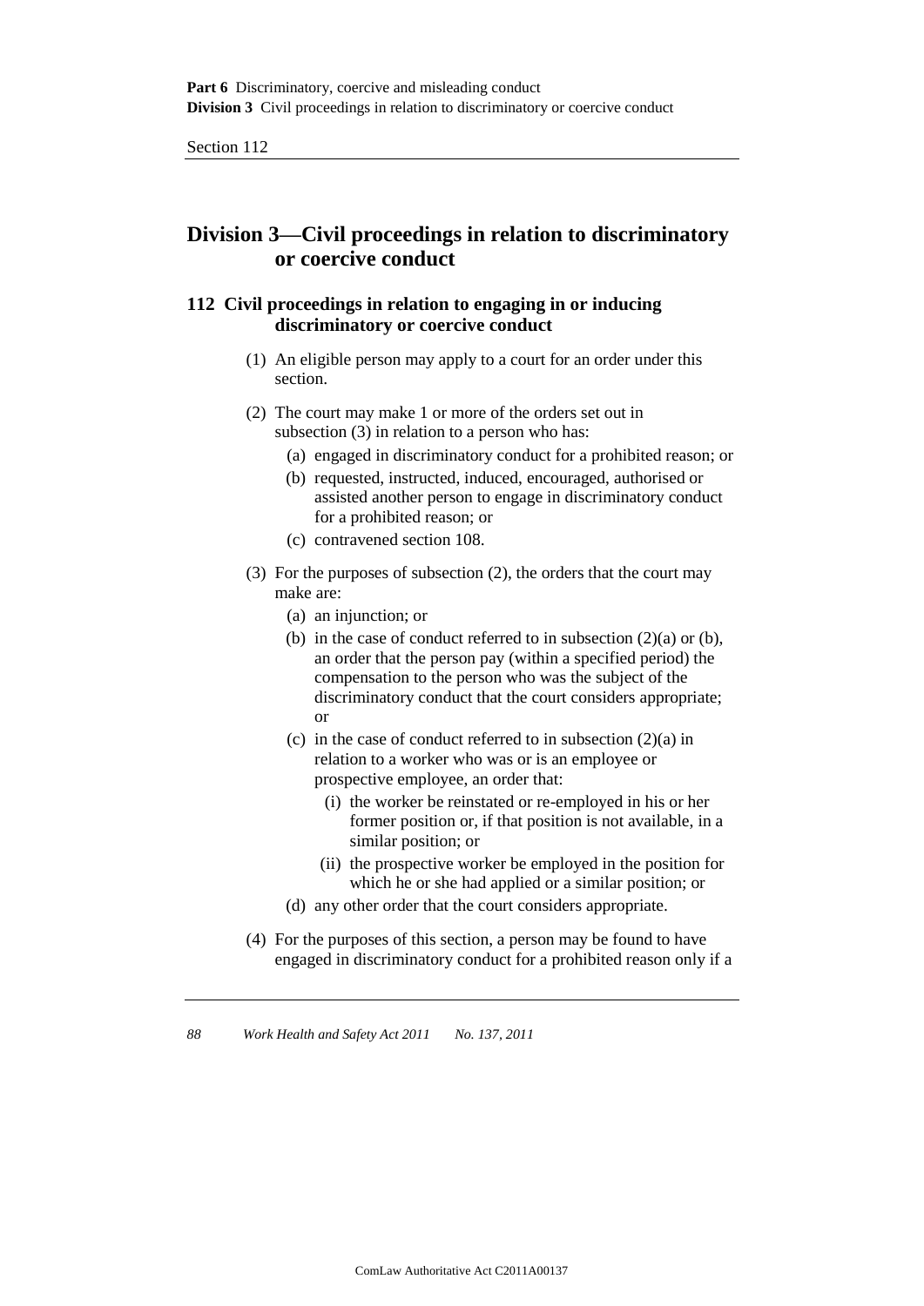## Division 3—Civil proceedings in relation to discriminatory or coercive conduct

### 112 Civil proceedings in relation to engaging in or inducing discriminatory or coercive conduct

(1) An eligible person may apply to a court for an order under this section.

(2) The court may make 1 or more of the orders set out in subsection (3) in relation to a person who has:

(a) engaged in discriminatory conduct for a prohibited reason; or

(b) requested, instructed, induced, encouraged, authorised or assisted another person to engage in discriminatory conduct for a prohibited reason; or

(c) contravened section 108.

(3) For the purposes of subsection (2), the orders that the court may make are:

(a) an injunction; or

(b) in the case of conduct referred to in subsection (2)(a) or (b), an order that the person pay (within a specified period) the compensation to the person who was the subject of the discriminatory conduct that the court considers appropriate; or

(c) in the case of conduct referred to in subsection (2)(a) in relation to a worker who was or is an employee or prospective employee, an order that:

(i) the worker be reinstated or re-employed in his or her former position or, if that position is not available, in a similar position; or

(ii) the prospective worker be employed in the position for which he or she had applied or a similar position; or

(d) any other order that the court considers appropriate.

(4) For the purposes of this section, a person may be found to have engaged in discriminatory conduct for a prohibited reason only if a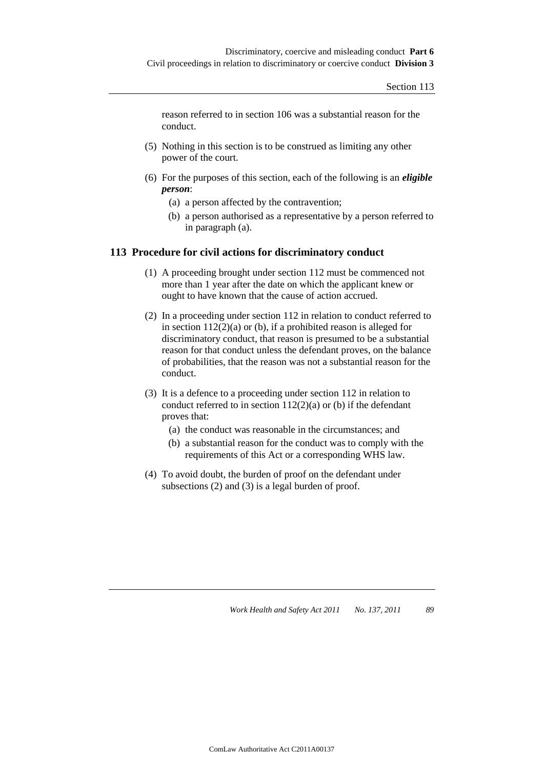reason referred to in section 106 was a substantial reason for the conduct.

(5) Nothing in this section is to be construed as limiting any other power of the court.

(6) For the purposes of this section, each of the following is an ***eligible person***:

(a) a person affected by the contravention;

(b) a person authorised as a representative by a person referred to in paragraph (a).

## 113 Procedure for civil actions for discriminatory conduct

(1) A proceeding brought under section 112 must be commenced not more than 1 year after the date on which the applicant knew or ought to have known that the cause of action accrued.

(2) In a proceeding under section 112 in relation to conduct referred to in section 112(2)(a) or (b), if a prohibited reason is alleged for discriminatory conduct, that reason is presumed to be a substantial reason for that conduct unless the defendant proves, on the balance of probabilities, that the reason was not a substantial reason for the conduct.

(3) It is a defence to a proceeding under section 112 in relation to conduct referred to in section 112(2)(a) or (b) if the defendant proves that:

(a) the conduct was reasonable in the circumstances; and

(b) a substantial reason for the conduct was to comply with the requirements of this Act or a corresponding WHS law.

(4) To avoid doubt, the burden of proof on the defendant under subsections (2) and (3) is a legal burden of proof.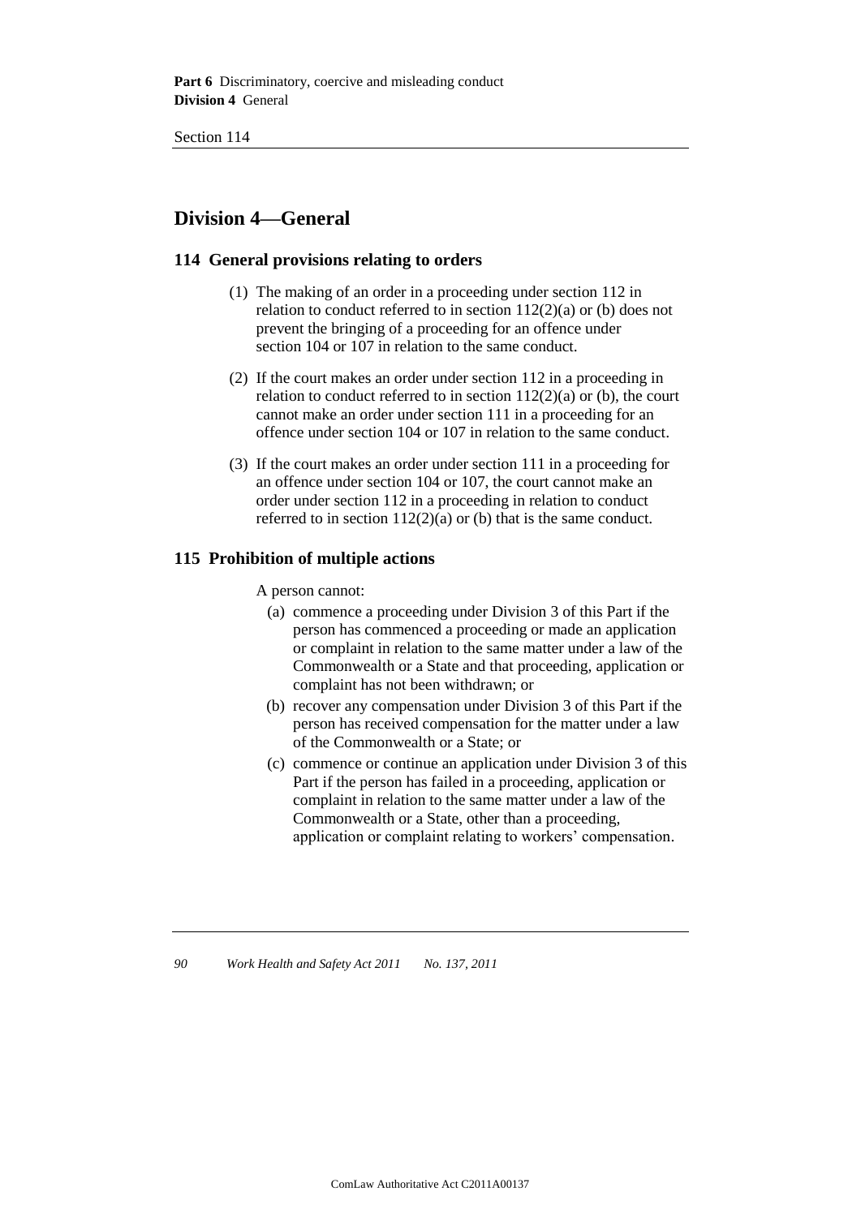## Division 4—General

### 114 General provisions relating to orders

(1) The making of an order in a proceeding under section 112 in relation to conduct referred to in section 112(2)(a) or (b) does not prevent the bringing of a proceeding for an offence under section 104 or 107 in relation to the same conduct.

(2) If the court makes an order under section 112 in a proceeding in relation to conduct referred to in section 112(2)(a) or (b), the court cannot make an order under section 111 in a proceeding for an offence under section 104 or 107 in relation to the same conduct.

(3) If the court makes an order under section 111 in a proceeding for an offence under section 104 or 107, the court cannot make an order under section 112 in a proceeding in relation to conduct referred to in section 112(2)(a) or (b) that is the same conduct.

### 115 Prohibition of multiple actions

A person cannot:

(a) commence a proceeding under Division 3 of this Part if the person has commenced a proceeding or made an application or complaint in relation to the same matter under a law of the Commonwealth or a State and that proceeding, application or complaint has not been withdrawn; or

(b) recover any compensation under Division 3 of this Part if the person has received compensation for the matter under a law of the Commonwealth or a State; or

(c) commence or continue an application under Division 3 of this Part if the person has failed in a proceeding, application or complaint in relation to the same matter under a law of the Commonwealth or a State, other than a proceeding, application or complaint relating to workers' compensation.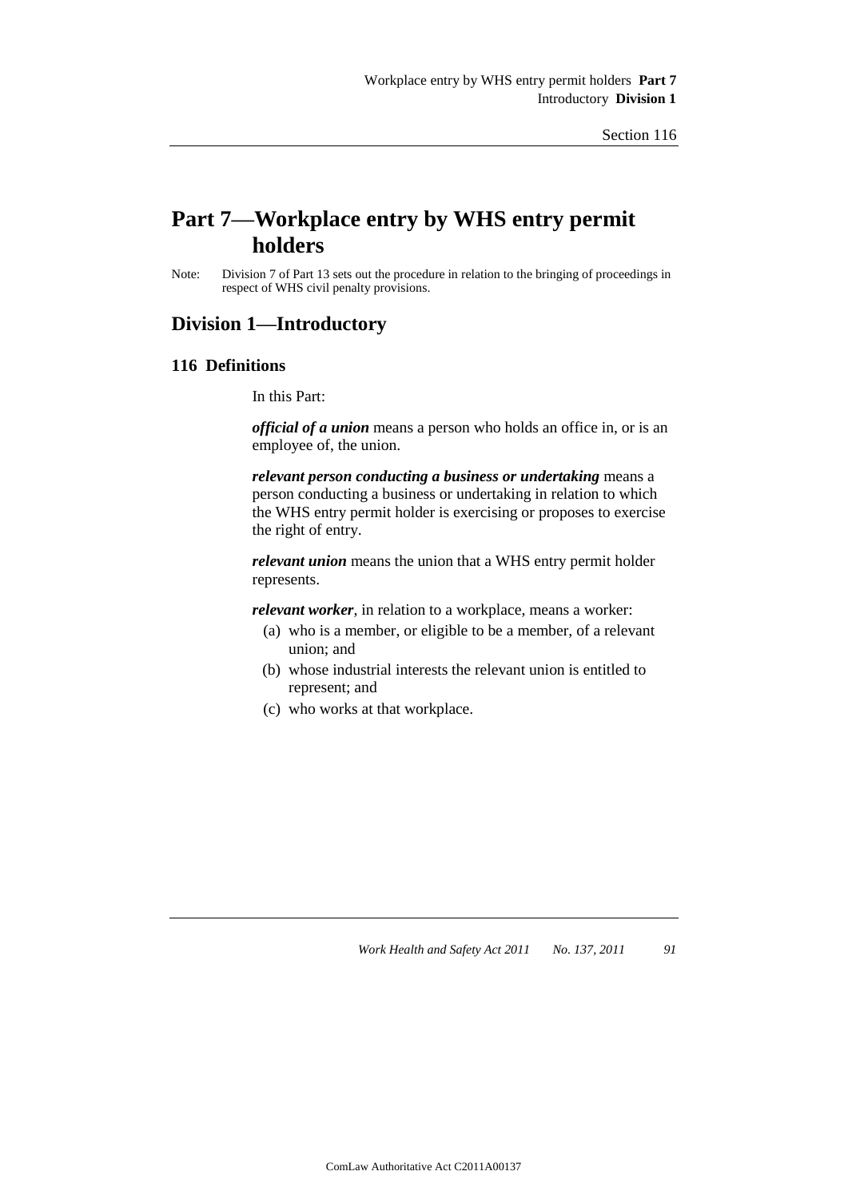# Part 7—Workplace entry by WHS entry permit holders

Note: Division 7 of Part 13 sets out the procedure in relation to the bringing of proceedings in respect of WHS civil penalty provisions.

## Division 1—Introductory

### 116 Definitions

In this Part:

***official of a union*** means a person who holds an office in, or is an employee of, the union.

***relevant person conducting a business or undertaking*** means a person conducting a business or undertaking in relation to which the WHS entry permit holder is exercising or proposes to exercise the right of entry.

***relevant union*** means the union that a WHS entry permit holder represents.

***relevant worker***, in relation to a workplace, means a worker:

- (a) who is a member, or eligible to be a member, of a relevant union; and
- (b) whose industrial interests the relevant union is entitled to represent; and
- (c) who works at that workplace.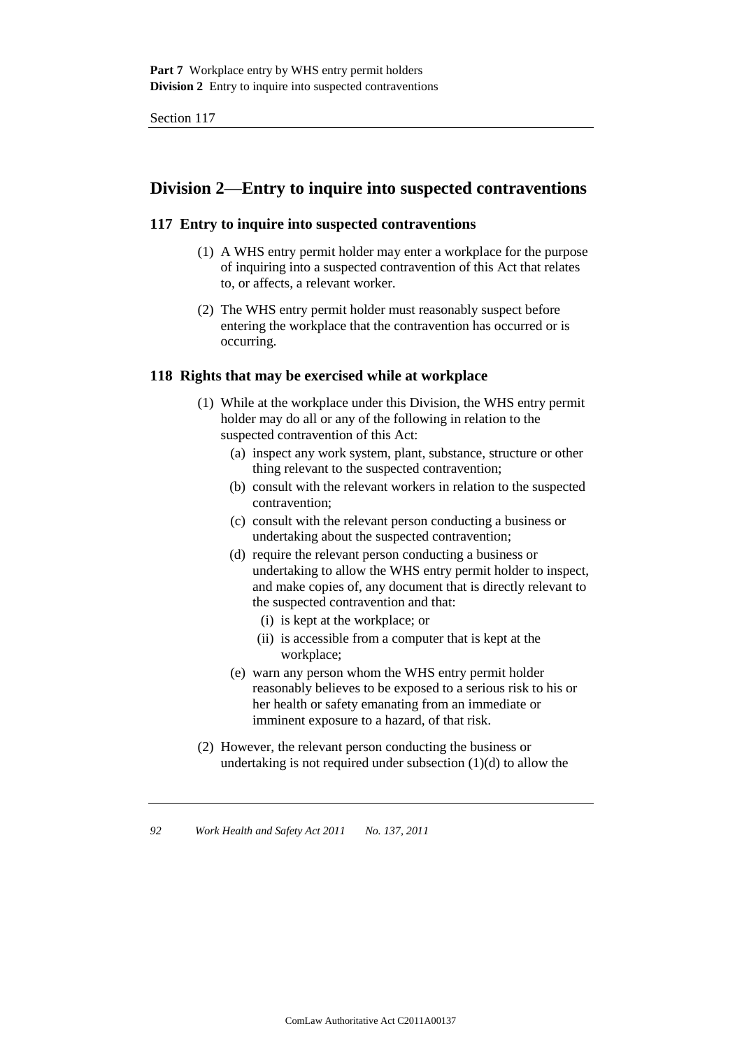## Division 2—Entry to inquire into suspected contraventions

### 117 Entry to inquire into suspected contraventions

(1) A WHS entry permit holder may enter a workplace for the purpose of inquiring into a suspected contravention of this Act that relates to, or affects, a relevant worker.

(2) The WHS entry permit holder must reasonably suspect before entering the workplace that the contravention has occurred or is occurring.

### 118 Rights that may be exercised while at workplace

(1) While at the workplace under this Division, the WHS entry permit holder may do all or any of the following in relation to the suspected contravention of this Act:

(a) inspect any work system, plant, substance, structure or other thing relevant to the suspected contravention;

(b) consult with the relevant workers in relation to the suspected contravention;

(c) consult with the relevant person conducting a business or undertaking about the suspected contravention;

(d) require the relevant person conducting a business or undertaking to allow the WHS entry permit holder to inspect, and make copies of, any document that is directly relevant to the suspected contravention and that:

(i) is kept at the workplace; or

(ii) is accessible from a computer that is kept at the workplace;

(e) warn any person whom the WHS entry permit holder reasonably believes to be exposed to a serious risk to his or her health or safety emanating from an immediate or imminent exposure to a hazard, of that risk.

(2) However, the relevant person conducting the business or undertaking is not required under subsection (1)(d) to allow the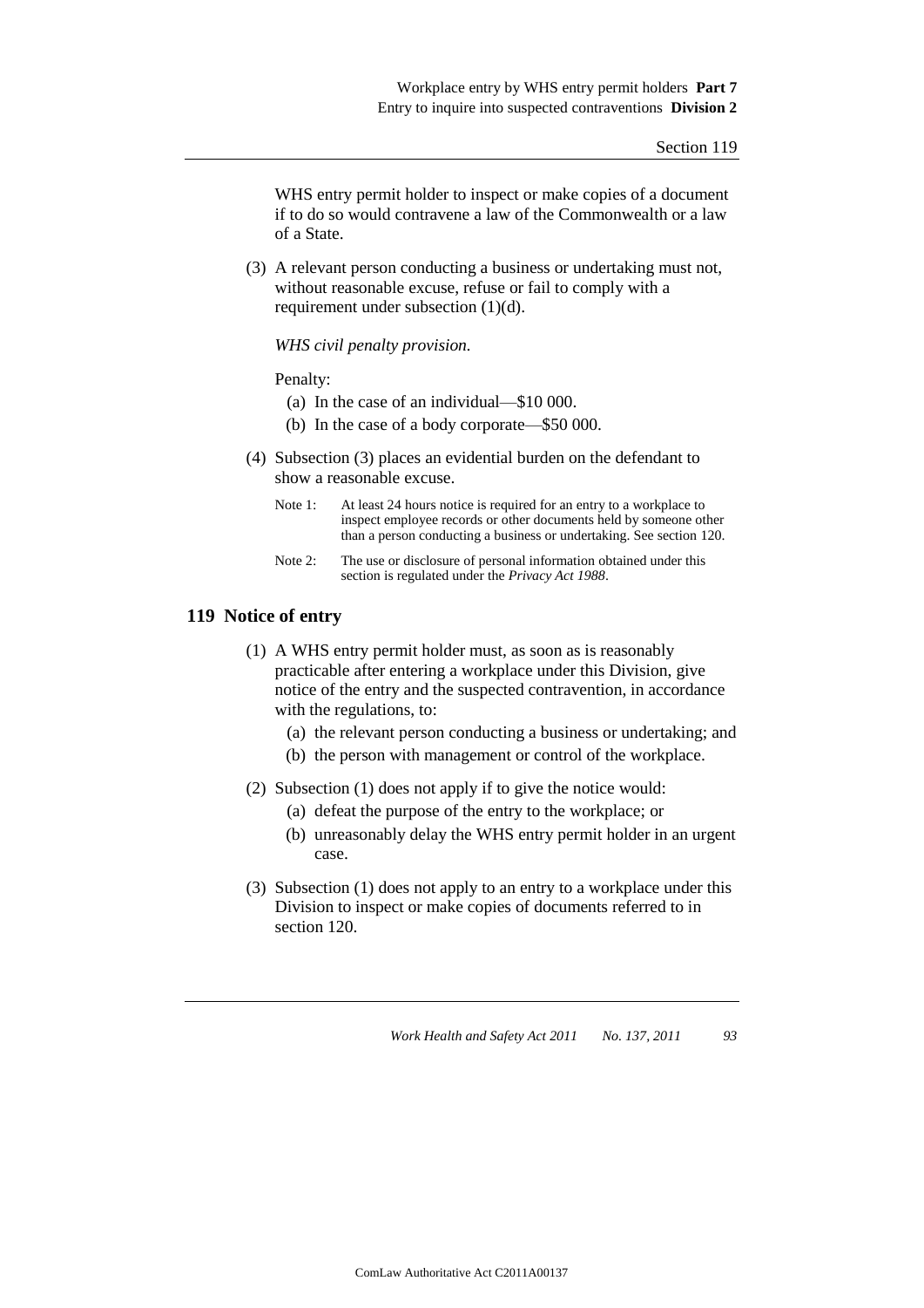WHS entry permit holder to inspect or make copies of a document if to do so would contravene a law of the Commonwealth or a law of a State.

(3) A relevant person conducting a business or undertaking must not, without reasonable excuse, refuse or fail to comply with a requirement under subsection (1)(d).

*WHS civil penalty provision.*

Penalty:

(a) In the case of an individual—$10 000.

(b) In the case of a body corporate—$50 000.

(4) Subsection (3) places an evidential burden on the defendant to show a reasonable excuse.

Note 1: At least 24 hours notice is required for an entry to a workplace to inspect employee records or other documents held by someone other than a person conducting a business or undertaking. See section 120.

Note 2: The use or disclosure of personal information obtained under this section is regulated under the *Privacy Act 1988*.

## 119 Notice of entry

(1) A WHS entry permit holder must, as soon as is reasonably practicable after entering a workplace under this Division, give notice of the entry and the suspected contravention, in accordance with the regulations, to:

(a) the relevant person conducting a business or undertaking; and

(b) the person with management or control of the workplace.

(2) Subsection (1) does not apply if to give the notice would:

(a) defeat the purpose of the entry to the workplace; or

(b) unreasonably delay the WHS entry permit holder in an urgent case.

(3) Subsection (1) does not apply to an entry to a workplace under this Division to inspect or make copies of documents referred to in section 120.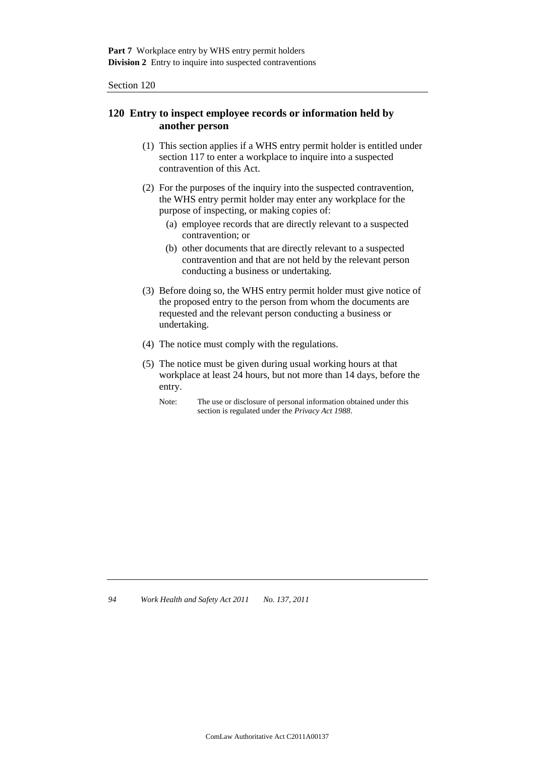## 120 Entry to inspect employee records or information held by another person

(1) This section applies if a WHS entry permit holder is entitled under section 117 to enter a workplace to inquire into a suspected contravention of this Act.

(2) For the purposes of the inquiry into the suspected contravention, the WHS entry permit holder may enter any workplace for the purpose of inspecting, or making copies of:

- (a) employee records that are directly relevant to a suspected contravention; or
- (b) other documents that are directly relevant to a suspected contravention and that are not held by the relevant person conducting a business or undertaking.

(3) Before doing so, the WHS entry permit holder must give notice of the proposed entry to the person from whom the documents are requested and the relevant person conducting a business or undertaking.

(4) The notice must comply with the regulations.

(5) The notice must be given during usual working hours at that workplace at least 24 hours, but not more than 14 days, before the entry.

Note: The use or disclosure of personal information obtained under this section is regulated under the *Privacy Act 1988*.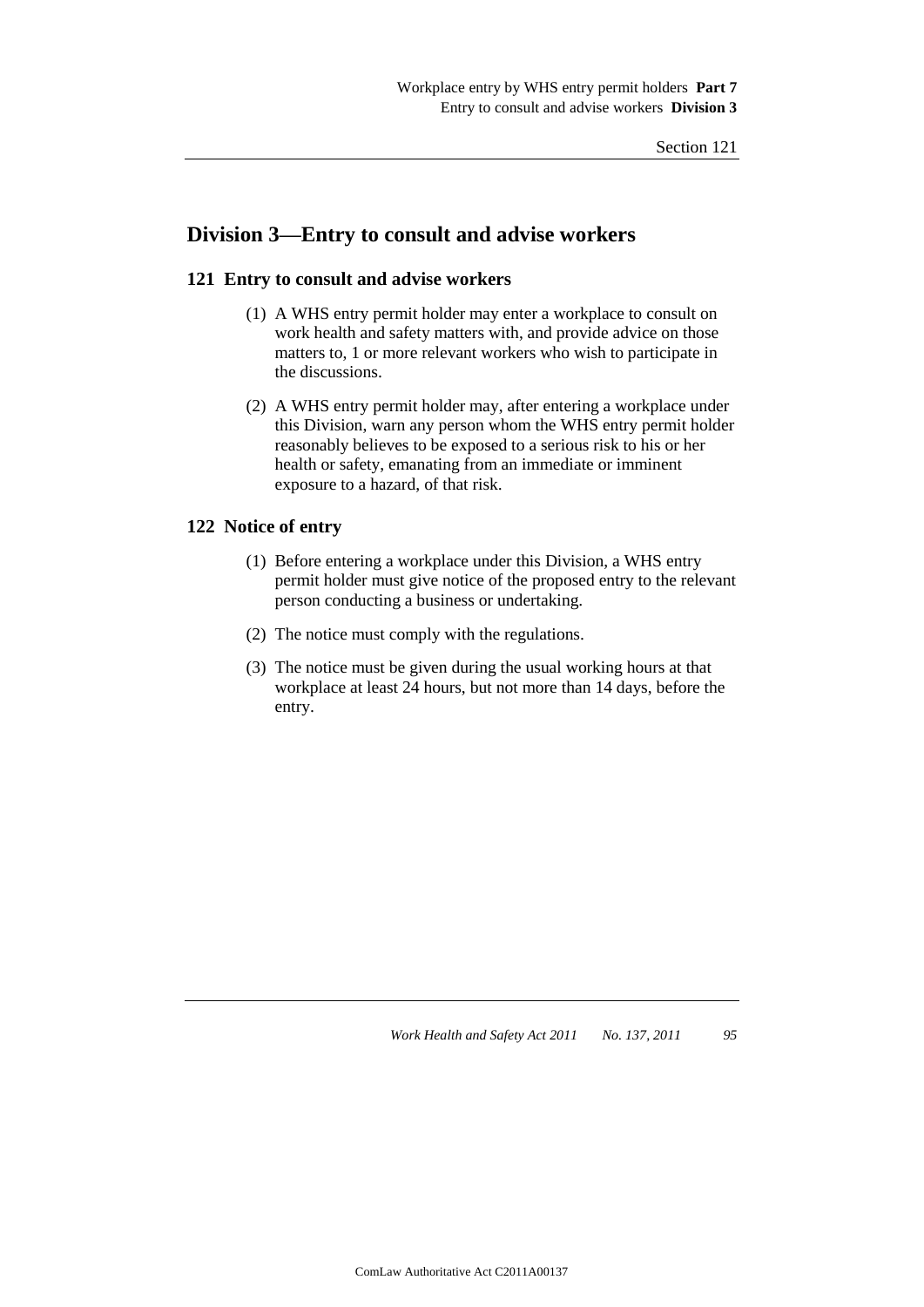## Division 3—Entry to consult and advise workers

### 121 Entry to consult and advise workers

(1) A WHS entry permit holder may enter a workplace to consult on work health and safety matters with, and provide advice on those matters to, 1 or more relevant workers who wish to participate in the discussions.

(2) A WHS entry permit holder may, after entering a workplace under this Division, warn any person whom the WHS entry permit holder reasonably believes to be exposed to a serious risk to his or her health or safety, emanating from an immediate or imminent exposure to a hazard, of that risk.

### 122 Notice of entry

(1) Before entering a workplace under this Division, a WHS entry permit holder must give notice of the proposed entry to the relevant person conducting a business or undertaking.

(2) The notice must comply with the regulations.

(3) The notice must be given during the usual working hours at that workplace at least 24 hours, but not more than 14 days, before the entry.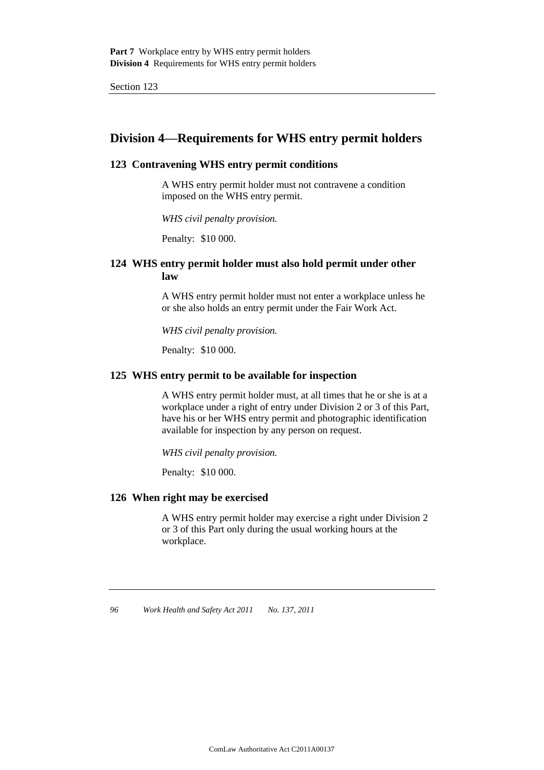## Division 4—Requirements for WHS entry permit holders

### 123 Contravening WHS entry permit conditions

A WHS entry permit holder must not contravene a condition imposed on the WHS entry permit.

*WHS civil penalty provision.*

Penalty: $10 000.

### 124 WHS entry permit holder must also hold permit under other law

A WHS entry permit holder must not enter a workplace unless he or she also holds an entry permit under the Fair Work Act.

*WHS civil penalty provision.*

Penalty: $10 000.

### 125 WHS entry permit to be available for inspection

A WHS entry permit holder must, at all times that he or she is at a workplace under a right of entry under Division 2 or 3 of this Part, have his or her WHS entry permit and photographic identification available for inspection by any person on request.

*WHS civil penalty provision.*

Penalty: $10 000.

### 126 When right may be exercised

A WHS entry permit holder may exercise a right under Division 2 or 3 of this Part only during the usual working hours at the workplace.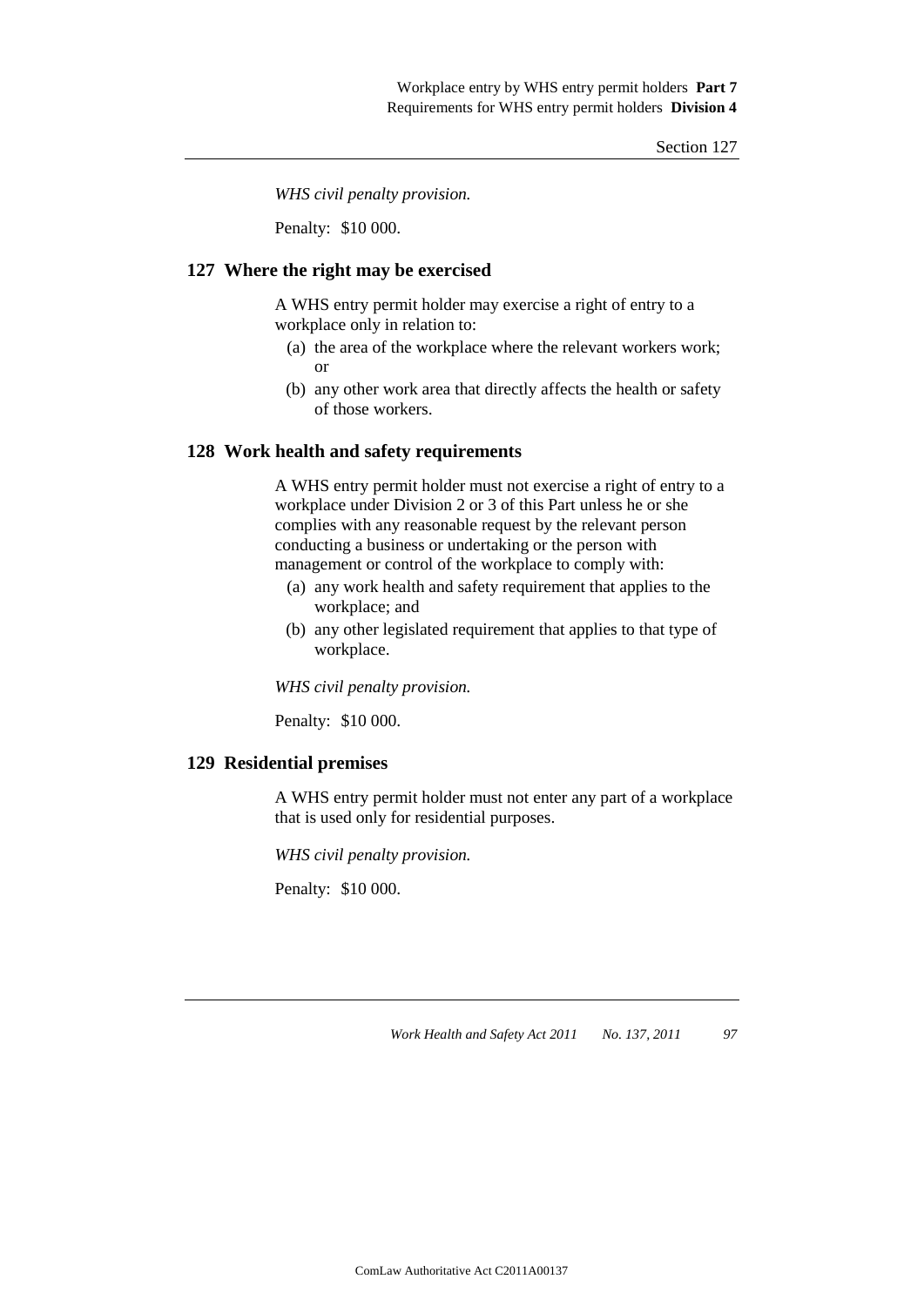*WHS civil penalty provision.*

Penalty: $10 000.

### 127 Where the right may be exercised

A WHS entry permit holder may exercise a right of entry to a workplace only in relation to:

(a) the area of the workplace where the relevant workers work; or

(b) any other work area that directly affects the health or safety of those workers.

### 128 Work health and safety requirements

A WHS entry permit holder must not exercise a right of entry to a workplace under Division 2 or 3 of this Part unless he or she complies with any reasonable request by the relevant person conducting a business or undertaking or the person with management or control of the workplace to comply with:

(a) any work health and safety requirement that applies to the workplace; and

(b) any other legislated requirement that applies to that type of workplace.

*WHS civil penalty provision.*

Penalty: $10 000.

### 129 Residential premises

A WHS entry permit holder must not enter any part of a workplace that is used only for residential purposes.

*WHS civil penalty provision.*

Penalty: $10 000.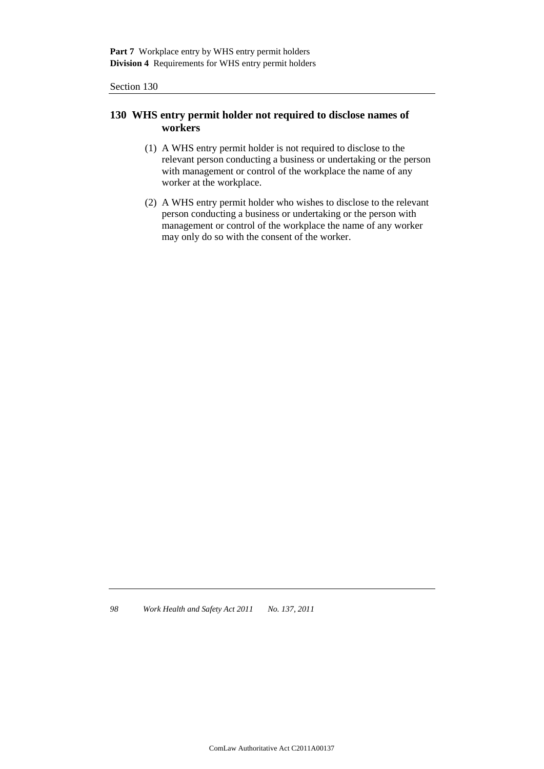## 130 WHS entry permit holder not required to disclose names of workers

(1) A WHS entry permit holder is not required to disclose to the relevant person conducting a business or undertaking or the person with management or control of the workplace the name of any worker at the workplace.

(2) A WHS entry permit holder who wishes to disclose to the relevant person conducting a business or undertaking or the person with management or control of the workplace the name of any worker may only do so with the consent of the worker.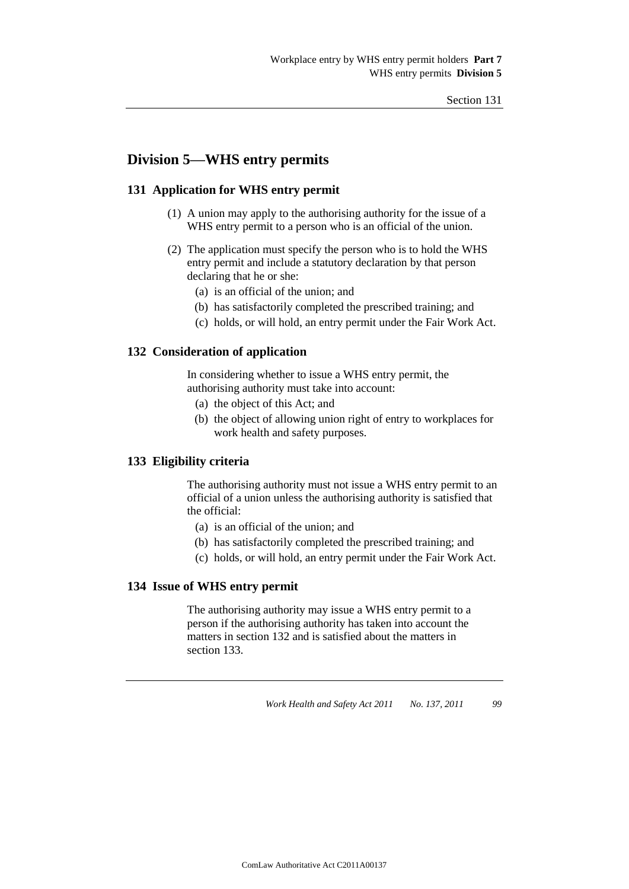## Division 5—WHS entry permits

### 131 Application for WHS entry permit

(1) A union may apply to the authorising authority for the issue of a WHS entry permit to a person who is an official of the union.

(2) The application must specify the person who is to hold the WHS entry permit and include a statutory declaration by that person declaring that he or she:

- (a) is an official of the union; and
- (b) has satisfactorily completed the prescribed training; and
- (c) holds, or will hold, an entry permit under the Fair Work Act.

### 132 Consideration of application

In considering whether to issue a WHS entry permit, the authorising authority must take into account:

- (a) the object of this Act; and
- (b) the object of allowing union right of entry to workplaces for work health and safety purposes.

### 133 Eligibility criteria

The authorising authority must not issue a WHS entry permit to an official of a union unless the authorising authority is satisfied that the official:

- (a) is an official of the union; and
- (b) has satisfactorily completed the prescribed training; and
- (c) holds, or will hold, an entry permit under the Fair Work Act.

### 134 Issue of WHS entry permit

The authorising authority may issue a WHS entry permit to a person if the authorising authority has taken into account the matters in section 132 and is satisfied about the matters in section 133.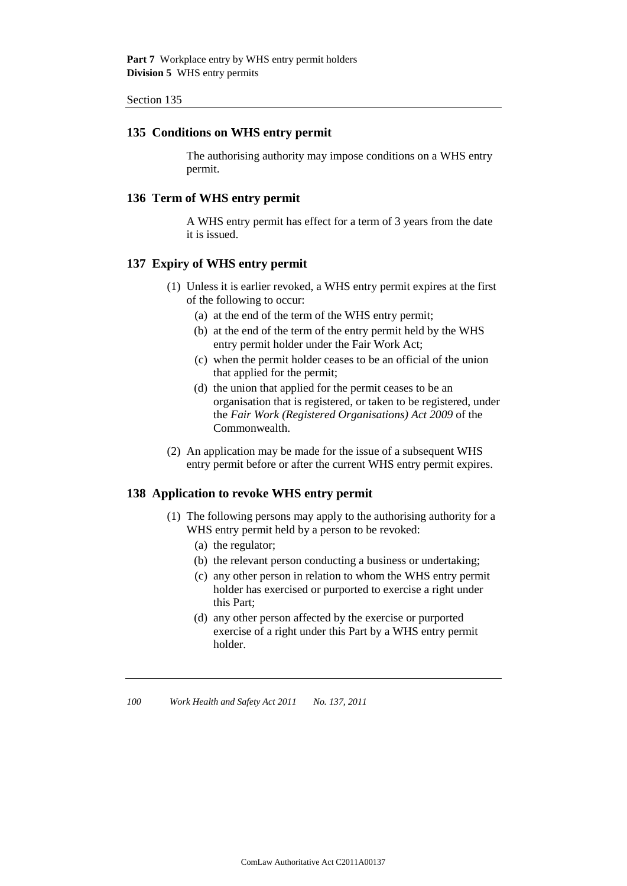## 135 Conditions on WHS entry permit

The authorising authority may impose conditions on a WHS entry permit.

## 136 Term of WHS entry permit

A WHS entry permit has effect for a term of 3 years from the date it is issued.

## 137 Expiry of WHS entry permit

(1) Unless it is earlier revoked, a WHS entry permit expires at the first of the following to occur:

   (a) at the end of the term of the WHS entry permit;

   (b) at the end of the term of the entry permit held by the WHS entry permit holder under the Fair Work Act;

   (c) when the permit holder ceases to be an official of the union that applied for the permit;

   (d) the union that applied for the permit ceases to be an organisation that is registered, or taken to be registered, under the *Fair Work (Registered Organisations) Act 2009* of the Commonwealth.

(2) An application may be made for the issue of a subsequent WHS entry permit before or after the current WHS entry permit expires.

## 138 Application to revoke WHS entry permit

(1) The following persons may apply to the authorising authority for a WHS entry permit held by a person to be revoked:

   (a) the regulator;

   (b) the relevant person conducting a business or undertaking;

   (c) any other person in relation to whom the WHS entry permit holder has exercised or purported to exercise a right under this Part;

   (d) any other person affected by the exercise or purported exercise of a right under this Part by a WHS entry permit holder.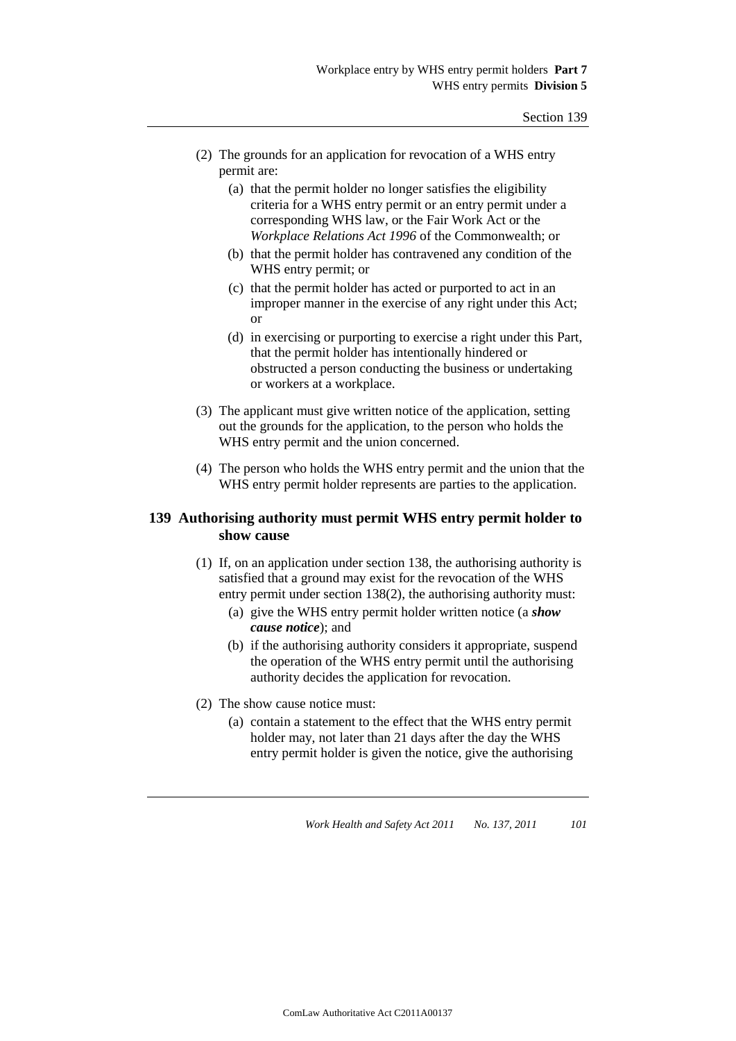(2) The grounds for an application for revocation of a WHS entry permit are:

(a) that the permit holder no longer satisfies the eligibility criteria for a WHS entry permit or an entry permit under a corresponding WHS law, or the Fair Work Act or the *Workplace Relations Act 1996* of the Commonwealth; or

(b) that the permit holder has contravened any condition of the WHS entry permit; or

(c) that the permit holder has acted or purported to act in an improper manner in the exercise of any right under this Act; or

(d) in exercising or purporting to exercise a right under this Part, that the permit holder has intentionally hindered or obstructed a person conducting the business or undertaking or workers at a workplace.

(3) The applicant must give written notice of the application, setting out the grounds for the application, to the person who holds the WHS entry permit and the union concerned.

(4) The person who holds the WHS entry permit and the union that the WHS entry permit holder represents are parties to the application.

## 139 Authorising authority must permit WHS entry permit holder to show cause

(1) If, on an application under section 138, the authorising authority is satisfied that a ground may exist for the revocation of the WHS entry permit under section 138(2), the authorising authority must:

(a) give the WHS entry permit holder written notice (a ***show cause notice***); and

(b) if the authorising authority considers it appropriate, suspend the operation of the WHS entry permit until the authorising authority decides the application for revocation.

(2) The show cause notice must:

(a) contain a statement to the effect that the WHS entry permit holder may, not later than 21 days after the day the WHS entry permit holder is given the notice, give the authorising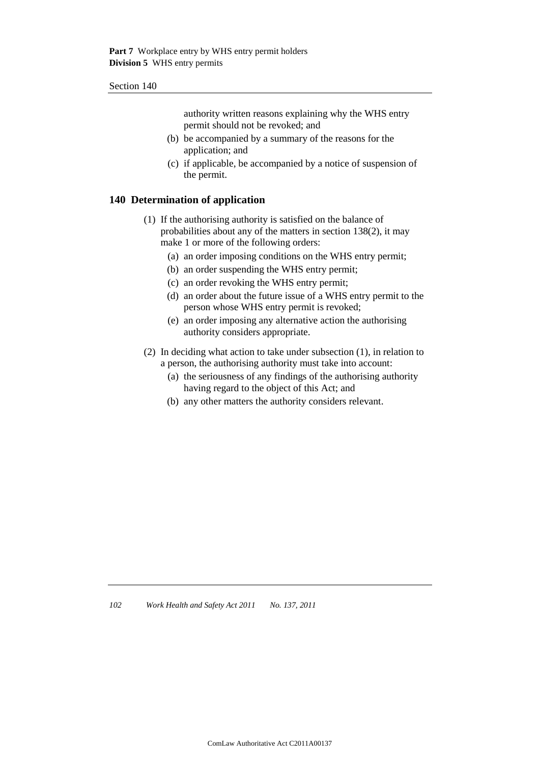authority written reasons explaining why the WHS entry permit should not be revoked; and

(b) be accompanied by a summary of the reasons for the application; and

(c) if applicable, be accompanied by a notice of suspension of the permit.

## 140 Determination of application

(1) If the authorising authority is satisfied on the balance of probabilities about any of the matters in section 138(2), it may make 1 or more of the following orders:

(a) an order imposing conditions on the WHS entry permit;

(b) an order suspending the WHS entry permit;

(c) an order revoking the WHS entry permit;

(d) an order about the future issue of a WHS entry permit to the person whose WHS entry permit is revoked;

(e) an order imposing any alternative action the authorising authority considers appropriate.

(2) In deciding what action to take under subsection (1), in relation to a person, the authorising authority must take into account:

(a) the seriousness of any findings of the authorising authority having regard to the object of this Act; and

(b) any other matters the authority considers relevant.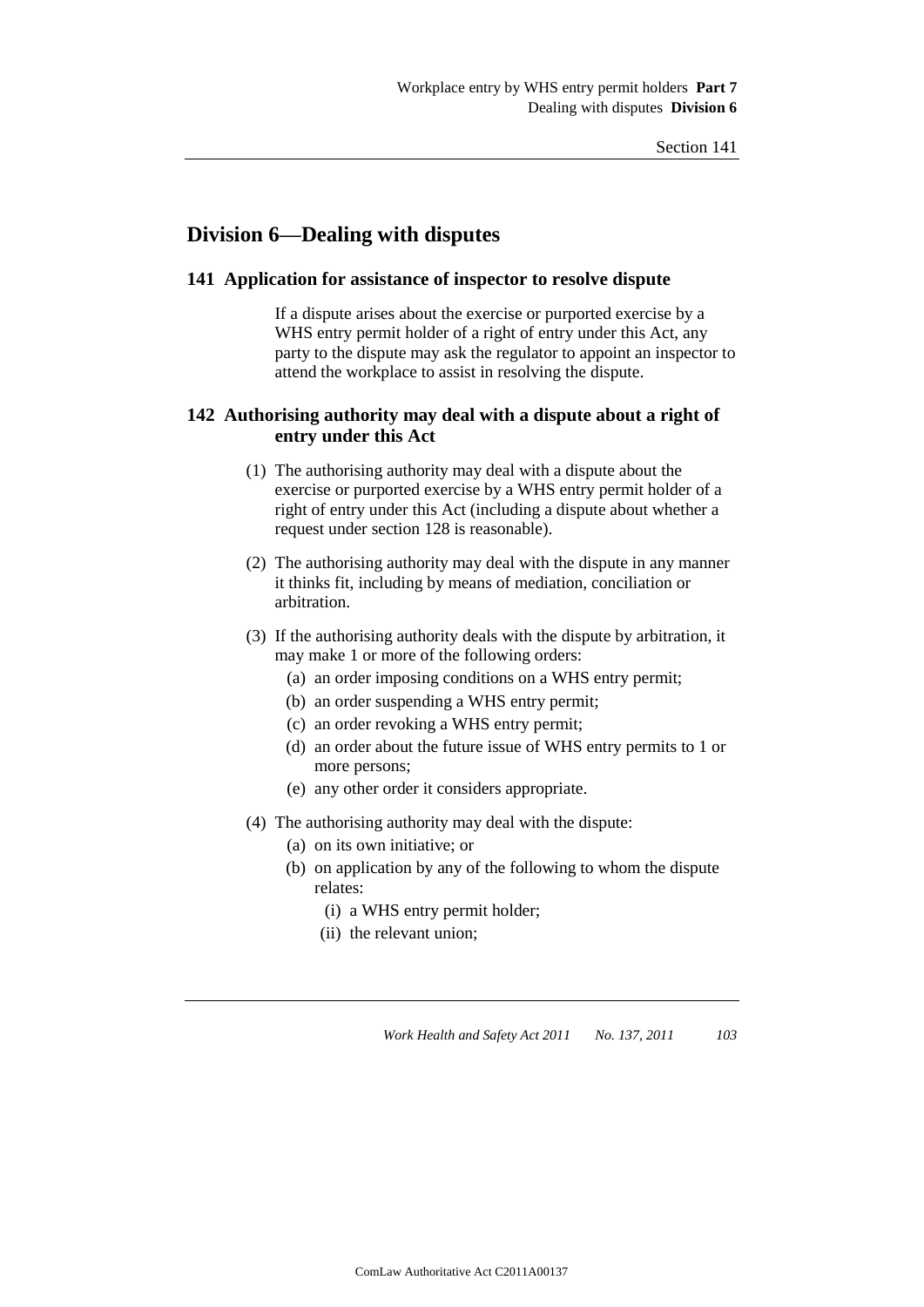## Division 6—Dealing with disputes

### 141 Application for assistance of inspector to resolve dispute

If a dispute arises about the exercise or purported exercise by a WHS entry permit holder of a right of entry under this Act, any party to the dispute may ask the regulator to appoint an inspector to attend the workplace to assist in resolving the dispute.

### 142 Authorising authority may deal with a dispute about a right of entry under this Act

(1) The authorising authority may deal with a dispute about the exercise or purported exercise by a WHS entry permit holder of a right of entry under this Act (including a dispute about whether a request under section 128 is reasonable).

(2) The authorising authority may deal with the dispute in any manner it thinks fit, including by means of mediation, conciliation or arbitration.

(3) If the authorising authority deals with the dispute by arbitration, it may make 1 or more of the following orders:

- (a) an order imposing conditions on a WHS entry permit;
- (b) an order suspending a WHS entry permit;
- (c) an order revoking a WHS entry permit;
- (d) an order about the future issue of WHS entry permits to 1 or more persons;
- (e) any other order it considers appropriate.

(4) The authorising authority may deal with the dispute:

- (a) on its own initiative; or
- (b) on application by any of the following to whom the dispute relates:
  - (i) a WHS entry permit holder;
  - (ii) the relevant union;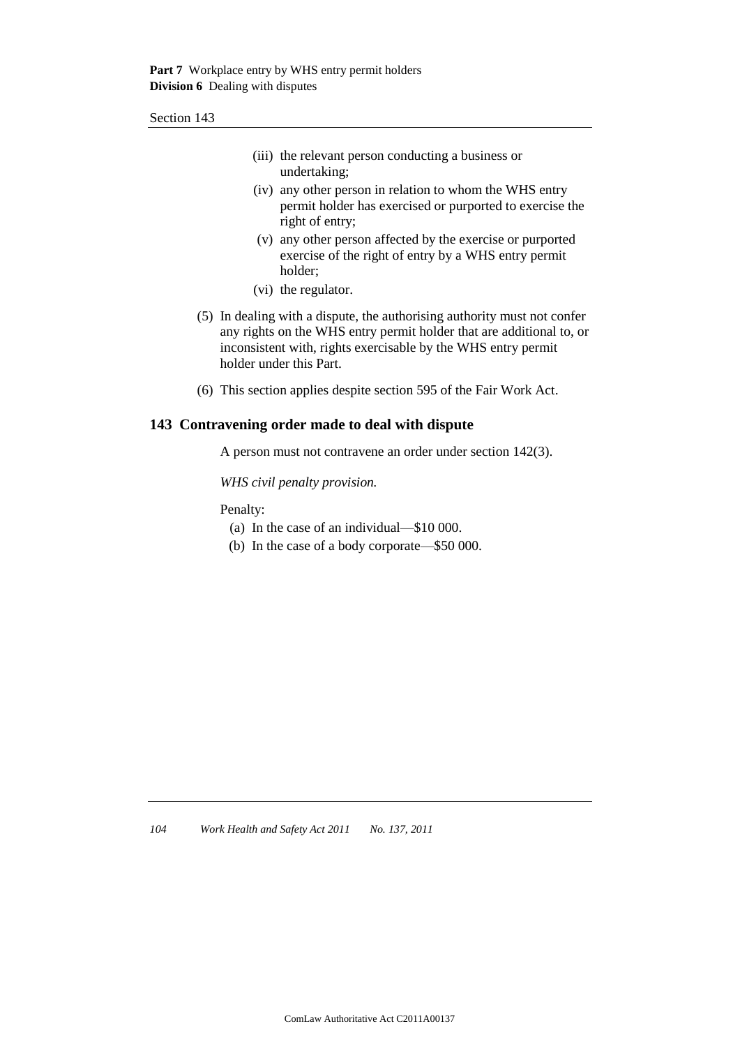(iii) the relevant person conducting a business or undertaking;

(iv) any other person in relation to whom the WHS entry permit holder has exercised or purported to exercise the right of entry;

(v) any other person affected by the exercise or purported exercise of the right of entry by a WHS entry permit holder;

(vi) the regulator.

(5) In dealing with a dispute, the authorising authority must not confer any rights on the WHS entry permit holder that are additional to, or inconsistent with, rights exercisable by the WHS entry permit holder under this Part.

(6) This section applies despite section 595 of the Fair Work Act.

## 143 Contravening order made to deal with dispute

A person must not contravene an order under section 142(3).

*WHS civil penalty provision.*

Penalty:

(a) In the case of an individual—$10 000.

(b) In the case of a body corporate—$50 000.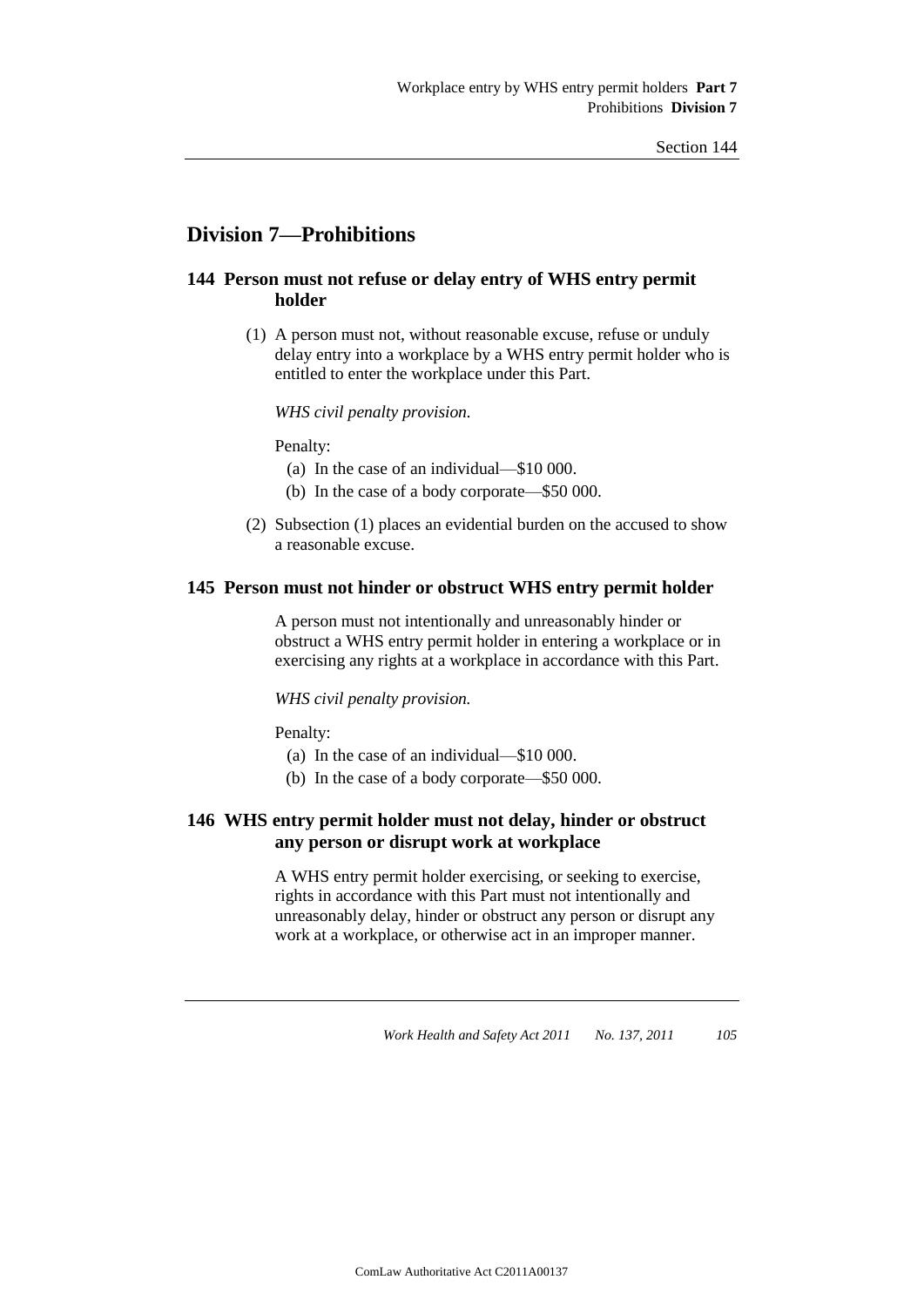## Division 7—Prohibitions

### 144 Person must not refuse or delay entry of WHS entry permit holder

(1) A person must not, without reasonable excuse, refuse or unduly delay entry into a workplace by a WHS entry permit holder who is entitled to enter the workplace under this Part.

*WHS civil penalty provision.*

Penalty:

(a) In the case of an individual—$10 000.

(b) In the case of a body corporate—$50 000.

(2) Subsection (1) places an evidential burden on the accused to show a reasonable excuse.

### 145 Person must not hinder or obstruct WHS entry permit holder

A person must not intentionally and unreasonably hinder or obstruct a WHS entry permit holder in entering a workplace or in exercising any rights at a workplace in accordance with this Part.

*WHS civil penalty provision.*

Penalty:

(a) In the case of an individual—$10 000.

(b) In the case of a body corporate—$50 000.

### 146 WHS entry permit holder must not delay, hinder or obstruct any person or disrupt work at workplace

A WHS entry permit holder exercising, or seeking to exercise, rights in accordance with this Part must not intentionally and unreasonably delay, hinder or obstruct any person or disrupt any work at a workplace, or otherwise act in an improper manner.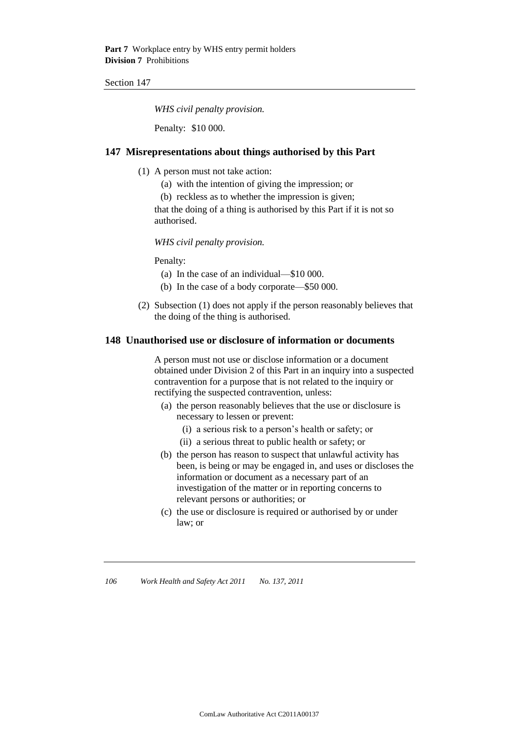*WHS civil penalty provision.*

Penalty: $10 000.

## 147 Misrepresentations about things authorised by this Part

(1) A person must not take action:

(a) with the intention of giving the impression; or

(b) reckless as to whether the impression is given;

that the doing of a thing is authorised by this Part if it is not so authorised.

*WHS civil penalty provision.*

Penalty:

(a) In the case of an individual—$10 000.

(b) In the case of a body corporate—$50 000.

(2) Subsection (1) does not apply if the person reasonably believes that the doing of the thing is authorised.

## 148 Unauthorised use or disclosure of information or documents

A person must not use or disclose information or a document obtained under Division 2 of this Part in an inquiry into a suspected contravention for a purpose that is not related to the inquiry or rectifying the suspected contravention, unless:

(a) the person reasonably believes that the use or disclosure is necessary to lessen or prevent:

(i) a serious risk to a person's health or safety; or

(ii) a serious threat to public health or safety; or

(b) the person has reason to suspect that unlawful activity has been, is being or may be engaged in, and uses or discloses the information or document as a necessary part of an investigation of the matter or in reporting concerns to relevant persons or authorities; or

(c) the use or disclosure is required or authorised by or under law; or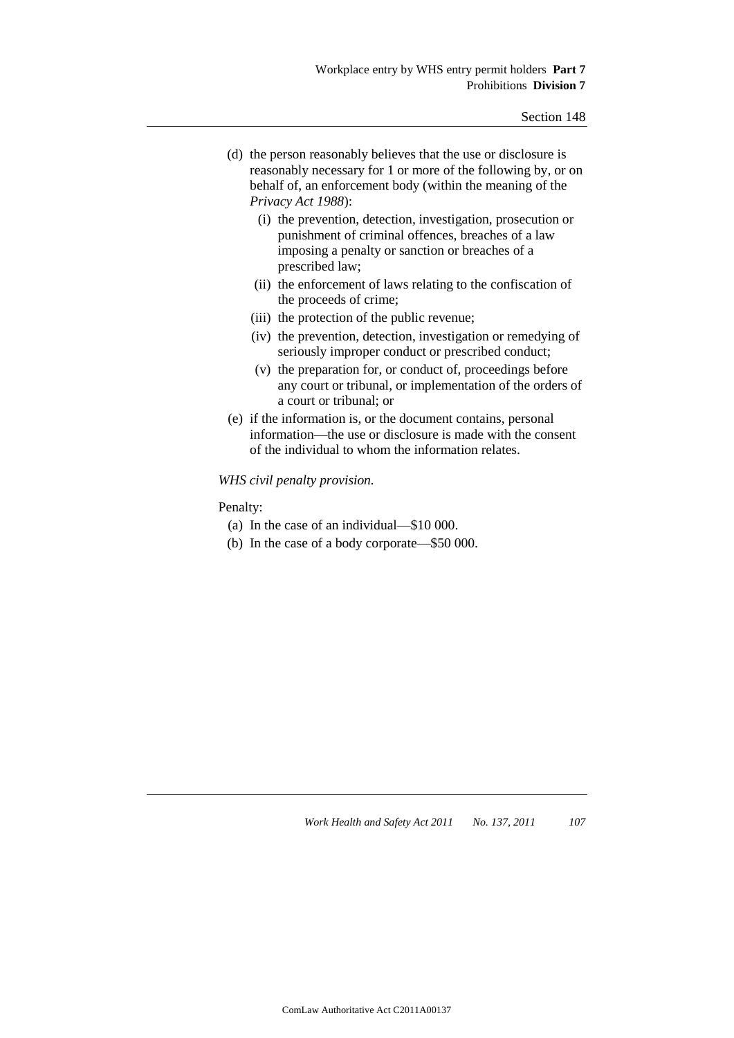(d) the person reasonably believes that the use or disclosure is reasonably necessary for 1 or more of the following by, or on behalf of, an enforcement body (within the meaning of the *Privacy Act 1988*):

   (i) the prevention, detection, investigation, prosecution or punishment of criminal offences, breaches of a law imposing a penalty or sanction or breaches of a prescribed law;

   (ii) the enforcement of laws relating to the confiscation of the proceeds of crime;

   (iii) the protection of the public revenue;

   (iv) the prevention, detection, investigation or remedying of seriously improper conduct or prescribed conduct;

   (v) the preparation for, or conduct of, proceedings before any court or tribunal, or implementation of the orders of a court or tribunal; or

(e) if the information is, or the document contains, personal information—the use or disclosure is made with the consent of the individual to whom the information relates.

*WHS civil penalty provision.*

Penalty:

(a) In the case of an individual—$10 000.

(b) In the case of a body corporate—$50 000.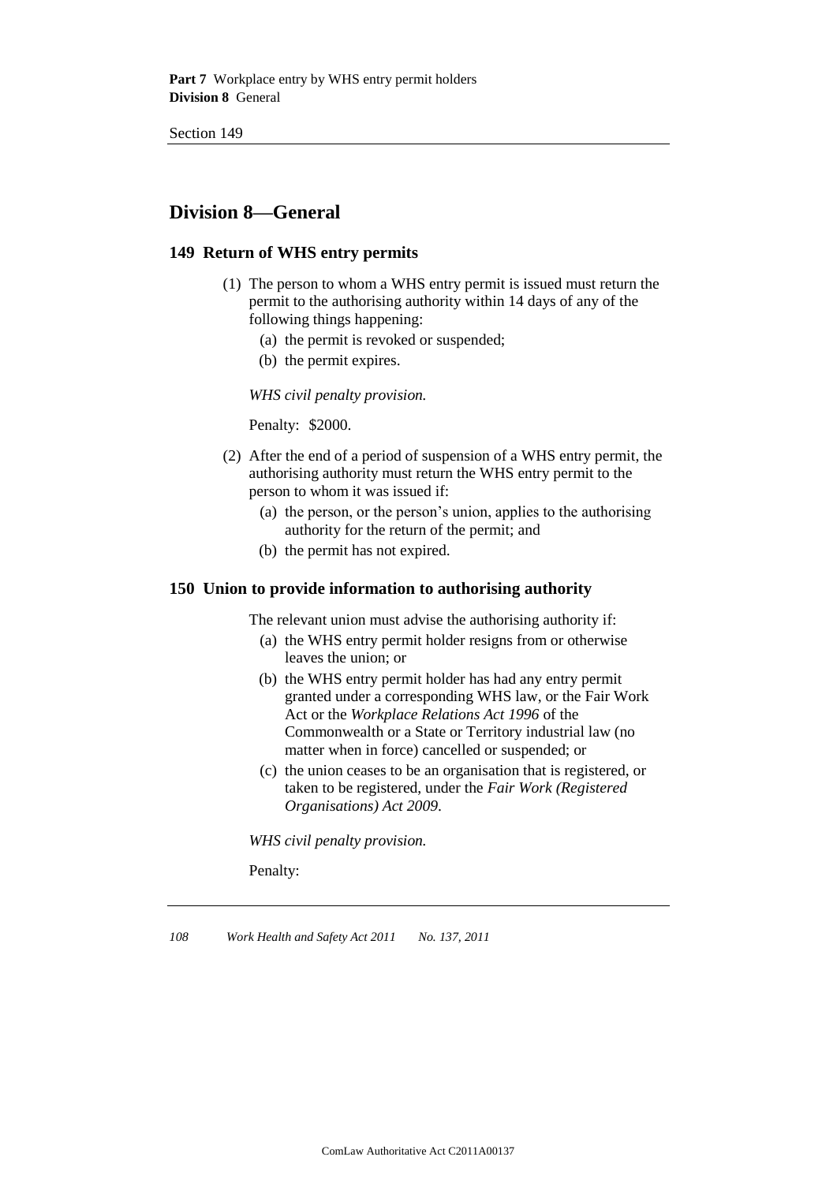## Division 8—General

### 149 Return of WHS entry permits

(1) The person to whom a WHS entry permit is issued must return the permit to the authorising authority within 14 days of any of the following things happening:

(a) the permit is revoked or suspended;

(b) the permit expires.

*WHS civil penalty provision.*

Penalty: $2000.

(2) After the end of a period of suspension of a WHS entry permit, the authorising authority must return the WHS entry permit to the person to whom it was issued if:

(a) the person, or the person's union, applies to the authorising authority for the return of the permit; and

(b) the permit has not expired.

### 150 Union to provide information to authorising authority

The relevant union must advise the authorising authority if:

(a) the WHS entry permit holder resigns from or otherwise leaves the union; or

(b) the WHS entry permit holder has had any entry permit granted under a corresponding WHS law, or the Fair Work Act or the *Workplace Relations Act 1996* of the Commonwealth or a State or Territory industrial law (no matter when in force) cancelled or suspended; or

(c) the union ceases to be an organisation that is registered, or taken to be registered, under the *Fair Work (Registered Organisations) Act 2009*.

*WHS civil penalty provision.*

Penalty: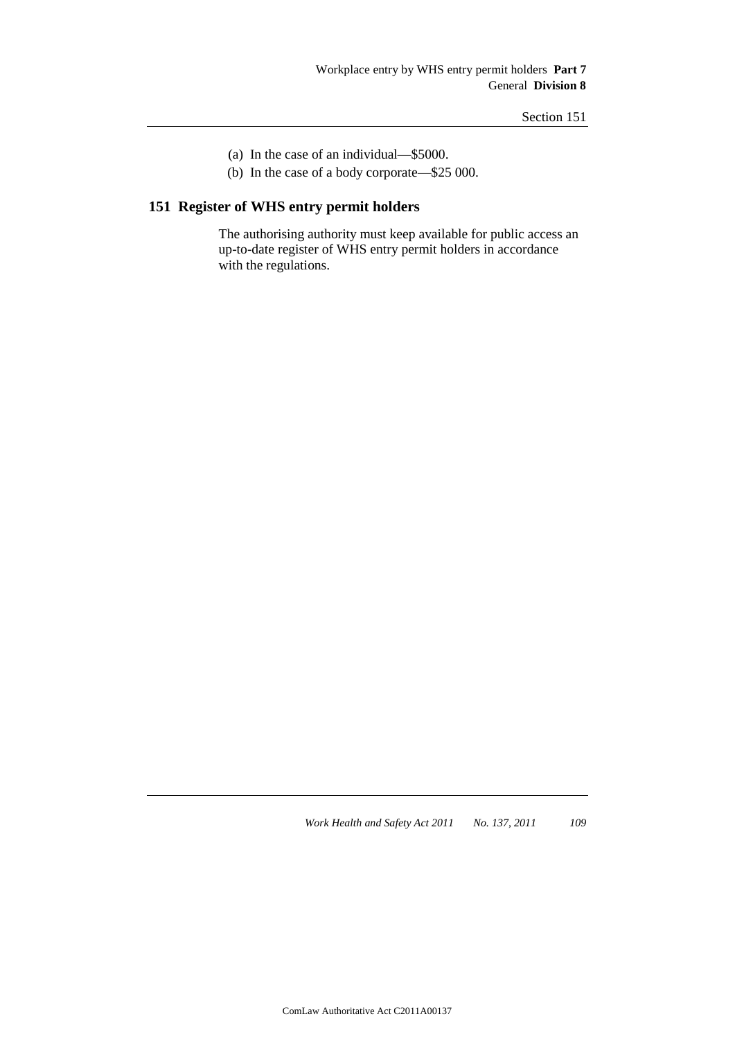(a) In the case of an individual—$5000.

(b) In the case of a body corporate—$25 000.

## 151 Register of WHS entry permit holders

The authorising authority must keep available for public access an up-to-date register of WHS entry permit holders in accordance with the regulations.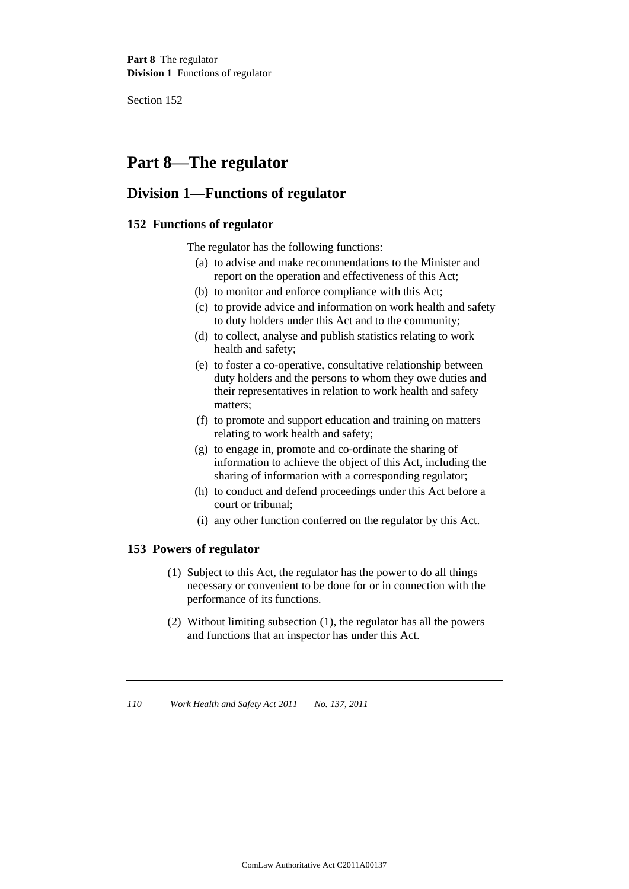# Part 8—The regulator

## Division 1—Functions of regulator

### 152 Functions of regulator

The regulator has the following functions:

- (a) to advise and make recommendations to the Minister and report on the operation and effectiveness of this Act;
- (b) to monitor and enforce compliance with this Act;
- (c) to provide advice and information on work health and safety to duty holders under this Act and to the community;
- (d) to collect, analyse and publish statistics relating to work health and safety;
- (e) to foster a co-operative, consultative relationship between duty holders and the persons to whom they owe duties and their representatives in relation to work health and safety matters;
- (f) to promote and support education and training on matters relating to work health and safety;
- (g) to engage in, promote and co-ordinate the sharing of information to achieve the object of this Act, including the sharing of information with a corresponding regulator;
- (h) to conduct and defend proceedings under this Act before a court or tribunal;
- (i) any other function conferred on the regulator by this Act.

### 153 Powers of regulator

(1) Subject to this Act, the regulator has the power to do all things necessary or convenient to be done for or in connection with the performance of its functions.

(2) Without limiting subsection (1), the regulator has all the powers and functions that an inspector has under this Act.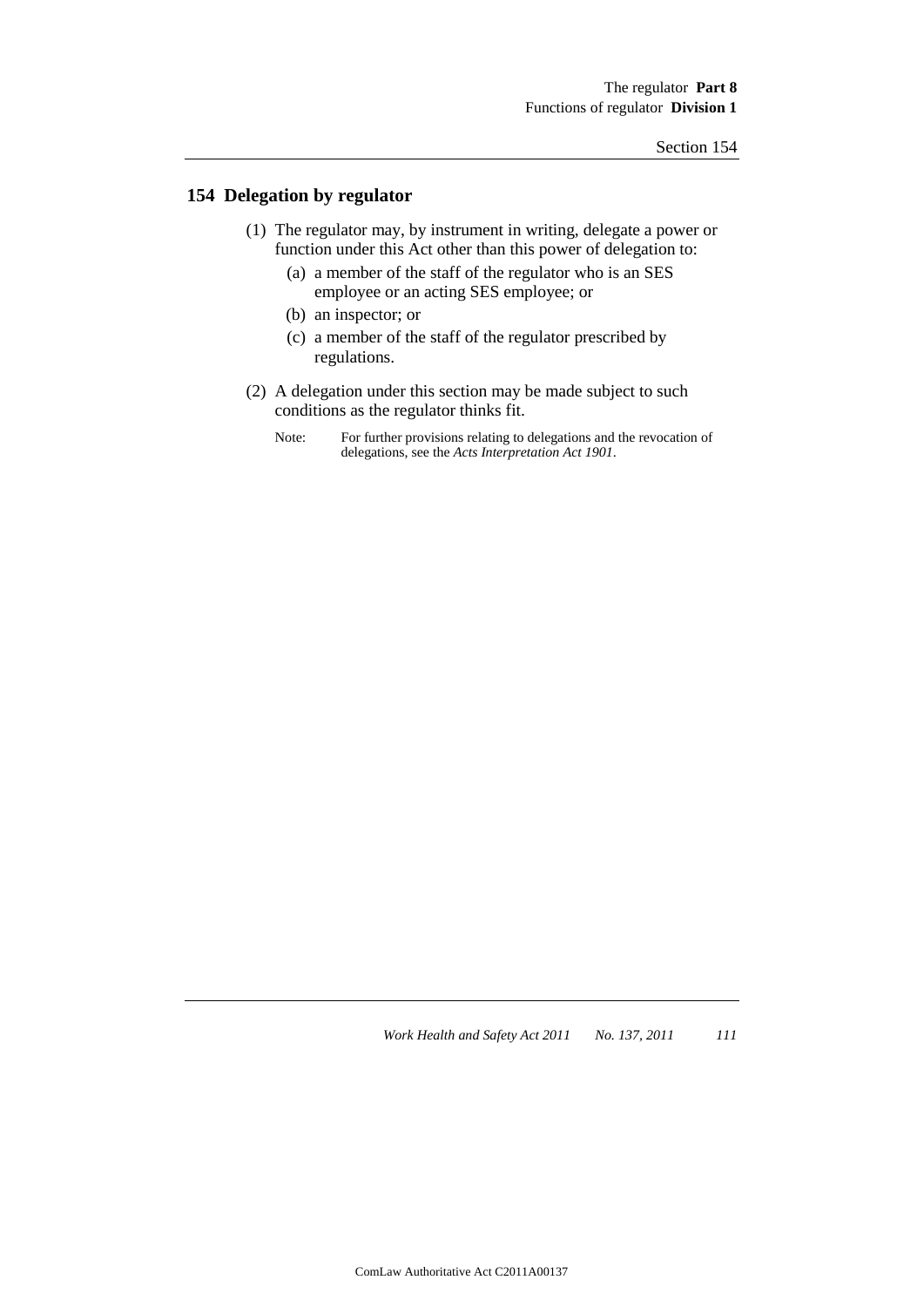## 154 Delegation by regulator

(1) The regulator may, by instrument in writing, delegate a power or function under this Act other than this power of delegation to:

- (a) a member of the staff of the regulator who is an SES employee or an acting SES employee; or
- (b) an inspector; or
- (c) a member of the staff of the regulator prescribed by regulations.

(2) A delegation under this section may be made subject to such conditions as the regulator thinks fit.

Note: For further provisions relating to delegations and the revocation of delegations, see the *Acts Interpretation Act 1901*.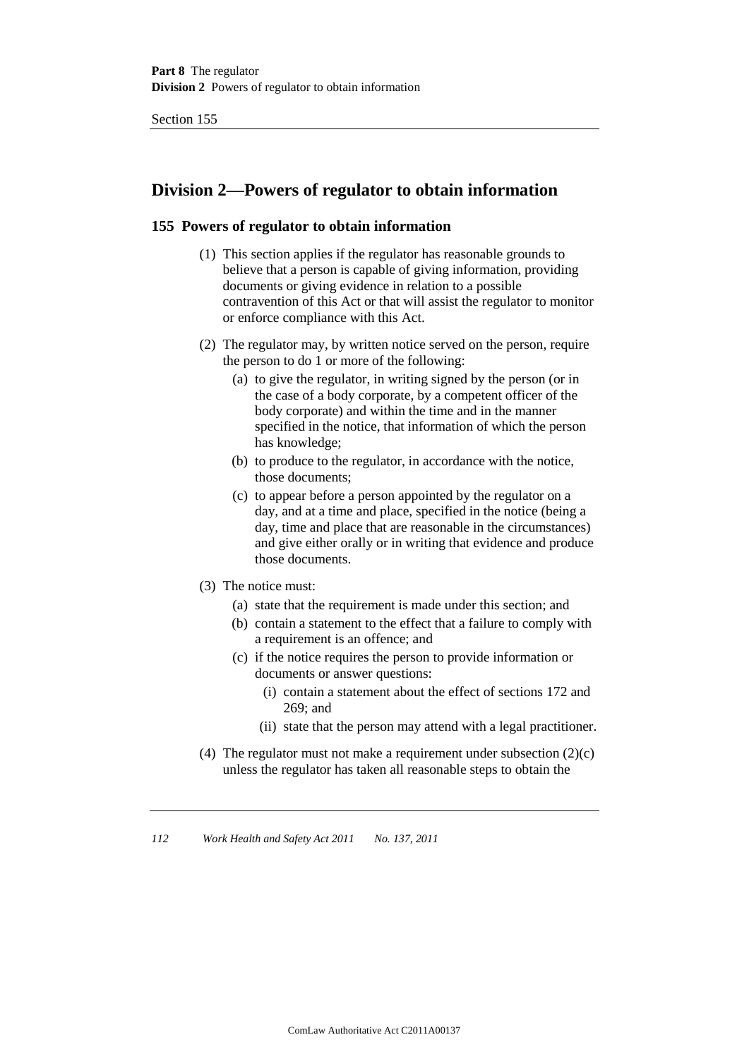## Division 2—Powers of regulator to obtain information

### 155 Powers of regulator to obtain information

(1) This section applies if the regulator has reasonable grounds to believe that a person is capable of giving information, providing documents or giving evidence in relation to a possible contravention of this Act or that will assist the regulator to monitor or enforce compliance with this Act.

(2) The regulator may, by written notice served on the person, require the person to do 1 or more of the following:

- (a) to give the regulator, in writing signed by the person (or in the case of a body corporate, by a competent officer of the body corporate) and within the time and in the manner specified in the notice, that information of which the person has knowledge;
- (b) to produce to the regulator, in accordance with the notice, those documents;
- (c) to appear before a person appointed by the regulator on a day, and at a time and place, specified in the notice (being a day, time and place that are reasonable in the circumstances) and give either orally or in writing that evidence and produce those documents.

(3) The notice must:

- (a) state that the requirement is made under this section; and
- (b) contain a statement to the effect that a failure to comply with a requirement is an offence; and
- (c) if the notice requires the person to provide information or documents or answer questions:
  - (i) contain a statement about the effect of sections 172 and 269; and
  - (ii) state that the person may attend with a legal practitioner.

(4) The regulator must not make a requirement under subsection (2)(c) unless the regulator has taken all reasonable steps to obtain the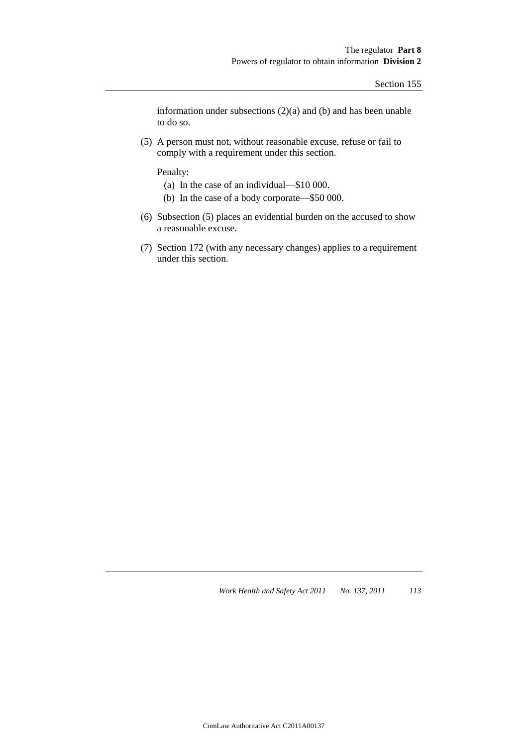information under subsections (2)(a) and (b) and has been unable to do so.

(5) A person must not, without reasonable excuse, refuse or fail to comply with a requirement under this section.

Penalty:

(a) In the case of an individual—$10 000.

(b) In the case of a body corporate—$50 000.

(6) Subsection (5) places an evidential burden on the accused to show a reasonable excuse.

(7) Section 172 (with any necessary changes) applies to a requirement under this section.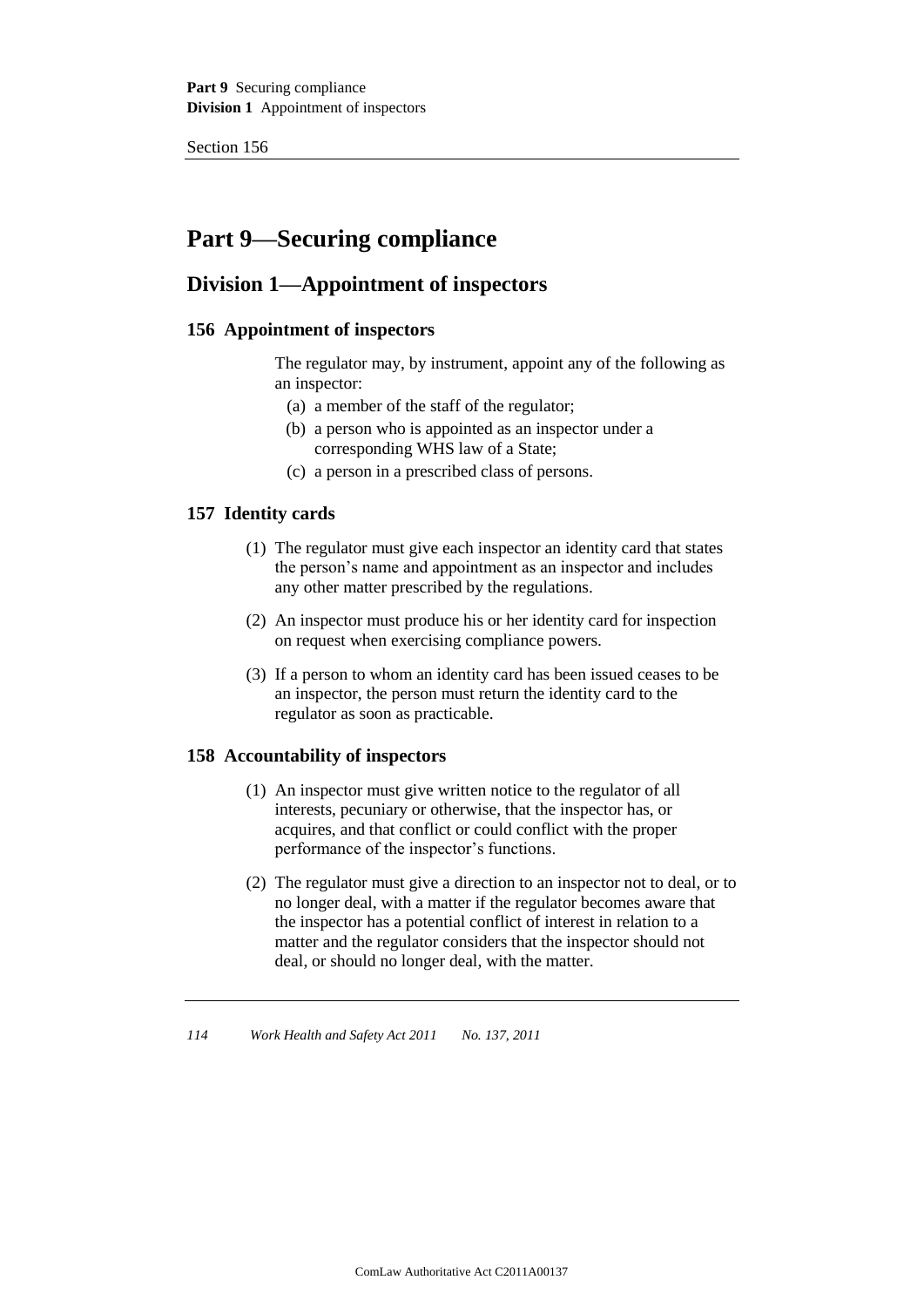# Part 9—Securing compliance

## Division 1—Appointment of inspectors

### 156 Appointment of inspectors

The regulator may, by instrument, appoint any of the following as an inspector:

(a) a member of the staff of the regulator;

(b) a person who is appointed as an inspector under a corresponding WHS law of a State;

(c) a person in a prescribed class of persons.

### 157 Identity cards

(1) The regulator must give each inspector an identity card that states the person's name and appointment as an inspector and includes any other matter prescribed by the regulations.

(2) An inspector must produce his or her identity card for inspection on request when exercising compliance powers.

(3) If a person to whom an identity card has been issued ceases to be an inspector, the person must return the identity card to the regulator as soon as practicable.

### 158 Accountability of inspectors

(1) An inspector must give written notice to the regulator of all interests, pecuniary or otherwise, that the inspector has, or acquires, and that conflict or could conflict with the proper performance of the inspector's functions.

(2) The regulator must give a direction to an inspector not to deal, or to no longer deal, with a matter if the regulator becomes aware that the inspector has a potential conflict of interest in relation to a matter and the regulator considers that the inspector should not deal, or should no longer deal, with the matter.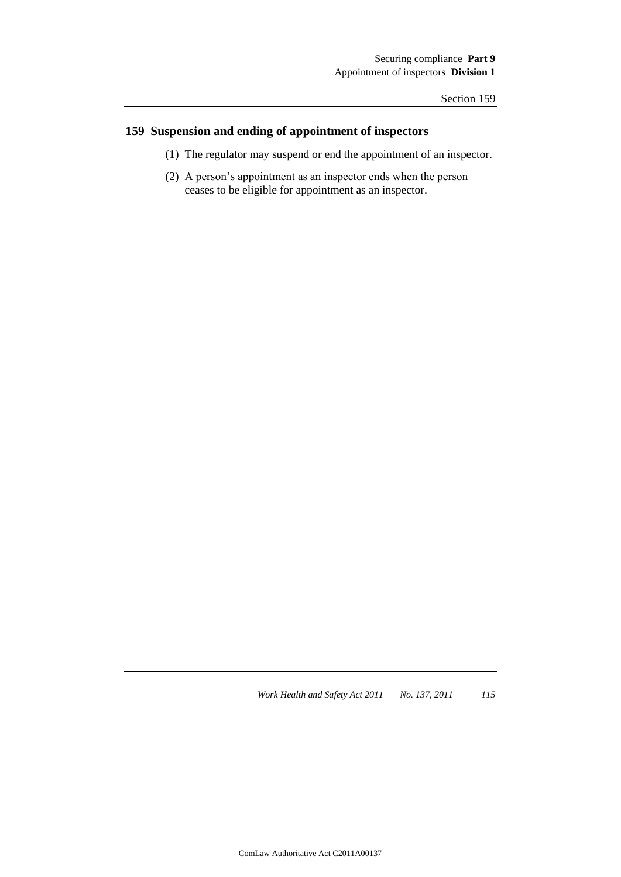## 159 Suspension and ending of appointment of inspectors

(1) The regulator may suspend or end the appointment of an inspector.

(2) A person's appointment as an inspector ends when the person ceases to be eligible for appointment as an inspector.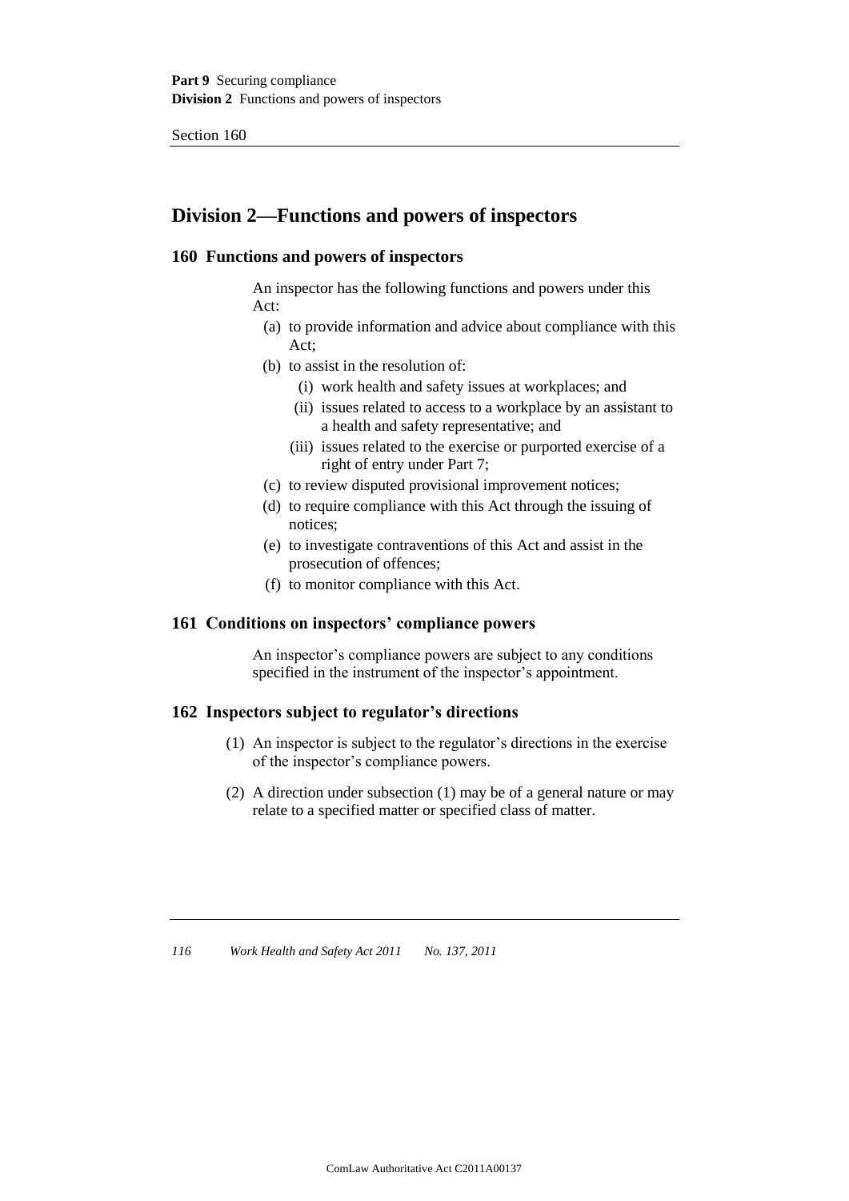## Division 2—Functions and powers of inspectors

### 160 Functions and powers of inspectors

An inspector has the following functions and powers under this Act:

- (a) to provide information and advice about compliance with this Act;
- (b) to assist in the resolution of:
  - (i) work health and safety issues at workplaces; and
  - (ii) issues related to access to a workplace by an assistant to a health and safety representative; and
  - (iii) issues related to the exercise or purported exercise of a right of entry under Part 7;
- (c) to review disputed provisional improvement notices;
- (d) to require compliance with this Act through the issuing of notices;
- (e) to investigate contraventions of this Act and assist in the prosecution of offences;
- (f) to monitor compliance with this Act.

### 161 Conditions on inspectors' compliance powers

An inspector's compliance powers are subject to any conditions specified in the instrument of the inspector's appointment.

### 162 Inspectors subject to regulator's directions

(1) An inspector is subject to the regulator's directions in the exercise of the inspector's compliance powers.

(2) A direction under subsection (1) may be of a general nature or may relate to a specified matter or specified class of matter.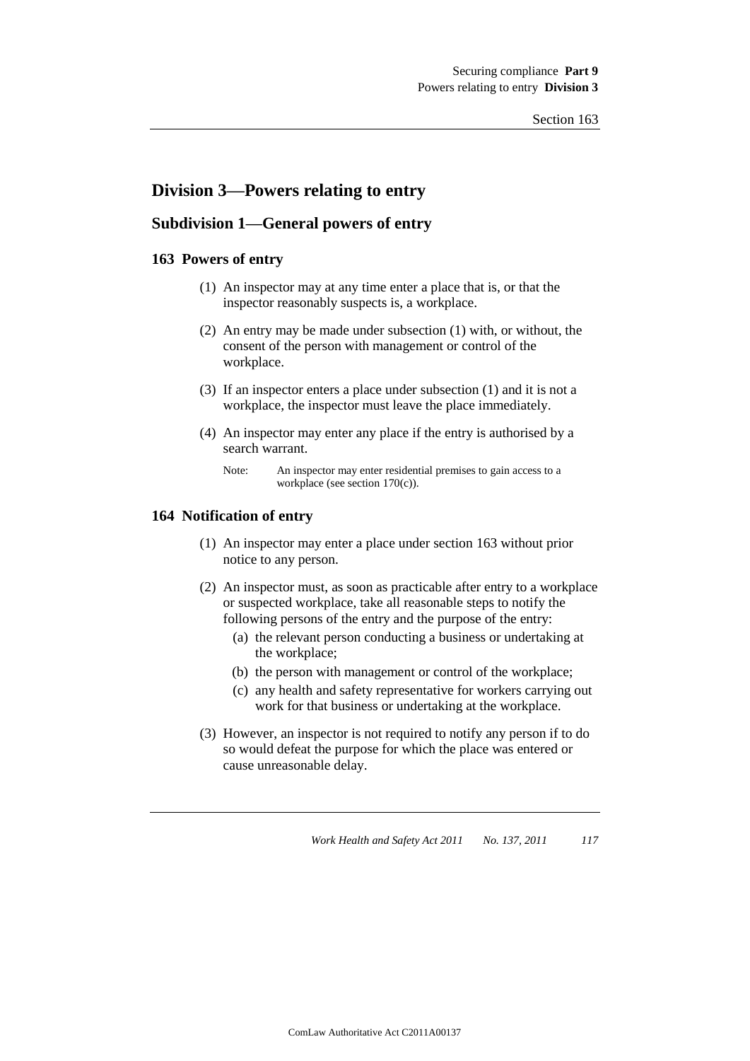## Division 3—Powers relating to entry

### Subdivision 1—General powers of entry

#### 163 Powers of entry

(1) An inspector may at any time enter a place that is, or that the inspector reasonably suspects is, a workplace.

(2) An entry may be made under subsection (1) with, or without, the consent of the person with management or control of the workplace.

(3) If an inspector enters a place under subsection (1) and it is not a workplace, the inspector must leave the place immediately.

(4) An inspector may enter any place if the entry is authorised by a search warrant.

Note: An inspector may enter residential premises to gain access to a workplace (see section 170(c)).

#### 164 Notification of entry

(1) An inspector may enter a place under section 163 without prior notice to any person.

(2) An inspector must, as soon as practicable after entry to a workplace or suspected workplace, take all reasonable steps to notify the following persons of the entry and the purpose of the entry:

(a) the relevant person conducting a business or undertaking at the workplace;

(b) the person with management or control of the workplace;

(c) any health and safety representative for workers carrying out work for that business or undertaking at the workplace.

(3) However, an inspector is not required to notify any person if to do so would defeat the purpose for which the place was entered or cause unreasonable delay.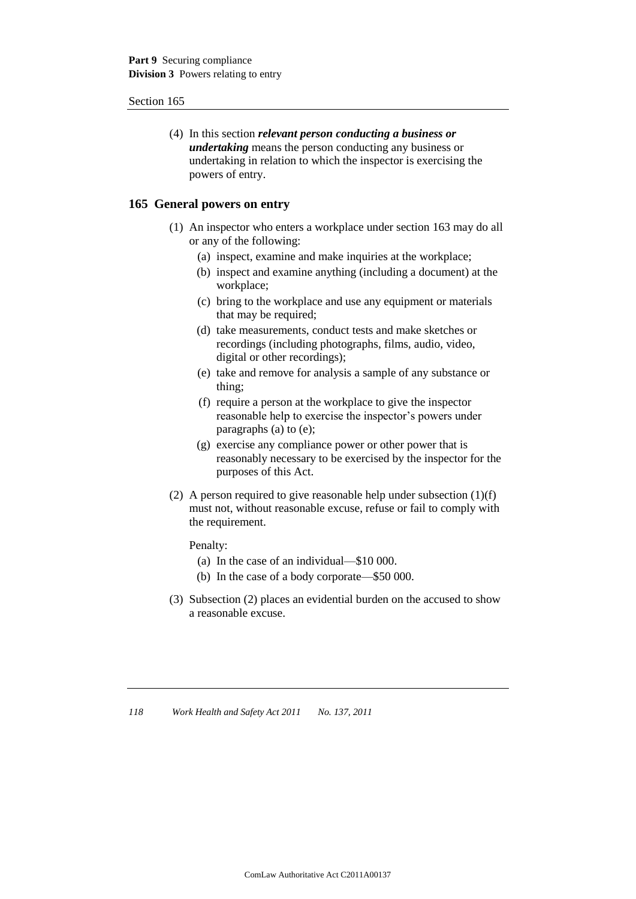(4) In this section ***relevant person conducting a business or undertaking*** means the person conducting any business or undertaking in relation to which the inspector is exercising the powers of entry.

## 165 General powers on entry

(1) An inspector who enters a workplace under section 163 may do all or any of the following:

(a) inspect, examine and make inquiries at the workplace;

(b) inspect and examine anything (including a document) at the workplace;

(c) bring to the workplace and use any equipment or materials that may be required;

(d) take measurements, conduct tests and make sketches or recordings (including photographs, films, audio, video, digital or other recordings);

(e) take and remove for analysis a sample of any substance or thing;

(f) require a person at the workplace to give the inspector reasonable help to exercise the inspector's powers under paragraphs (a) to (e);

(g) exercise any compliance power or other power that is reasonably necessary to be exercised by the inspector for the purposes of this Act.

(2) A person required to give reasonable help under subsection (1)(f) must not, without reasonable excuse, refuse or fail to comply with the requirement.

Penalty:

(a) In the case of an individual—$10 000.

(b) In the case of a body corporate—$50 000.

(3) Subsection (2) places an evidential burden on the accused to show a reasonable excuse.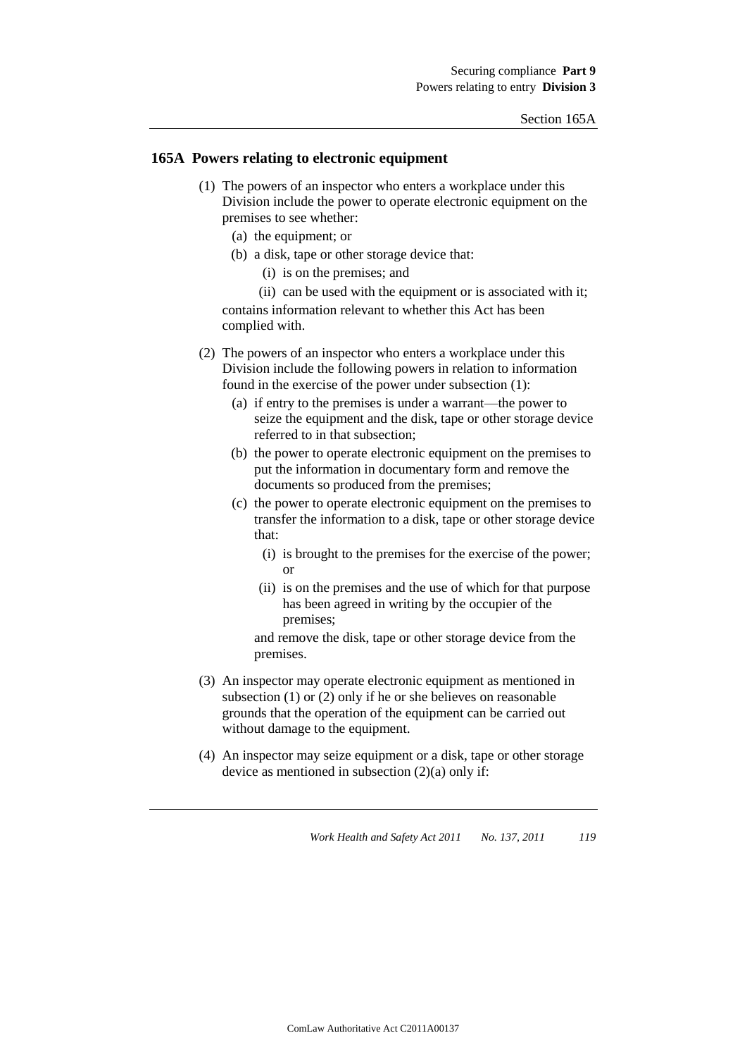## 165A Powers relating to electronic equipment

(1) The powers of an inspector who enters a workplace under this Division include the power to operate electronic equipment on the premises to see whether:

- (a) the equipment; or
- (b) a disk, tape or other storage device that:
  - (i) is on the premises; and
  - (ii) can be used with the equipment or is associated with it;

contains information relevant to whether this Act has been complied with.

(2) The powers of an inspector who enters a workplace under this Division include the following powers in relation to information found in the exercise of the power under subsection (1):

- (a) if entry to the premises is under a warrant—the power to seize the equipment and the disk, tape or other storage device referred to in that subsection;
- (b) the power to operate electronic equipment on the premises to put the information in documentary form and remove the documents so produced from the premises;
- (c) the power to operate electronic equipment on the premises to transfer the information to a disk, tape or other storage device that:
  - (i) is brought to the premises for the exercise of the power; or
  - (ii) is on the premises and the use of which for that purpose has been agreed in writing by the occupier of the premises;

  and remove the disk, tape or other storage device from the premises.

(3) An inspector may operate electronic equipment as mentioned in subsection (1) or (2) only if he or she believes on reasonable grounds that the operation of the equipment can be carried out without damage to the equipment.

(4) An inspector may seize equipment or a disk, tape or other storage device as mentioned in subsection (2)(a) only if: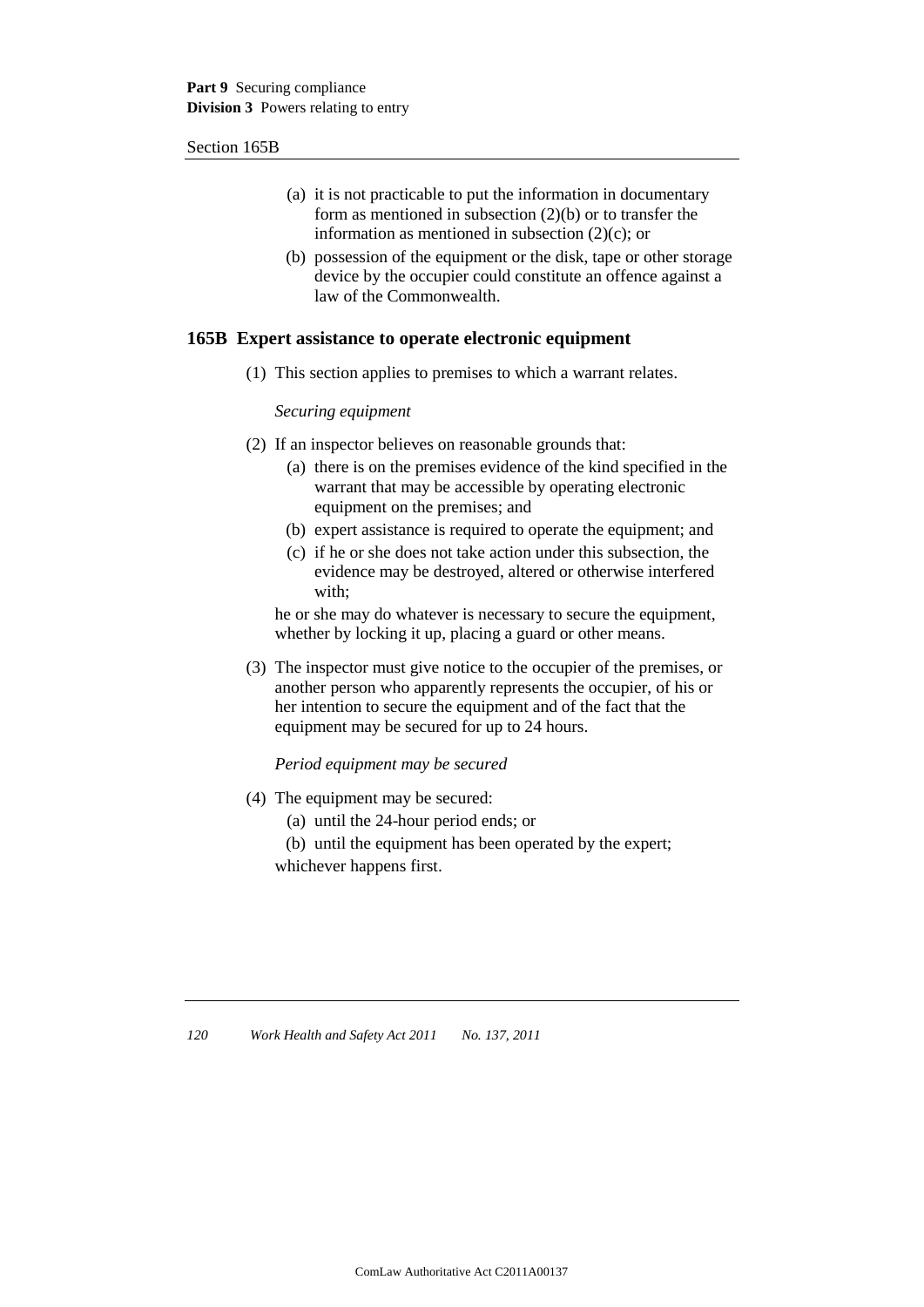(a) it is not practicable to put the information in documentary form as mentioned in subsection (2)(b) or to transfer the information as mentioned in subsection (2)(c); or

(b) possession of the equipment or the disk, tape or other storage device by the occupier could constitute an offence against a law of the Commonwealth.

## 165B Expert assistance to operate electronic equipment

(1) This section applies to premises to which a warrant relates.

*Securing equipment*

(2) If an inspector believes on reasonable grounds that:

(a) there is on the premises evidence of the kind specified in the warrant that may be accessible by operating electronic equipment on the premises; and

(b) expert assistance is required to operate the equipment; and

(c) if he or she does not take action under this subsection, the evidence may be destroyed, altered or otherwise interfered with;

he or she may do whatever is necessary to secure the equipment, whether by locking it up, placing a guard or other means.

(3) The inspector must give notice to the occupier of the premises, or another person who apparently represents the occupier, of his or her intention to secure the equipment and of the fact that the equipment may be secured for up to 24 hours.

*Period equipment may be secured*

(4) The equipment may be secured:

(a) until the 24-hour period ends; or

(b) until the equipment has been operated by the expert;

whichever happens first.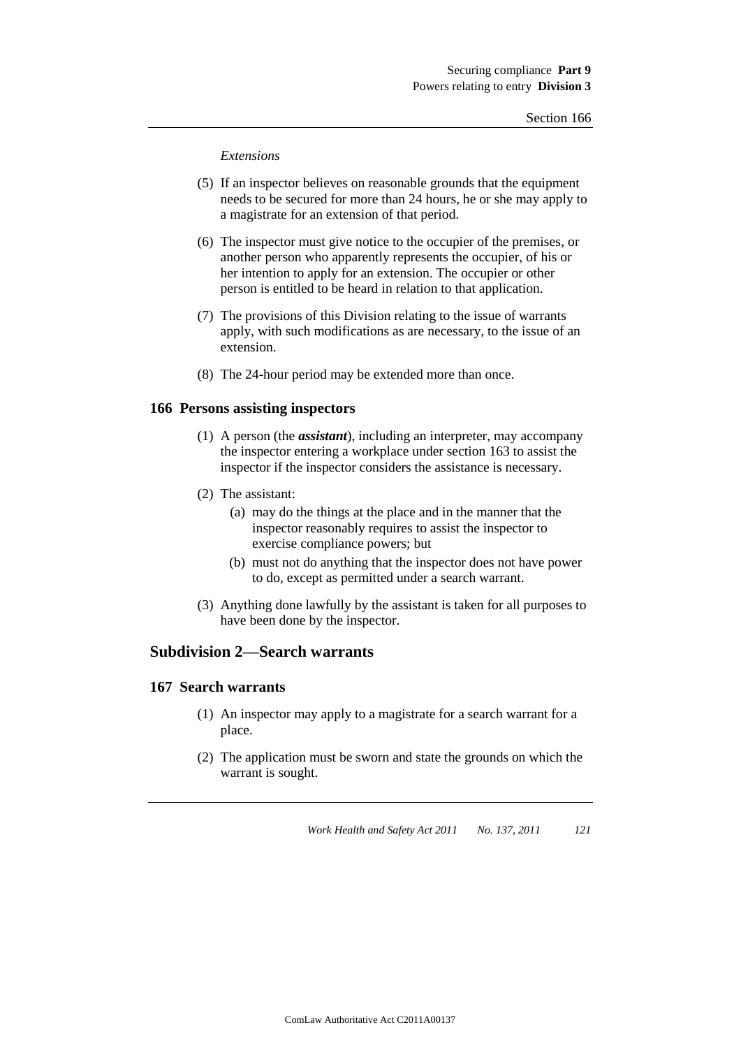*Extensions*

(5) If an inspector believes on reasonable grounds that the equipment needs to be secured for more than 24 hours, he or she may apply to a magistrate for an extension of that period.

(6) The inspector must give notice to the occupier of the premises, or another person who apparently represents the occupier, of his or her intention to apply for an extension. The occupier or other person is entitled to be heard in relation to that application.

(7) The provisions of this Division relating to the issue of warrants apply, with such modifications as are necessary, to the issue of an extension.

(8) The 24-hour period may be extended more than once.

### 166 Persons assisting inspectors

(1) A person (the ***assistant***), including an interpreter, may accompany the inspector entering a workplace under section 163 to assist the inspector if the inspector considers the assistance is necessary.

(2) The assistant:

- (a) may do the things at the place and in the manner that the inspector reasonably requires to assist the inspector to exercise compliance powers; but
- (b) must not do anything that the inspector does not have power to do, except as permitted under a search warrant.

(3) Anything done lawfully by the assistant is taken for all purposes to have been done by the inspector.

## Subdivision 2—Search warrants

### 167 Search warrants

(1) An inspector may apply to a magistrate for a search warrant for a place.

(2) The application must be sworn and state the grounds on which the warrant is sought.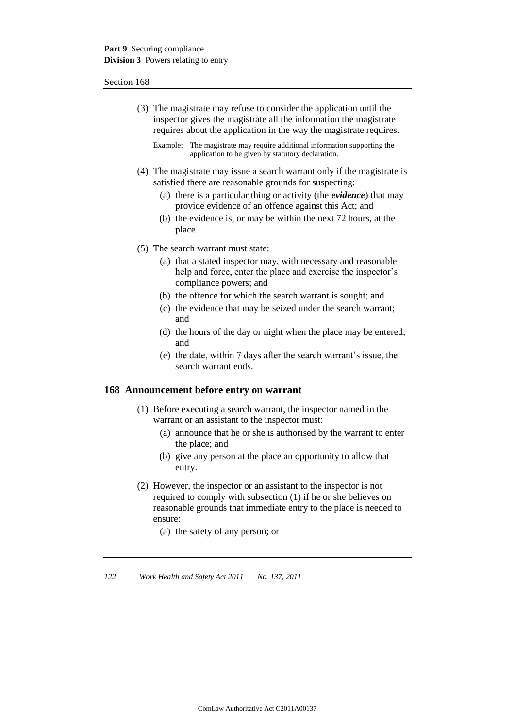(3) The magistrate may refuse to consider the application until the inspector gives the magistrate all the information the magistrate requires about the application in the way the magistrate requires.

Example: The magistrate may require additional information supporting the application to be given by statutory declaration.

(4) The magistrate may issue a search warrant only if the magistrate is satisfied there are reasonable grounds for suspecting:

(a) there is a particular thing or activity (the ***evidence***) that may provide evidence of an offence against this Act; and

(b) the evidence is, or may be within the next 72 hours, at the place.

(5) The search warrant must state:

(a) that a stated inspector may, with necessary and reasonable help and force, enter the place and exercise the inspector's compliance powers; and

(b) the offence for which the search warrant is sought; and

(c) the evidence that may be seized under the search warrant; and

(d) the hours of the day or night when the place may be entered; and

(e) the date, within 7 days after the search warrant's issue, the search warrant ends.

## 168 Announcement before entry on warrant

(1) Before executing a search warrant, the inspector named in the warrant or an assistant to the inspector must:

(a) announce that he or she is authorised by the warrant to enter the place; and

(b) give any person at the place an opportunity to allow that entry.

(2) However, the inspector or an assistant to the inspector is not required to comply with subsection (1) if he or she believes on reasonable grounds that immediate entry to the place is needed to ensure:

(a) the safety of any person; or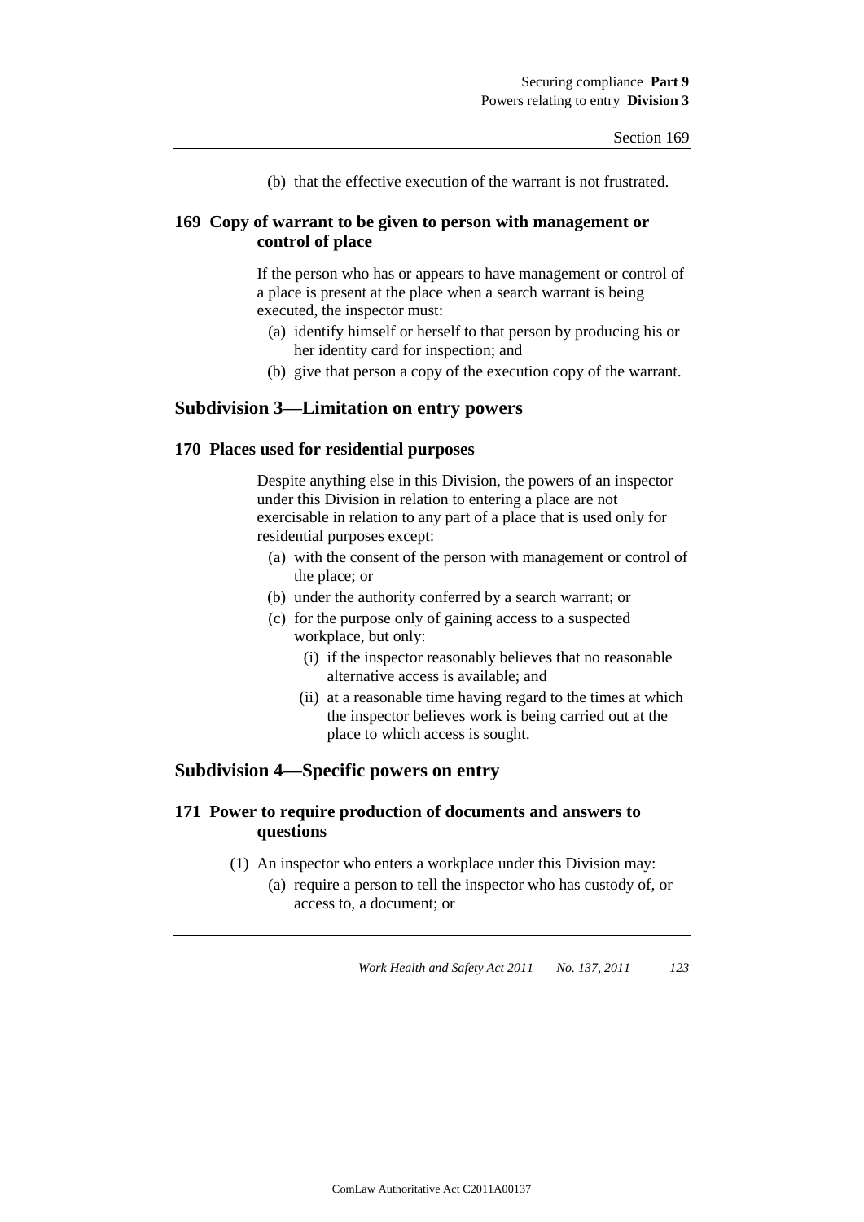(b) that the effective execution of the warrant is not frustrated.

### 169 Copy of warrant to be given to person with management or control of place

If the person who has or appears to have management or control of a place is present at the place when a search warrant is being executed, the inspector must:

(a) identify himself or herself to that person by producing his or her identity card for inspection; and

(b) give that person a copy of the execution copy of the warrant.

## Subdivision 3—Limitation on entry powers

### 170 Places used for residential purposes

Despite anything else in this Division, the powers of an inspector under this Division in relation to entering a place are not exercisable in relation to any part of a place that is used only for residential purposes except:

(a) with the consent of the person with management or control of the place; or

(b) under the authority conferred by a search warrant; or

(c) for the purpose only of gaining access to a suspected workplace, but only:

(i) if the inspector reasonably believes that no reasonable alternative access is available; and

(ii) at a reasonable time having regard to the times at which the inspector believes work is being carried out at the place to which access is sought.

## Subdivision 4—Specific powers on entry

### 171 Power to require production of documents and answers to questions

(1) An inspector who enters a workplace under this Division may:

(a) require a person to tell the inspector who has custody of, or access to, a document; or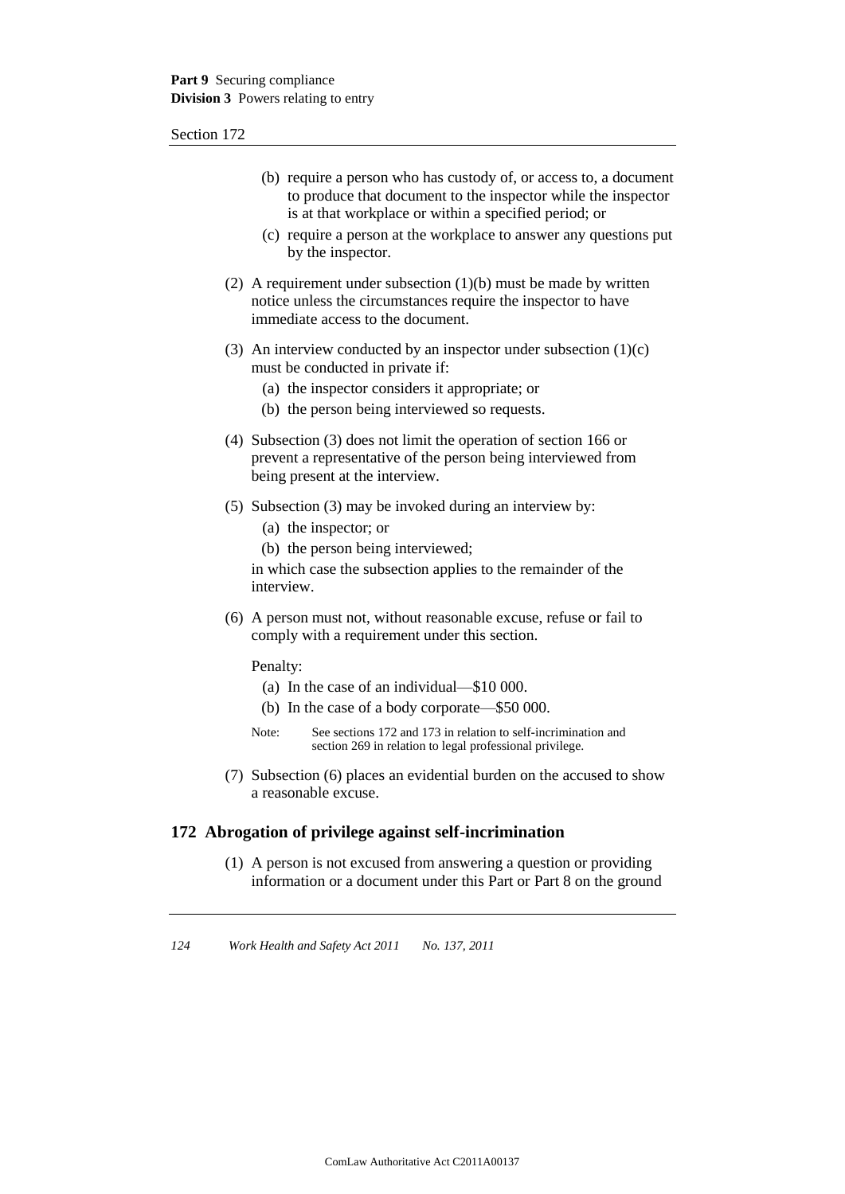(b) require a person who has custody of, or access to, a document to produce that document to the inspector while the inspector is at that workplace or within a specified period; or

(c) require a person at the workplace to answer any questions put by the inspector.

(2) A requirement under subsection (1)(b) must be made by written notice unless the circumstances require the inspector to have immediate access to the document.

(3) An interview conducted by an inspector under subsection (1)(c) must be conducted in private if:

(a) the inspector considers it appropriate; or

(b) the person being interviewed so requests.

(4) Subsection (3) does not limit the operation of section 166 or prevent a representative of the person being interviewed from being present at the interview.

(5) Subsection (3) may be invoked during an interview by:

(a) the inspector; or

(b) the person being interviewed;

in which case the subsection applies to the remainder of the interview.

(6) A person must not, without reasonable excuse, refuse or fail to comply with a requirement under this section.

Penalty:

(a) In the case of an individual—$10 000.

(b) In the case of a body corporate—$50 000.

Note: See sections 172 and 173 in relation to self-incrimination and section 269 in relation to legal professional privilege.

(7) Subsection (6) places an evidential burden on the accused to show a reasonable excuse.

## 172 Abrogation of privilege against self-incrimination

(1) A person is not excused from answering a question or providing information or a document under this Part or Part 8 on the ground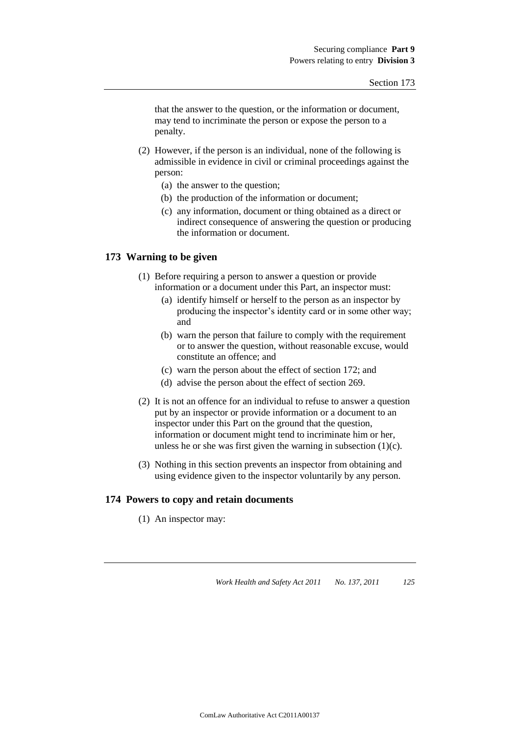that the answer to the question, or the information or document, may tend to incriminate the person or expose the person to a penalty.

(2) However, if the person is an individual, none of the following is admissible in evidence in civil or criminal proceedings against the person:

- (a) the answer to the question;
- (b) the production of the information or document;
- (c) any information, document or thing obtained as a direct or indirect consequence of answering the question or producing the information or document.

## 173 Warning to be given

(1) Before requiring a person to answer a question or provide information or a document under this Part, an inspector must:

- (a) identify himself or herself to the person as an inspector by producing the inspector's identity card or in some other way; and
- (b) warn the person that failure to comply with the requirement or to answer the question, without reasonable excuse, would constitute an offence; and
- (c) warn the person about the effect of section 172; and
- (d) advise the person about the effect of section 269.

(2) It is not an offence for an individual to refuse to answer a question put by an inspector or provide information or a document to an inspector under this Part on the ground that the question, information or document might tend to incriminate him or her, unless he or she was first given the warning in subsection (1)(c).

(3) Nothing in this section prevents an inspector from obtaining and using evidence given to the inspector voluntarily by any person.

## 174 Powers to copy and retain documents

(1) An inspector may: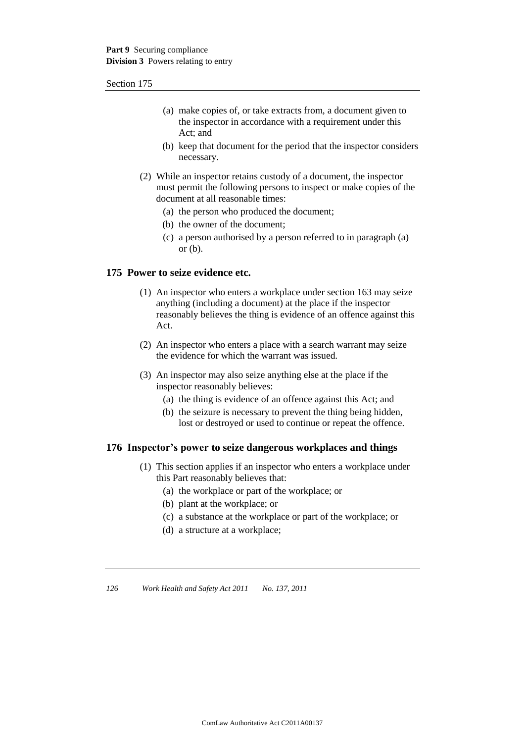(a) make copies of, or take extracts from, a document given to the inspector in accordance with a requirement under this Act; and

(b) keep that document for the period that the inspector considers necessary.

(2) While an inspector retains custody of a document, the inspector must permit the following persons to inspect or make copies of the document at all reasonable times:

(a) the person who produced the document;

(b) the owner of the document;

(c) a person authorised by a person referred to in paragraph (a) or (b).

## 175 Power to seize evidence etc.

(1) An inspector who enters a workplace under section 163 may seize anything (including a document) at the place if the inspector reasonably believes the thing is evidence of an offence against this Act.

(2) An inspector who enters a place with a search warrant may seize the evidence for which the warrant was issued.

(3) An inspector may also seize anything else at the place if the inspector reasonably believes:

(a) the thing is evidence of an offence against this Act; and

(b) the seizure is necessary to prevent the thing being hidden, lost or destroyed or used to continue or repeat the offence.

## 176 Inspector's power to seize dangerous workplaces and things

(1) This section applies if an inspector who enters a workplace under this Part reasonably believes that:

(a) the workplace or part of the workplace; or

(b) plant at the workplace; or

(c) a substance at the workplace or part of the workplace; or

(d) a structure at a workplace;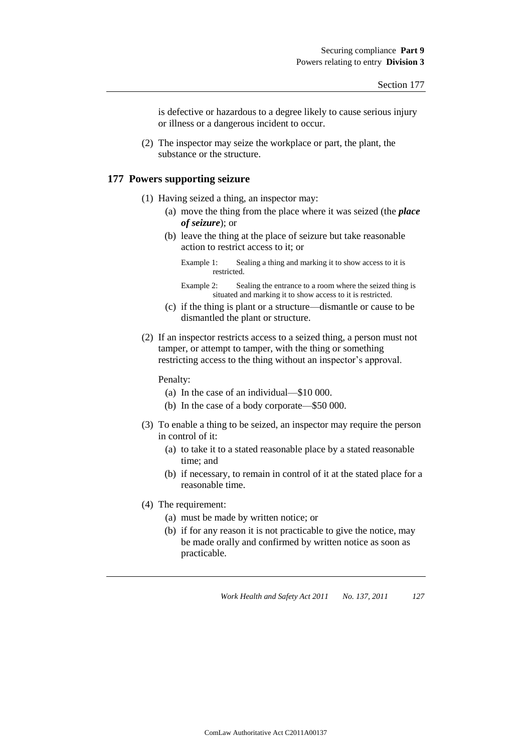is defective or hazardous to a degree likely to cause serious injury or illness or a dangerous incident to occur.

(2) The inspector may seize the workplace or part, the plant, the substance or the structure.

## 177 Powers supporting seizure

(1) Having seized a thing, an inspector may:

(a) move the thing from the place where it was seized (the ***place of seizure***); or

(b) leave the thing at the place of seizure but take reasonable action to restrict access to it; or

Example 1: Sealing a thing and marking it to show access to it is restricted.

Example 2: Sealing the entrance to a room where the seized thing is situated and marking it to show access to it is restricted.

(c) if the thing is plant or a structure—dismantle or cause to be dismantled the plant or structure.

(2) If an inspector restricts access to a seized thing, a person must not tamper, or attempt to tamper, with the thing or something restricting access to the thing without an inspector's approval.

Penalty:

(a) In the case of an individual—$10 000.

(b) In the case of a body corporate—$50 000.

(3) To enable a thing to be seized, an inspector may require the person in control of it:

(a) to take it to a stated reasonable place by a stated reasonable time; and

(b) if necessary, to remain in control of it at the stated place for a reasonable time.

(4) The requirement:

(a) must be made by written notice; or

(b) if for any reason it is not practicable to give the notice, may be made orally and confirmed by written notice as soon as practicable.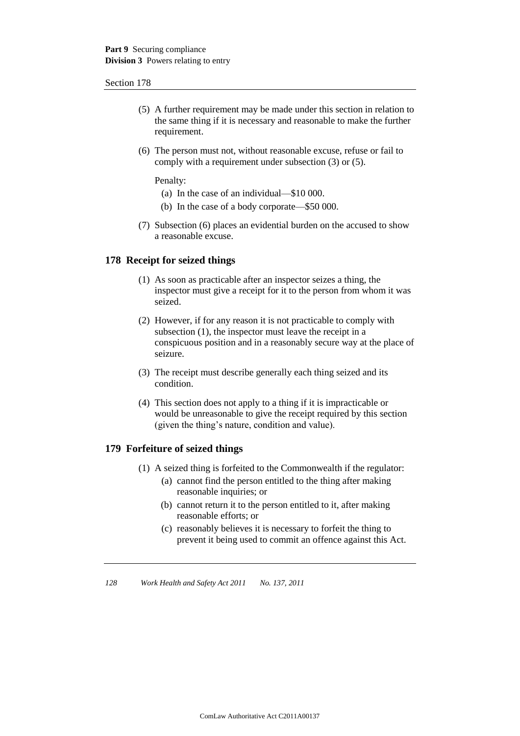(5) A further requirement may be made under this section in relation to the same thing if it is necessary and reasonable to make the further requirement.

(6) The person must not, without reasonable excuse, refuse or fail to comply with a requirement under subsection (3) or (5).

Penalty:

(a) In the case of an individual—$10 000.

(b) In the case of a body corporate—$50 000.

(7) Subsection (6) places an evidential burden on the accused to show a reasonable excuse.

## 178 Receipt for seized things

(1) As soon as practicable after an inspector seizes a thing, the inspector must give a receipt for it to the person from whom it was seized.

(2) However, if for any reason it is not practicable to comply with subsection (1), the inspector must leave the receipt in a conspicuous position and in a reasonably secure way at the place of seizure.

(3) The receipt must describe generally each thing seized and its condition.

(4) This section does not apply to a thing if it is impracticable or would be unreasonable to give the receipt required by this section (given the thing's nature, condition and value).

## 179 Forfeiture of seized things

(1) A seized thing is forfeited to the Commonwealth if the regulator:

(a) cannot find the person entitled to the thing after making reasonable inquiries; or

(b) cannot return it to the person entitled to it, after making reasonable efforts; or

(c) reasonably believes it is necessary to forfeit the thing to prevent it being used to commit an offence against this Act.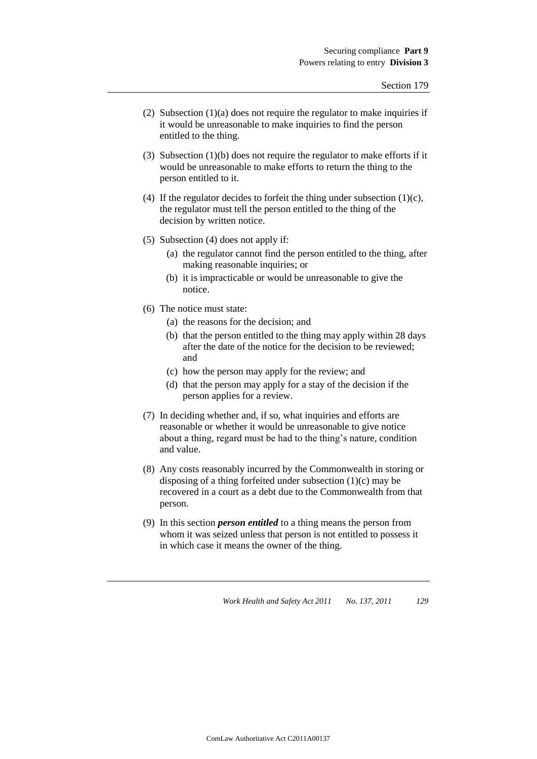(2) Subsection (1)(a) does not require the regulator to make inquiries if it would be unreasonable to make inquiries to find the person entitled to the thing.

(3) Subsection (1)(b) does not require the regulator to make efforts if it would be unreasonable to make efforts to return the thing to the person entitled to it.

(4) If the regulator decides to forfeit the thing under subsection (1)(c), the regulator must tell the person entitled to the thing of the decision by written notice.

(5) Subsection (4) does not apply if:

   (a) the regulator cannot find the person entitled to the thing, after making reasonable inquiries; or

   (b) it is impracticable or would be unreasonable to give the notice.

(6) The notice must state:

   (a) the reasons for the decision; and

   (b) that the person entitled to the thing may apply within 28 days after the date of the notice for the decision to be reviewed; and

   (c) how the person may apply for the review; and

   (d) that the person may apply for a stay of the decision if the person applies for a review.

(7) In deciding whether and, if so, what inquiries and efforts are reasonable or whether it would be unreasonable to give notice about a thing, regard must be had to the thing's nature, condition and value.

(8) Any costs reasonably incurred by the Commonwealth in storing or disposing of a thing forfeited under subsection (1)(c) may be recovered in a court as a debt due to the Commonwealth from that person.

(9) In this section ***person entitled*** to a thing means the person from whom it was seized unless that person is not entitled to possess it in which case it means the owner of the thing.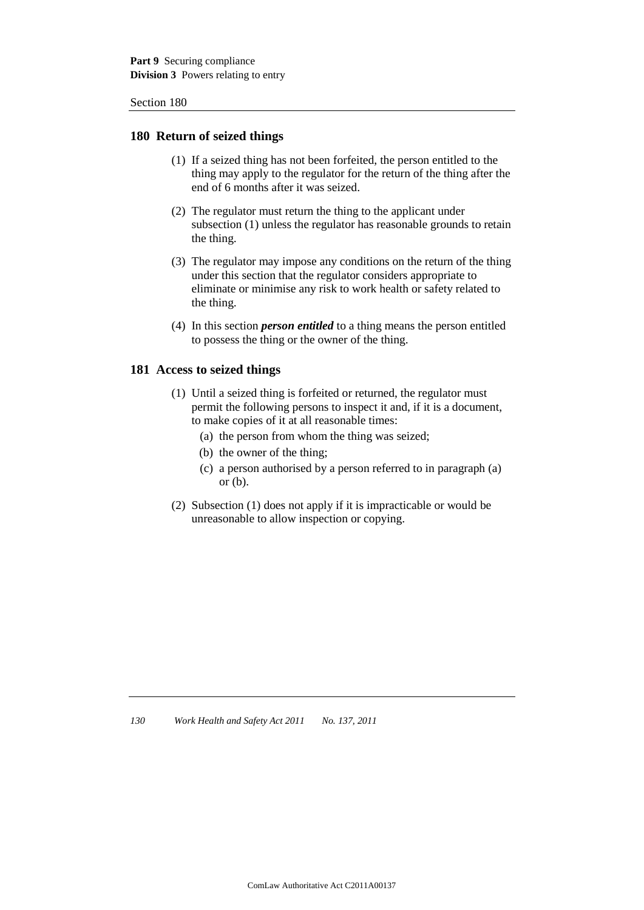## 180 Return of seized things

(1) If a seized thing has not been forfeited, the person entitled to the thing may apply to the regulator for the return of the thing after the end of 6 months after it was seized.

(2) The regulator must return the thing to the applicant under subsection (1) unless the regulator has reasonable grounds to retain the thing.

(3) The regulator may impose any conditions on the return of the thing under this section that the regulator considers appropriate to eliminate or minimise any risk to work health or safety related to the thing.

(4) In this section ***person entitled*** to a thing means the person entitled to possess the thing or the owner of the thing.

## 181 Access to seized things

(1) Until a seized thing is forfeited or returned, the regulator must permit the following persons to inspect it and, if it is a document, to make copies of it at all reasonable times:

- (a) the person from whom the thing was seized;
- (b) the owner of the thing;
- (c) a person authorised by a person referred to in paragraph (a) or (b).

(2) Subsection (1) does not apply if it is impracticable or would be unreasonable to allow inspection or copying.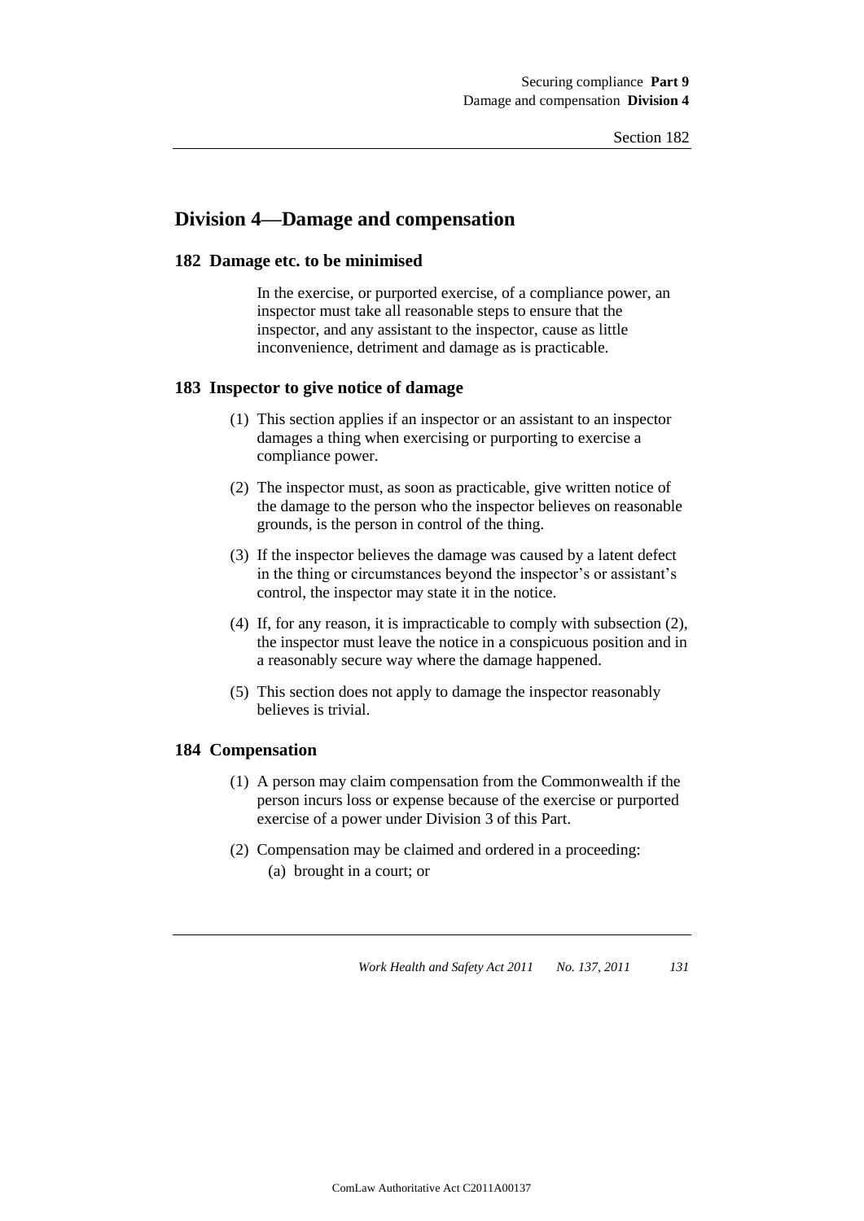## Division 4—Damage and compensation

### 182 Damage etc. to be minimised

In the exercise, or purported exercise, of a compliance power, an inspector must take all reasonable steps to ensure that the inspector, and any assistant to the inspector, cause as little inconvenience, detriment and damage as is practicable.

### 183 Inspector to give notice of damage

(1) This section applies if an inspector or an assistant to an inspector damages a thing when exercising or purporting to exercise a compliance power.

(2) The inspector must, as soon as practicable, give written notice of the damage to the person who the inspector believes on reasonable grounds, is the person in control of the thing.

(3) If the inspector believes the damage was caused by a latent defect in the thing or circumstances beyond the inspector's or assistant's control, the inspector may state it in the notice.

(4) If, for any reason, it is impracticable to comply with subsection (2), the inspector must leave the notice in a conspicuous position and in a reasonably secure way where the damage happened.

(5) This section does not apply to damage the inspector reasonably believes is trivial.

### 184 Compensation

(1) A person may claim compensation from the Commonwealth if the person incurs loss or expense because of the exercise or purported exercise of a power under Division 3 of this Part.

(2) Compensation may be claimed and ordered in a proceeding:

(a) brought in a court; or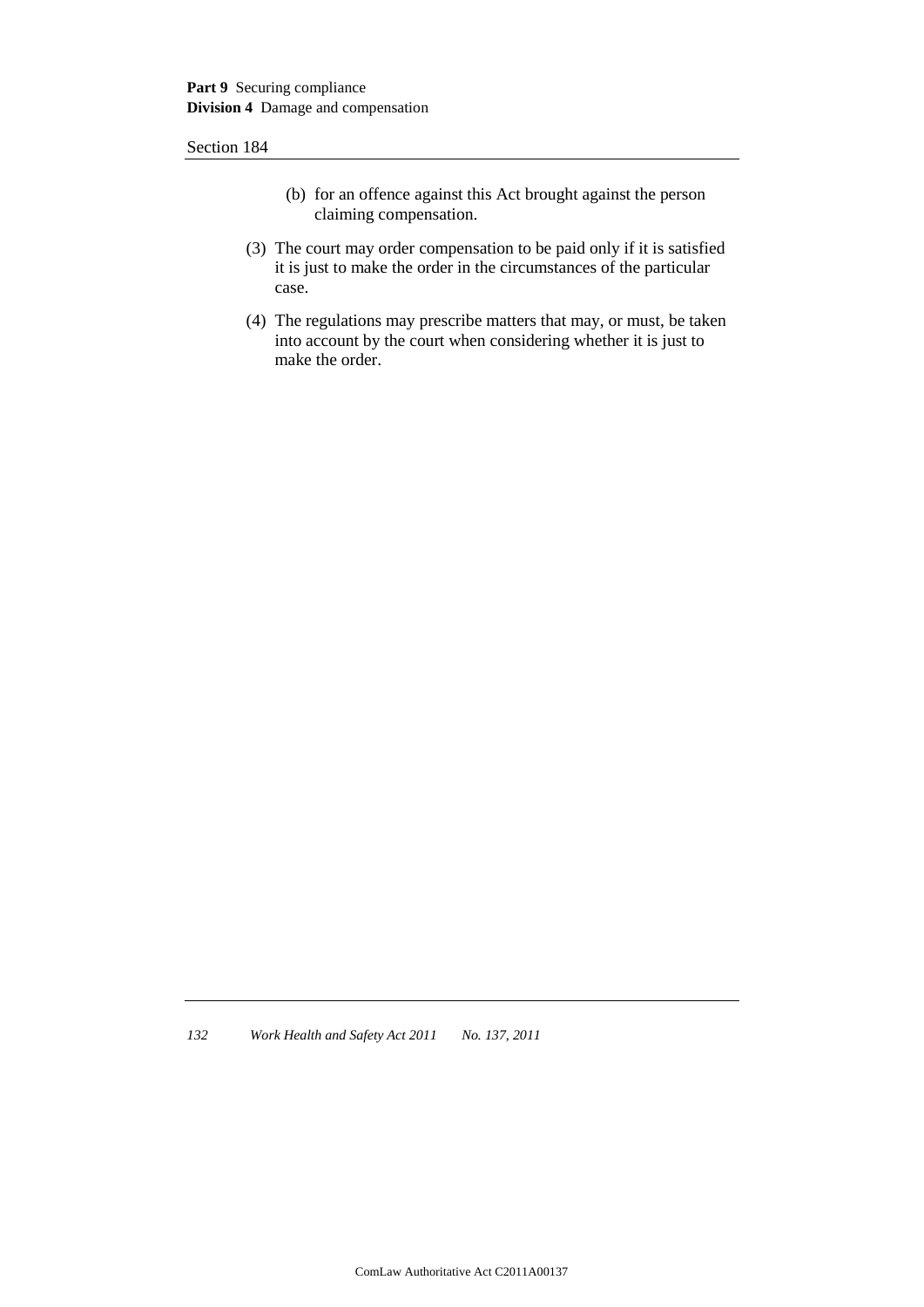(b) for an offence against this Act brought against the person claiming compensation.

(3) The court may order compensation to be paid only if it is satisfied it is just to make the order in the circumstances of the particular case.

(4) The regulations may prescribe matters that may, or must, be taken into account by the court when considering whether it is just to make the order.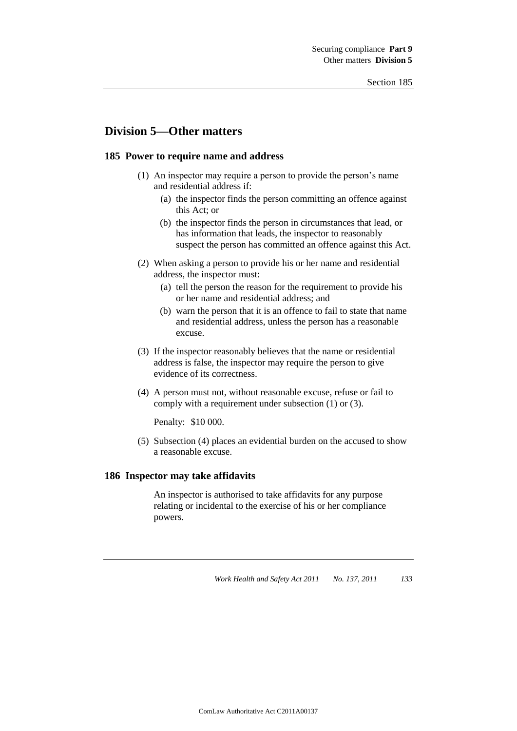## Division 5—Other matters

### 185 Power to require name and address

(1) An inspector may require a person to provide the person's name and residential address if:

(a) the inspector finds the person committing an offence against this Act; or

(b) the inspector finds the person in circumstances that lead, or has information that leads, the inspector to reasonably suspect the person has committed an offence against this Act.

(2) When asking a person to provide his or her name and residential address, the inspector must:

(a) tell the person the reason for the requirement to provide his or her name and residential address; and

(b) warn the person that it is an offence to fail to state that name and residential address, unless the person has a reasonable excuse.

(3) If the inspector reasonably believes that the name or residential address is false, the inspector may require the person to give evidence of its correctness.

(4) A person must not, without reasonable excuse, refuse or fail to comply with a requirement under subsection (1) or (3).

Penalty: $10 000.

(5) Subsection (4) places an evidential burden on the accused to show a reasonable excuse.

### 186 Inspector may take affidavits

An inspector is authorised to take affidavits for any purpose relating or incidental to the exercise of his or her compliance powers.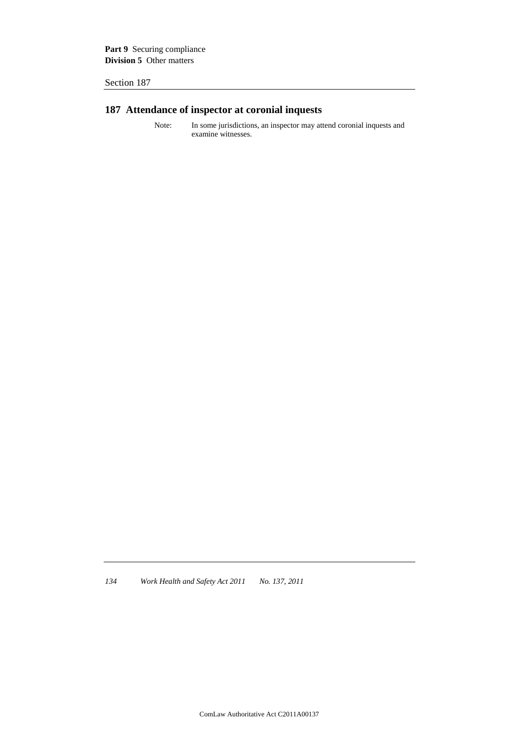## 187 Attendance of inspector at coronial inquests

Note: In some jurisdictions, an inspector may attend coronial inquests and examine witnesses.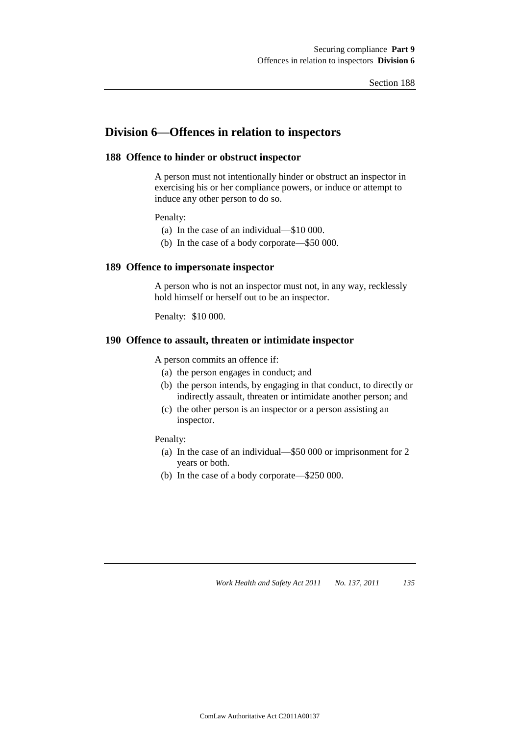## Division 6—Offences in relation to inspectors

### 188 Offence to hinder or obstruct inspector

A person must not intentionally hinder or obstruct an inspector in exercising his or her compliance powers, or induce or attempt to induce any other person to do so.

Penalty:

- (a) In the case of an individual—$10 000.
- (b) In the case of a body corporate—$50 000.

### 189 Offence to impersonate inspector

A person who is not an inspector must not, in any way, recklessly hold himself or herself out to be an inspector.

Penalty: $10 000.

### 190 Offence to assault, threaten or intimidate inspector

A person commits an offence if:

- (a) the person engages in conduct; and
- (b) the person intends, by engaging in that conduct, to directly or indirectly assault, threaten or intimidate another person; and
- (c) the other person is an inspector or a person assisting an inspector.

Penalty:

- (a) In the case of an individual—$50 000 or imprisonment for 2 years or both.
- (b) In the case of a body corporate—$250 000.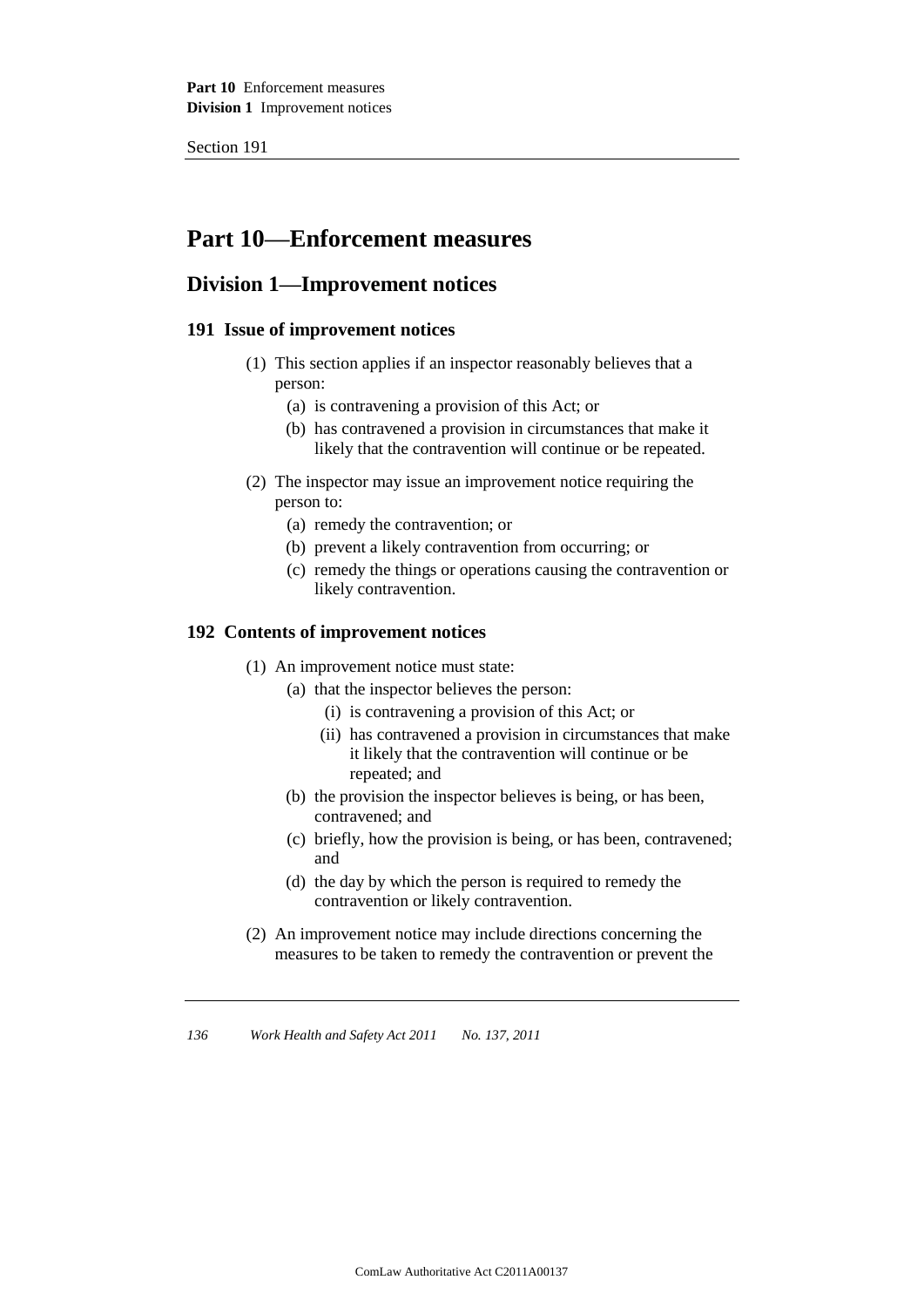# Part 10—Enforcement measures

## Division 1—Improvement notices

### 191 Issue of improvement notices

(1) This section applies if an inspector reasonably believes that a person:

  (a) is contravening a provision of this Act; or

  (b) has contravened a provision in circumstances that make it likely that the contravention will continue or be repeated.

(2) The inspector may issue an improvement notice requiring the person to:

  (a) remedy the contravention; or

  (b) prevent a likely contravention from occurring; or

  (c) remedy the things or operations causing the contravention or likely contravention.

### 192 Contents of improvement notices

(1) An improvement notice must state:

  (a) that the inspector believes the person:

    (i) is contravening a provision of this Act; or

    (ii) has contravened a provision in circumstances that make it likely that the contravention will continue or be repeated; and

  (b) the provision the inspector believes is being, or has been, contravened; and

  (c) briefly, how the provision is being, or has been, contravened; and

  (d) the day by which the person is required to remedy the contravention or likely contravention.

(2) An improvement notice may include directions concerning the measures to be taken to remedy the contravention or prevent the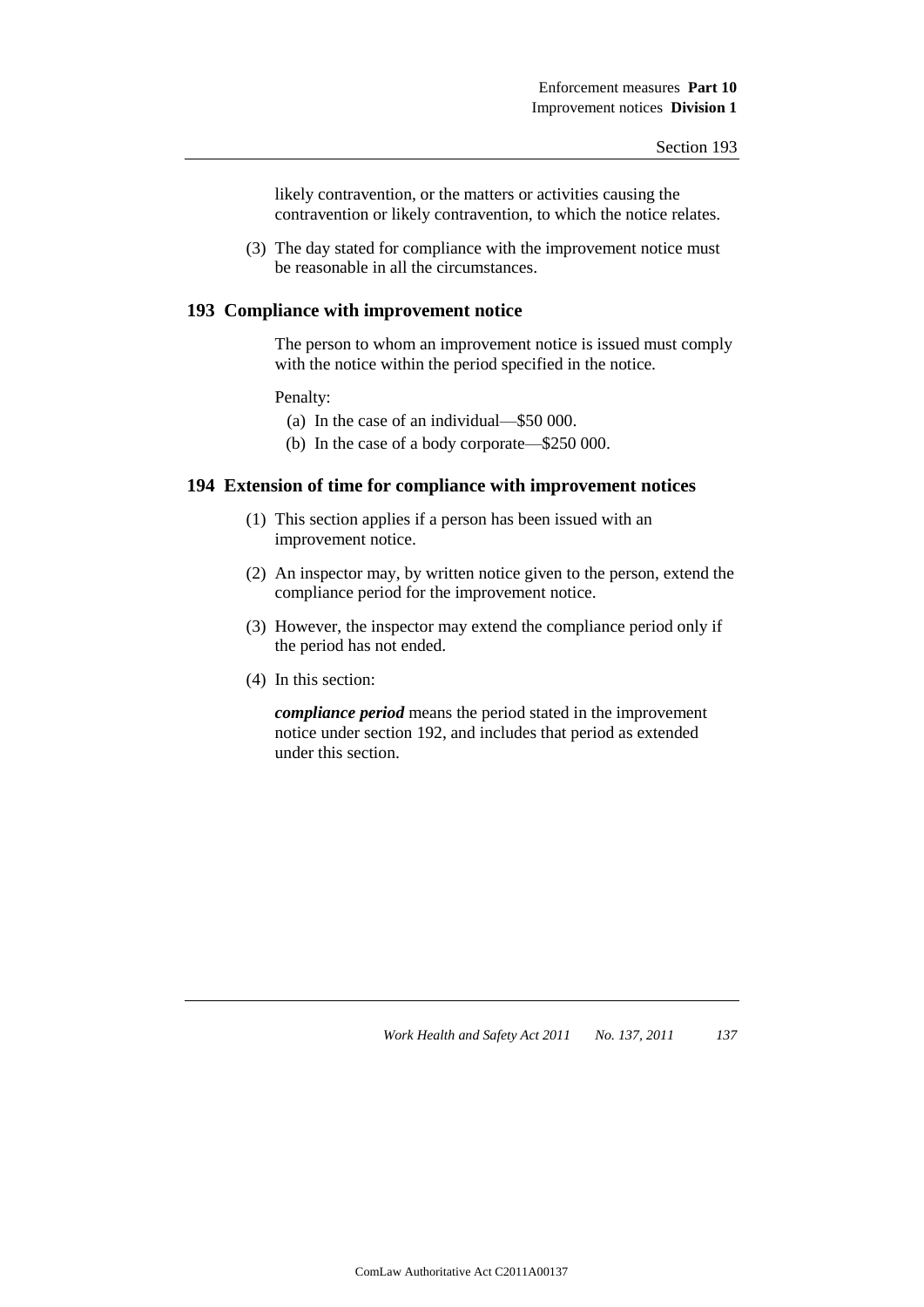likely contravention, or the matters or activities causing the contravention or likely contravention, to which the notice relates.

(3) The day stated for compliance with the improvement notice must be reasonable in all the circumstances.

### 193 Compliance with improvement notice

The person to whom an improvement notice is issued must comply with the notice within the period specified in the notice.

Penalty:

(a) In the case of an individual—$50 000.

(b) In the case of a body corporate—$250 000.

### 194 Extension of time for compliance with improvement notices

(1) This section applies if a person has been issued with an improvement notice.

(2) An inspector may, by written notice given to the person, extend the compliance period for the improvement notice.

(3) However, the inspector may extend the compliance period only if the period has not ended.

(4) In this section:

***compliance period*** means the period stated in the improvement notice under section 192, and includes that period as extended under this section.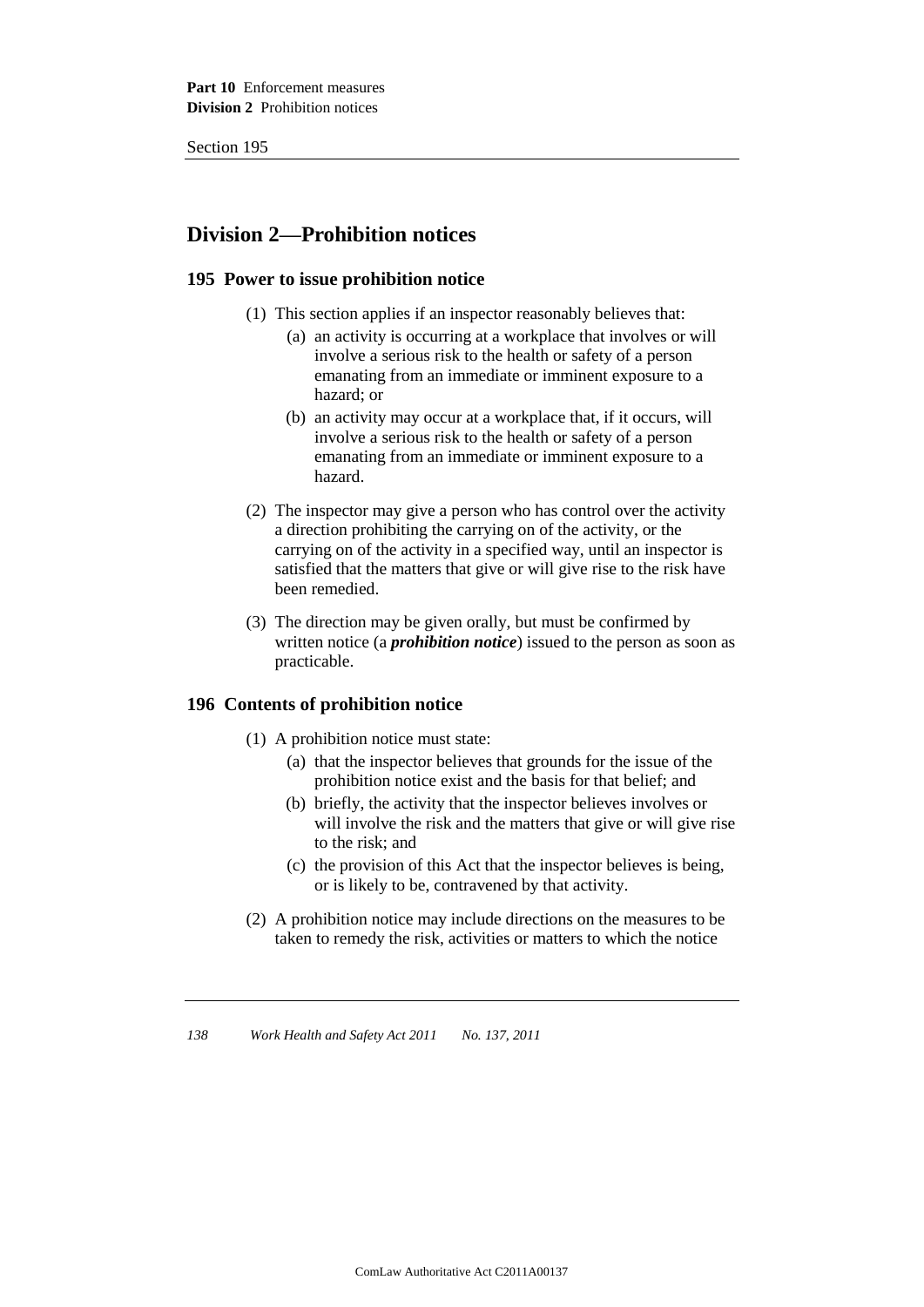## Division 2—Prohibition notices

### 195 Power to issue prohibition notice

(1) This section applies if an inspector reasonably believes that:

- (a) an activity is occurring at a workplace that involves or will involve a serious risk to the health or safety of a person emanating from an immediate or imminent exposure to a hazard; or
- (b) an activity may occur at a workplace that, if it occurs, will involve a serious risk to the health or safety of a person emanating from an immediate or imminent exposure to a hazard.

(2) The inspector may give a person who has control over the activity a direction prohibiting the carrying on of the activity, or the carrying on of the activity in a specified way, until an inspector is satisfied that the matters that give or will give rise to the risk have been remedied.

(3) The direction may be given orally, but must be confirmed by written notice (a ***prohibition notice***) issued to the person as soon as practicable.

### 196 Contents of prohibition notice

(1) A prohibition notice must state:

- (a) that the inspector believes that grounds for the issue of the prohibition notice exist and the basis for that belief; and
- (b) briefly, the activity that the inspector believes involves or will involve the risk and the matters that give or will give rise to the risk; and
- (c) the provision of this Act that the inspector believes is being, or is likely to be, contravened by that activity.

(2) A prohibition notice may include directions on the measures to be taken to remedy the risk, activities or matters to which the notice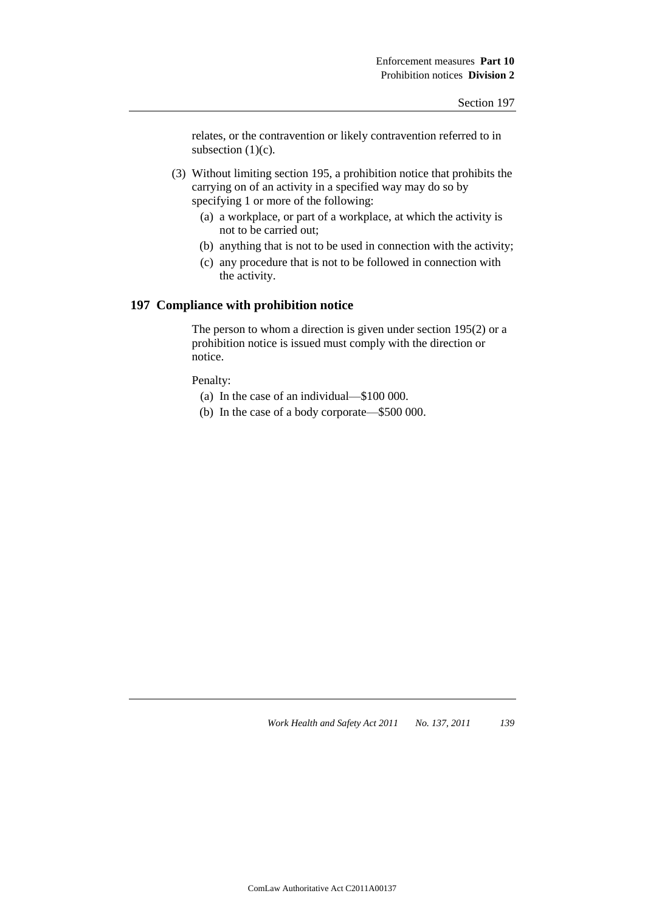relates, or the contravention or likely contravention referred to in subsection (1)(c).

(3) Without limiting section 195, a prohibition notice that prohibits the carrying on of an activity in a specified way may do so by specifying 1 or more of the following:

   (a) a workplace, or part of a workplace, at which the activity is not to be carried out;

   (b) anything that is not to be used in connection with the activity;

   (c) any procedure that is not to be followed in connection with the activity.

## 197 Compliance with prohibition notice

The person to whom a direction is given under section 195(2) or a prohibition notice is issued must comply with the direction or notice.

Penalty:

   (a) In the case of an individual—$100 000.

   (b) In the case of a body corporate—$500 000.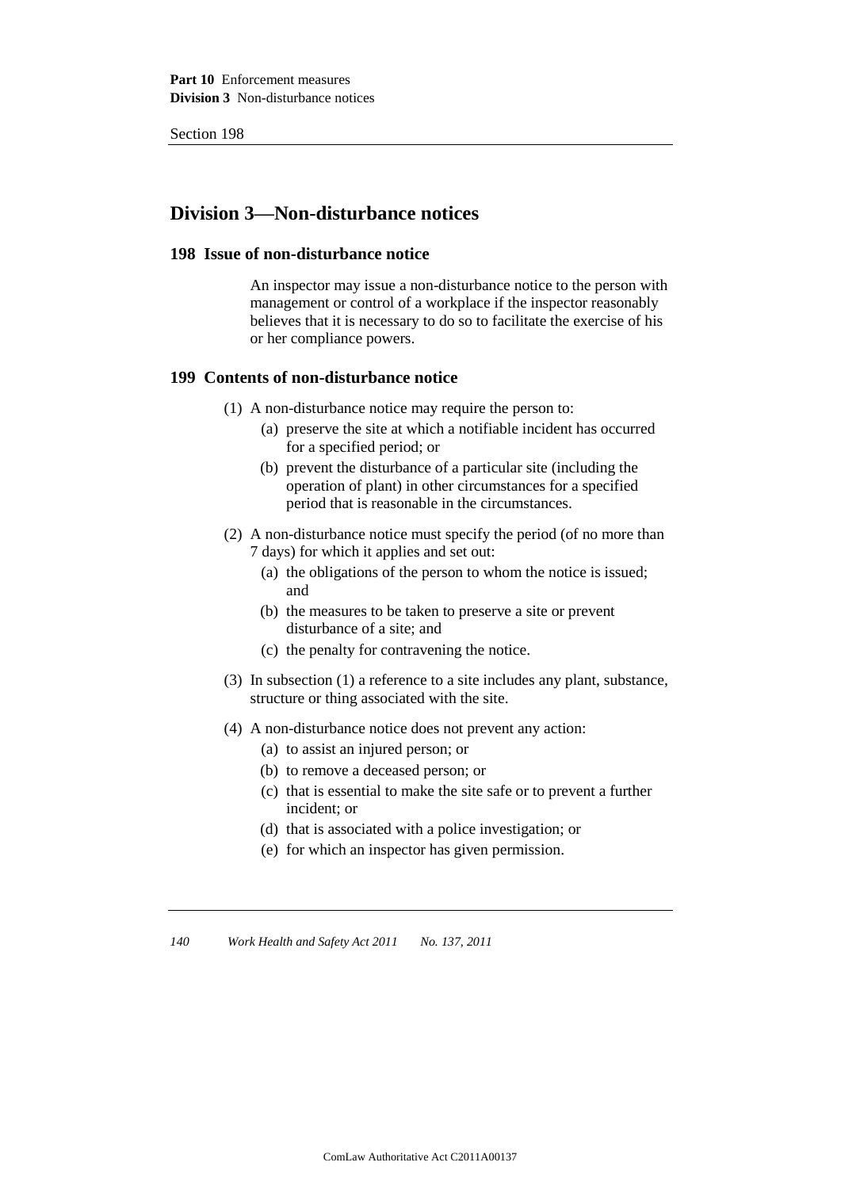## Division 3—Non-disturbance notices

### 198 Issue of non-disturbance notice

An inspector may issue a non-disturbance notice to the person with management or control of a workplace if the inspector reasonably believes that it is necessary to do so to facilitate the exercise of his or her compliance powers.

### 199 Contents of non-disturbance notice

(1) A non-disturbance notice may require the person to:

(a) preserve the site at which a notifiable incident has occurred for a specified period; or

(b) prevent the disturbance of a particular site (including the operation of plant) in other circumstances for a specified period that is reasonable in the circumstances.

(2) A non-disturbance notice must specify the period (of no more than 7 days) for which it applies and set out:

(a) the obligations of the person to whom the notice is issued; and

(b) the measures to be taken to preserve a site or prevent disturbance of a site; and

(c) the penalty for contravening the notice.

(3) In subsection (1) a reference to a site includes any plant, substance, structure or thing associated with the site.

(4) A non-disturbance notice does not prevent any action:

(a) to assist an injured person; or

(b) to remove a deceased person; or

(c) that is essential to make the site safe or to prevent a further incident; or

(d) that is associated with a police investigation; or

(e) for which an inspector has given permission.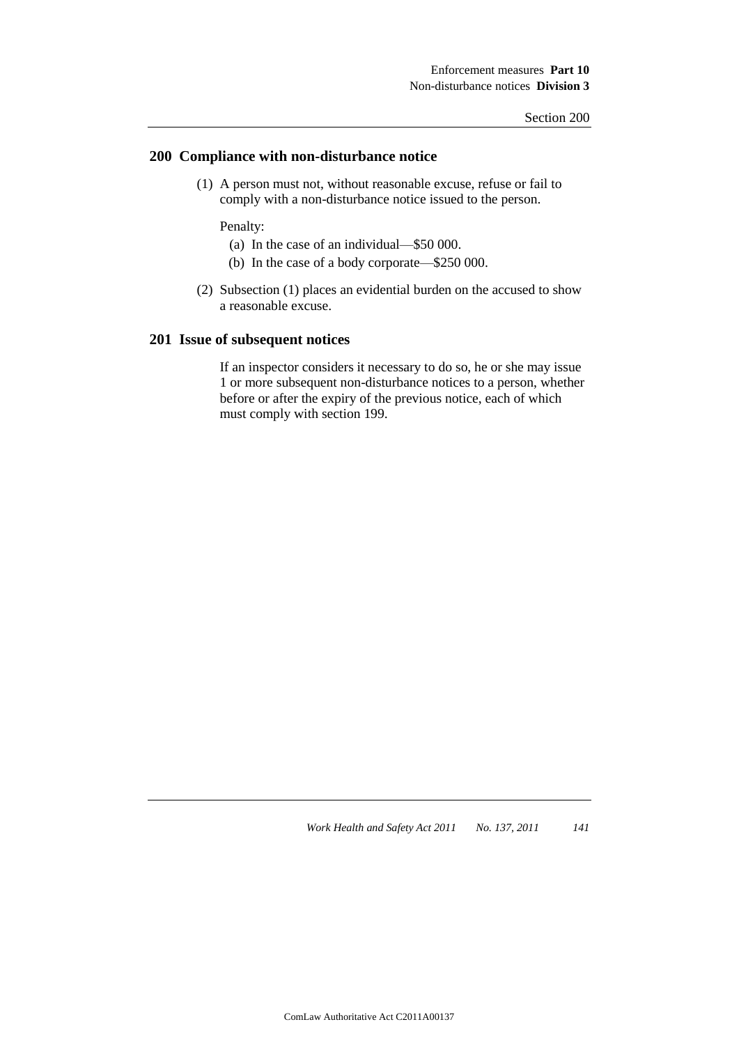## 200 Compliance with non-disturbance notice

(1) A person must not, without reasonable excuse, refuse or fail to comply with a non-disturbance notice issued to the person.

Penalty:

(a) In the case of an individual—$50 000.

(b) In the case of a body corporate—$250 000.

(2) Subsection (1) places an evidential burden on the accused to show a reasonable excuse.

## 201 Issue of subsequent notices

If an inspector considers it necessary to do so, he or she may issue 1 or more subsequent non-disturbance notices to a person, whether before or after the expiry of the previous notice, each of which must comply with section 199.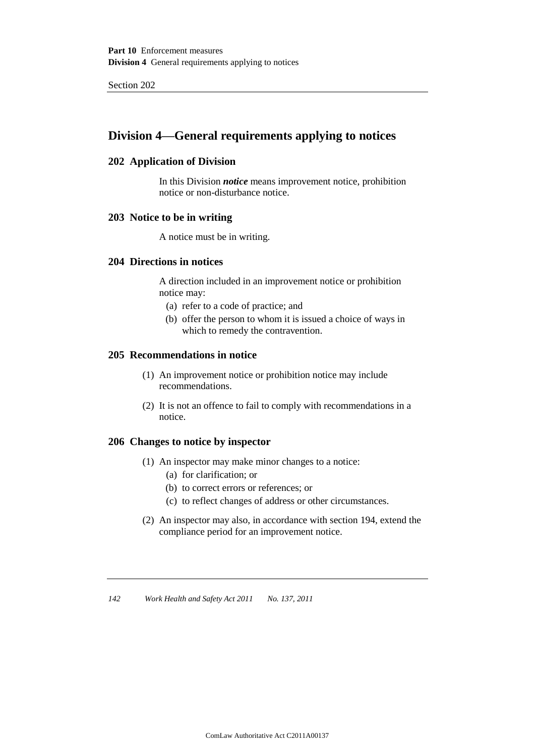## Division 4—General requirements applying to notices

### 202 Application of Division

In this Division ***notice*** means improvement notice, prohibition notice or non-disturbance notice.

### 203 Notice to be in writing

A notice must be in writing.

### 204 Directions in notices

A direction included in an improvement notice or prohibition notice may:

(a) refer to a code of practice; and

(b) offer the person to whom it is issued a choice of ways in which to remedy the contravention.

### 205 Recommendations in notice

(1) An improvement notice or prohibition notice may include recommendations.

(2) It is not an offence to fail to comply with recommendations in a notice.

### 206 Changes to notice by inspector

(1) An inspector may make minor changes to a notice:

(a) for clarification; or

(b) to correct errors or references; or

(c) to reflect changes of address or other circumstances.

(2) An inspector may also, in accordance with section 194, extend the compliance period for an improvement notice.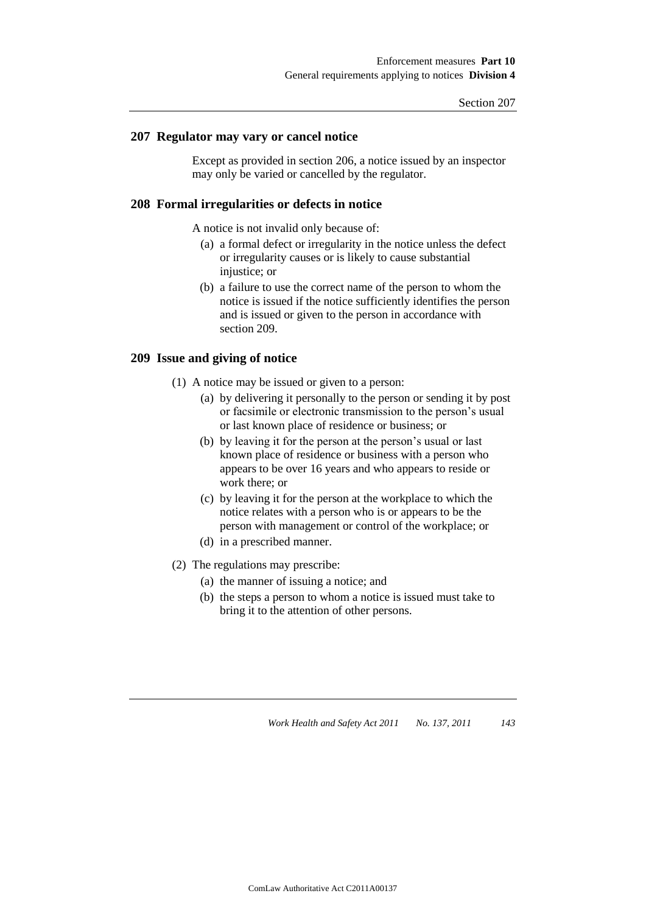## 207 Regulator may vary or cancel notice

Except as provided in section 206, a notice issued by an inspector may only be varied or cancelled by the regulator.

## 208 Formal irregularities or defects in notice

A notice is not invalid only because of:

- (a) a formal defect or irregularity in the notice unless the defect or irregularity causes or is likely to cause substantial injustice; or
- (b) a failure to use the correct name of the person to whom the notice is issued if the notice sufficiently identifies the person and is issued or given to the person in accordance with section 209.

## 209 Issue and giving of notice

(1) A notice may be issued or given to a person:

- (a) by delivering it personally to the person or sending it by post or facsimile or electronic transmission to the person's usual or last known place of residence or business; or
- (b) by leaving it for the person at the person's usual or last known place of residence or business with a person who appears to be over 16 years and who appears to reside or work there; or
- (c) by leaving it for the person at the workplace to which the notice relates with a person who is or appears to be the person with management or control of the workplace; or
- (d) in a prescribed manner.

(2) The regulations may prescribe:

- (a) the manner of issuing a notice; and
- (b) the steps a person to whom a notice is issued must take to bring it to the attention of other persons.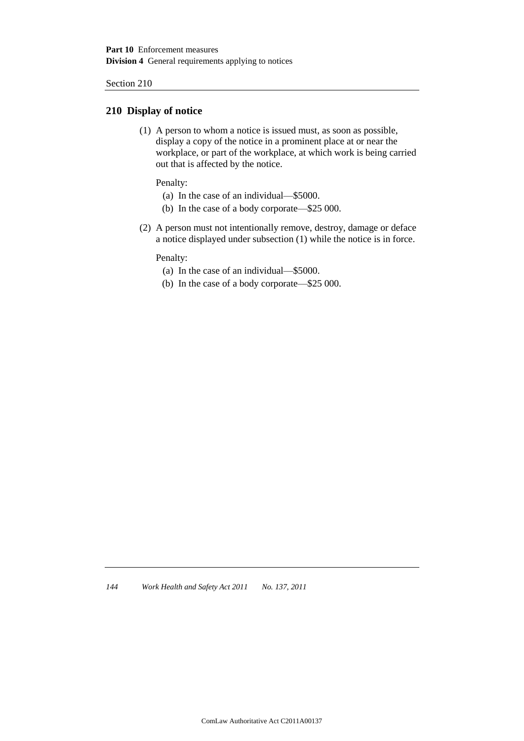## 210 Display of notice

(1) A person to whom a notice is issued must, as soon as possible, display a copy of the notice in a prominent place at or near the workplace, or part of the workplace, at which work is being carried out that is affected by the notice.

Penalty:

(a) In the case of an individual—$5000.

(b) In the case of a body corporate—$25 000.

(2) A person must not intentionally remove, destroy, damage or deface a notice displayed under subsection (1) while the notice is in force.

Penalty:

(a) In the case of an individual—$5000.

(b) In the case of a body corporate—$25 000.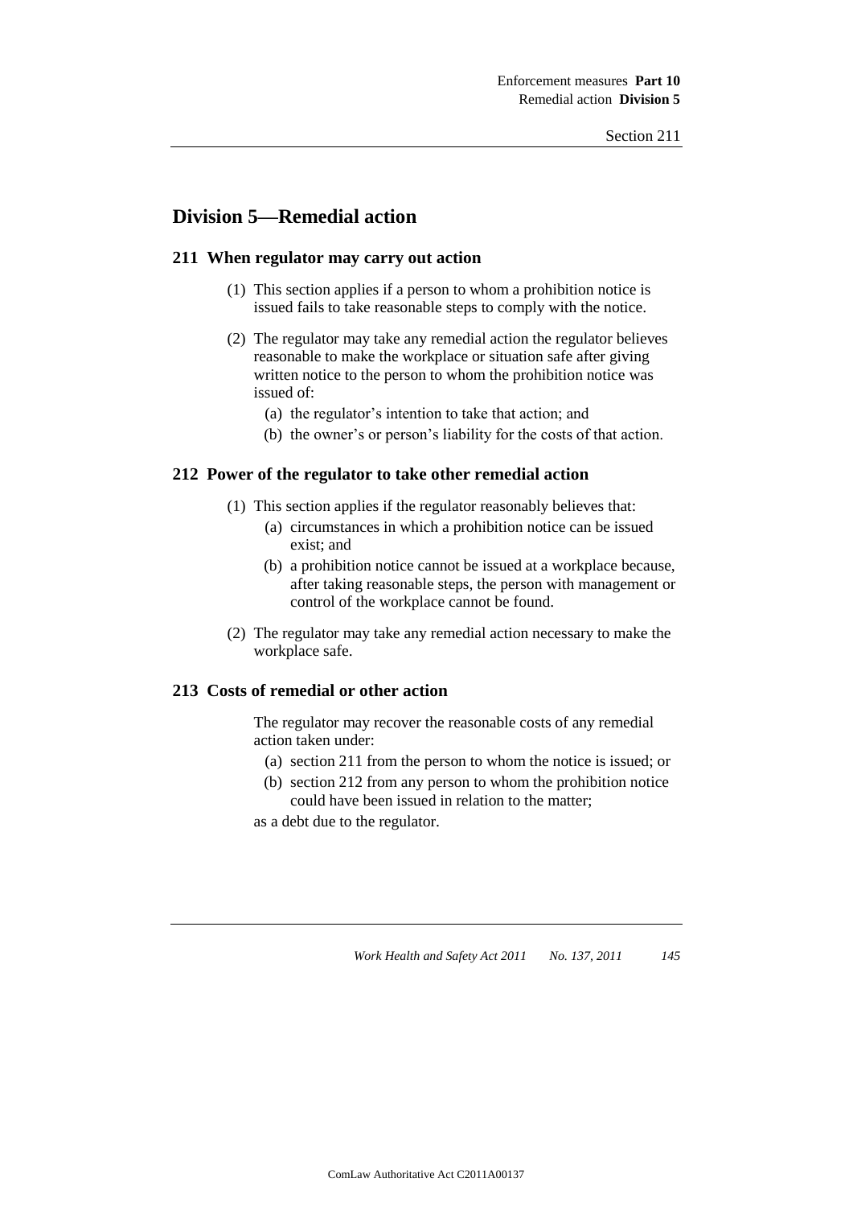## Division 5—Remedial action

### 211 When regulator may carry out action

(1) This section applies if a person to whom a prohibition notice is issued fails to take reasonable steps to comply with the notice.

(2) The regulator may take any remedial action the regulator believes reasonable to make the workplace or situation safe after giving written notice to the person to whom the prohibition notice was issued of:

  (a) the regulator's intention to take that action; and

  (b) the owner's or person's liability for the costs of that action.

### 212 Power of the regulator to take other remedial action

(1) This section applies if the regulator reasonably believes that:

  (a) circumstances in which a prohibition notice can be issued exist; and

  (b) a prohibition notice cannot be issued at a workplace because, after taking reasonable steps, the person with management or control of the workplace cannot be found.

(2) The regulator may take any remedial action necessary to make the workplace safe.

### 213 Costs of remedial or other action

The regulator may recover the reasonable costs of any remedial action taken under:

  (a) section 211 from the person to whom the notice is issued; or

  (b) section 212 from any person to whom the prohibition notice could have been issued in relation to the matter;

as a debt due to the regulator.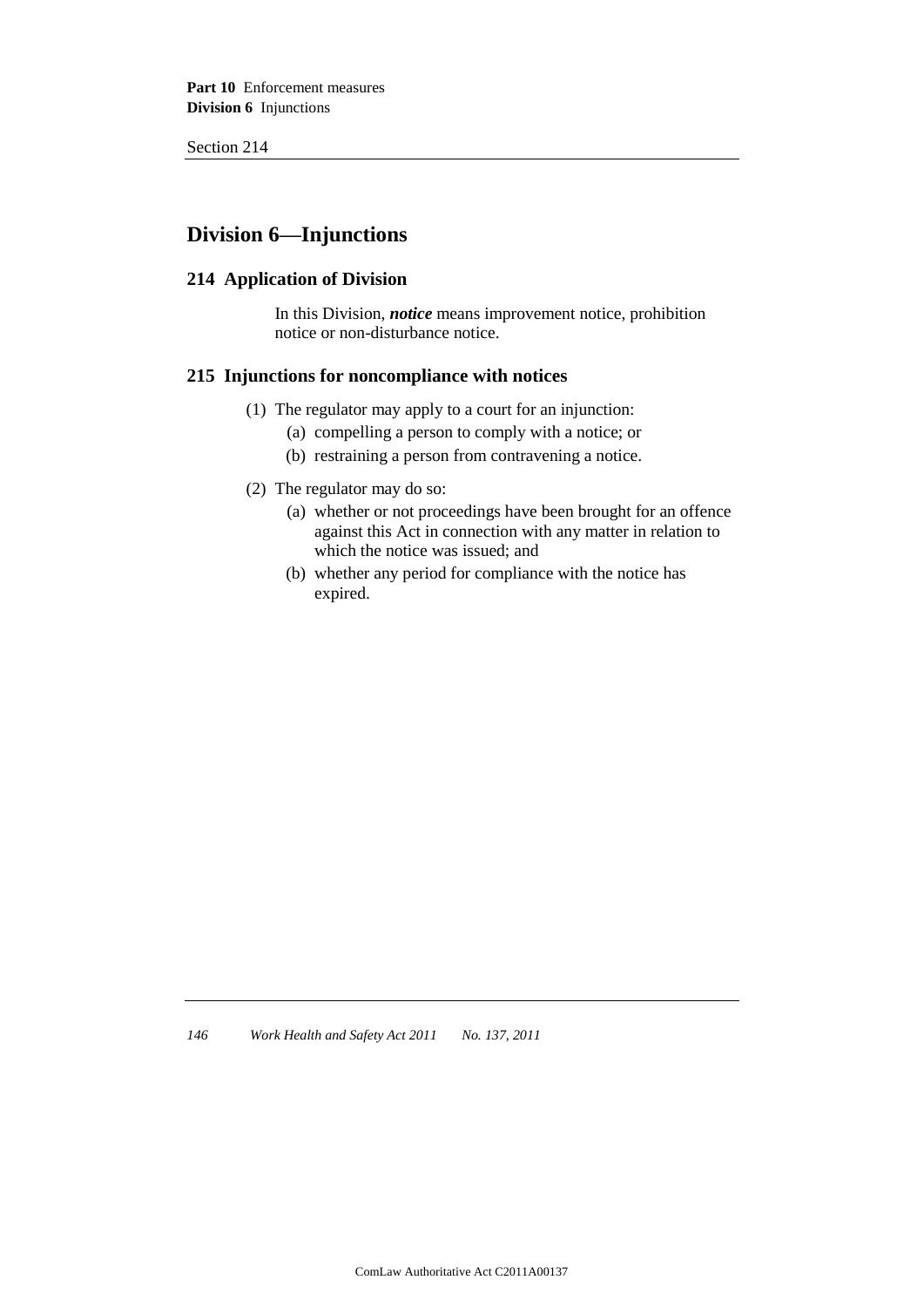## Division 6—Injunctions

### 214 Application of Division

In this Division, ***notice*** means improvement notice, prohibition notice or non-disturbance notice.

### 215 Injunctions for noncompliance with notices

(1) The regulator may apply to a court for an injunction:

- (a) compelling a person to comply with a notice; or
- (b) restraining a person from contravening a notice.

(2) The regulator may do so:

- (a) whether or not proceedings have been brought for an offence against this Act in connection with any matter in relation to which the notice was issued; and
- (b) whether any period for compliance with the notice has expired.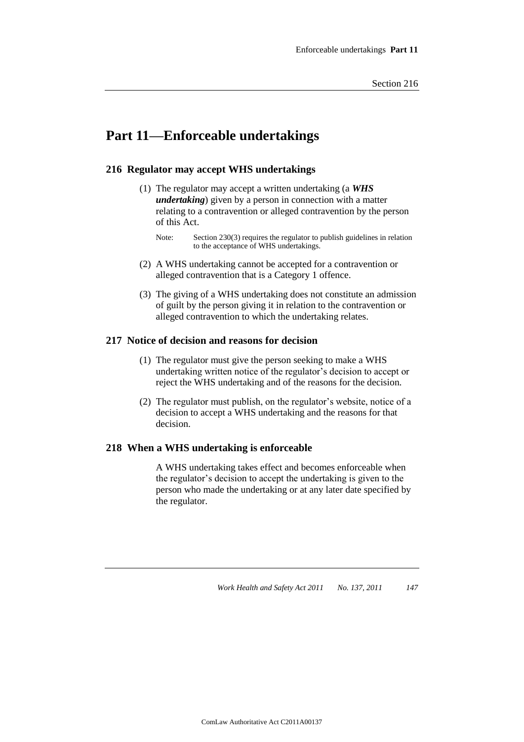# Part 11—Enforceable undertakings

## 216 Regulator may accept WHS undertakings

(1) The regulator may accept a written undertaking (a ***WHS undertaking***) given by a person in connection with a matter relating to a contravention or alleged contravention by the person of this Act.

Note: Section 230(3) requires the regulator to publish guidelines in relation to the acceptance of WHS undertakings.

(2) A WHS undertaking cannot be accepted for a contravention or alleged contravention that is a Category 1 offence.

(3) The giving of a WHS undertaking does not constitute an admission of guilt by the person giving it in relation to the contravention or alleged contravention to which the undertaking relates.

## 217 Notice of decision and reasons for decision

(1) The regulator must give the person seeking to make a WHS undertaking written notice of the regulator's decision to accept or reject the WHS undertaking and of the reasons for the decision.

(2) The regulator must publish, on the regulator's website, notice of a decision to accept a WHS undertaking and the reasons for that decision.

## 218 When a WHS undertaking is enforceable

A WHS undertaking takes effect and becomes enforceable when the regulator's decision to accept the undertaking is given to the person who made the undertaking or at any later date specified by the regulator.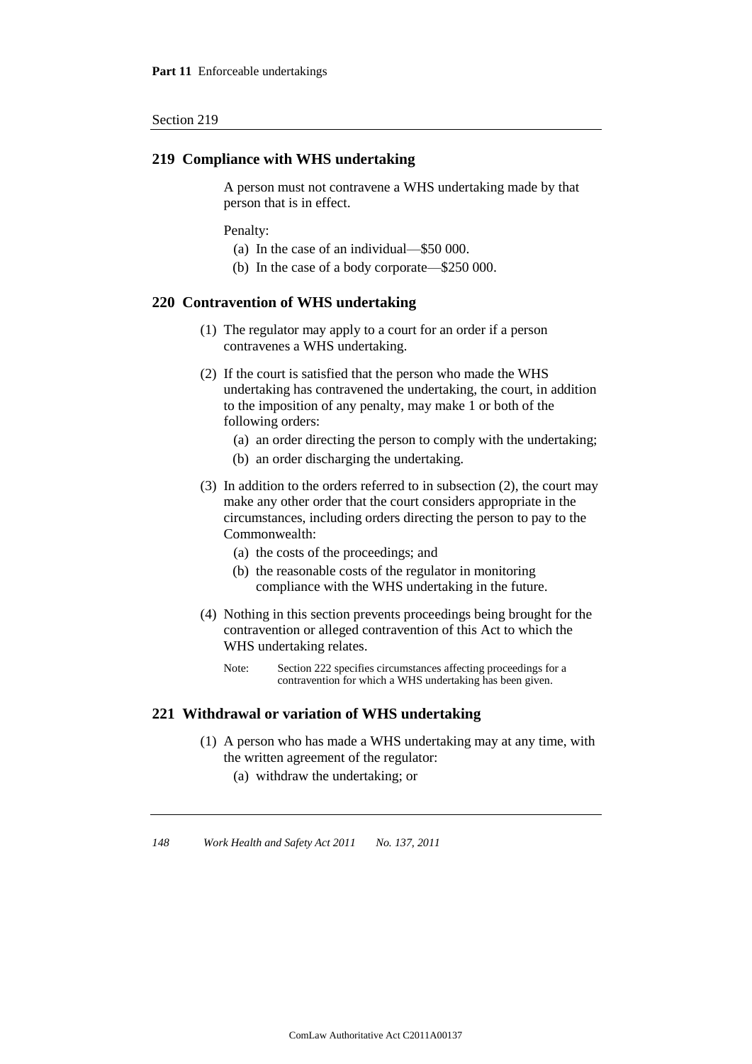## 219 Compliance with WHS undertaking

A person must not contravene a WHS undertaking made by that person that is in effect.

Penalty:

- (a) In the case of an individual—$50 000.
- (b) In the case of a body corporate—$250 000.

## 220 Contravention of WHS undertaking

(1) The regulator may apply to a court for an order if a person contravenes a WHS undertaking.

(2) If the court is satisfied that the person who made the WHS undertaking has contravened the undertaking, the court, in addition to the imposition of any penalty, may make 1 or both of the following orders:

- (a) an order directing the person to comply with the undertaking;
- (b) an order discharging the undertaking.

(3) In addition to the orders referred to in subsection (2), the court may make any other order that the court considers appropriate in the circumstances, including orders directing the person to pay to the Commonwealth:

- (a) the costs of the proceedings; and
- (b) the reasonable costs of the regulator in monitoring compliance with the WHS undertaking in the future.

(4) Nothing in this section prevents proceedings being brought for the contravention or alleged contravention of this Act to which the WHS undertaking relates.

Note: Section 222 specifies circumstances affecting proceedings for a contravention for which a WHS undertaking has been given.

## 221 Withdrawal or variation of WHS undertaking

(1) A person who has made a WHS undertaking may at any time, with the written agreement of the regulator:

- (a) withdraw the undertaking; or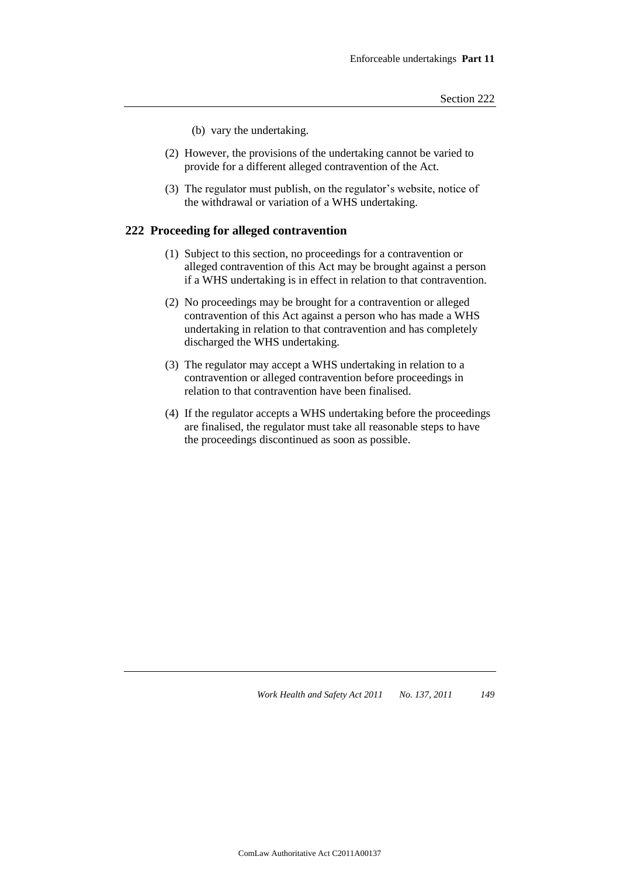(b) vary the undertaking.

(2) However, the provisions of the undertaking cannot be varied to provide for a different alleged contravention of the Act.

(3) The regulator must publish, on the regulator's website, notice of the withdrawal or variation of a WHS undertaking.

## 222 Proceeding for alleged contravention

(1) Subject to this section, no proceedings for a contravention or alleged contravention of this Act may be brought against a person if a WHS undertaking is in effect in relation to that contravention.

(2) No proceedings may be brought for a contravention or alleged contravention of this Act against a person who has made a WHS undertaking in relation to that contravention and has completely discharged the WHS undertaking.

(3) The regulator may accept a WHS undertaking in relation to a contravention or alleged contravention before proceedings in relation to that contravention have been finalised.

(4) If the regulator accepts a WHS undertaking before the proceedings are finalised, the regulator must take all reasonable steps to have the proceedings discontinued as soon as possible.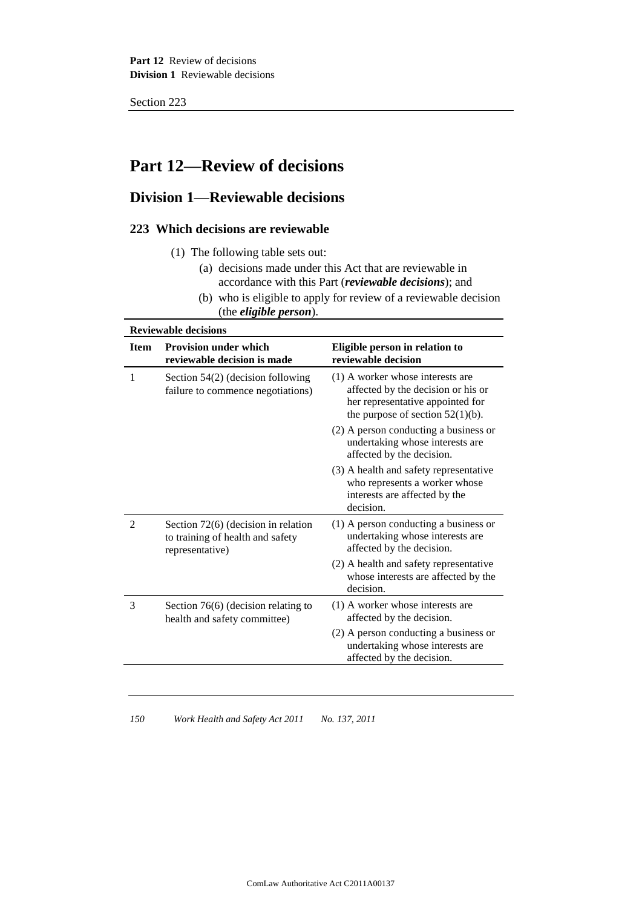# Part 12—Review of decisions

## Division 1—Reviewable decisions

### 223 Which decisions are reviewable

(1) The following table sets out:

(a) decisions made under this Act that are reviewable in accordance with this Part (***reviewable decisions***); and

(b) who is eligible to apply for review of a reviewable decision (the ***eligible person***).

**Reviewable decisions**

| Item | Provision under which reviewable decision is made | Eligible person in relation to reviewable decision |
|---|---|---|
| 1 | Section 54(2) (decision following failure to commence negotiations) | (1) A worker whose interests are affected by the decision or his or her representative appointed for the purpose of section 52(1)(b). |
| | | (2) A person conducting a business or undertaking whose interests are affected by the decision. |
| | | (3) A health and safety representative who represents a worker whose interests are affected by the decision. |
| 2 | Section 72(6) (decision in relation to training of health and safety representative) | (1) A person conducting a business or undertaking whose interests are affected by the decision. |
| | | (2) A health and safety representative whose interests are affected by the decision. |
| 3 | Section 76(6) (decision relating to health and safety committee) | (1) A worker whose interests are affected by the decision. |
| | | (2) A person conducting a business or undertaking whose interests are affected by the decision. |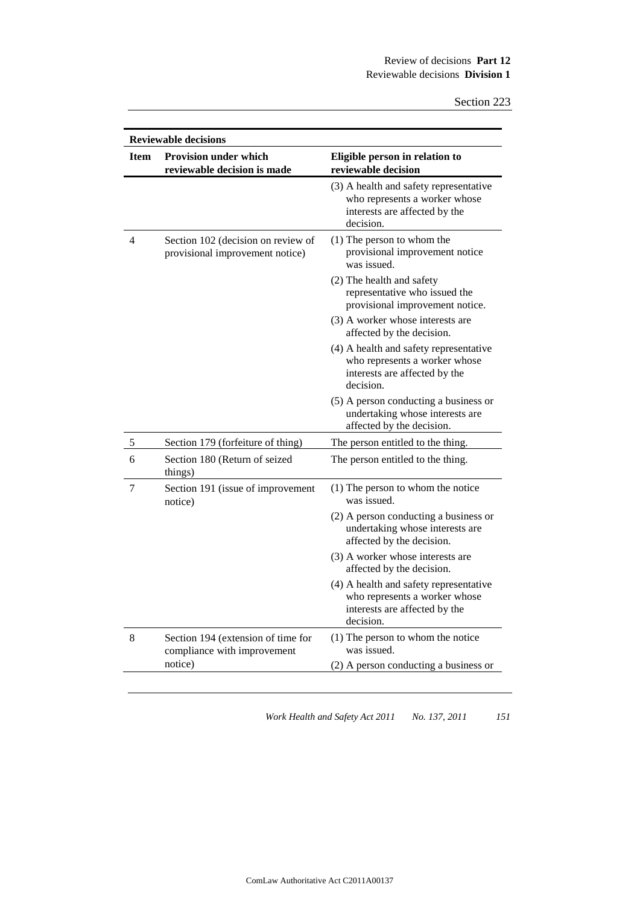| **Reviewable decisions** | | |
|---|---|---|
| **Item** | **Provision under which reviewable decision is made** | **Eligible person in relation to reviewable decision** |
| | | (3) A health and safety representative who represents a worker whose interests are affected by the decision. |
| 4 | Section 102 (decision on review of provisional improvement notice) | (1) The person to whom the provisional improvement notice was issued. |
| | | (2) The health and safety representative who issued the provisional improvement notice. |
| | | (3) A worker whose interests are affected by the decision. |
| | | (4) A health and safety representative who represents a worker whose interests are affected by the decision. |
| | | (5) A person conducting a business or undertaking whose interests are affected by the decision. |
| 5 | Section 179 (forfeiture of thing) | The person entitled to the thing. |
| 6 | Section 180 (Return of seized things) | The person entitled to the thing. |
| 7 | Section 191 (issue of improvement notice) | (1) The person to whom the notice was issued. |
| | | (2) A person conducting a business or undertaking whose interests are affected by the decision. |
| | | (3) A worker whose interests are affected by the decision. |
| | | (4) A health and safety representative who represents a worker whose interests are affected by the decision. |
| 8 | Section 194 (extension of time for compliance with improvement notice) | (1) The person to whom the notice was issued. |
| | | (2) A person conducting a business or |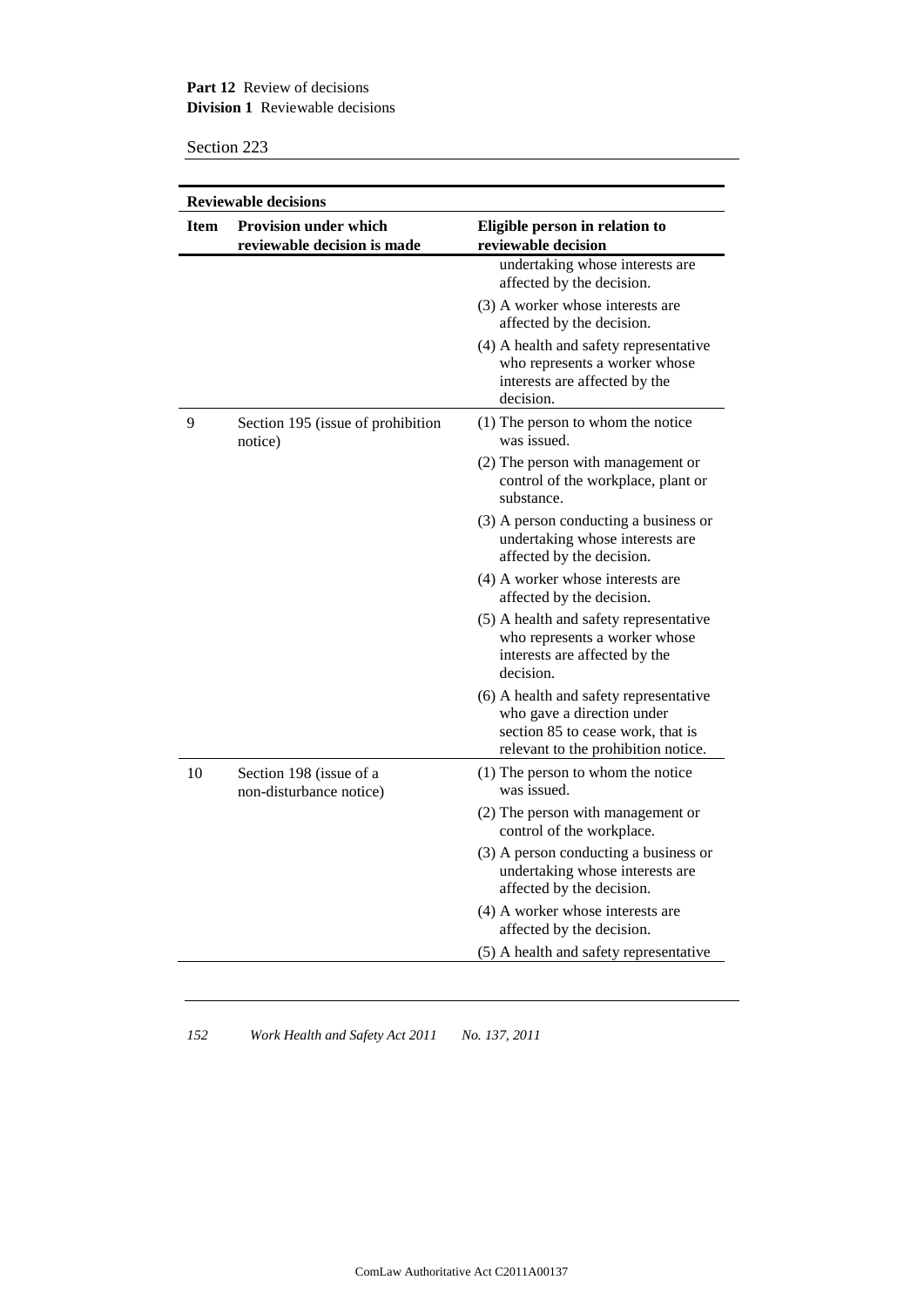**Part 12** Review of decisions
**Division 1** Reviewable decisions

Section 223

**Reviewable decisions**

| Item | Provision under which reviewable decision is made | Eligible person in relation to reviewable decision |
|---|---|---|
| | | undertaking whose interests are affected by the decision.<br>(3) A worker whose interests are affected by the decision.<br>(4) A health and safety representative who represents a worker whose interests are affected by the decision. |
| 9 | Section 195 (issue of prohibition notice) | (1) The person to whom the notice was issued.<br>(2) The person with management or control of the workplace, plant or substance.<br>(3) A person conducting a business or undertaking whose interests are affected by the decision.<br>(4) A worker whose interests are affected by the decision.<br>(5) A health and safety representative who represents a worker whose interests are affected by the decision.<br>(6) A health and safety representative who gave a direction under section 85 to cease work, that is relevant to the prohibition notice. |
| 10 | Section 198 (issue of a non-disturbance notice) | (1) The person to whom the notice was issued.<br>(2) The person with management or control of the workplace.<br>(3) A person conducting a business or undertaking whose interests are affected by the decision.<br>(4) A worker whose interests are affected by the decision.<br>(5) A health and safety representative |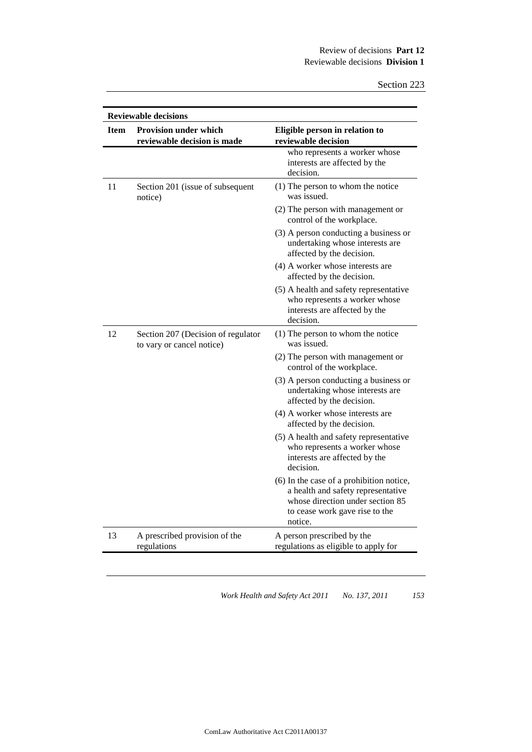| Item | Provision under which reviewable decision is made | Eligible person in relation to reviewable decision |
|---|---|---|
| | | who represents a worker whose interests are affected by the decision. |
| 11 | Section 201 (issue of subsequent notice) | (1) The person to whom the notice was issued.<br>(2) The person with management or control of the workplace.<br>(3) A person conducting a business or undertaking whose interests are affected by the decision.<br>(4) A worker whose interests are affected by the decision.<br>(5) A health and safety representative who represents a worker whose interests are affected by the decision. |
| 12 | Section 207 (Decision of regulator to vary or cancel notice) | (1) The person to whom the notice was issued.<br>(2) The person with management or control of the workplace.<br>(3) A person conducting a business or undertaking whose interests are affected by the decision.<br>(4) A worker whose interests are affected by the decision.<br>(5) A health and safety representative who represents a worker whose interests are affected by the decision.<br>(6) In the case of a prohibition notice, a health and safety representative whose direction under section 85 to cease work gave rise to the notice. |
| 13 | A prescribed provision of the regulations | A person prescribed by the regulations as eligible to apply for |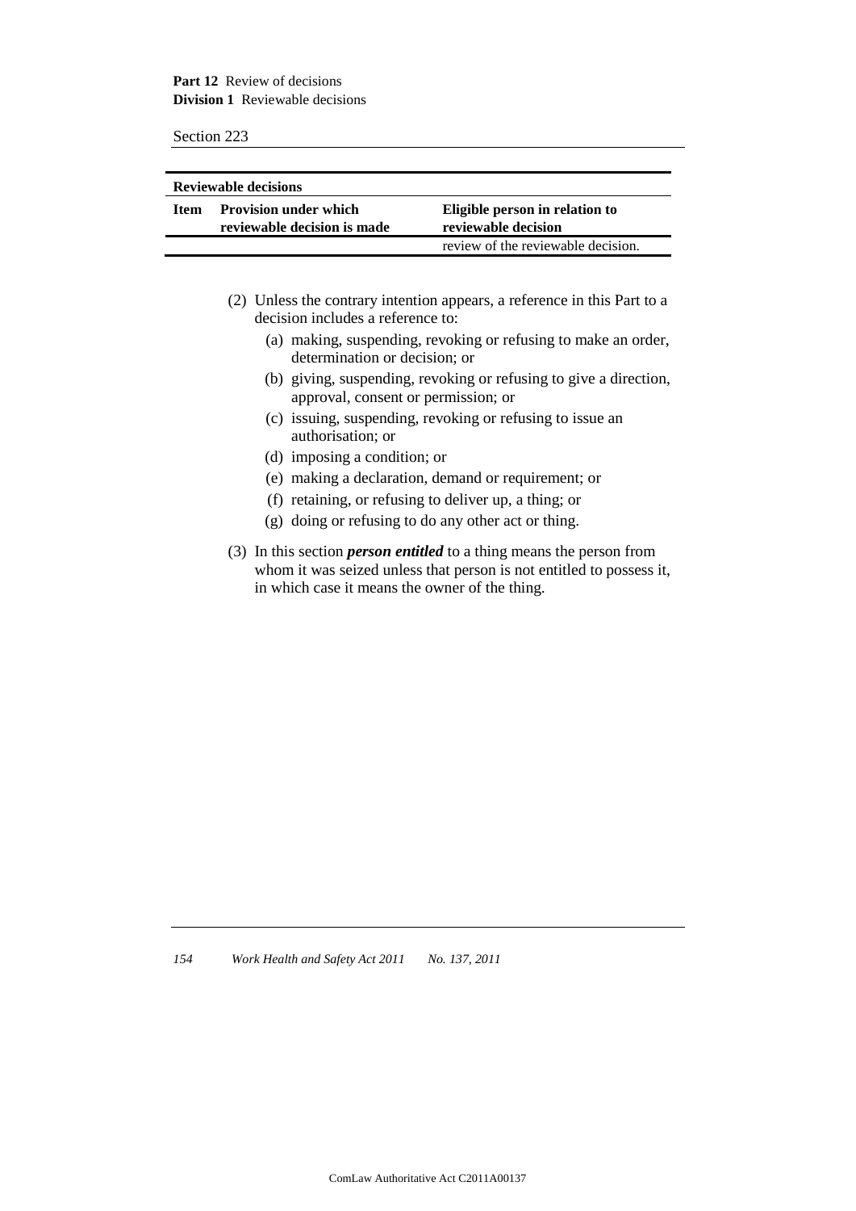| Item | Provision under which reviewable decision is made | Eligible person in relation to reviewable decision |
|---|---|---|
| | | review of the reviewable decision. |

(2) Unless the contrary intention appears, a reference in this Part to a decision includes a reference to:

- (a) making, suspending, revoking or refusing to make an order, determination or decision; or
- (b) giving, suspending, revoking or refusing to give a direction, approval, consent or permission; or
- (c) issuing, suspending, revoking or refusing to issue an authorisation; or
- (d) imposing a condition; or
- (e) making a declaration, demand or requirement; or
- (f) retaining, or refusing to deliver up, a thing; or
- (g) doing or refusing to do any other act or thing.

(3) In this section ***person entitled*** to a thing means the person from whom it was seized unless that person is not entitled to possess it, in which case it means the owner of the thing.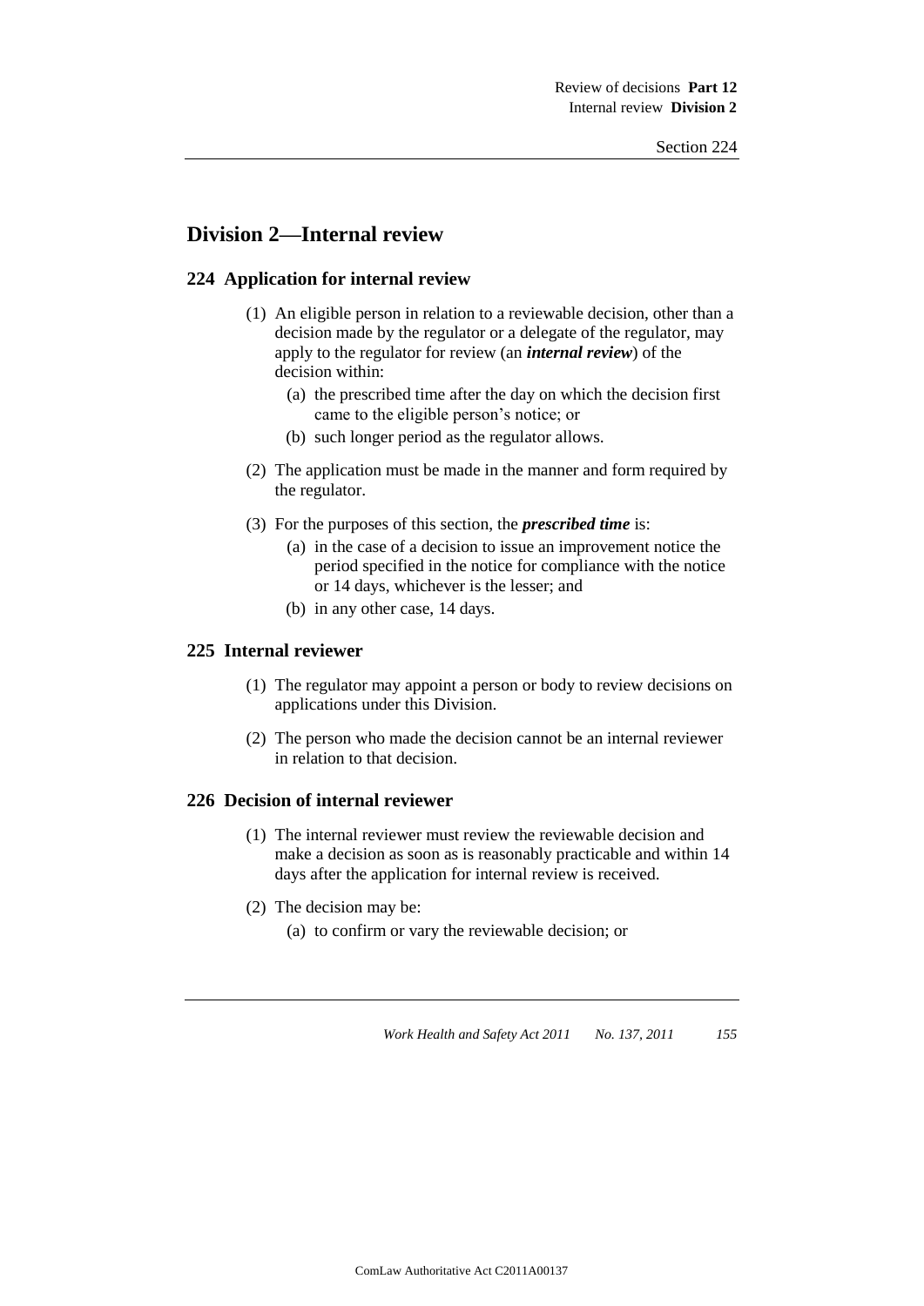## Division 2—Internal review

### 224 Application for internal review

(1) An eligible person in relation to a reviewable decision, other than a decision made by the regulator or a delegate of the regulator, may apply to the regulator for review (an ***internal review***) of the decision within:

(a) the prescribed time after the day on which the decision first came to the eligible person's notice; or

(b) such longer period as the regulator allows.

(2) The application must be made in the manner and form required by the regulator.

(3) For the purposes of this section, the ***prescribed time*** is:

(a) in the case of a decision to issue an improvement notice the period specified in the notice for compliance with the notice or 14 days, whichever is the lesser; and

(b) in any other case, 14 days.

### 225 Internal reviewer

(1) The regulator may appoint a person or body to review decisions on applications under this Division.

(2) The person who made the decision cannot be an internal reviewer in relation to that decision.

### 226 Decision of internal reviewer

(1) The internal reviewer must review the reviewable decision and make a decision as soon as is reasonably practicable and within 14 days after the application for internal review is received.

(2) The decision may be:

(a) to confirm or vary the reviewable decision; or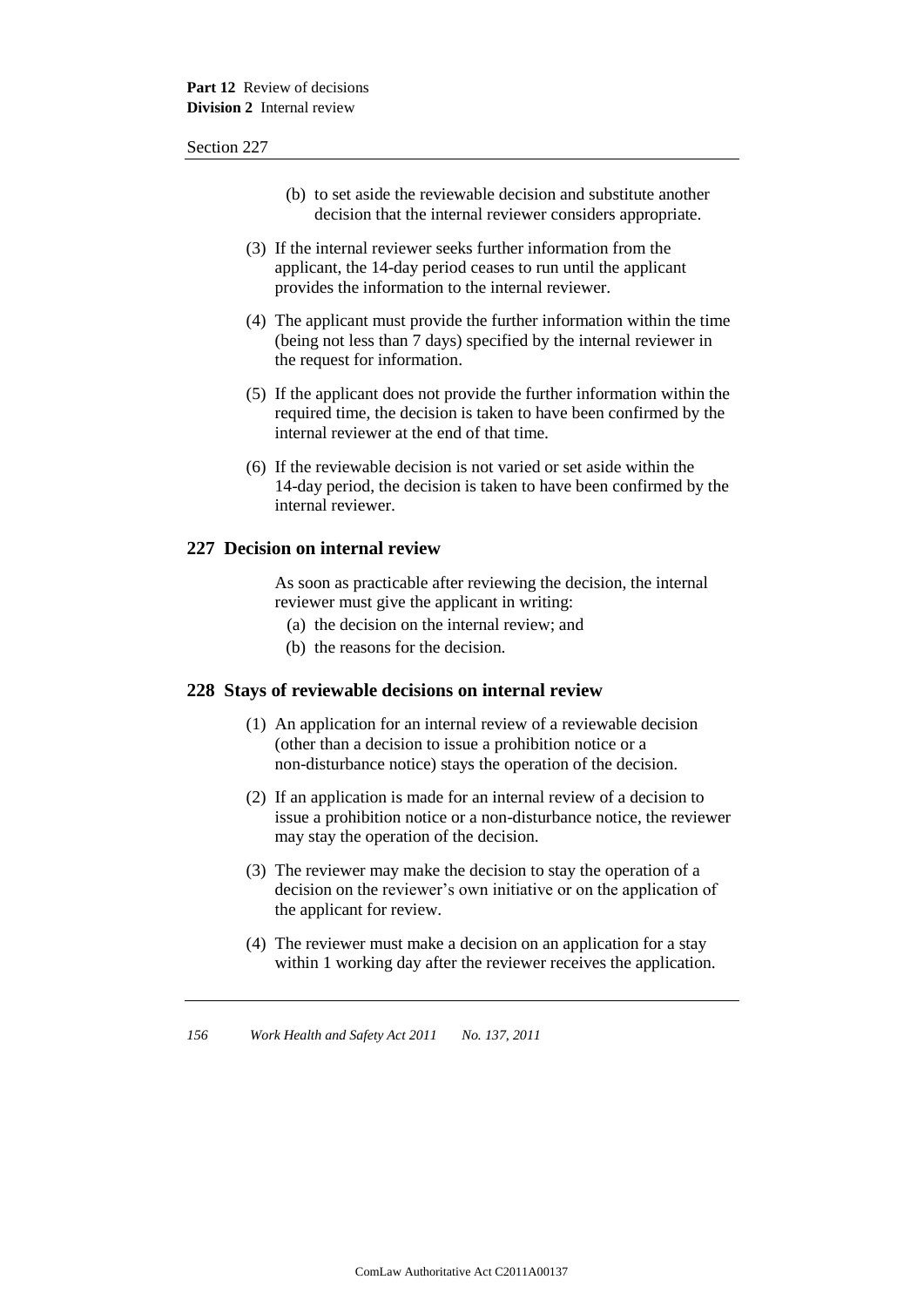(b) to set aside the reviewable decision and substitute another decision that the internal reviewer considers appropriate.

(3) If the internal reviewer seeks further information from the applicant, the 14-day period ceases to run until the applicant provides the information to the internal reviewer.

(4) The applicant must provide the further information within the time (being not less than 7 days) specified by the internal reviewer in the request for information.

(5) If the applicant does not provide the further information within the required time, the decision is taken to have been confirmed by the internal reviewer at the end of that time.

(6) If the reviewable decision is not varied or set aside within the 14-day period, the decision is taken to have been confirmed by the internal reviewer.

### 227 Decision on internal review

As soon as practicable after reviewing the decision, the internal reviewer must give the applicant in writing:

(a) the decision on the internal review; and

(b) the reasons for the decision.

### 228 Stays of reviewable decisions on internal review

(1) An application for an internal review of a reviewable decision (other than a decision to issue a prohibition notice or a non-disturbance notice) stays the operation of the decision.

(2) If an application is made for an internal review of a decision to issue a prohibition notice or a non-disturbance notice, the reviewer may stay the operation of the decision.

(3) The reviewer may make the decision to stay the operation of a decision on the reviewer's own initiative or on the application of the applicant for review.

(4) The reviewer must make a decision on an application for a stay within 1 working day after the reviewer receives the application.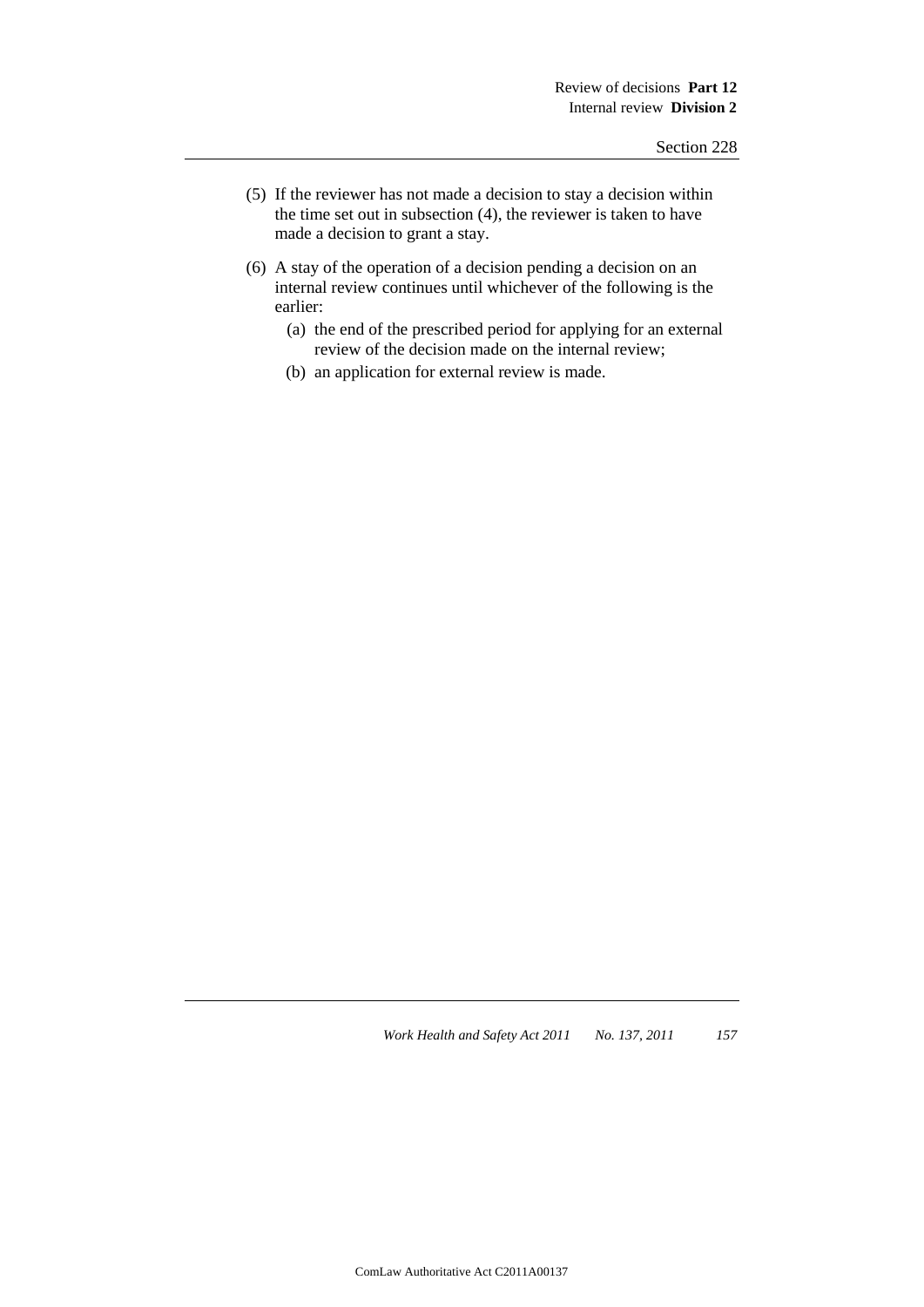(5) If the reviewer has not made a decision to stay a decision within the time set out in subsection (4), the reviewer is taken to have made a decision to grant a stay.

(6) A stay of the operation of a decision pending a decision on an internal review continues until whichever of the following is the earlier:

   (a) the end of the prescribed period for applying for an external review of the decision made on the internal review;

   (b) an application for external review is made.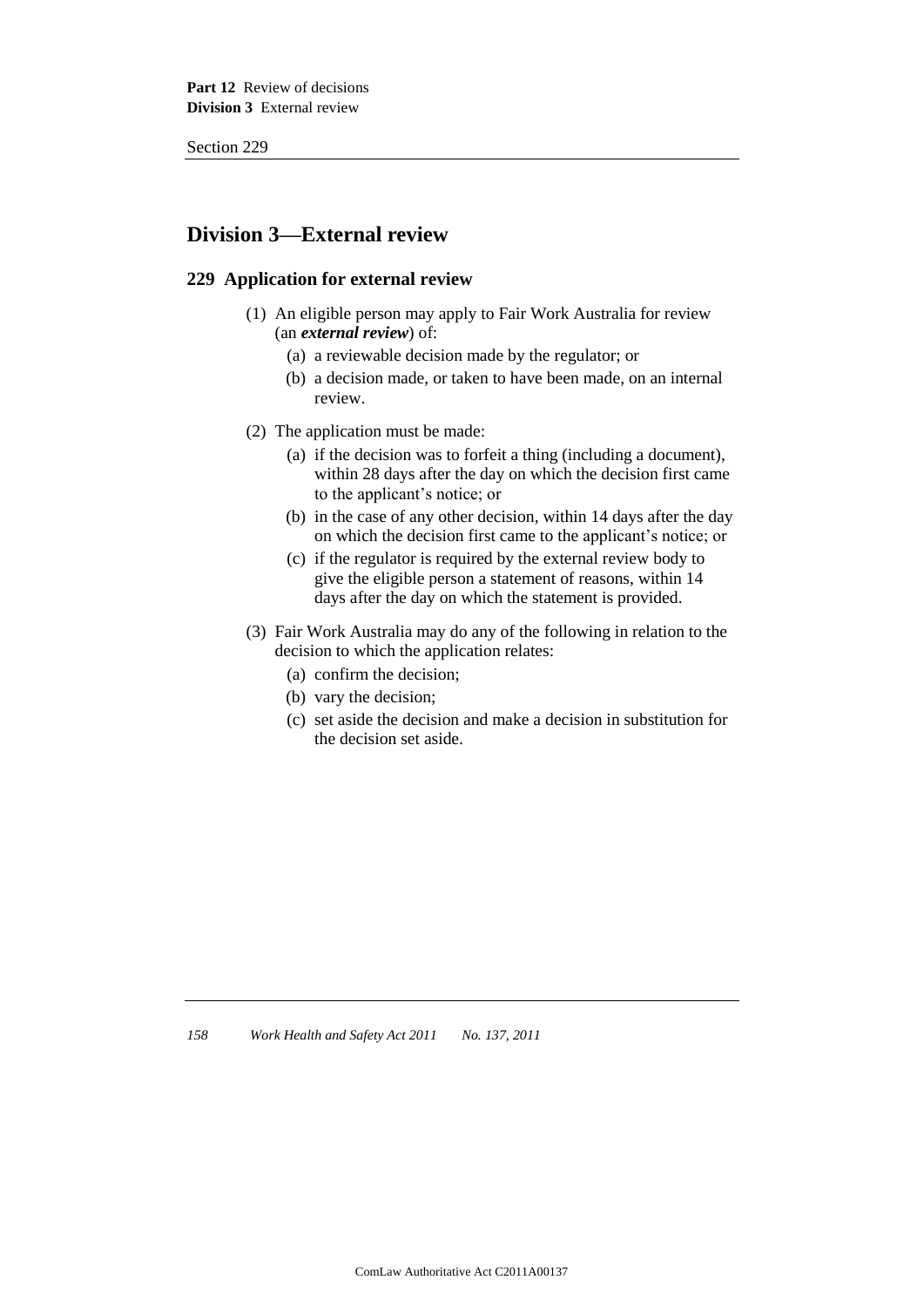## Division 3—External review

### 229 Application for external review

(1) An eligible person may apply to Fair Work Australia for review (an ***external review***) of:

  (a) a reviewable decision made by the regulator; or

  (b) a decision made, or taken to have been made, on an internal review.

(2) The application must be made:

  (a) if the decision was to forfeit a thing (including a document), within 28 days after the day on which the decision first came to the applicant's notice; or

  (b) in the case of any other decision, within 14 days after the day on which the decision first came to the applicant's notice; or

  (c) if the regulator is required by the external review body to give the eligible person a statement of reasons, within 14 days after the day on which the statement is provided.

(3) Fair Work Australia may do any of the following in relation to the decision to which the application relates:

  (a) confirm the decision;

  (b) vary the decision;

  (c) set aside the decision and make a decision in substitution for the decision set aside.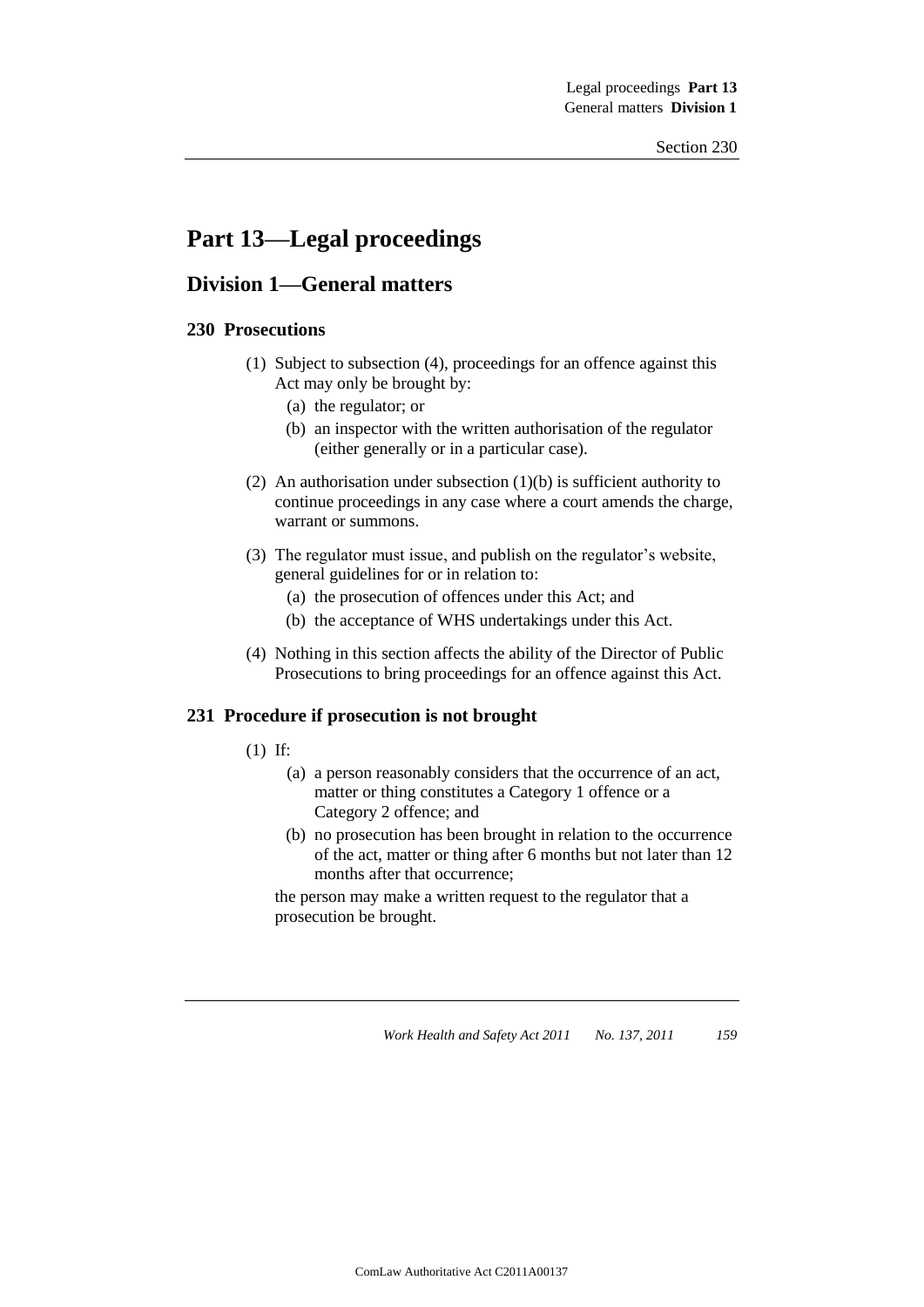# Part 13—Legal proceedings

## Division 1—General matters

### 230 Prosecutions

(1) Subject to subsection (4), proceedings for an offence against this Act may only be brought by:

   (a) the regulator; or

   (b) an inspector with the written authorisation of the regulator (either generally or in a particular case).

(2) An authorisation under subsection (1)(b) is sufficient authority to continue proceedings in any case where a court amends the charge, warrant or summons.

(3) The regulator must issue, and publish on the regulator's website, general guidelines for or in relation to:

   (a) the prosecution of offences under this Act; and

   (b) the acceptance of WHS undertakings under this Act.

(4) Nothing in this section affects the ability of the Director of Public Prosecutions to bring proceedings for an offence against this Act.

### 231 Procedure if prosecution is not brought

(1) If:

   (a) a person reasonably considers that the occurrence of an act, matter or thing constitutes a Category 1 offence or a Category 2 offence; and

   (b) no prosecution has been brought in relation to the occurrence of the act, matter or thing after 6 months but not later than 12 months after that occurrence;

the person may make a written request to the regulator that a prosecution be brought.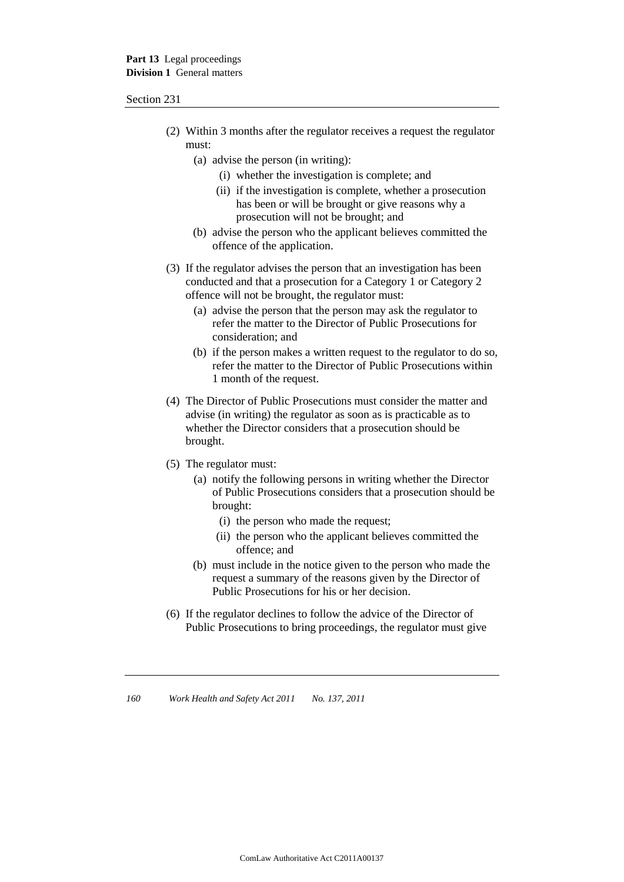(2) Within 3 months after the regulator receives a request the regulator must:

  (a) advise the person (in writing):

    (i) whether the investigation is complete; and

    (ii) if the investigation is complete, whether a prosecution has been or will be brought or give reasons why a prosecution will not be brought; and

  (b) advise the person who the applicant believes committed the offence of the application.

(3) If the regulator advises the person that an investigation has been conducted and that a prosecution for a Category 1 or Category 2 offence will not be brought, the regulator must:

  (a) advise the person that the person may ask the regulator to refer the matter to the Director of Public Prosecutions for consideration; and

  (b) if the person makes a written request to the regulator to do so, refer the matter to the Director of Public Prosecutions within 1 month of the request.

(4) The Director of Public Prosecutions must consider the matter and advise (in writing) the regulator as soon as is practicable as to whether the Director considers that a prosecution should be brought.

(5) The regulator must:

  (a) notify the following persons in writing whether the Director of Public Prosecutions considers that a prosecution should be brought:

    (i) the person who made the request;

    (ii) the person who the applicant believes committed the offence; and

  (b) must include in the notice given to the person who made the request a summary of the reasons given by the Director of Public Prosecutions for his or her decision.

(6) If the regulator declines to follow the advice of the Director of Public Prosecutions to bring proceedings, the regulator must give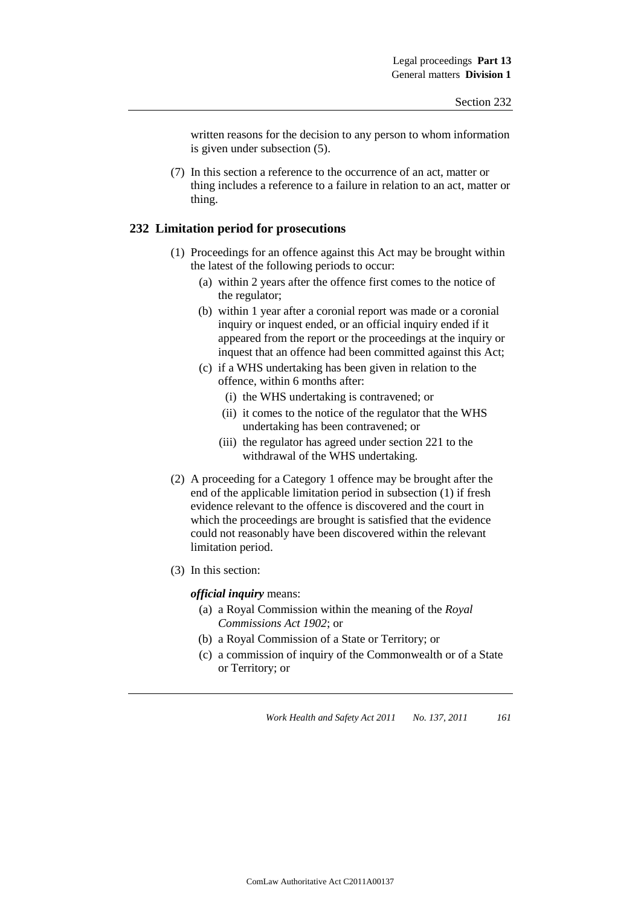written reasons for the decision to any person to whom information is given under subsection (5).

(7) In this section a reference to the occurrence of an act, matter or thing includes a reference to a failure in relation to an act, matter or thing.

## 232 Limitation period for prosecutions

(1) Proceedings for an offence against this Act may be brought within the latest of the following periods to occur:

(a) within 2 years after the offence first comes to the notice of the regulator;

(b) within 1 year after a coronial report was made or a coronial inquiry or inquest ended, or an official inquiry ended if it appeared from the report or the proceedings at the inquiry or inquest that an offence had been committed against this Act;

(c) if a WHS undertaking has been given in relation to the offence, within 6 months after:

(i) the WHS undertaking is contravened; or

(ii) it comes to the notice of the regulator that the WHS undertaking has been contravened; or

(iii) the regulator has agreed under section 221 to the withdrawal of the WHS undertaking.

(2) A proceeding for a Category 1 offence may be brought after the end of the applicable limitation period in subsection (1) if fresh evidence relevant to the offence is discovered and the court in which the proceedings are brought is satisfied that the evidence could not reasonably have been discovered within the relevant limitation period.

(3) In this section:

***official inquiry*** means:

(a) a Royal Commission within the meaning of the *Royal Commissions Act 1902*; or

(b) a Royal Commission of a State or Territory; or

(c) a commission of inquiry of the Commonwealth or of a State or Territory; or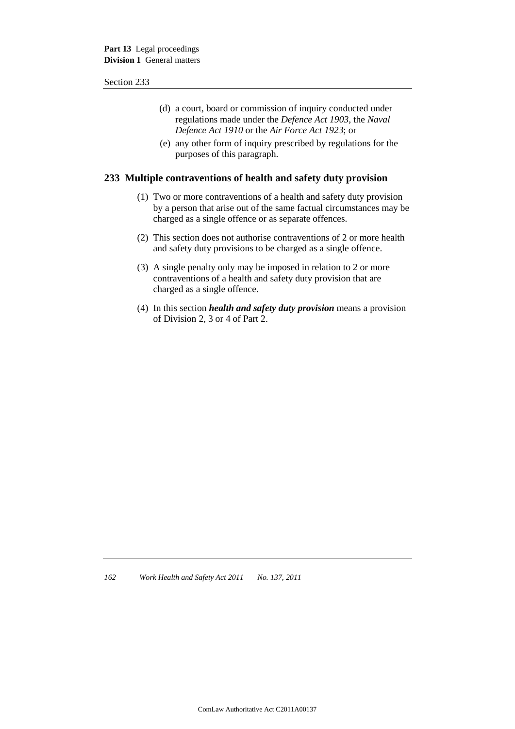(d) a court, board or commission of inquiry conducted under regulations made under the *Defence Act 1903*, the *Naval Defence Act 1910* or the *Air Force Act 1923*; or

(e) any other form of inquiry prescribed by regulations for the purposes of this paragraph.

## 233 Multiple contraventions of health and safety duty provision

(1) Two or more contraventions of a health and safety duty provision by a person that arise out of the same factual circumstances may be charged as a single offence or as separate offences.

(2) This section does not authorise contraventions of 2 or more health and safety duty provisions to be charged as a single offence.

(3) A single penalty only may be imposed in relation to 2 or more contraventions of a health and safety duty provision that are charged as a single offence.

(4) In this section ***health and safety duty provision*** means a provision of Division 2, 3 or 4 of Part 2.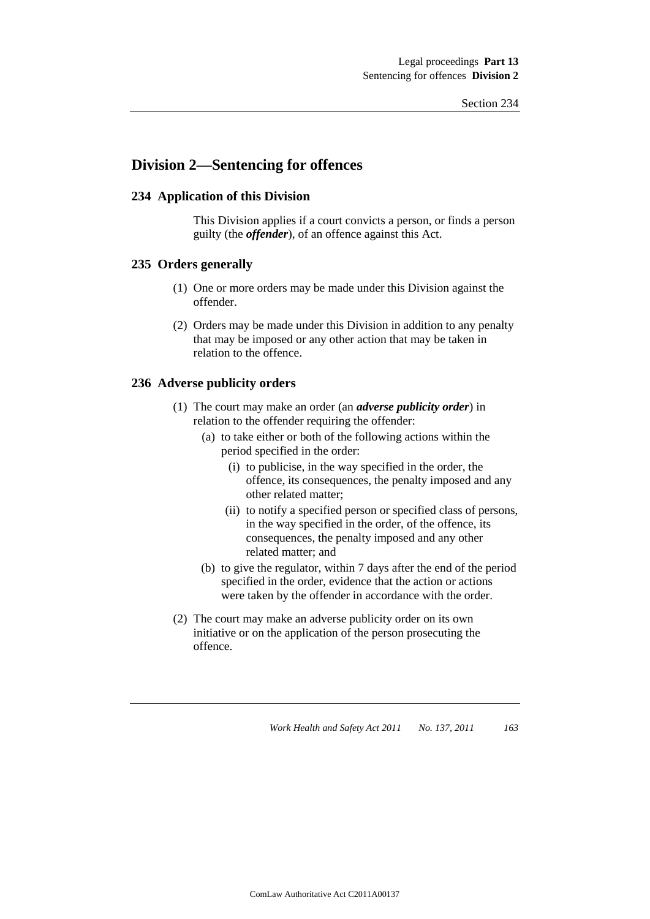## Division 2—Sentencing for offences

### 234 Application of this Division

This Division applies if a court convicts a person, or finds a person guilty (the ***offender***), of an offence against this Act.

### 235 Orders generally

(1) One or more orders may be made under this Division against the offender.

(2) Orders may be made under this Division in addition to any penalty that may be imposed or any other action that may be taken in relation to the offence.

### 236 Adverse publicity orders

(1) The court may make an order (an ***adverse publicity order***) in relation to the offender requiring the offender:

- (a) to take either or both of the following actions within the period specified in the order:
  - (i) to publicise, in the way specified in the order, the offence, its consequences, the penalty imposed and any other related matter;
  - (ii) to notify a specified person or specified class of persons, in the way specified in the order, of the offence, its consequences, the penalty imposed and any other related matter; and
- (b) to give the regulator, within 7 days after the end of the period specified in the order, evidence that the action or actions were taken by the offender in accordance with the order.

(2) The court may make an adverse publicity order on its own initiative or on the application of the person prosecuting the offence.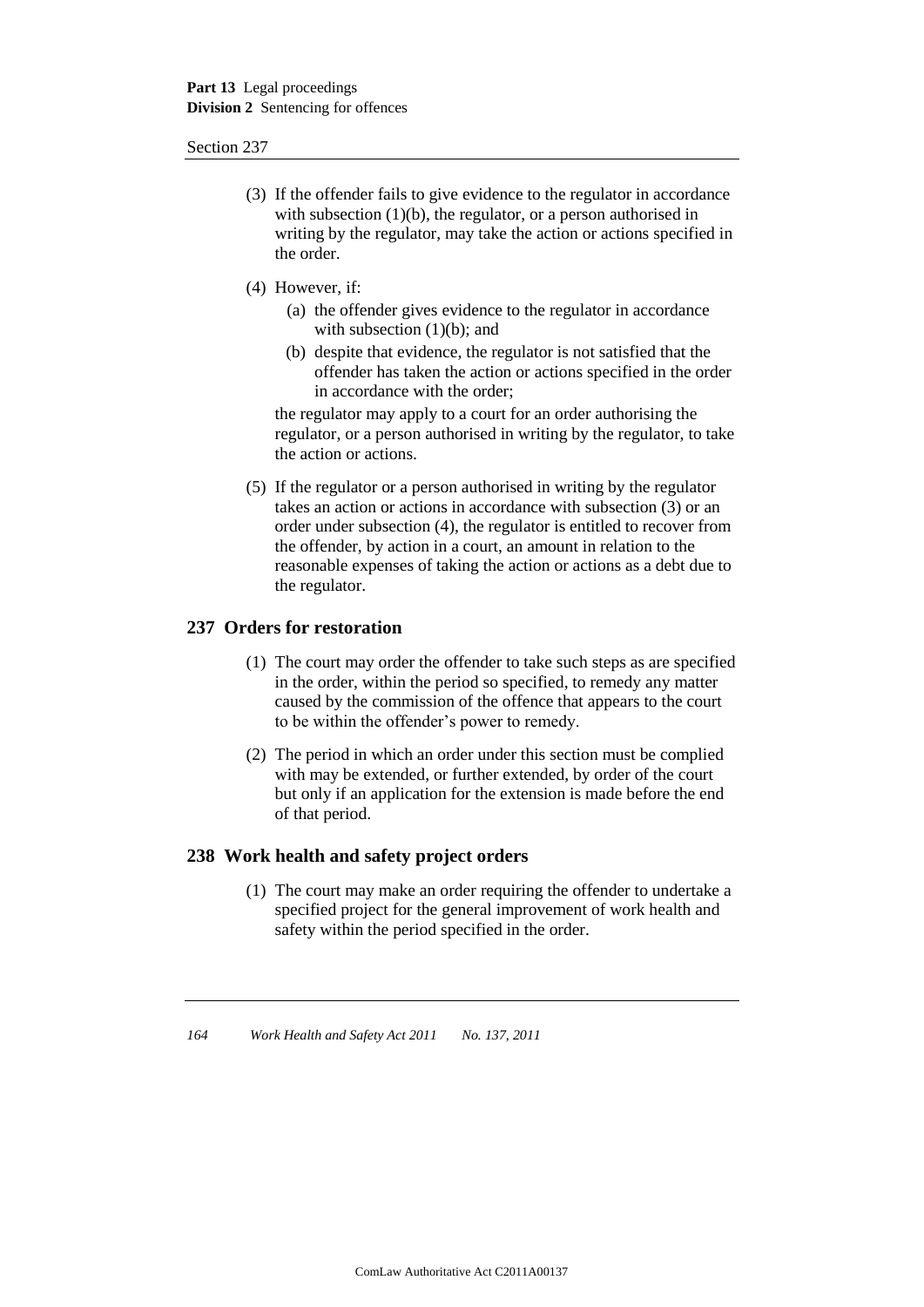(3) If the offender fails to give evidence to the regulator in accordance with subsection (1)(b), the regulator, or a person authorised in writing by the regulator, may take the action or actions specified in the order.

(4) However, if:

  (a) the offender gives evidence to the regulator in accordance with subsection (1)(b); and

  (b) despite that evidence, the regulator is not satisfied that the offender has taken the action or actions specified in the order in accordance with the order;

the regulator may apply to a court for an order authorising the regulator, or a person authorised in writing by the regulator, to take the action or actions.

(5) If the regulator or a person authorised in writing by the regulator takes an action or actions in accordance with subsection (3) or an order under subsection (4), the regulator is entitled to recover from the offender, by action in a court, an amount in relation to the reasonable expenses of taking the action or actions as a debt due to the regulator.

## 237 Orders for restoration

(1) The court may order the offender to take such steps as are specified in the order, within the period so specified, to remedy any matter caused by the commission of the offence that appears to the court to be within the offender's power to remedy.

(2) The period in which an order under this section must be complied with may be extended, or further extended, by order of the court but only if an application for the extension is made before the end of that period.

## 238 Work health and safety project orders

(1) The court may make an order requiring the offender to undertake a specified project for the general improvement of work health and safety within the period specified in the order.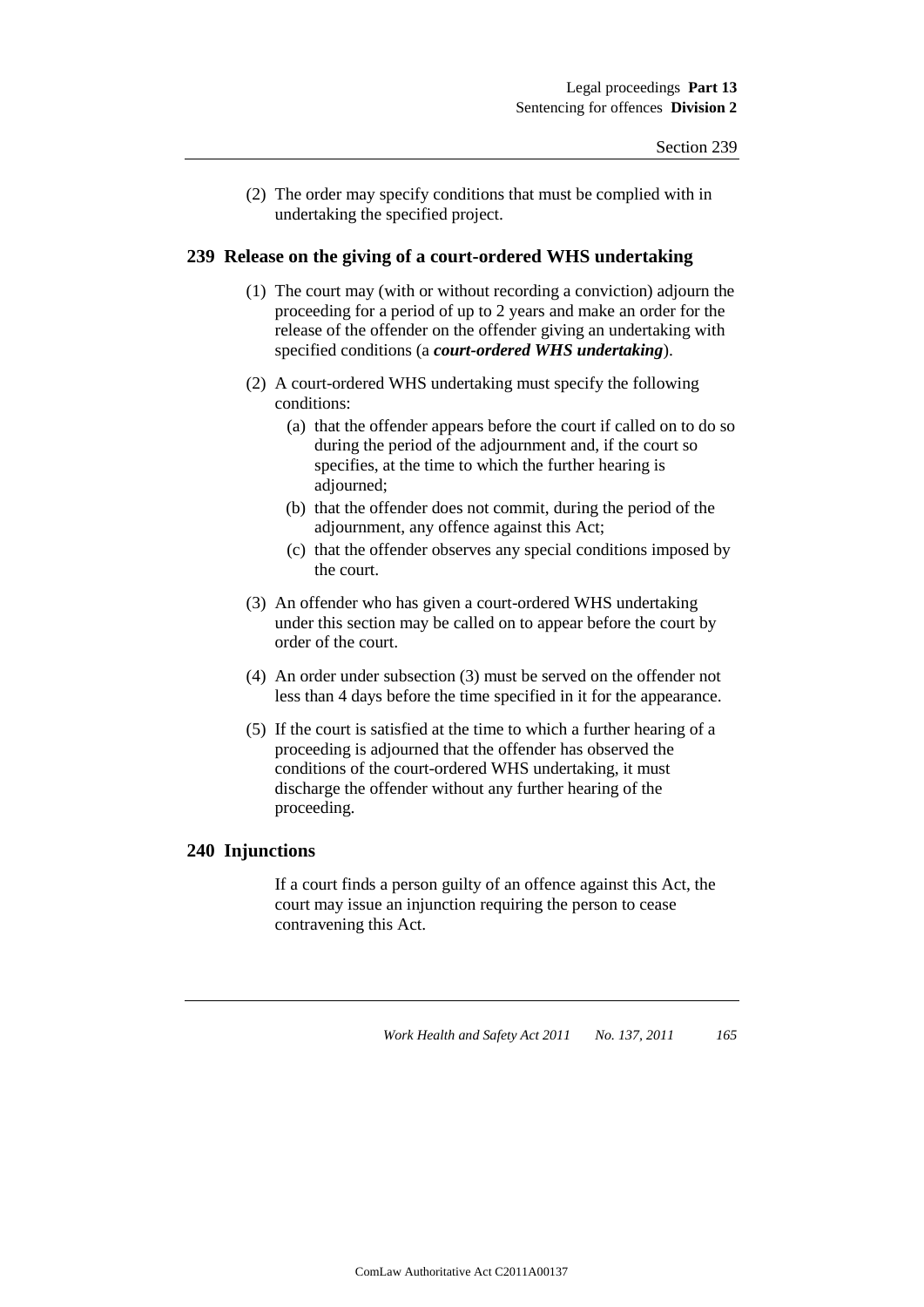(2) The order may specify conditions that must be complied with in undertaking the specified project.

## 239 Release on the giving of a court-ordered WHS undertaking

(1) The court may (with or without recording a conviction) adjourn the proceeding for a period of up to 2 years and make an order for the release of the offender on the offender giving an undertaking with specified conditions (a ***court-ordered WHS undertaking***).

(2) A court-ordered WHS undertaking must specify the following conditions:

- (a) that the offender appears before the court if called on to do so during the period of the adjournment and, if the court so specifies, at the time to which the further hearing is adjourned;
- (b) that the offender does not commit, during the period of the adjournment, any offence against this Act;
- (c) that the offender observes any special conditions imposed by the court.

(3) An offender who has given a court-ordered WHS undertaking under this section may be called on to appear before the court by order of the court.

(4) An order under subsection (3) must be served on the offender not less than 4 days before the time specified in it for the appearance.

(5) If the court is satisfied at the time to which a further hearing of a proceeding is adjourned that the offender has observed the conditions of the court-ordered WHS undertaking, it must discharge the offender without any further hearing of the proceeding.

## 240 Injunctions

If a court finds a person guilty of an offence against this Act, the court may issue an injunction requiring the person to cease contravening this Act.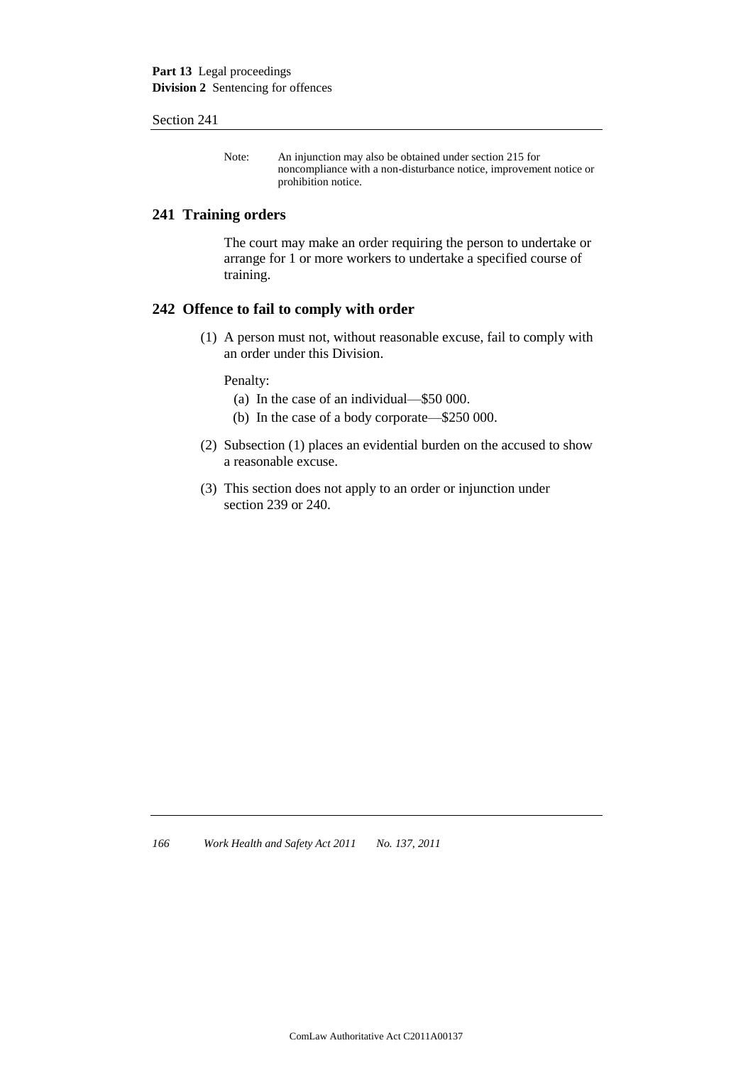Note: An injunction may also be obtained under section 215 for noncompliance with a non-disturbance notice, improvement notice or prohibition notice.

## 241 Training orders

The court may make an order requiring the person to undertake or arrange for 1 or more workers to undertake a specified course of training.

## 242 Offence to fail to comply with order

(1) A person must not, without reasonable excuse, fail to comply with an order under this Division.

Penalty:

(a) In the case of an individual—$50 000.

(b) In the case of a body corporate—$250 000.

(2) Subsection (1) places an evidential burden on the accused to show a reasonable excuse.

(3) This section does not apply to an order or injunction under section 239 or 240.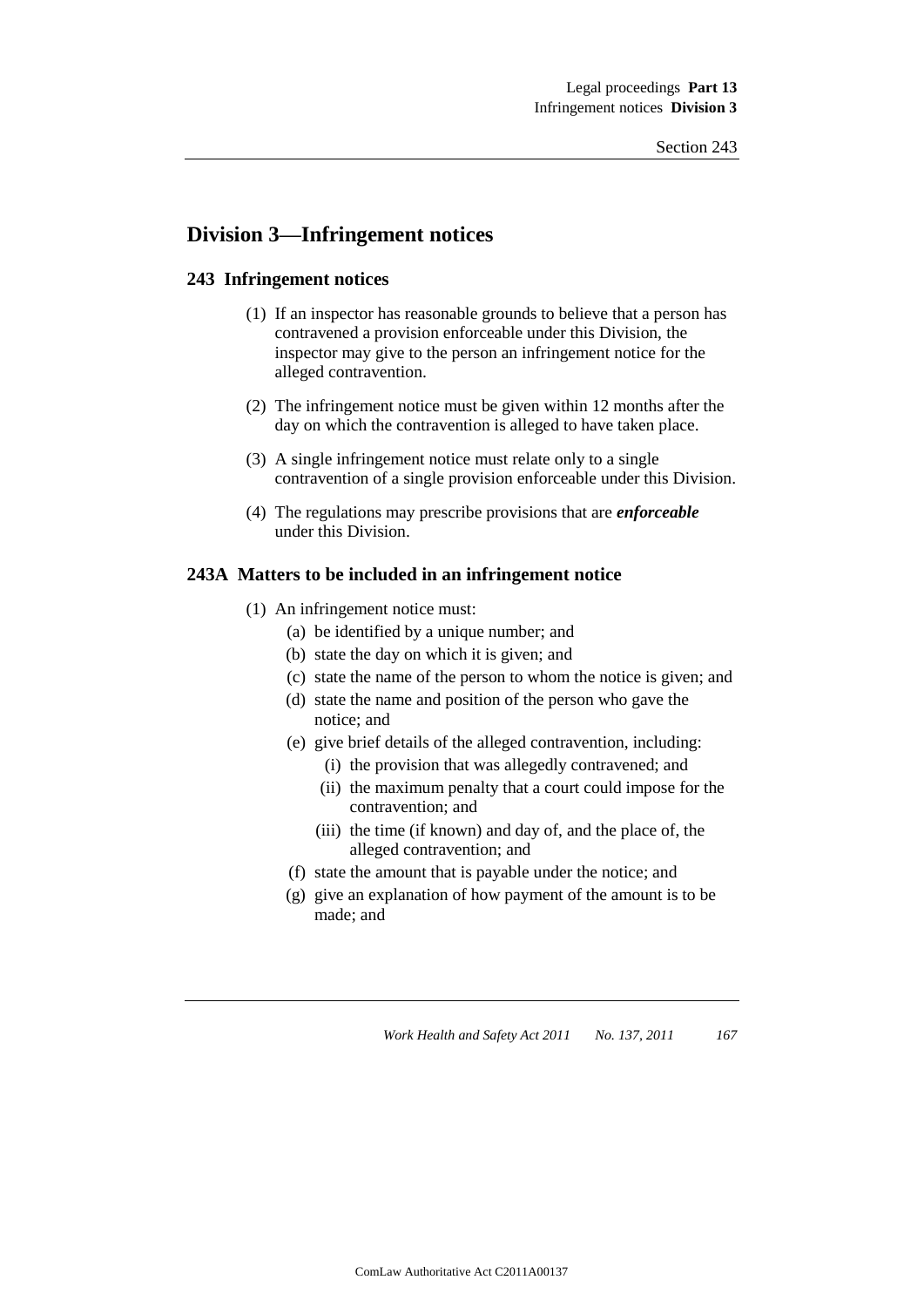## Division 3—Infringement notices

### 243 Infringement notices

(1) If an inspector has reasonable grounds to believe that a person has contravened a provision enforceable under this Division, the inspector may give to the person an infringement notice for the alleged contravention.

(2) The infringement notice must be given within 12 months after the day on which the contravention is alleged to have taken place.

(3) A single infringement notice must relate only to a single contravention of a single provision enforceable under this Division.

(4) The regulations may prescribe provisions that are ***enforceable*** under this Division.

### 243A Matters to be included in an infringement notice

(1) An infringement notice must:

- (a) be identified by a unique number; and
- (b) state the day on which it is given; and
- (c) state the name of the person to whom the notice is given; and
- (d) state the name and position of the person who gave the notice; and
- (e) give brief details of the alleged contravention, including:
  - (i) the provision that was allegedly contravened; and
  - (ii) the maximum penalty that a court could impose for the contravention; and
  - (iii) the time (if known) and day of, and the place of, the alleged contravention; and
- (f) state the amount that is payable under the notice; and
- (g) give an explanation of how payment of the amount is to be made; and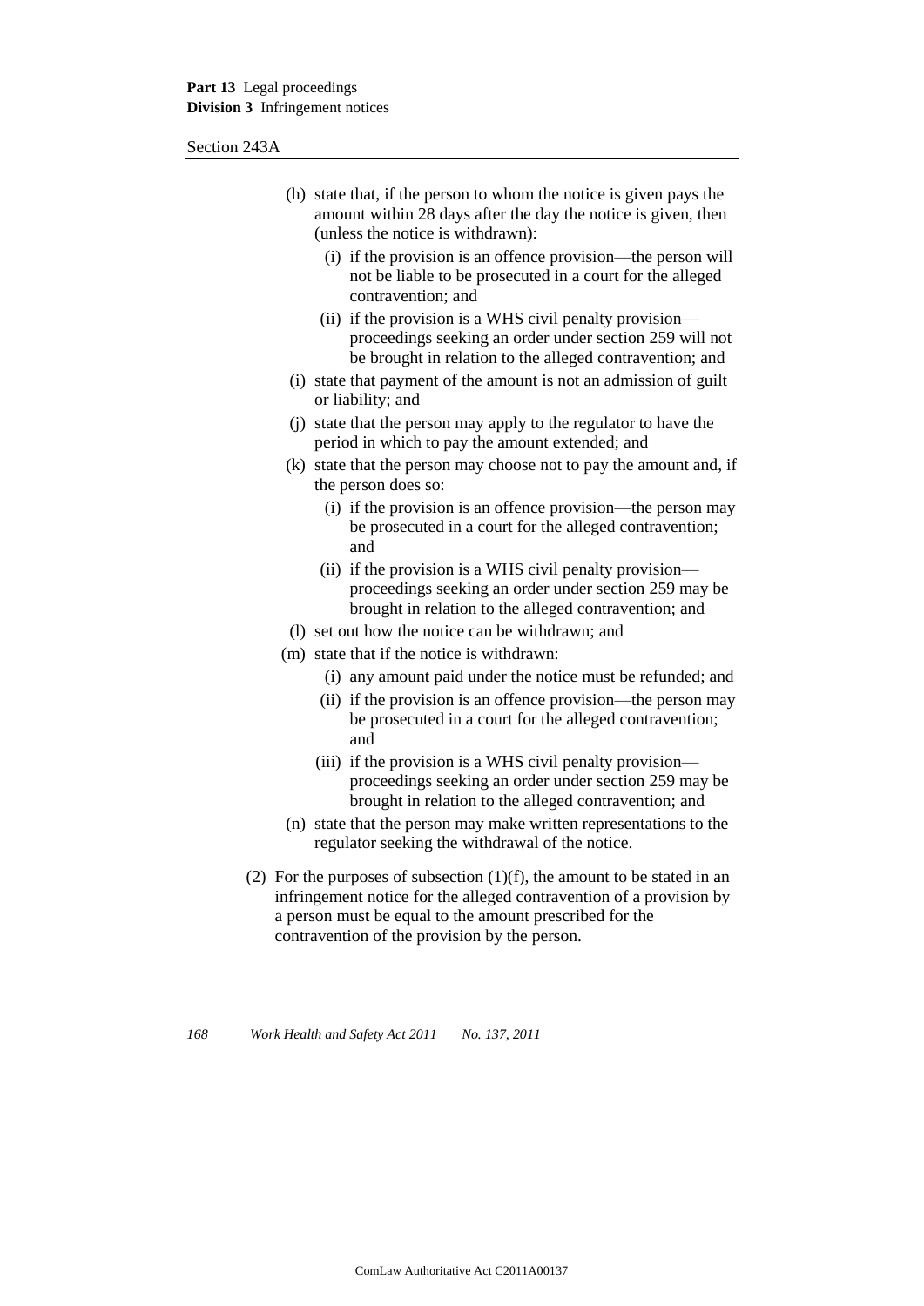(h) state that, if the person to whom the notice is given pays the amount within 28 days after the day the notice is given, then (unless the notice is withdrawn):

  (i) if the provision is an offence provision—the person will not be liable to be prosecuted in a court for the alleged contravention; and

  (ii) if the provision is a WHS civil penalty provision—proceedings seeking an order under section 259 will not be brought in relation to the alleged contravention; and

(i) state that payment of the amount is not an admission of guilt or liability; and

(j) state that the person may apply to the regulator to have the period in which to pay the amount extended; and

(k) state that the person may choose not to pay the amount and, if the person does so:

  (i) if the provision is an offence provision—the person may be prosecuted in a court for the alleged contravention; and

  (ii) if the provision is a WHS civil penalty provision—proceedings seeking an order under section 259 may be brought in relation to the alleged contravention; and

(l) set out how the notice can be withdrawn; and

(m) state that if the notice is withdrawn:

  (i) any amount paid under the notice must be refunded; and

  (ii) if the provision is an offence provision—the person may be prosecuted in a court for the alleged contravention; and

  (iii) if the provision is a WHS civil penalty provision—proceedings seeking an order under section 259 may be brought in relation to the alleged contravention; and

(n) state that the person may make written representations to the regulator seeking the withdrawal of the notice.

(2) For the purposes of subsection (1)(f), the amount to be stated in an infringement notice for the alleged contravention of a provision by a person must be equal to the amount prescribed for the contravention of the provision by the person.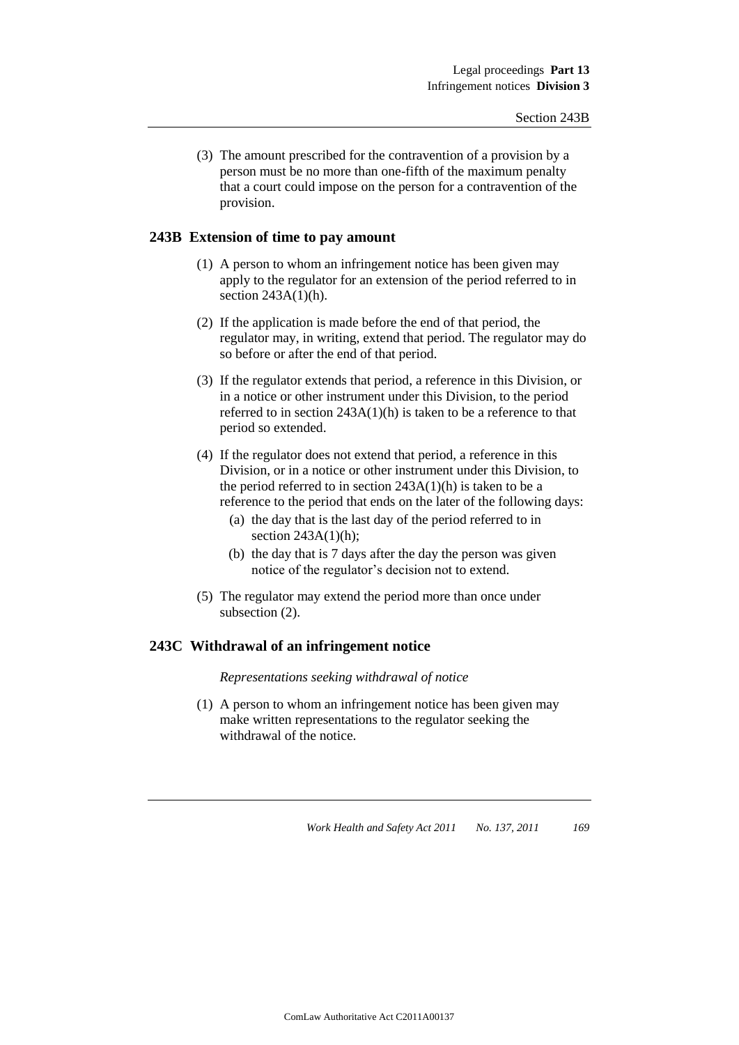(3) The amount prescribed for the contravention of a provision by a person must be no more than one-fifth of the maximum penalty that a court could impose on the person for a contravention of the provision.

## 243B Extension of time to pay amount

(1) A person to whom an infringement notice has been given may apply to the regulator for an extension of the period referred to in section 243A(1)(h).

(2) If the application is made before the end of that period, the regulator may, in writing, extend that period. The regulator may do so before or after the end of that period.

(3) If the regulator extends that period, a reference in this Division, or in a notice or other instrument under this Division, to the period referred to in section 243A(1)(h) is taken to be a reference to that period so extended.

(4) If the regulator does not extend that period, a reference in this Division, or in a notice or other instrument under this Division, to the period referred to in section 243A(1)(h) is taken to be a reference to the period that ends on the later of the following days:

- (a) the day that is the last day of the period referred to in section 243A(1)(h);
- (b) the day that is 7 days after the day the person was given notice of the regulator's decision not to extend.

(5) The regulator may extend the period more than once under subsection (2).

## 243C Withdrawal of an infringement notice

*Representations seeking withdrawal of notice*

(1) A person to whom an infringement notice has been given may make written representations to the regulator seeking the withdrawal of the notice.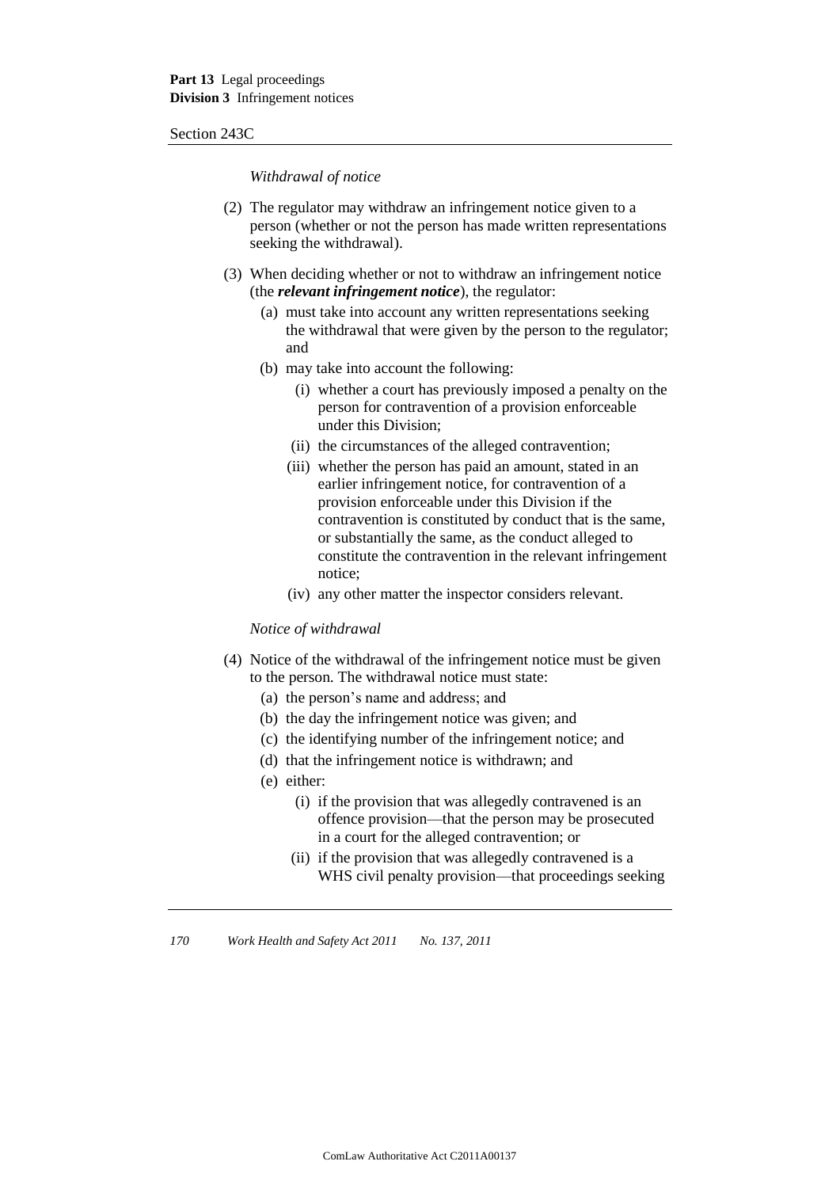*Withdrawal of notice*

(2) The regulator may withdraw an infringement notice given to a person (whether or not the person has made written representations seeking the withdrawal).

(3) When deciding whether or not to withdraw an infringement notice (the ***relevant infringement notice***), the regulator:

   (a) must take into account any written representations seeking the withdrawal that were given by the person to the regulator; and

   (b) may take into account the following:

      (i) whether a court has previously imposed a penalty on the person for contravention of a provision enforceable under this Division;

      (ii) the circumstances of the alleged contravention;

      (iii) whether the person has paid an amount, stated in an earlier infringement notice, for contravention of a provision enforceable under this Division if the contravention is constituted by conduct that is the same, or substantially the same, as the conduct alleged to constitute the contravention in the relevant infringement notice;

      (iv) any other matter the inspector considers relevant.

*Notice of withdrawal*

(4) Notice of the withdrawal of the infringement notice must be given to the person. The withdrawal notice must state:

   (a) the person's name and address; and

   (b) the day the infringement notice was given; and

   (c) the identifying number of the infringement notice; and

   (d) that the infringement notice is withdrawn; and

   (e) either:

      (i) if the provision that was allegedly contravened is an offence provision—that the person may be prosecuted in a court for the alleged contravention; or

      (ii) if the provision that was allegedly contravened is a WHS civil penalty provision—that proceedings seeking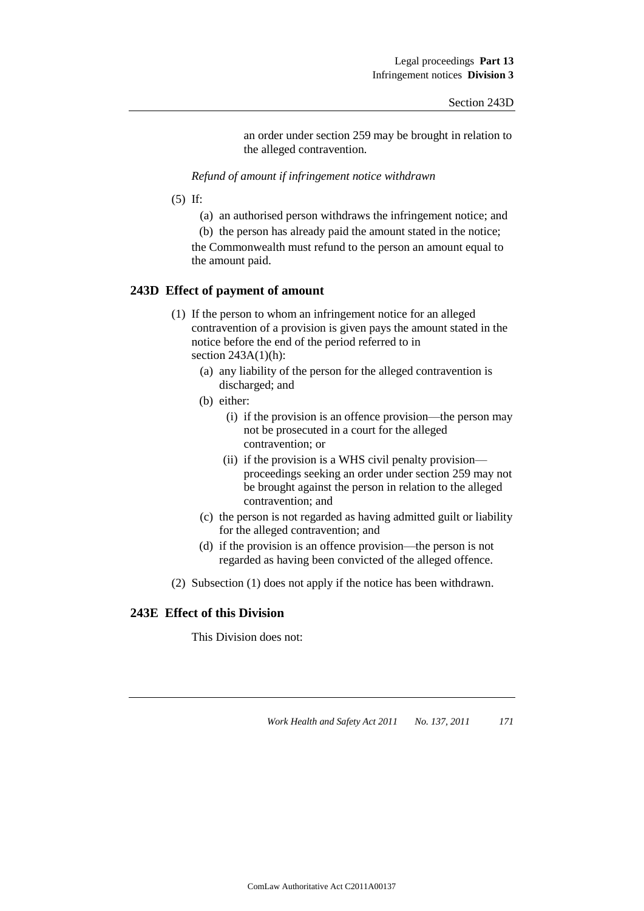an order under section 259 may be brought in relation to the alleged contravention.

*Refund of amount if infringement notice withdrawn*

(5) If:

(a) an authorised person withdraws the infringement notice; and

(b) the person has already paid the amount stated in the notice;

the Commonwealth must refund to the person an amount equal to the amount paid.

## 243D Effect of payment of amount

(1) If the person to whom an infringement notice for an alleged contravention of a provision is given pays the amount stated in the notice before the end of the period referred to in section 243A(1)(h):

(a) any liability of the person for the alleged contravention is discharged; and

(b) either:

(i) if the provision is an offence provision—the person may not be prosecuted in a court for the alleged contravention; or

(ii) if the provision is a WHS civil penalty provision—proceedings seeking an order under section 259 may not be brought against the person in relation to the alleged contravention; and

(c) the person is not regarded as having admitted guilt or liability for the alleged contravention; and

(d) if the provision is an offence provision—the person is not regarded as having been convicted of the alleged offence.

(2) Subsection (1) does not apply if the notice has been withdrawn.

## 243E Effect of this Division

This Division does not: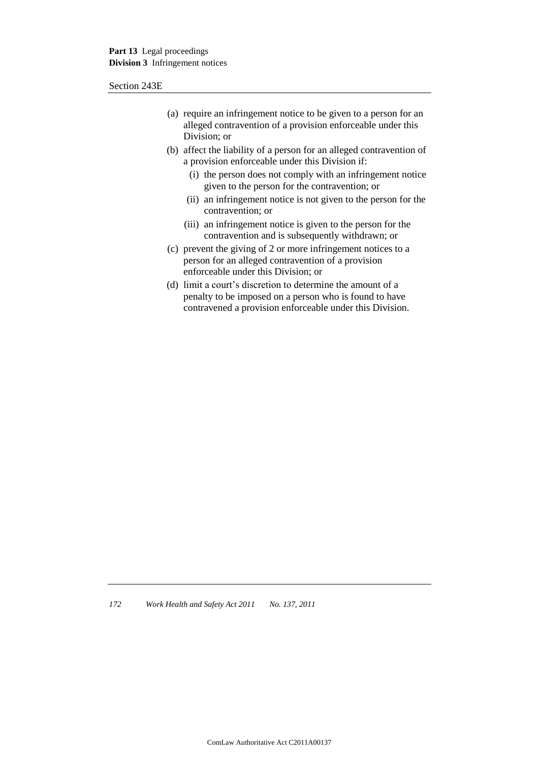(a) require an infringement notice to be given to a person for an alleged contravention of a provision enforceable under this Division; or

(b) affect the liability of a person for an alleged contravention of a provision enforceable under this Division if:

   (i) the person does not comply with an infringement notice given to the person for the contravention; or

   (ii) an infringement notice is not given to the person for the contravention; or

   (iii) an infringement notice is given to the person for the contravention and is subsequently withdrawn; or

(c) prevent the giving of 2 or more infringement notices to a person for an alleged contravention of a provision enforceable under this Division; or

(d) limit a court's discretion to determine the amount of a penalty to be imposed on a person who is found to have contravened a provision enforceable under this Division.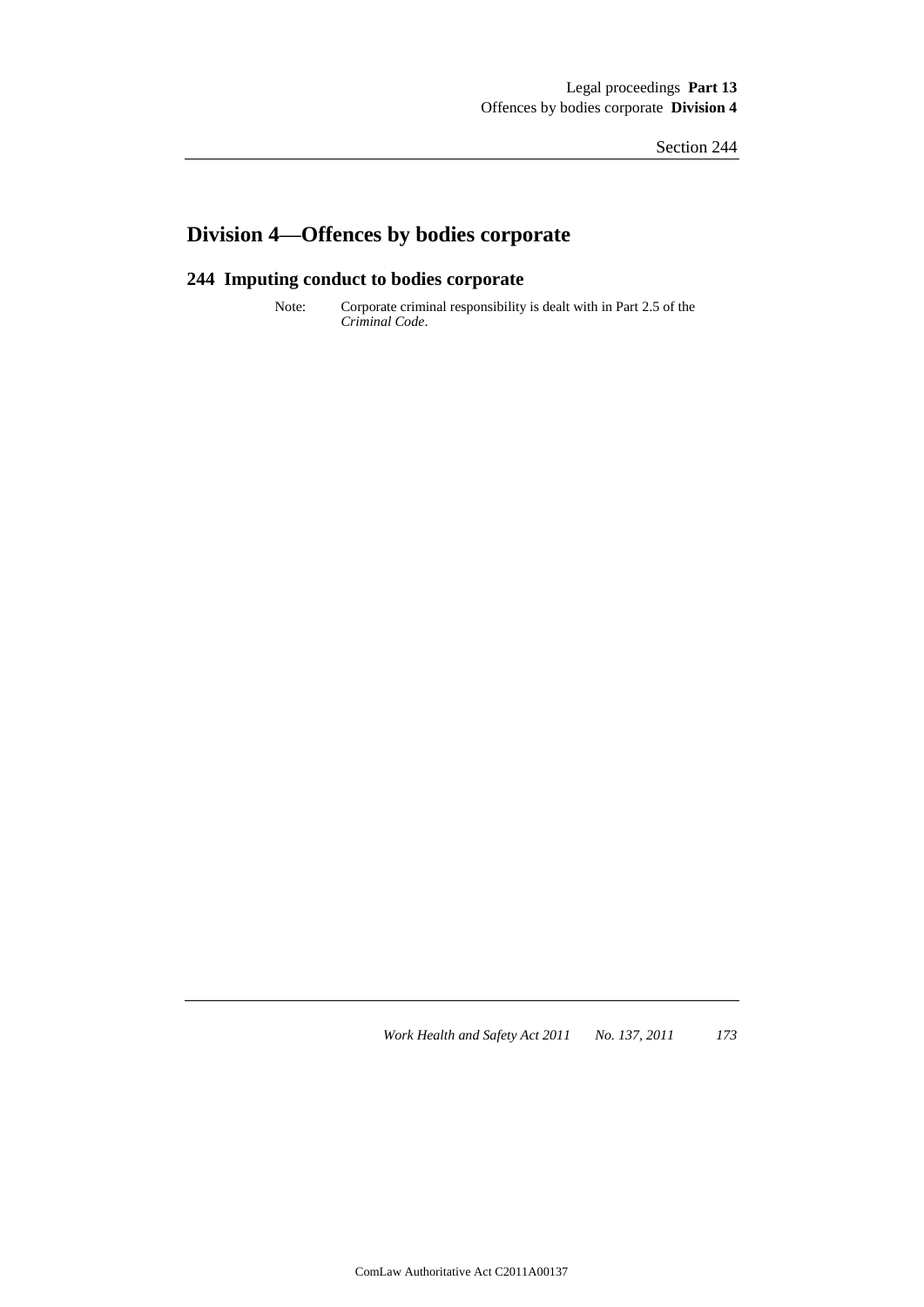## Division 4—Offences by bodies corporate

### 244 Imputing conduct to bodies corporate

Note: Corporate criminal responsibility is dealt with in Part 2.5 of the *Criminal Code*.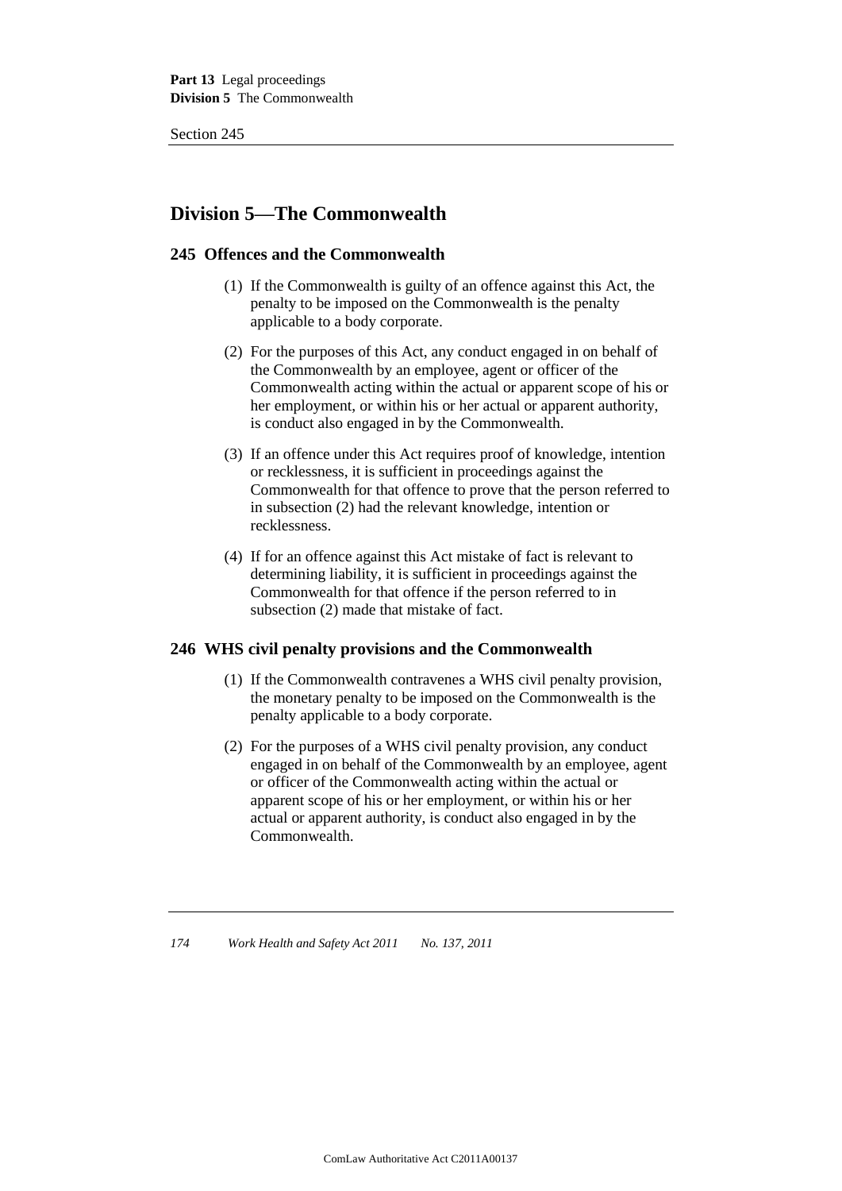## Division 5—The Commonwealth

### 245 Offences and the Commonwealth

(1) If the Commonwealth is guilty of an offence against this Act, the penalty to be imposed on the Commonwealth is the penalty applicable to a body corporate.

(2) For the purposes of this Act, any conduct engaged in on behalf of the Commonwealth by an employee, agent or officer of the Commonwealth acting within the actual or apparent scope of his or her employment, or within his or her actual or apparent authority, is conduct also engaged in by the Commonwealth.

(3) If an offence under this Act requires proof of knowledge, intention or recklessness, it is sufficient in proceedings against the Commonwealth for that offence to prove that the person referred to in subsection (2) had the relevant knowledge, intention or recklessness.

(4) If for an offence against this Act mistake of fact is relevant to determining liability, it is sufficient in proceedings against the Commonwealth for that offence if the person referred to in subsection (2) made that mistake of fact.

### 246 WHS civil penalty provisions and the Commonwealth

(1) If the Commonwealth contravenes a WHS civil penalty provision, the monetary penalty to be imposed on the Commonwealth is the penalty applicable to a body corporate.

(2) For the purposes of a WHS civil penalty provision, any conduct engaged in on behalf of the Commonwealth by an employee, agent or officer of the Commonwealth acting within the actual or apparent scope of his or her employment, or within his or her actual or apparent authority, is conduct also engaged in by the Commonwealth.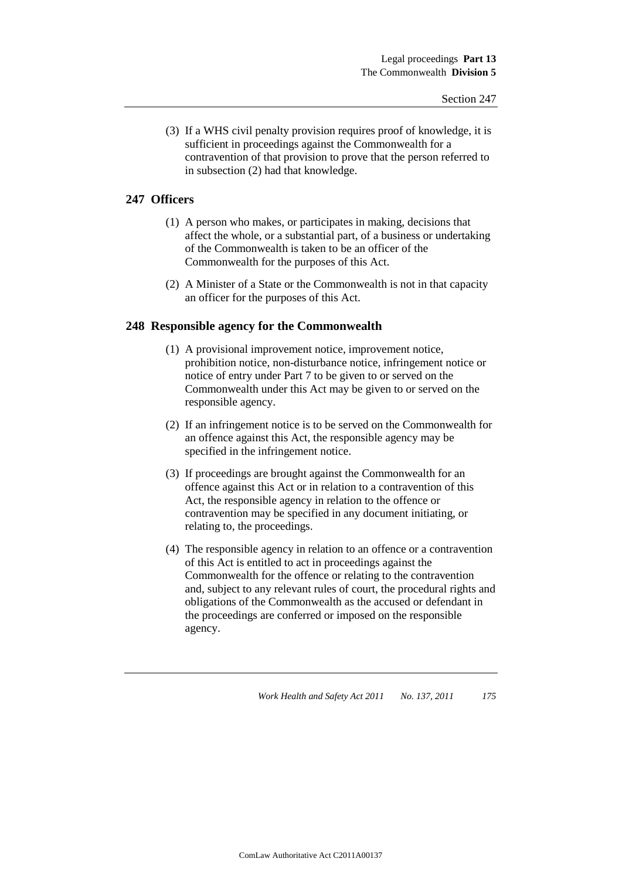(3) If a WHS civil penalty provision requires proof of knowledge, it is sufficient in proceedings against the Commonwealth for a contravention of that provision to prove that the person referred to in subsection (2) had that knowledge.

## 247 Officers

(1) A person who makes, or participates in making, decisions that affect the whole, or a substantial part, of a business or undertaking of the Commonwealth is taken to be an officer of the Commonwealth for the purposes of this Act.

(2) A Minister of a State or the Commonwealth is not in that capacity an officer for the purposes of this Act.

## 248 Responsible agency for the Commonwealth

(1) A provisional improvement notice, improvement notice, prohibition notice, non-disturbance notice, infringement notice or notice of entry under Part 7 to be given to or served on the Commonwealth under this Act may be given to or served on the responsible agency.

(2) If an infringement notice is to be served on the Commonwealth for an offence against this Act, the responsible agency may be specified in the infringement notice.

(3) If proceedings are brought against the Commonwealth for an offence against this Act or in relation to a contravention of this Act, the responsible agency in relation to the offence or contravention may be specified in any document initiating, or relating to, the proceedings.

(4) The responsible agency in relation to an offence or a contravention of this Act is entitled to act in proceedings against the Commonwealth for the offence or relating to the contravention and, subject to any relevant rules of court, the procedural rights and obligations of the Commonwealth as the accused or defendant in the proceedings are conferred or imposed on the responsible agency.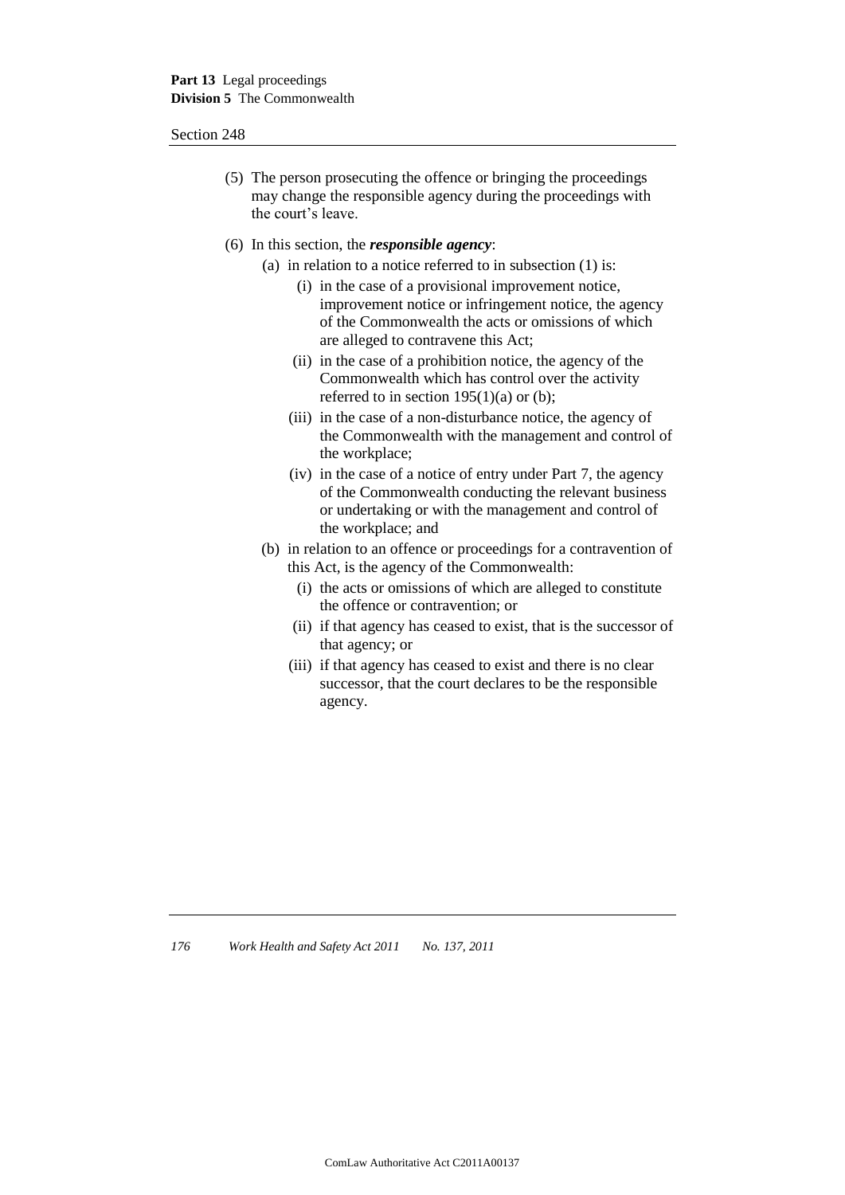(5) The person prosecuting the offence or bringing the proceedings may change the responsible agency during the proceedings with the court's leave.

(6) In this section, the ***responsible agency***:

- (a) in relation to a notice referred to in subsection (1) is:
  - (i) in the case of a provisional improvement notice, improvement notice or infringement notice, the agency of the Commonwealth the acts or omissions of which are alleged to contravene this Act;
  - (ii) in the case of a prohibition notice, the agency of the Commonwealth which has control over the activity referred to in section 195(1)(a) or (b);
  - (iii) in the case of a non-disturbance notice, the agency of the Commonwealth with the management and control of the workplace;
  - (iv) in the case of a notice of entry under Part 7, the agency of the Commonwealth conducting the relevant business or undertaking or with the management and control of the workplace; and
- (b) in relation to an offence or proceedings for a contravention of this Act, is the agency of the Commonwealth:
  - (i) the acts or omissions of which are alleged to constitute the offence or contravention; or
  - (ii) if that agency has ceased to exist, that is the successor of that agency; or
  - (iii) if that agency has ceased to exist and there is no clear successor, that the court declares to be the responsible agency.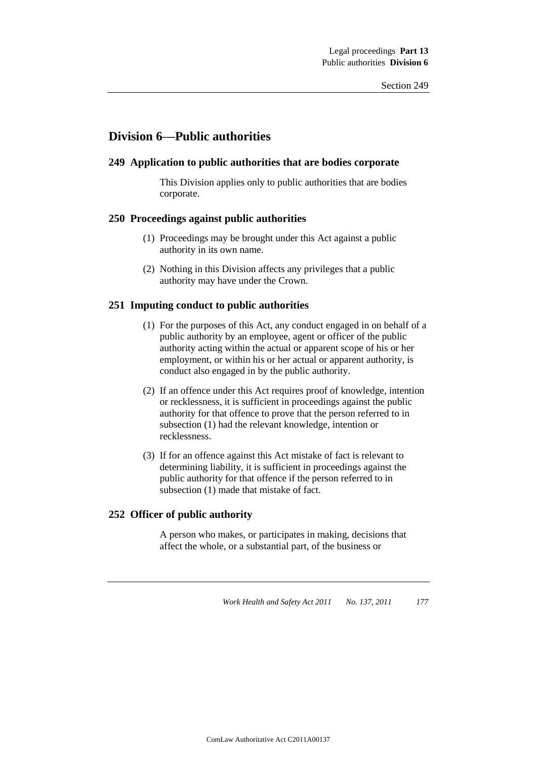## Division 6—Public authorities

### 249 Application to public authorities that are bodies corporate

This Division applies only to public authorities that are bodies corporate.

### 250 Proceedings against public authorities

(1) Proceedings may be brought under this Act against a public authority in its own name.

(2) Nothing in this Division affects any privileges that a public authority may have under the Crown.

### 251 Imputing conduct to public authorities

(1) For the purposes of this Act, any conduct engaged in on behalf of a public authority by an employee, agent or officer of the public authority acting within the actual or apparent scope of his or her employment, or within his or her actual or apparent authority, is conduct also engaged in by the public authority.

(2) If an offence under this Act requires proof of knowledge, intention or recklessness, it is sufficient in proceedings against the public authority for that offence to prove that the person referred to in subsection (1) had the relevant knowledge, intention or recklessness.

(3) If for an offence against this Act mistake of fact is relevant to determining liability, it is sufficient in proceedings against the public authority for that offence if the person referred to in subsection (1) made that mistake of fact.

### 252 Officer of public authority

A person who makes, or participates in making, decisions that affect the whole, or a substantial part, of the business or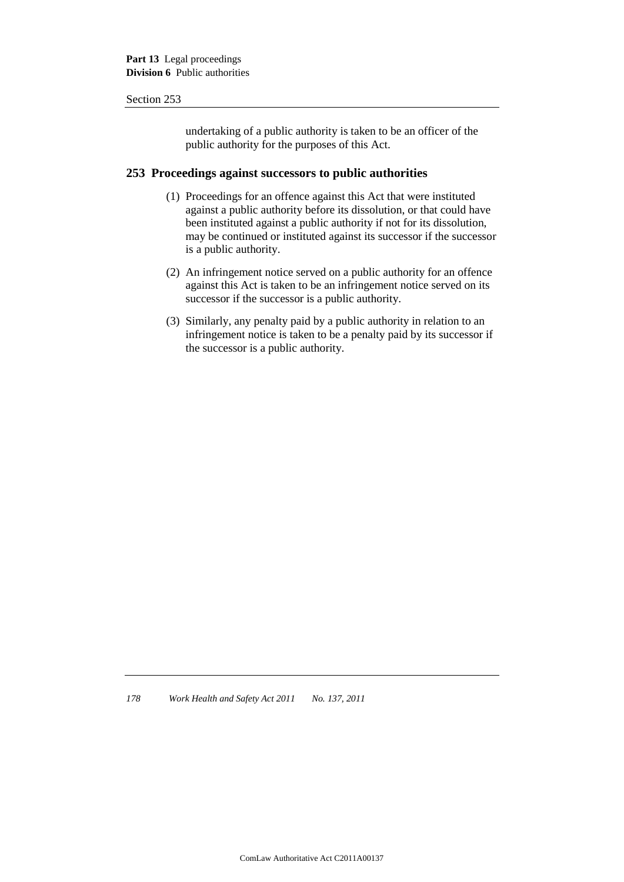undertaking of a public authority is taken to be an officer of the public authority for the purposes of this Act.

## 253 Proceedings against successors to public authorities

(1) Proceedings for an offence against this Act that were instituted against a public authority before its dissolution, or that could have been instituted against a public authority if not for its dissolution, may be continued or instituted against its successor if the successor is a public authority.

(2) An infringement notice served on a public authority for an offence against this Act is taken to be an infringement notice served on its successor if the successor is a public authority.

(3) Similarly, any penalty paid by a public authority in relation to an infringement notice is taken to be a penalty paid by its successor if the successor is a public authority.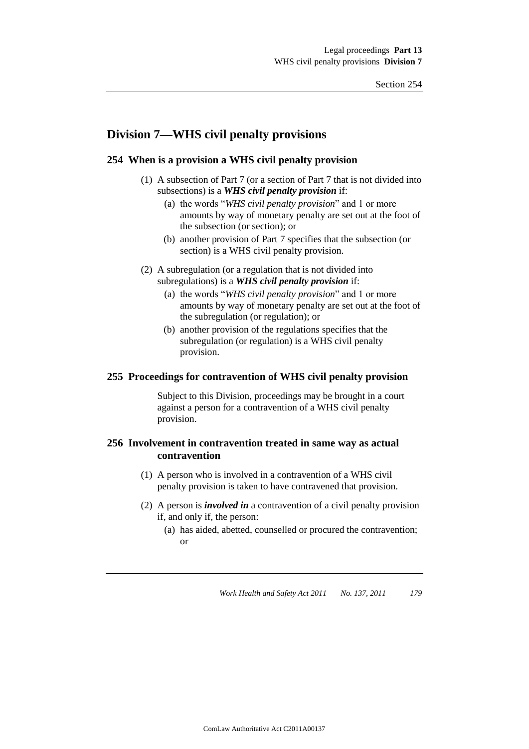## Division 7—WHS civil penalty provisions

### 254 When is a provision a WHS civil penalty provision

(1) A subsection of Part 7 (or a section of Part 7 that is not divided into subsections) is a ***WHS civil penalty provision*** if:

(a) the words "*WHS civil penalty provision*" and 1 or more amounts by way of monetary penalty are set out at the foot of the subsection (or section); or

(b) another provision of Part 7 specifies that the subsection (or section) is a WHS civil penalty provision.

(2) A subregulation (or a regulation that is not divided into subregulations) is a ***WHS civil penalty provision*** if:

(a) the words "*WHS civil penalty provision*" and 1 or more amounts by way of monetary penalty are set out at the foot of the subregulation (or regulation); or

(b) another provision of the regulations specifies that the subregulation (or regulation) is a WHS civil penalty provision.

### 255 Proceedings for contravention of WHS civil penalty provision

Subject to this Division, proceedings may be brought in a court against a person for a contravention of a WHS civil penalty provision.

### 256 Involvement in contravention treated in same way as actual contravention

(1) A person who is involved in a contravention of a WHS civil penalty provision is taken to have contravened that provision.

(2) A person is ***involved in*** a contravention of a civil penalty provision if, and only if, the person:

(a) has aided, abetted, counselled or procured the contravention; or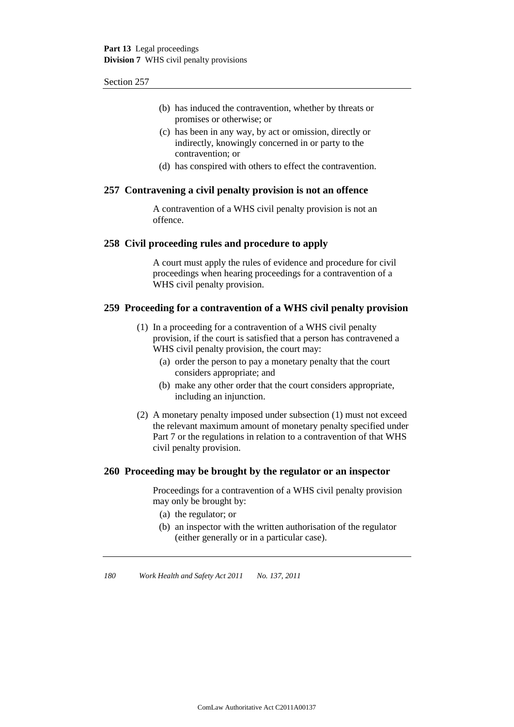(b) has induced the contravention, whether by threats or promises or otherwise; or

(c) has been in any way, by act or omission, directly or indirectly, knowingly concerned in or party to the contravention; or

(d) has conspired with others to effect the contravention.

## 257 Contravening a civil penalty provision is not an offence

A contravention of a WHS civil penalty provision is not an offence.

## 258 Civil proceeding rules and procedure to apply

A court must apply the rules of evidence and procedure for civil proceedings when hearing proceedings for a contravention of a WHS civil penalty provision.

## 259 Proceeding for a contravention of a WHS civil penalty provision

(1) In a proceeding for a contravention of a WHS civil penalty provision, if the court is satisfied that a person has contravened a WHS civil penalty provision, the court may:

(a) order the person to pay a monetary penalty that the court considers appropriate; and

(b) make any other order that the court considers appropriate, including an injunction.

(2) A monetary penalty imposed under subsection (1) must not exceed the relevant maximum amount of monetary penalty specified under Part 7 or the regulations in relation to a contravention of that WHS civil penalty provision.

## 260 Proceeding may be brought by the regulator or an inspector

Proceedings for a contravention of a WHS civil penalty provision may only be brought by:

(a) the regulator; or

(b) an inspector with the written authorisation of the regulator (either generally or in a particular case).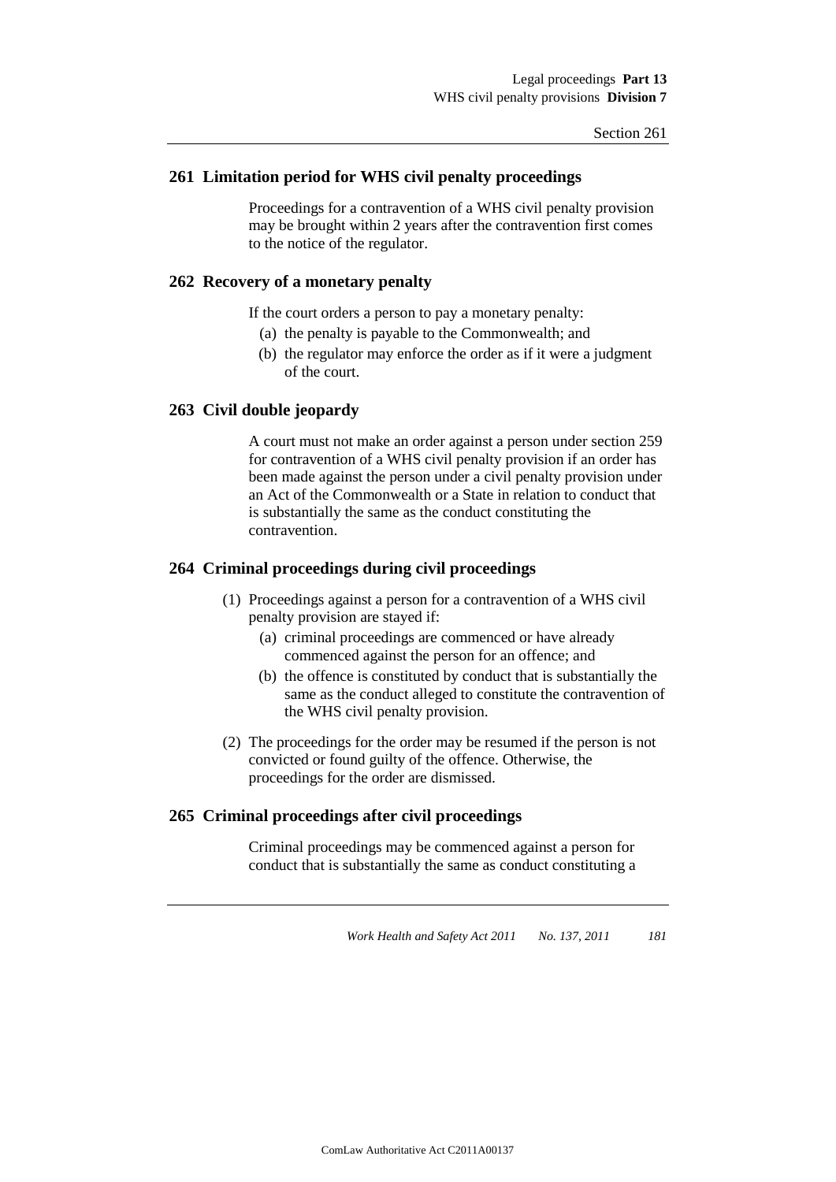## 261 Limitation period for WHS civil penalty proceedings

Proceedings for a contravention of a WHS civil penalty provision may be brought within 2 years after the contravention first comes to the notice of the regulator.

## 262 Recovery of a monetary penalty

If the court orders a person to pay a monetary penalty:

(a) the penalty is payable to the Commonwealth; and

(b) the regulator may enforce the order as if it were a judgment of the court.

## 263 Civil double jeopardy

A court must not make an order against a person under section 259 for contravention of a WHS civil penalty provision if an order has been made against the person under a civil penalty provision under an Act of the Commonwealth or a State in relation to conduct that is substantially the same as the conduct constituting the contravention.

## 264 Criminal proceedings during civil proceedings

(1) Proceedings against a person for a contravention of a WHS civil penalty provision are stayed if:

(a) criminal proceedings are commenced or have already commenced against the person for an offence; and

(b) the offence is constituted by conduct that is substantially the same as the conduct alleged to constitute the contravention of the WHS civil penalty provision.

(2) The proceedings for the order may be resumed if the person is not convicted or found guilty of the offence. Otherwise, the proceedings for the order are dismissed.

## 265 Criminal proceedings after civil proceedings

Criminal proceedings may be commenced against a person for conduct that is substantially the same as conduct constituting a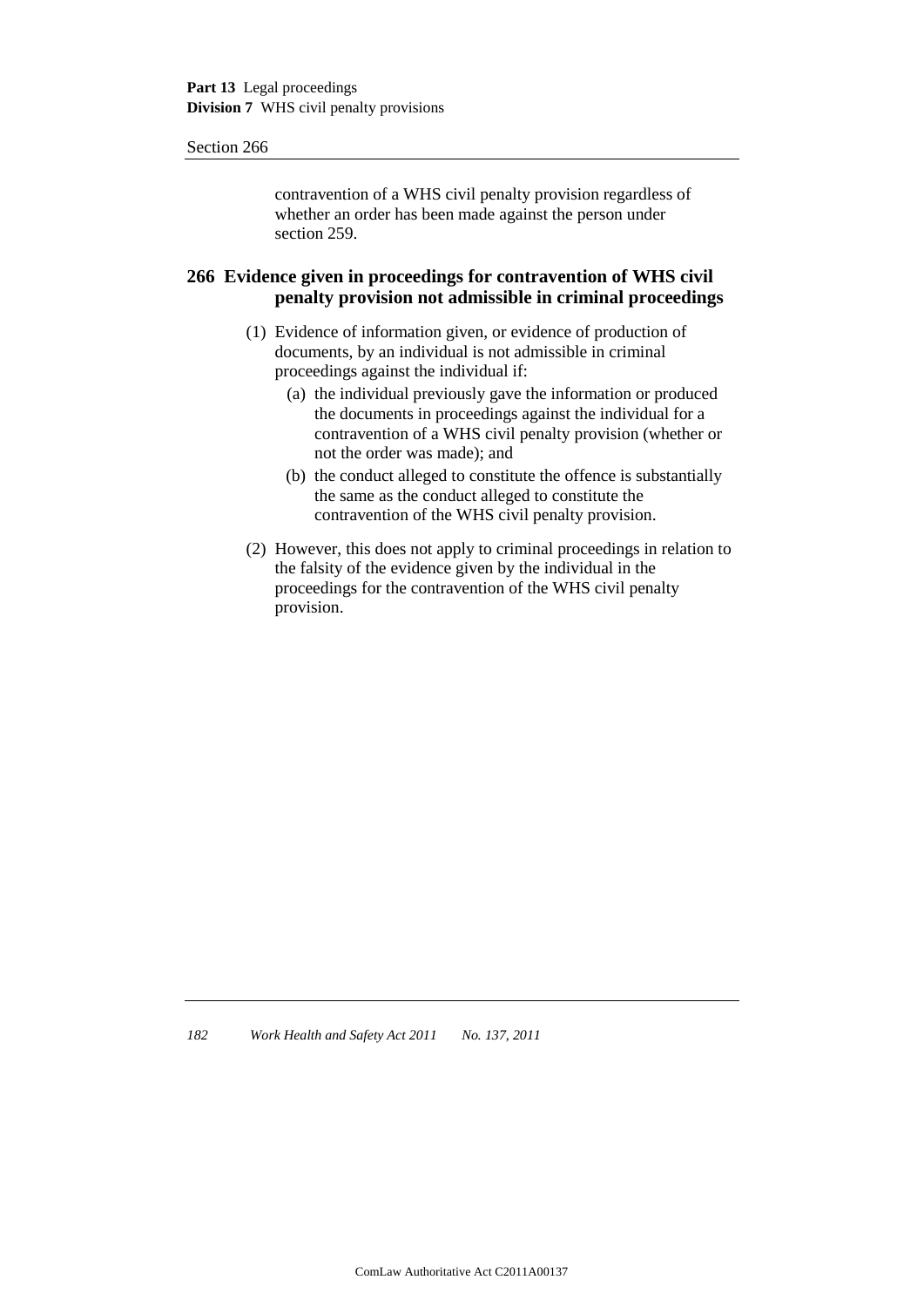contravention of a WHS civil penalty provision regardless of whether an order has been made against the person under section 259.

## 266 Evidence given in proceedings for contravention of WHS civil penalty provision not admissible in criminal proceedings

(1) Evidence of information given, or evidence of production of documents, by an individual is not admissible in criminal proceedings against the individual if:

- (a) the individual previously gave the information or produced the documents in proceedings against the individual for a contravention of a WHS civil penalty provision (whether or not the order was made); and
- (b) the conduct alleged to constitute the offence is substantially the same as the conduct alleged to constitute the contravention of the WHS civil penalty provision.

(2) However, this does not apply to criminal proceedings in relation to the falsity of the evidence given by the individual in the proceedings for the contravention of the WHS civil penalty provision.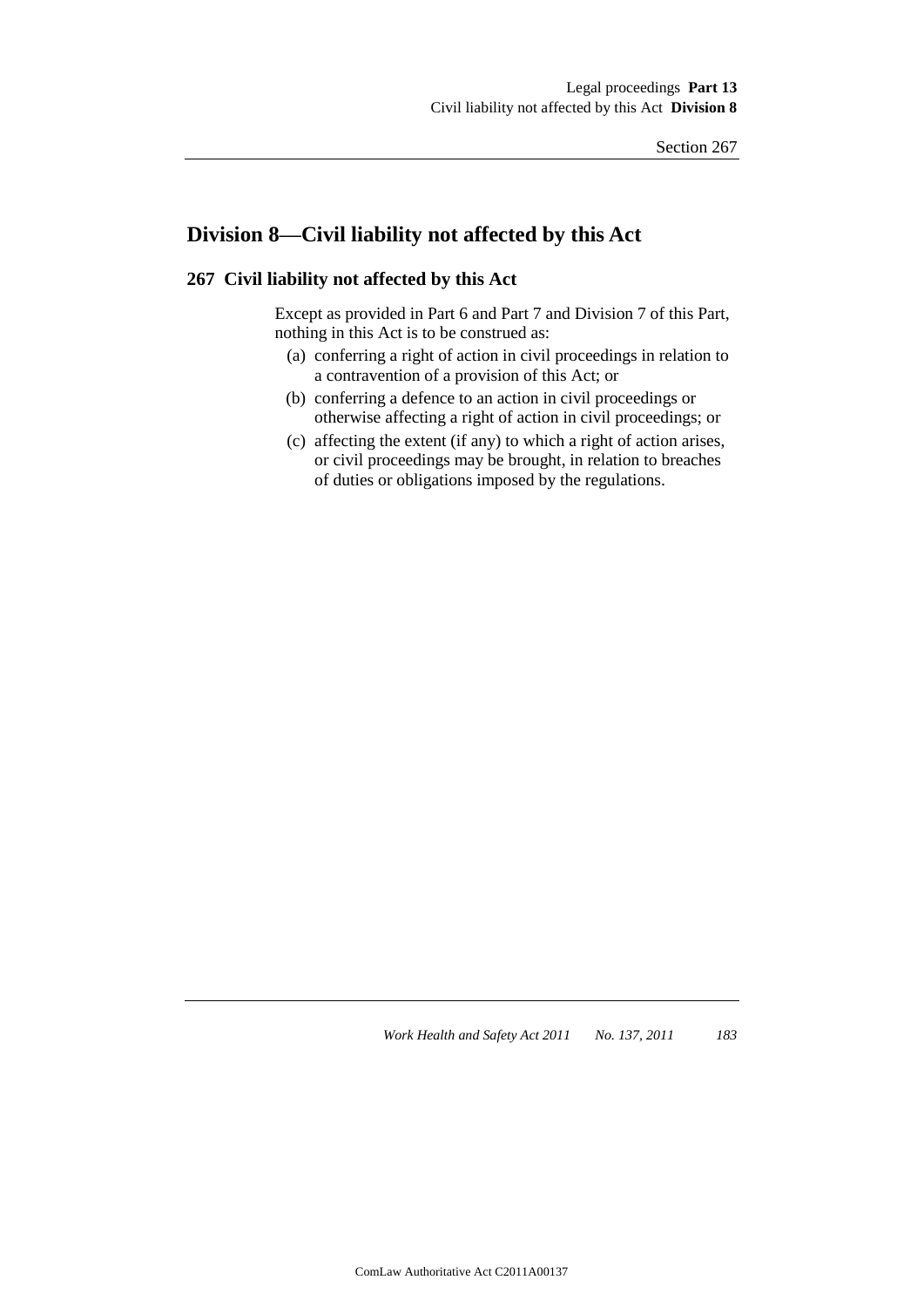## Division 8—Civil liability not affected by this Act

### 267 Civil liability not affected by this Act

Except as provided in Part 6 and Part 7 and Division 7 of this Part, nothing in this Act is to be construed as:

- (a) conferring a right of action in civil proceedings in relation to a contravention of a provision of this Act; or
- (b) conferring a defence to an action in civil proceedings or otherwise affecting a right of action in civil proceedings; or
- (c) affecting the extent (if any) to which a right of action arises, or civil proceedings may be brought, in relation to breaches of duties or obligations imposed by the regulations.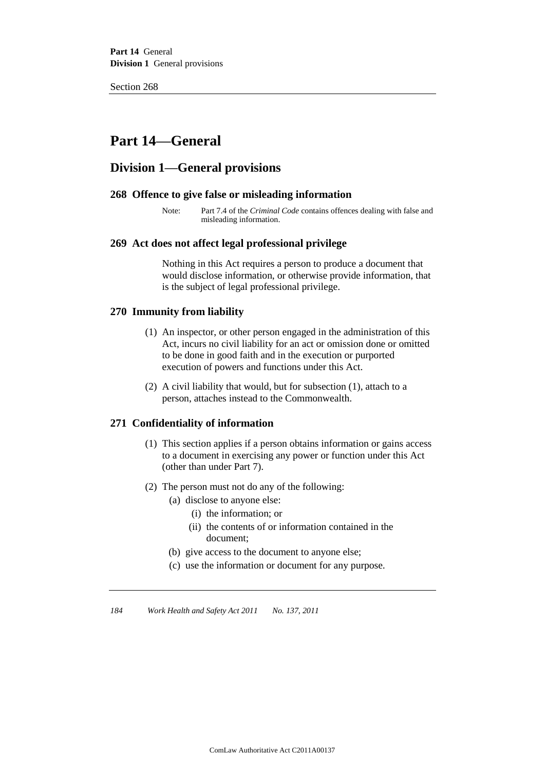# Part 14—General

## Division 1—General provisions

### 268 Offence to give false or misleading information

Note: Part 7.4 of the *Criminal Code* contains offences dealing with false and misleading information.

### 269 Act does not affect legal professional privilege

Nothing in this Act requires a person to produce a document that would disclose information, or otherwise provide information, that is the subject of legal professional privilege.

### 270 Immunity from liability

(1) An inspector, or other person engaged in the administration of this Act, incurs no civil liability for an act or omission done or omitted to be done in good faith and in the execution or purported execution of powers and functions under this Act.

(2) A civil liability that would, but for subsection (1), attach to a person, attaches instead to the Commonwealth.

### 271 Confidentiality of information

(1) This section applies if a person obtains information or gains access to a document in exercising any power or function under this Act (other than under Part 7).

(2) The person must not do any of the following:

- (a) disclose to anyone else:
  - (i) the information; or
  - (ii) the contents of or information contained in the document;
- (b) give access to the document to anyone else;
- (c) use the information or document for any purpose.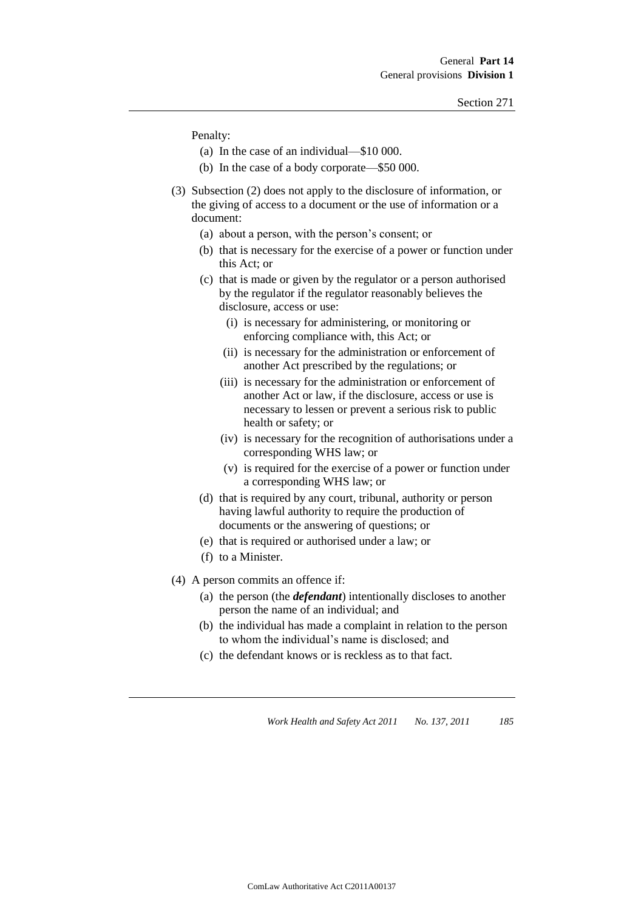Penalty:

(a) In the case of an individual—$10 000.

(b) In the case of a body corporate—$50 000.

(3) Subsection (2) does not apply to the disclosure of information, or the giving of access to a document or the use of information or a document:

(a) about a person, with the person's consent; or

(b) that is necessary for the exercise of a power or function under this Act; or

(c) that is made or given by the regulator or a person authorised by the regulator if the regulator reasonably believes the disclosure, access or use:

(i) is necessary for administering, or monitoring or enforcing compliance with, this Act; or

(ii) is necessary for the administration or enforcement of another Act prescribed by the regulations; or

(iii) is necessary for the administration or enforcement of another Act or law, if the disclosure, access or use is necessary to lessen or prevent a serious risk to public health or safety; or

(iv) is necessary for the recognition of authorisations under a corresponding WHS law; or

(v) is required for the exercise of a power or function under a corresponding WHS law; or

(d) that is required by any court, tribunal, authority or person having lawful authority to require the production of documents or the answering of questions; or

(e) that is required or authorised under a law; or

(f) to a Minister.

(4) A person commits an offence if:

(a) the person (the ***defendant***) intentionally discloses to another person the name of an individual; and

(b) the individual has made a complaint in relation to the person to whom the individual's name is disclosed; and

(c) the defendant knows or is reckless as to that fact.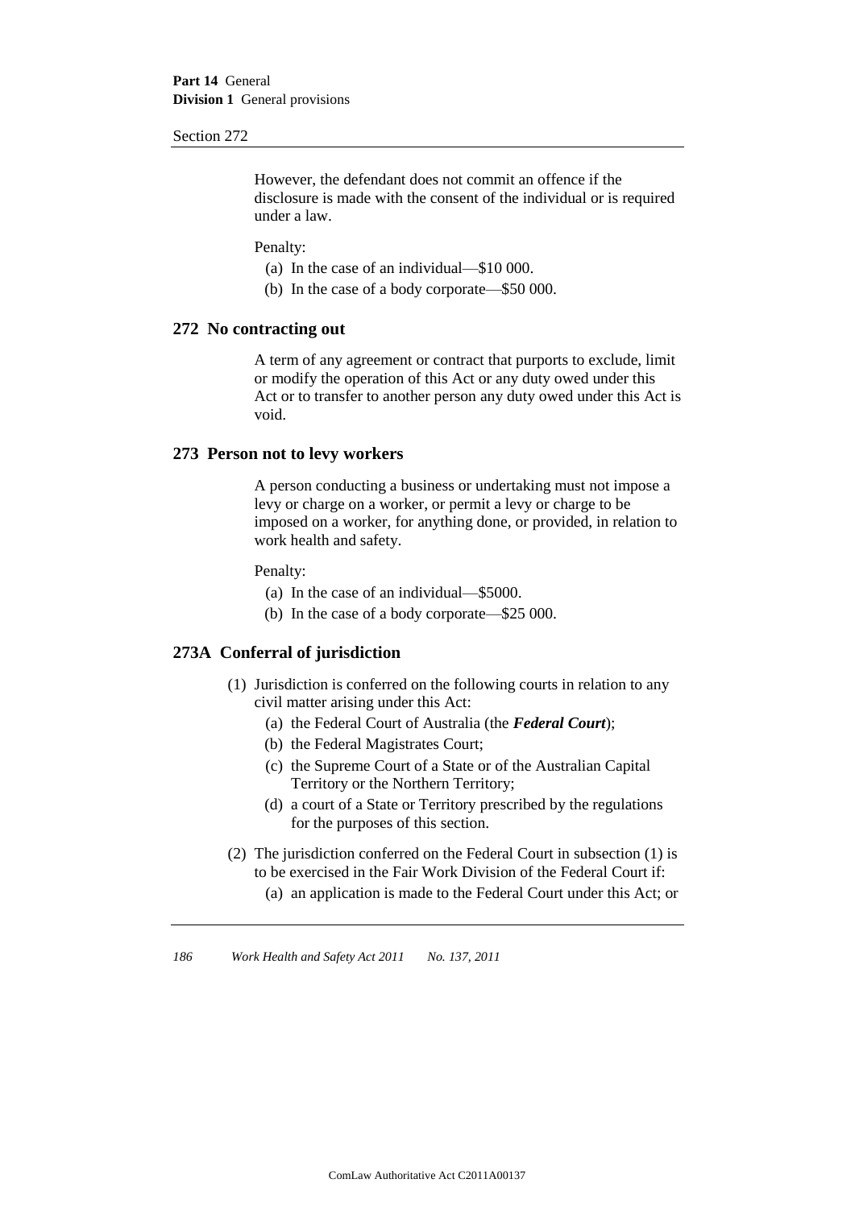However, the defendant does not commit an offence if the disclosure is made with the consent of the individual or is required under a law.

Penalty:

(a) In the case of an individual—$10 000.

(b) In the case of a body corporate—$50 000.

## 272 No contracting out

A term of any agreement or contract that purports to exclude, limit or modify the operation of this Act or any duty owed under this Act or to transfer to another person any duty owed under this Act is void.

## 273 Person not to levy workers

A person conducting a business or undertaking must not impose a levy or charge on a worker, or permit a levy or charge to be imposed on a worker, for anything done, or provided, in relation to work health and safety.

Penalty:

(a) In the case of an individual—$5000.

(b) In the case of a body corporate—$25 000.

## 273A Conferral of jurisdiction

(1) Jurisdiction is conferred on the following courts in relation to any civil matter arising under this Act:

(a) the Federal Court of Australia (the ***Federal Court***);

(b) the Federal Magistrates Court;

(c) the Supreme Court of a State or of the Australian Capital Territory or the Northern Territory;

(d) a court of a State or Territory prescribed by the regulations for the purposes of this section.

(2) The jurisdiction conferred on the Federal Court in subsection (1) is to be exercised in the Fair Work Division of the Federal Court if:

(a) an application is made to the Federal Court under this Act; or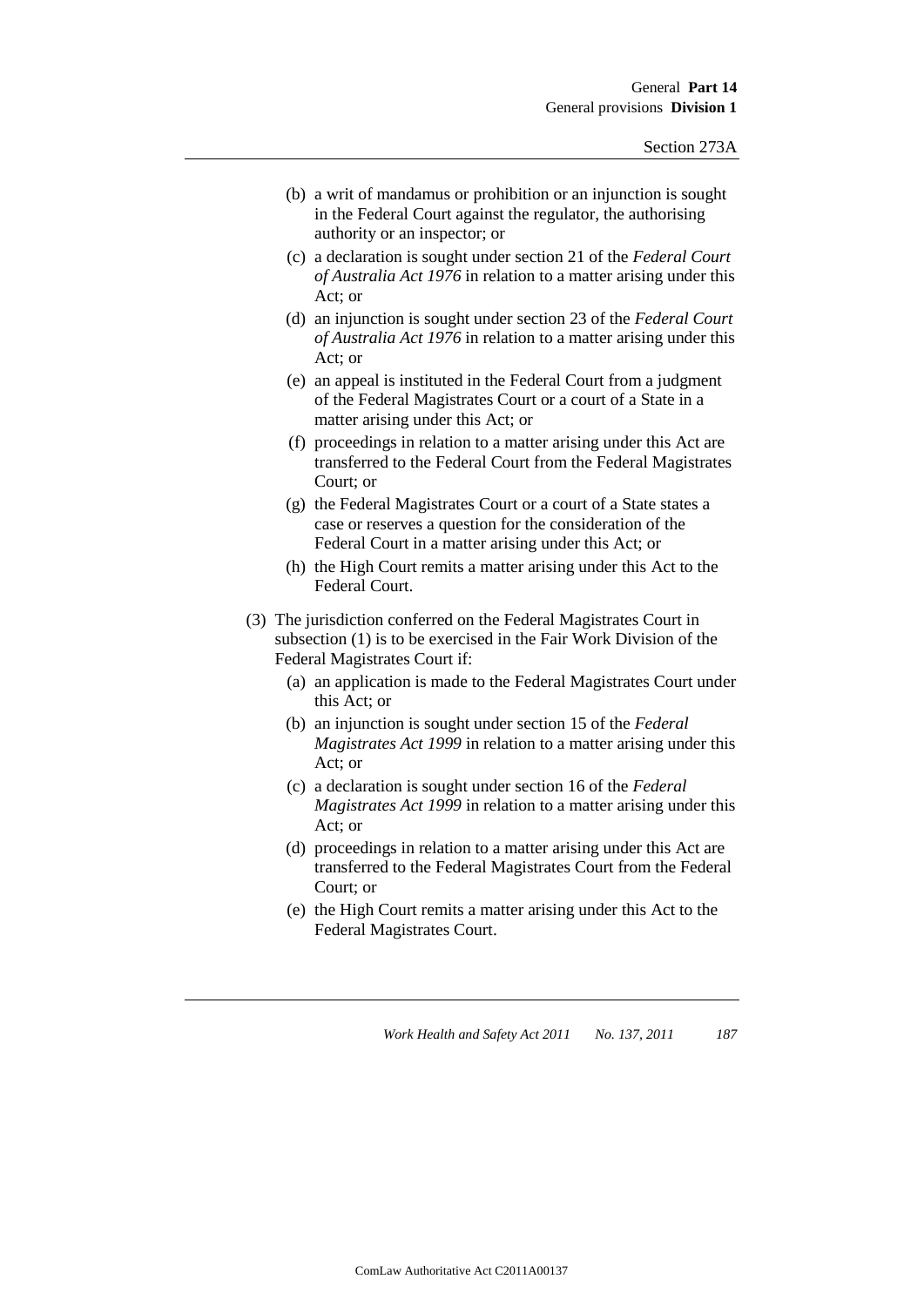(b) a writ of mandamus or prohibition or an injunction is sought in the Federal Court against the regulator, the authorising authority or an inspector; or

(c) a declaration is sought under section 21 of the *Federal Court of Australia Act 1976* in relation to a matter arising under this Act; or

(d) an injunction is sought under section 23 of the *Federal Court of Australia Act 1976* in relation to a matter arising under this Act; or

(e) an appeal is instituted in the Federal Court from a judgment of the Federal Magistrates Court or a court of a State in a matter arising under this Act; or

(f) proceedings in relation to a matter arising under this Act are transferred to the Federal Court from the Federal Magistrates Court; or

(g) the Federal Magistrates Court or a court of a State states a case or reserves a question for the consideration of the Federal Court in a matter arising under this Act; or

(h) the High Court remits a matter arising under this Act to the Federal Court.

(3) The jurisdiction conferred on the Federal Magistrates Court in subsection (1) is to be exercised in the Fair Work Division of the Federal Magistrates Court if:

(a) an application is made to the Federal Magistrates Court under this Act; or

(b) an injunction is sought under section 15 of the *Federal Magistrates Act 1999* in relation to a matter arising under this Act; or

(c) a declaration is sought under section 16 of the *Federal Magistrates Act 1999* in relation to a matter arising under this Act; or

(d) proceedings in relation to a matter arising under this Act are transferred to the Federal Magistrates Court from the Federal Court; or

(e) the High Court remits a matter arising under this Act to the Federal Magistrates Court.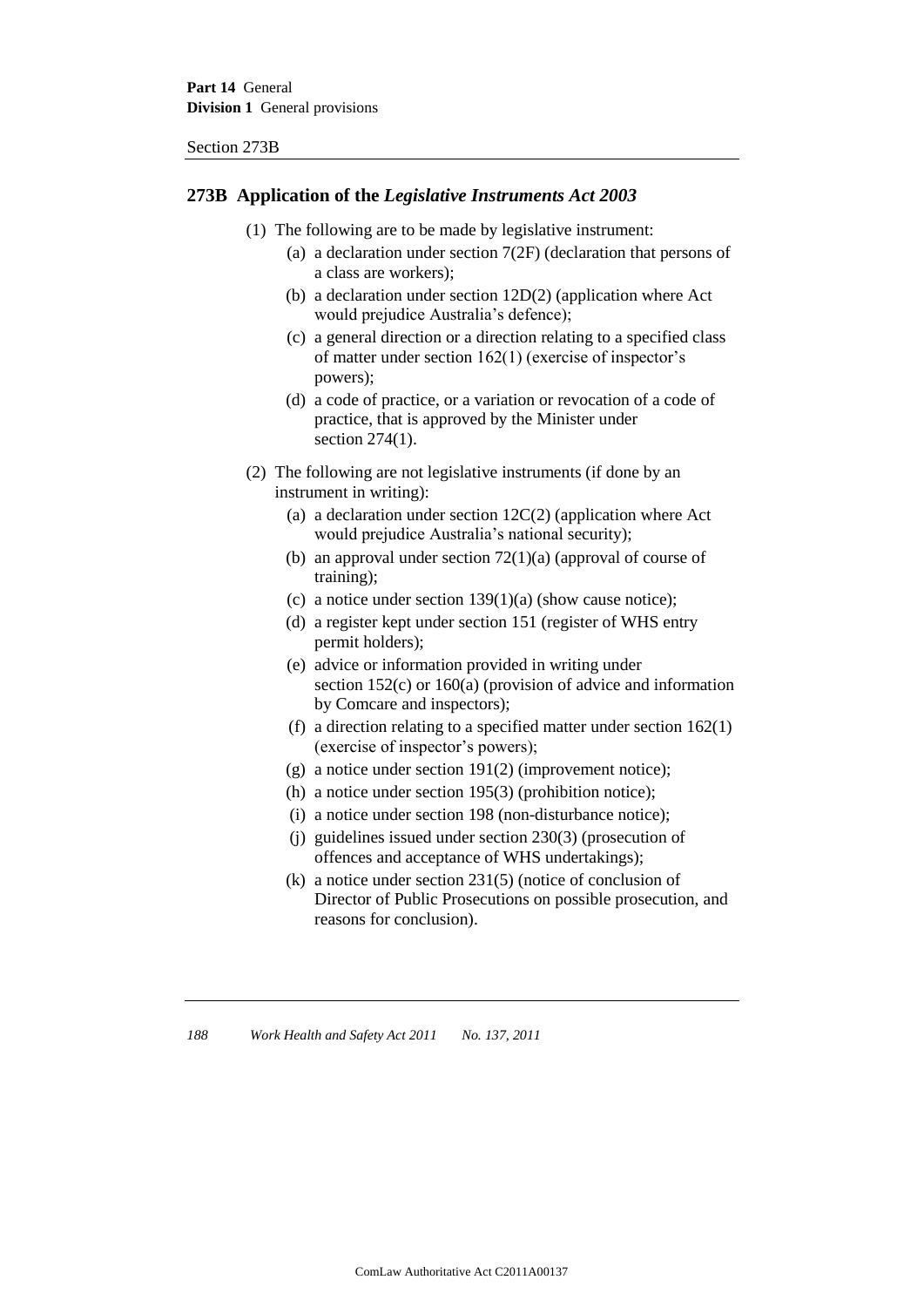## 273B Application of the *Legislative Instruments Act 2003*

(1) The following are to be made by legislative instrument:

- (a) a declaration under section 7(2F) (declaration that persons of a class are workers);
- (b) a declaration under section 12D(2) (application where Act would prejudice Australia's defence);
- (c) a general direction or a direction relating to a specified class of matter under section 162(1) (exercise of inspector's powers);
- (d) a code of practice, or a variation or revocation of a code of practice, that is approved by the Minister under section 274(1).

(2) The following are not legislative instruments (if done by an instrument in writing):

- (a) a declaration under section 12C(2) (application where Act would prejudice Australia's national security);
- (b) an approval under section 72(1)(a) (approval of course of training);
- (c) a notice under section 139(1)(a) (show cause notice);
- (d) a register kept under section 151 (register of WHS entry permit holders);
- (e) advice or information provided in writing under section 152(c) or 160(a) (provision of advice and information by Comcare and inspectors);
- (f) a direction relating to a specified matter under section 162(1) (exercise of inspector's powers);
- (g) a notice under section 191(2) (improvement notice);
- (h) a notice under section 195(3) (prohibition notice);
- (i) a notice under section 198 (non-disturbance notice);
- (j) guidelines issued under section 230(3) (prosecution of offences and acceptance of WHS undertakings);
- (k) a notice under section 231(5) (notice of conclusion of Director of Public Prosecutions on possible prosecution, and reasons for conclusion).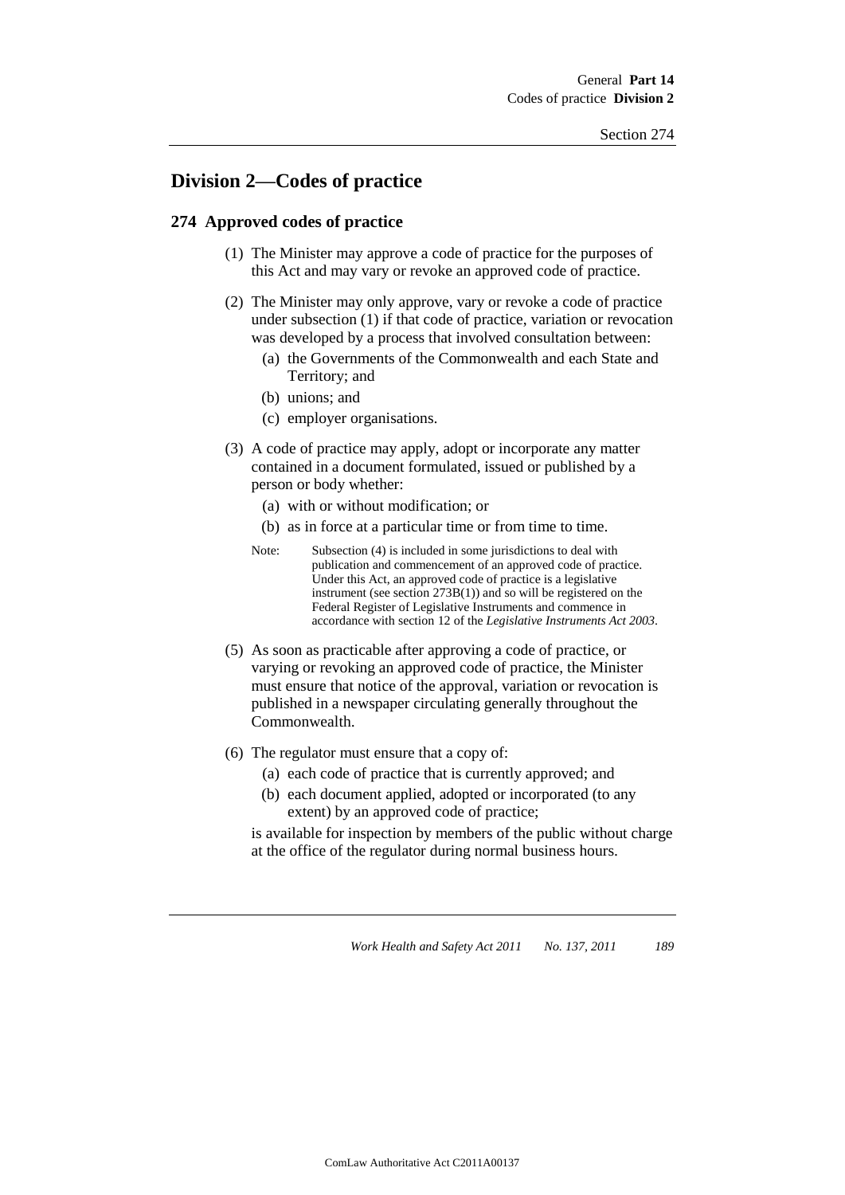## Division 2—Codes of practice

### 274 Approved codes of practice

(1) The Minister may approve a code of practice for the purposes of this Act and may vary or revoke an approved code of practice.

(2) The Minister may only approve, vary or revoke a code of practice under subsection (1) if that code of practice, variation or revocation was developed by a process that involved consultation between:

  (a) the Governments of the Commonwealth and each State and Territory; and

  (b) unions; and

  (c) employer organisations.

(3) A code of practice may apply, adopt or incorporate any matter contained in a document formulated, issued or published by a person or body whether:

  (a) with or without modification; or

  (b) as in force at a particular time or from time to time.

Note: Subsection (4) is included in some jurisdictions to deal with publication and commencement of an approved code of practice. Under this Act, an approved code of practice is a legislative instrument (see section 273B(1)) and so will be registered on the Federal Register of Legislative Instruments and commence in accordance with section 12 of the *Legislative Instruments Act 2003*.

(5) As soon as practicable after approving a code of practice, or varying or revoking an approved code of practice, the Minister must ensure that notice of the approval, variation or revocation is published in a newspaper circulating generally throughout the Commonwealth.

(6) The regulator must ensure that a copy of:

  (a) each code of practice that is currently approved; and

  (b) each document applied, adopted or incorporated (to any extent) by an approved code of practice;

is available for inspection by members of the public without charge at the office of the regulator during normal business hours.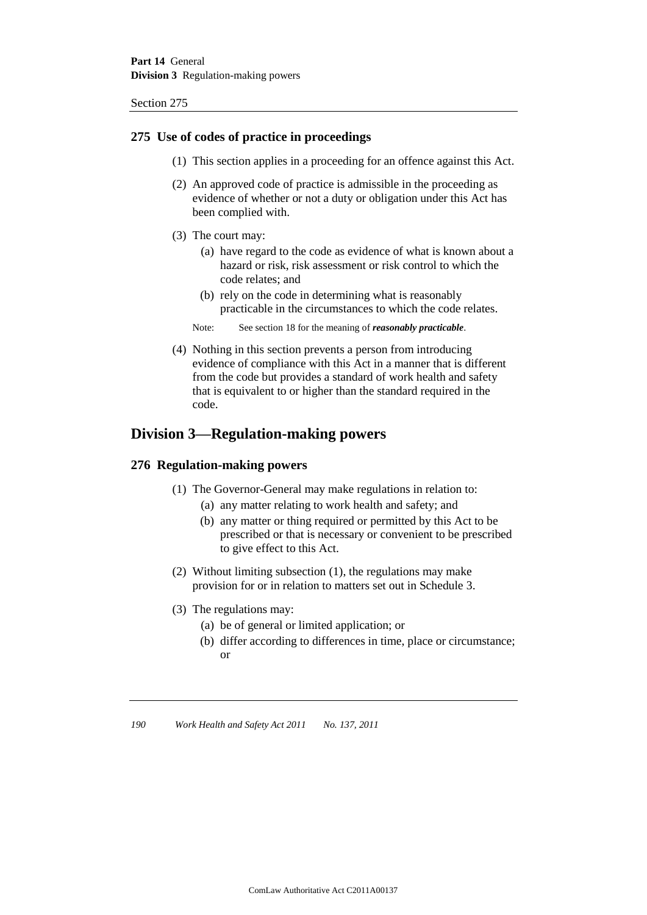### 275 Use of codes of practice in proceedings

(1) This section applies in a proceeding for an offence against this Act.

(2) An approved code of practice is admissible in the proceeding as evidence of whether or not a duty or obligation under this Act has been complied with.

(3) The court may:

(a) have regard to the code as evidence of what is known about a hazard or risk, risk assessment or risk control to which the code relates; and

(b) rely on the code in determining what is reasonably practicable in the circumstances to which the code relates.

Note: See section 18 for the meaning of ***reasonably practicable***.

(4) Nothing in this section prevents a person from introducing evidence of compliance with this Act in a manner that is different from the code but provides a standard of work health and safety that is equivalent to or higher than the standard required in the code.

## Division 3—Regulation-making powers

### 276 Regulation-making powers

(1) The Governor-General may make regulations in relation to:

(a) any matter relating to work health and safety; and

(b) any matter or thing required or permitted by this Act to be prescribed or that is necessary or convenient to be prescribed to give effect to this Act.

(2) Without limiting subsection (1), the regulations may make provision for or in relation to matters set out in Schedule 3.

(3) The regulations may:

(a) be of general or limited application; or

(b) differ according to differences in time, place or circumstance; or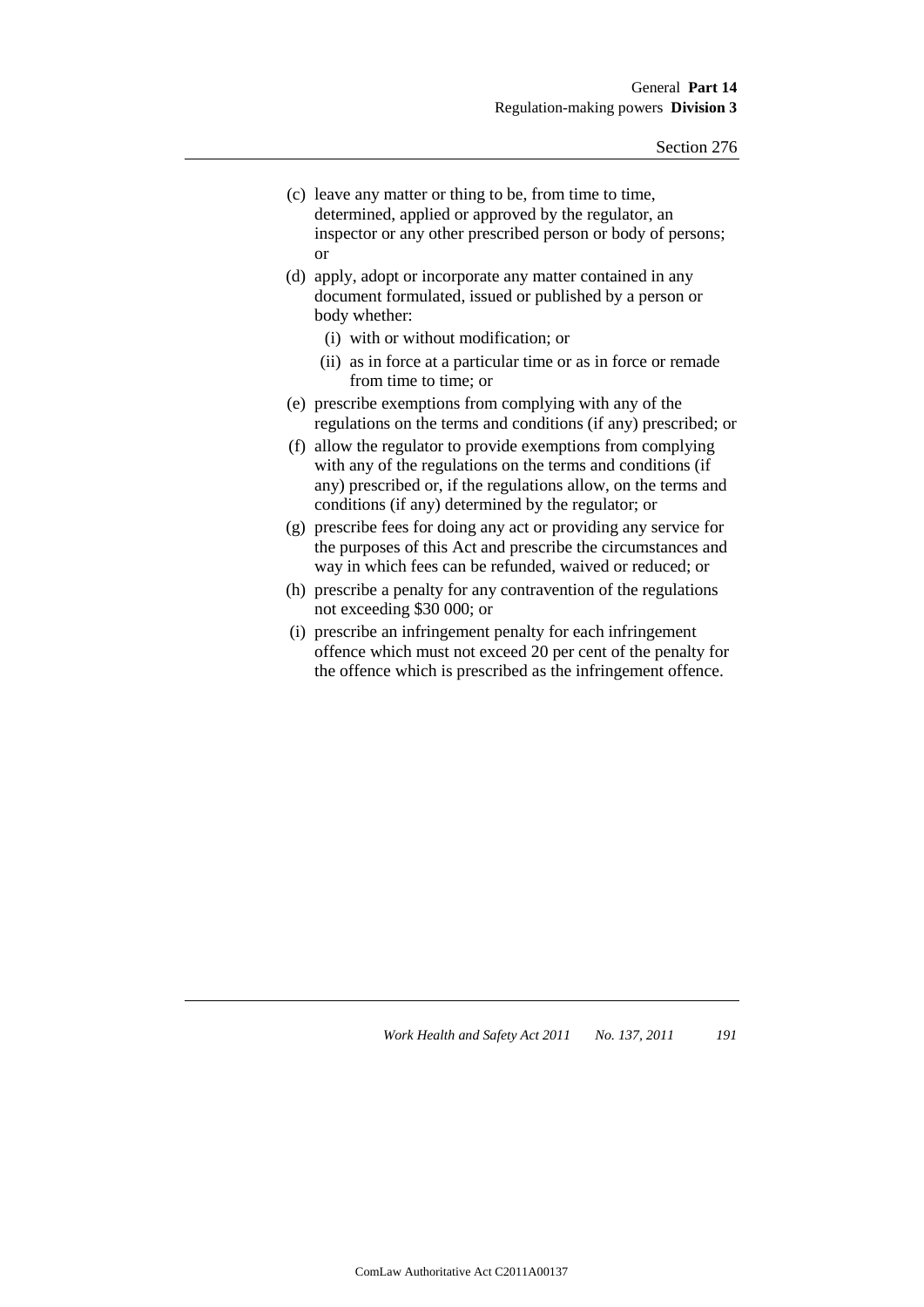(c) leave any matter or thing to be, from time to time, determined, applied or approved by the regulator, an inspector or any other prescribed person or body of persons; or

(d) apply, adopt or incorporate any matter contained in any document formulated, issued or published by a person or body whether:

 (i) with or without modification; or

 (ii) as in force at a particular time or as in force or remade from time to time; or

(e) prescribe exemptions from complying with any of the regulations on the terms and conditions (if any) prescribed; or

(f) allow the regulator to provide exemptions from complying with any of the regulations on the terms and conditions (if any) prescribed or, if the regulations allow, on the terms and conditions (if any) determined by the regulator; or

(g) prescribe fees for doing any act or providing any service for the purposes of this Act and prescribe the circumstances and way in which fees can be refunded, waived or reduced; or

(h) prescribe a penalty for any contravention of the regulations not exceeding $30 000; or

(i) prescribe an infringement penalty for each infringement offence which must not exceed 20 per cent of the penalty for the offence which is prescribed as the infringement offence.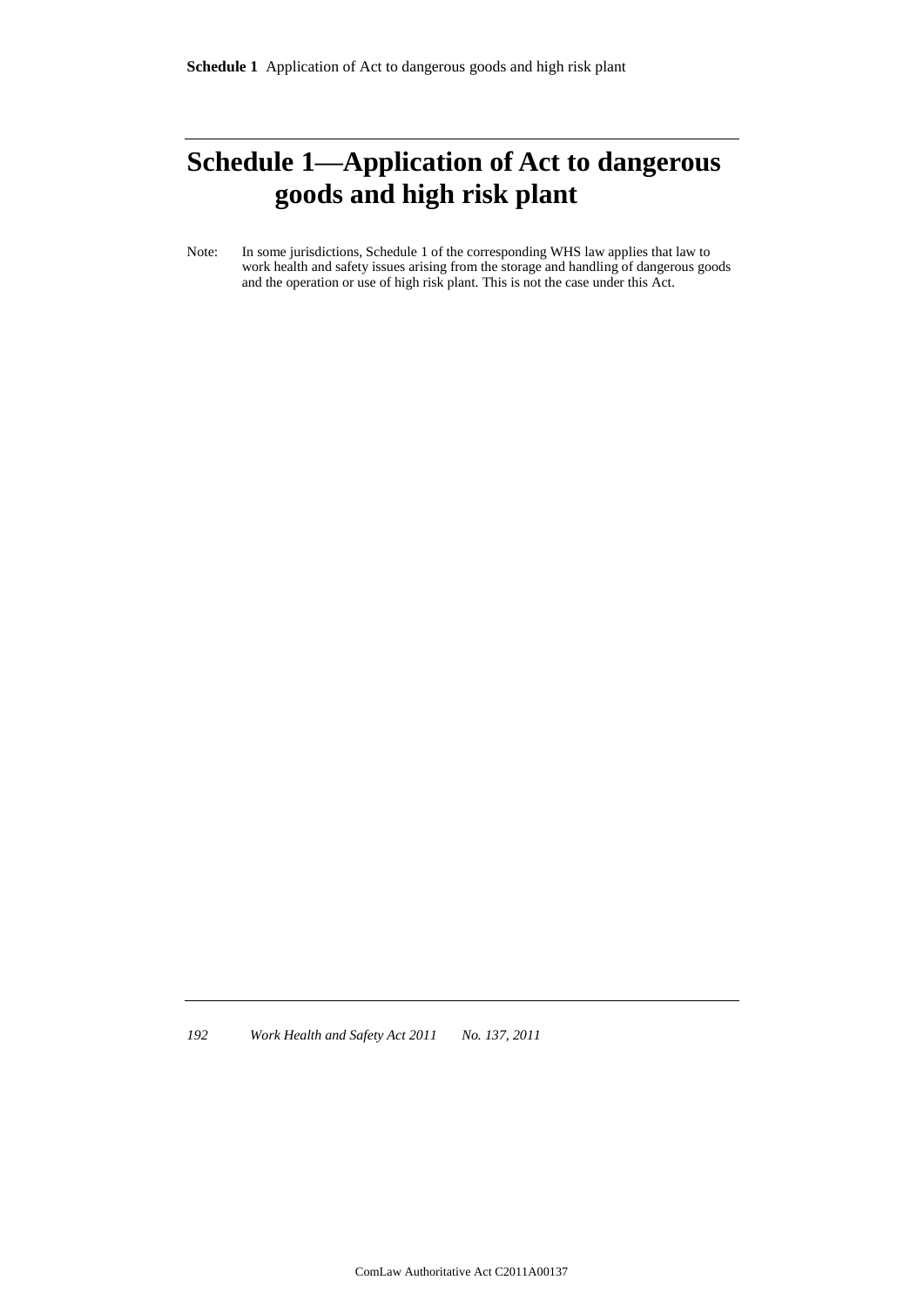# Schedule 1—Application of Act to dangerous goods and high risk plant

Note: In some jurisdictions, Schedule 1 of the corresponding WHS law applies that law to work health and safety issues arising from the storage and handling of dangerous goods and the operation or use of high risk plant. This is not the case under this Act.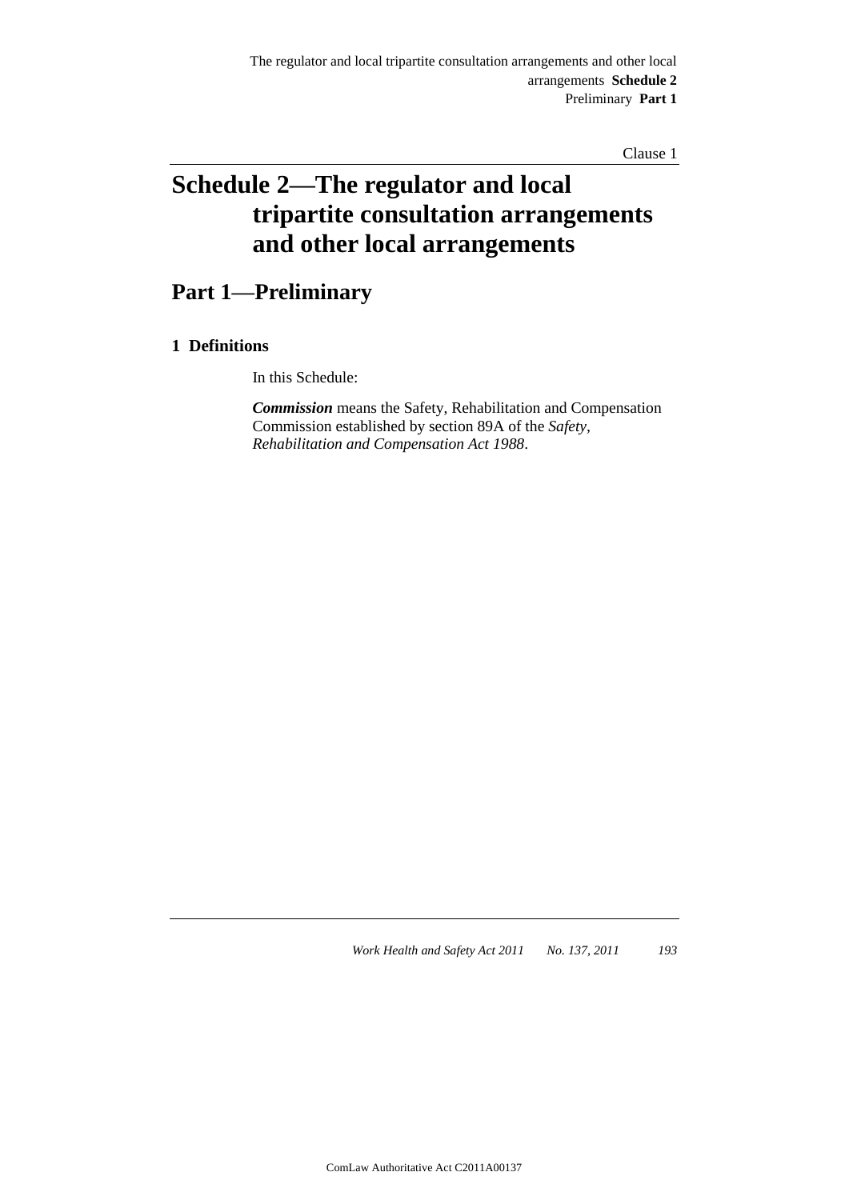# Schedule 2—The regulator and local tripartite consultation arrangements and other local arrangements

## Part 1—Preliminary

### 1 Definitions

In this Schedule:

***Commission*** means the Safety, Rehabilitation and Compensation Commission established by section 89A of the *Safety, Rehabilitation and Compensation Act 1988*.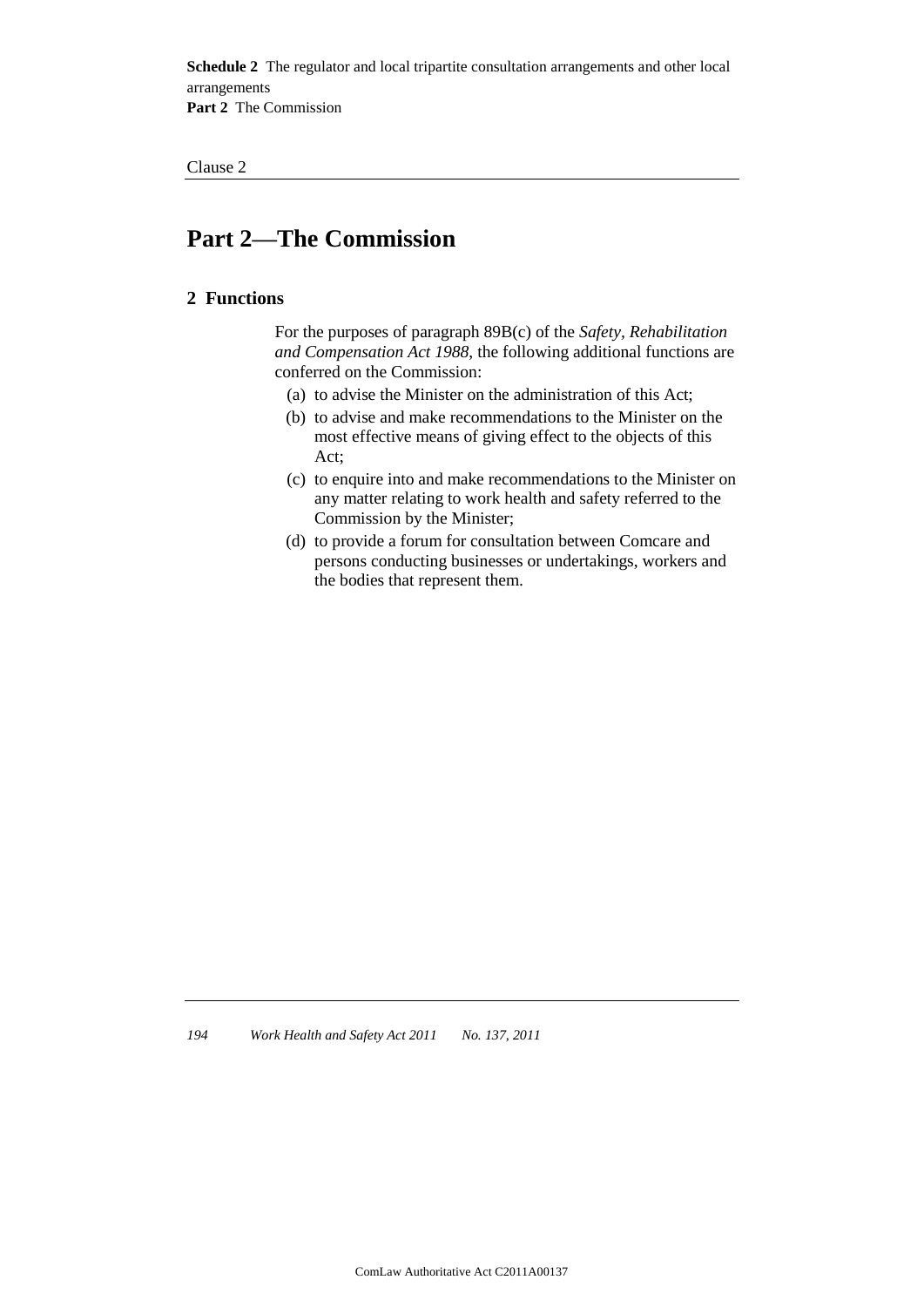# Part 2—The Commission

## 2 Functions

For the purposes of paragraph 89B(c) of the *Safety, Rehabilitation and Compensation Act 1988*, the following additional functions are conferred on the Commission:

- (a) to advise the Minister on the administration of this Act;
- (b) to advise and make recommendations to the Minister on the most effective means of giving effect to the objects of this Act;
- (c) to enquire into and make recommendations to the Minister on any matter relating to work health and safety referred to the Commission by the Minister;
- (d) to provide a forum for consultation between Comcare and persons conducting businesses or undertakings, workers and the bodies that represent them.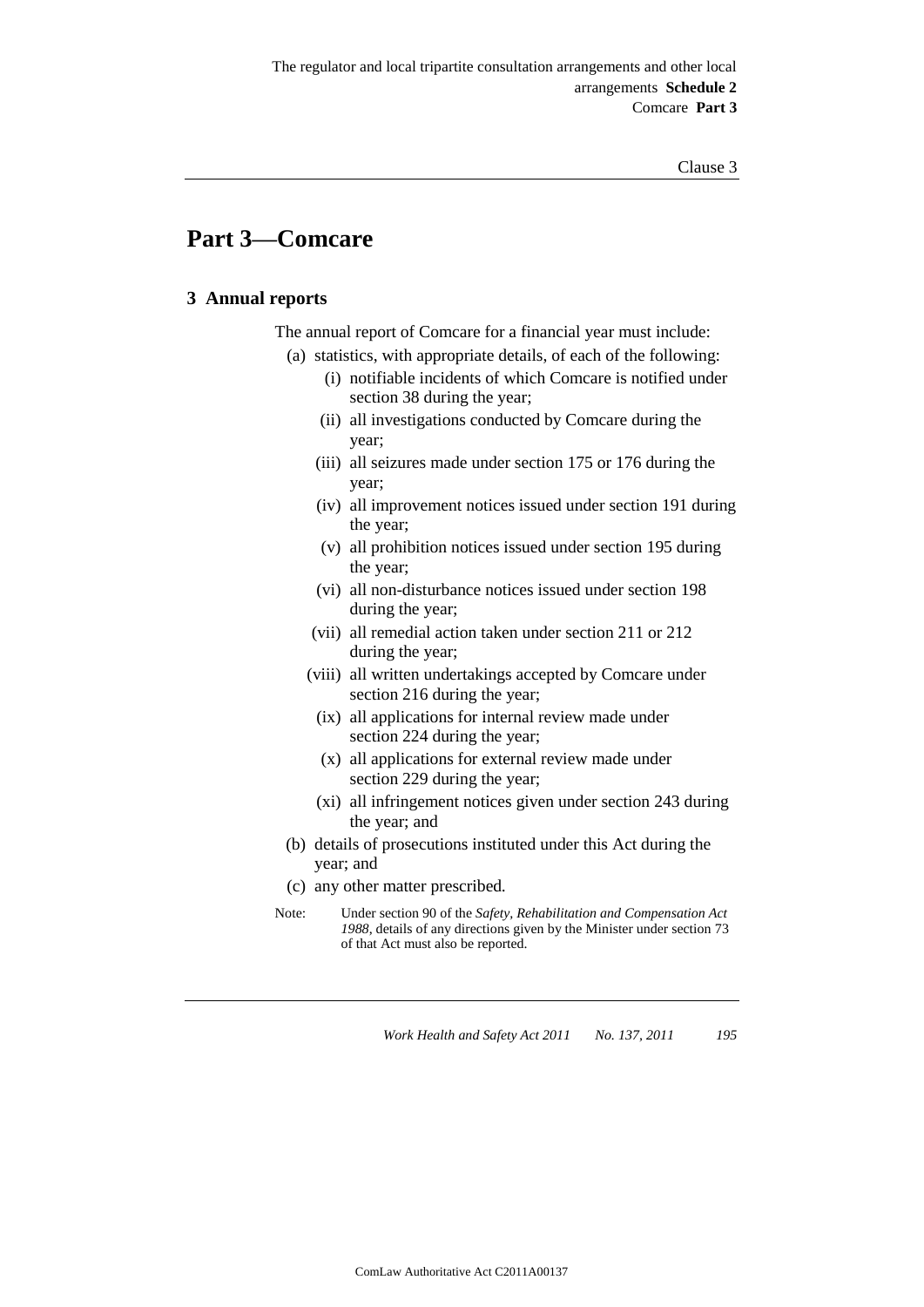## Part 3—Comcare

### 3 Annual reports

The annual report of Comcare for a financial year must include:

- (a) statistics, with appropriate details, of each of the following:
  - (i) notifiable incidents of which Comcare is notified under section 38 during the year;
  - (ii) all investigations conducted by Comcare during the year;
  - (iii) all seizures made under section 175 or 176 during the year;
  - (iv) all improvement notices issued under section 191 during the year;
  - (v) all prohibition notices issued under section 195 during the year;
  - (vi) all non-disturbance notices issued under section 198 during the year;
  - (vii) all remedial action taken under section 211 or 212 during the year;
  - (viii) all written undertakings accepted by Comcare under section 216 during the year;
  - (ix) all applications for internal review made under section 224 during the year;
  - (x) all applications for external review made under section 229 during the year;
  - (xi) all infringement notices given under section 243 during the year; and
- (b) details of prosecutions instituted under this Act during the year; and
- (c) any other matter prescribed.

Note: Under section 90 of the *Safety, Rehabilitation and Compensation Act 1988*, details of any directions given by the Minister under section 73 of that Act must also be reported.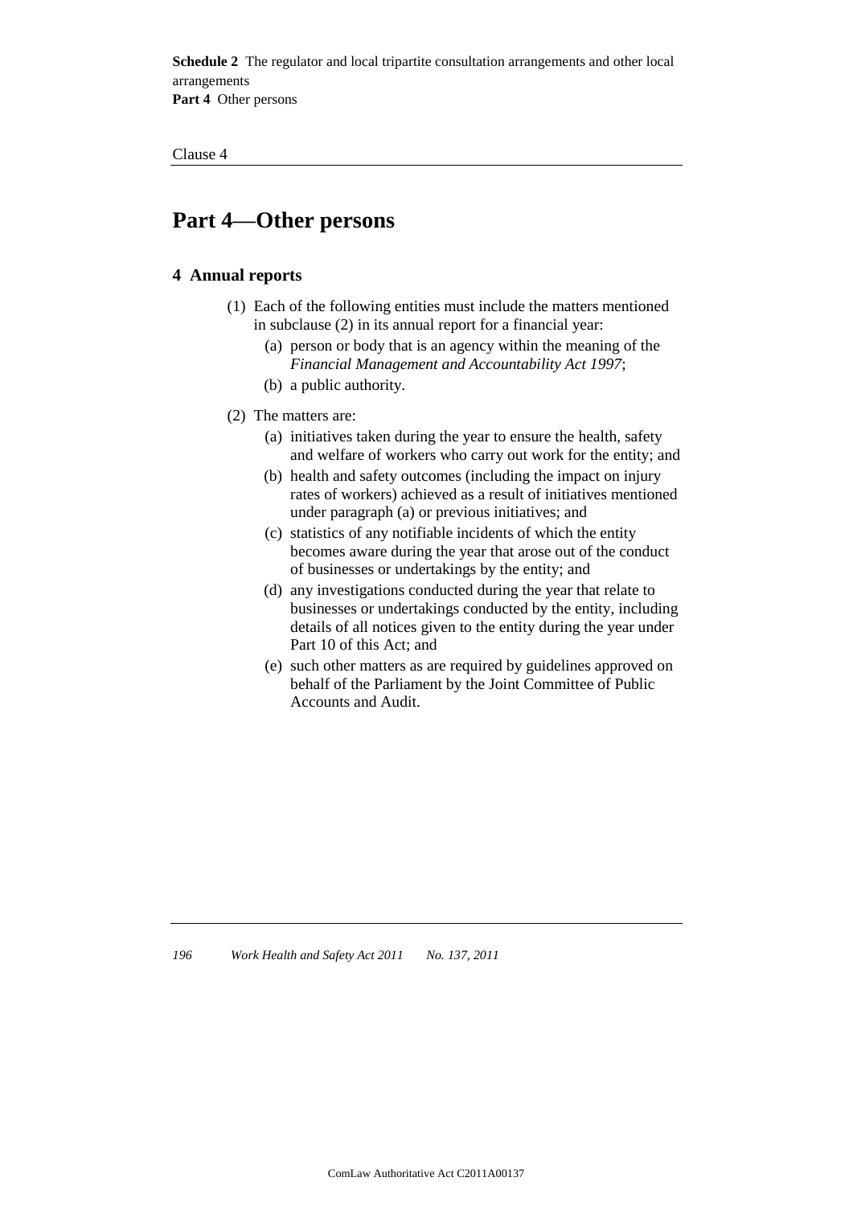# Part 4—Other persons

## 4 Annual reports

(1) Each of the following entities must include the matters mentioned in subclause (2) in its annual report for a financial year:

(a) person or body that is an agency within the meaning of the *Financial Management and Accountability Act 1997*;

(b) a public authority.

(2) The matters are:

(a) initiatives taken during the year to ensure the health, safety and welfare of workers who carry out work for the entity; and

(b) health and safety outcomes (including the impact on injury rates of workers) achieved as a result of initiatives mentioned under paragraph (a) or previous initiatives; and

(c) statistics of any notifiable incidents of which the entity becomes aware during the year that arose out of the conduct of businesses or undertakings by the entity; and

(d) any investigations conducted during the year that relate to businesses or undertakings conducted by the entity, including details of all notices given to the entity during the year under Part 10 of this Act; and

(e) such other matters as are required by guidelines approved on behalf of the Parliament by the Joint Committee of Public Accounts and Audit.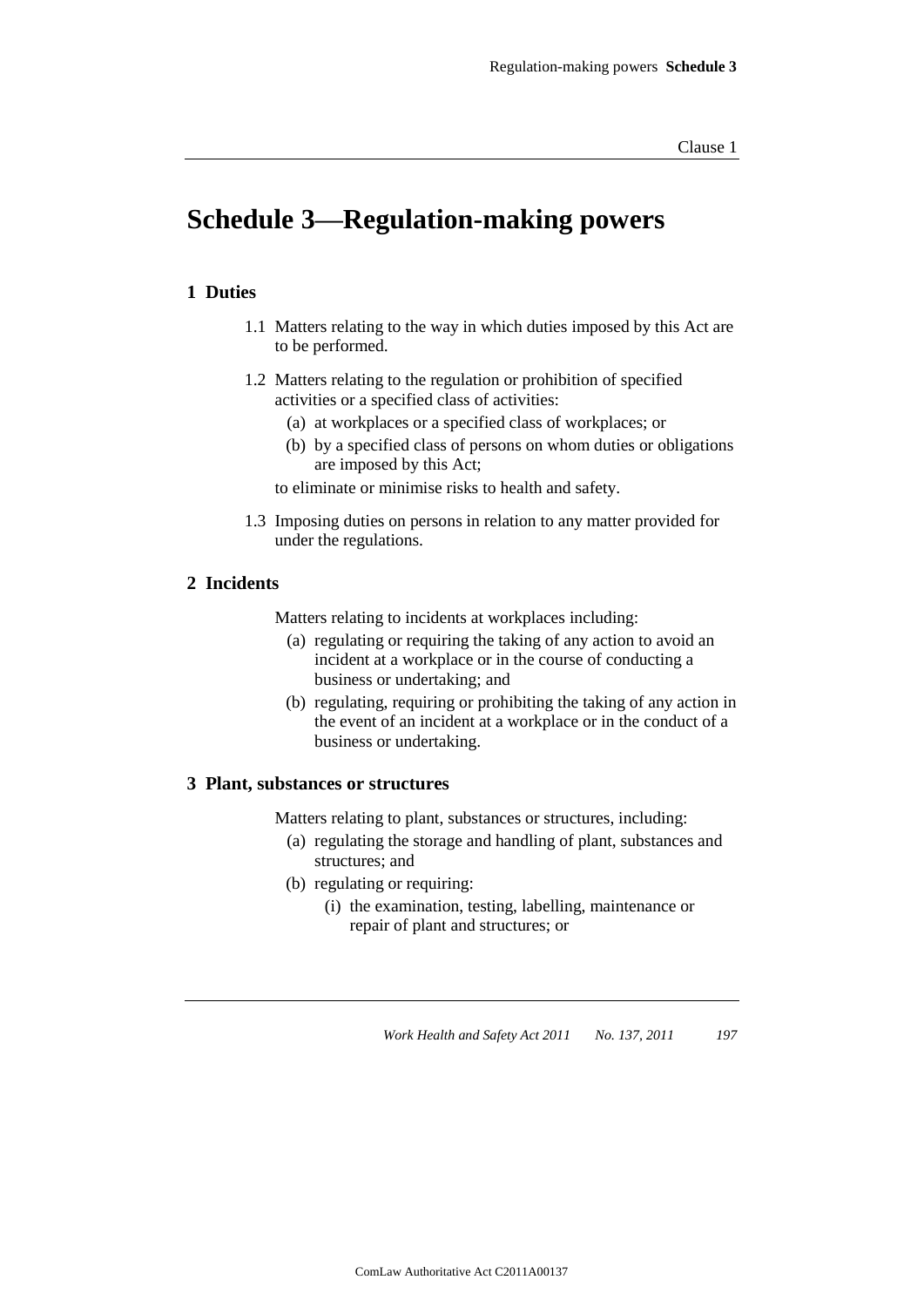# Schedule 3—Regulation-making powers

## 1 Duties

1.1 Matters relating to the way in which duties imposed by this Act are to be performed.

1.2 Matters relating to the regulation or prohibition of specified activities or a specified class of activities:

- (a) at workplaces or a specified class of workplaces; or
- (b) by a specified class of persons on whom duties or obligations are imposed by this Act;

to eliminate or minimise risks to health and safety.

1.3 Imposing duties on persons in relation to any matter provided for under the regulations.

## 2 Incidents

Matters relating to incidents at workplaces including:

- (a) regulating or requiring the taking of any action to avoid an incident at a workplace or in the course of conducting a business or undertaking; and
- (b) regulating, requiring or prohibiting the taking of any action in the event of an incident at a workplace or in the conduct of a business or undertaking.

## 3 Plant, substances or structures

Matters relating to plant, substances or structures, including:

- (a) regulating the storage and handling of plant, substances and structures; and
- (b) regulating or requiring:
  - (i) the examination, testing, labelling, maintenance or repair of plant and structures; or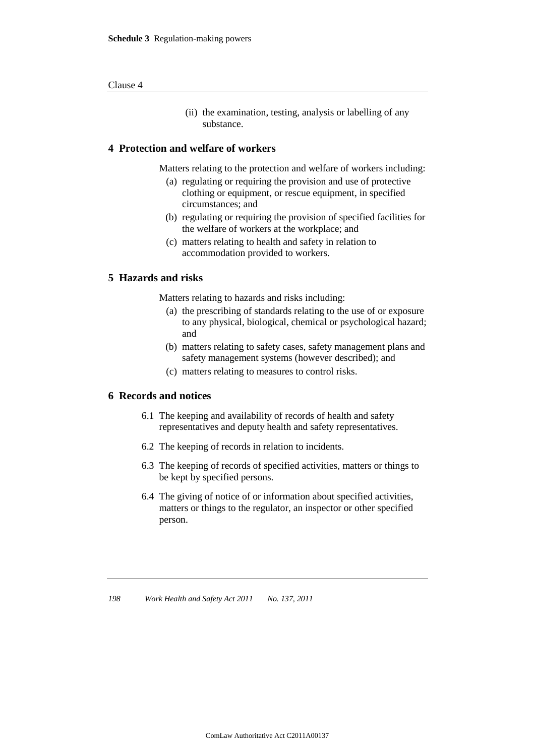(ii) the examination, testing, analysis or labelling of any substance.

## 4 Protection and welfare of workers

Matters relating to the protection and welfare of workers including:

(a) regulating or requiring the provision and use of protective clothing or equipment, or rescue equipment, in specified circumstances; and

(b) regulating or requiring the provision of specified facilities for the welfare of workers at the workplace; and

(c) matters relating to health and safety in relation to accommodation provided to workers.

## 5 Hazards and risks

Matters relating to hazards and risks including:

(a) the prescribing of standards relating to the use of or exposure to any physical, biological, chemical or psychological hazard; and

(b) matters relating to safety cases, safety management plans and safety management systems (however described); and

(c) matters relating to measures to control risks.

## 6 Records and notices

6.1 The keeping and availability of records of health and safety representatives and deputy health and safety representatives.

6.2 The keeping of records in relation to incidents.

6.3 The keeping of records of specified activities, matters or things to be kept by specified persons.

6.4 The giving of notice of or information about specified activities, matters or things to the regulator, an inspector or other specified person.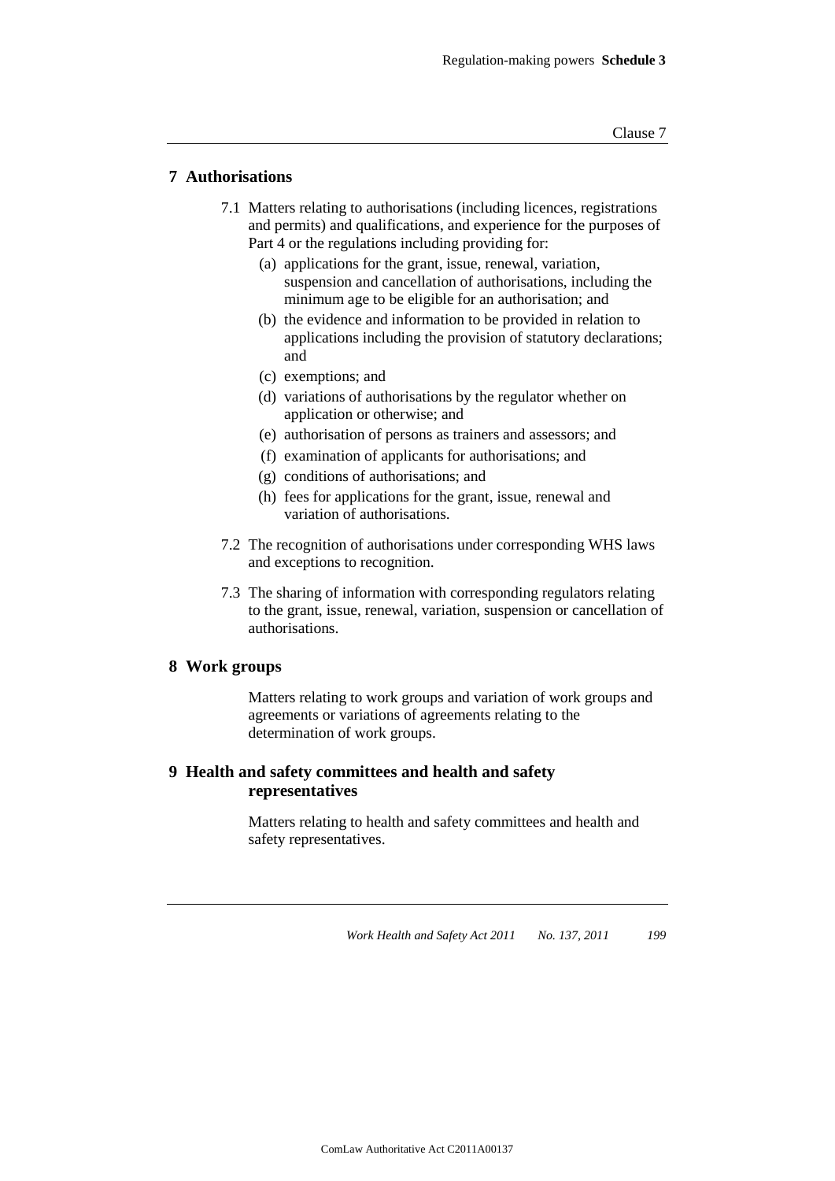## 7 Authorisations

7.1 Matters relating to authorisations (including licences, registrations and permits) and qualifications, and experience for the purposes of Part 4 or the regulations including providing for:

(a) applications for the grant, issue, renewal, variation, suspension and cancellation of authorisations, including the minimum age to be eligible for an authorisation; and

(b) the evidence and information to be provided in relation to applications including the provision of statutory declarations; and

(c) exemptions; and

(d) variations of authorisations by the regulator whether on application or otherwise; and

(e) authorisation of persons as trainers and assessors; and

(f) examination of applicants for authorisations; and

(g) conditions of authorisations; and

(h) fees for applications for the grant, issue, renewal and variation of authorisations.

7.2 The recognition of authorisations under corresponding WHS laws and exceptions to recognition.

7.3 The sharing of information with corresponding regulators relating to the grant, issue, renewal, variation, suspension or cancellation of authorisations.

## 8 Work groups

Matters relating to work groups and variation of work groups and agreements or variations of agreements relating to the determination of work groups.

## 9 Health and safety committees and health and safety representatives

Matters relating to health and safety committees and health and safety representatives.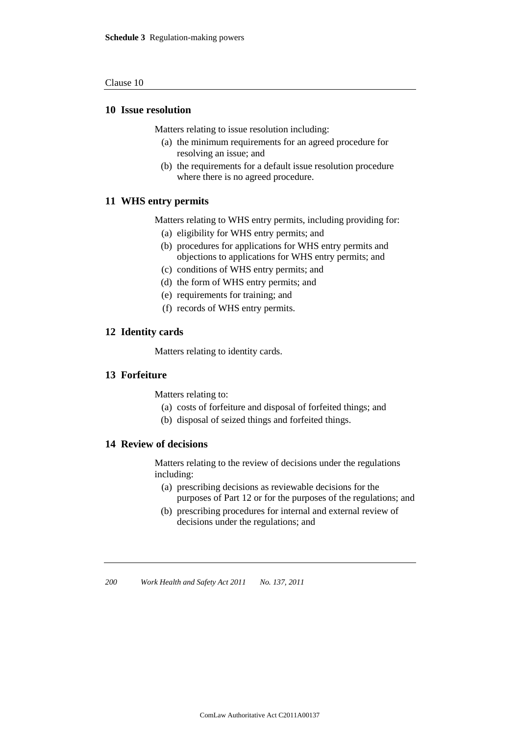## 10 Issue resolution

Matters relating to issue resolution including:

(a) the minimum requirements for an agreed procedure for resolving an issue; and

(b) the requirements for a default issue resolution procedure where there is no agreed procedure.

## 11 WHS entry permits

Matters relating to WHS entry permits, including providing for:

(a) eligibility for WHS entry permits; and

(b) procedures for applications for WHS entry permits and objections to applications for WHS entry permits; and

(c) conditions of WHS entry permits; and

(d) the form of WHS entry permits; and

(e) requirements for training; and

(f) records of WHS entry permits.

## 12 Identity cards

Matters relating to identity cards.

## 13 Forfeiture

Matters relating to:

(a) costs of forfeiture and disposal of forfeited things; and

(b) disposal of seized things and forfeited things.

## 14 Review of decisions

Matters relating to the review of decisions under the regulations including:

(a) prescribing decisions as reviewable decisions for the purposes of Part 12 or for the purposes of the regulations; and

(b) prescribing procedures for internal and external review of decisions under the regulations; and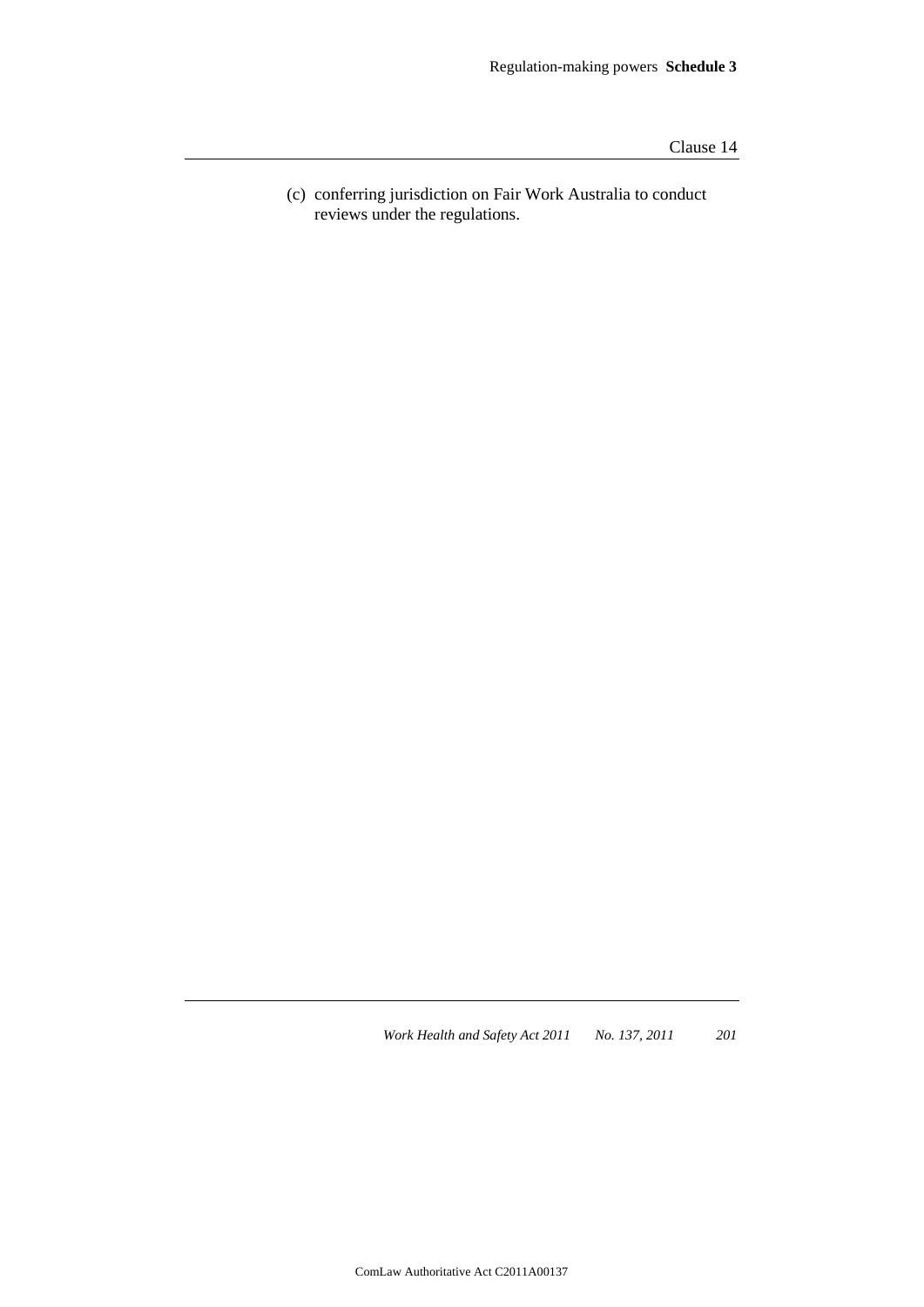(c) conferring jurisdiction on Fair Work Australia to conduct reviews under the regulations.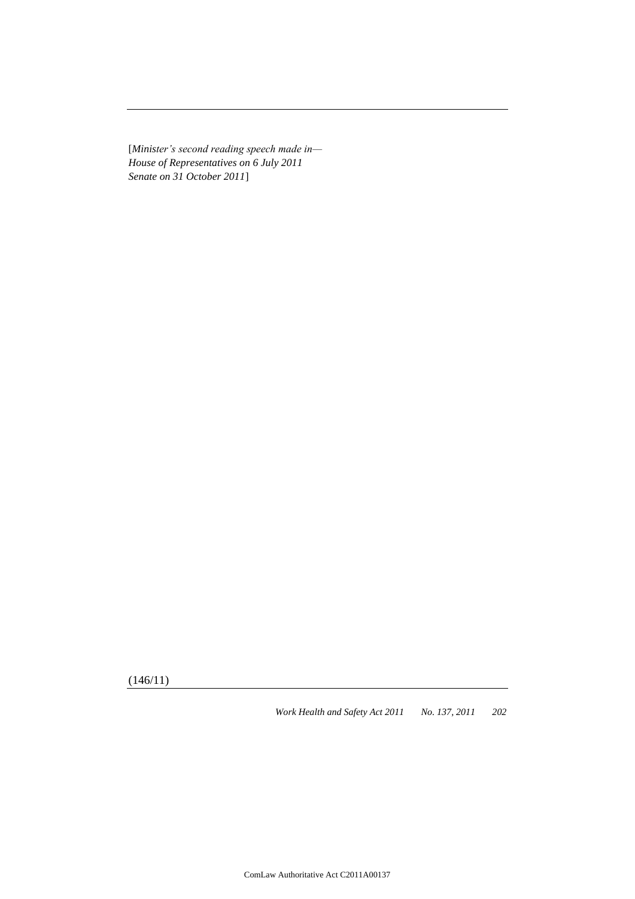[*Minister's second reading speech made in—*
*House of Representatives on 6 July 2011*
*Senate on 31 October 2011*]

(146/11)